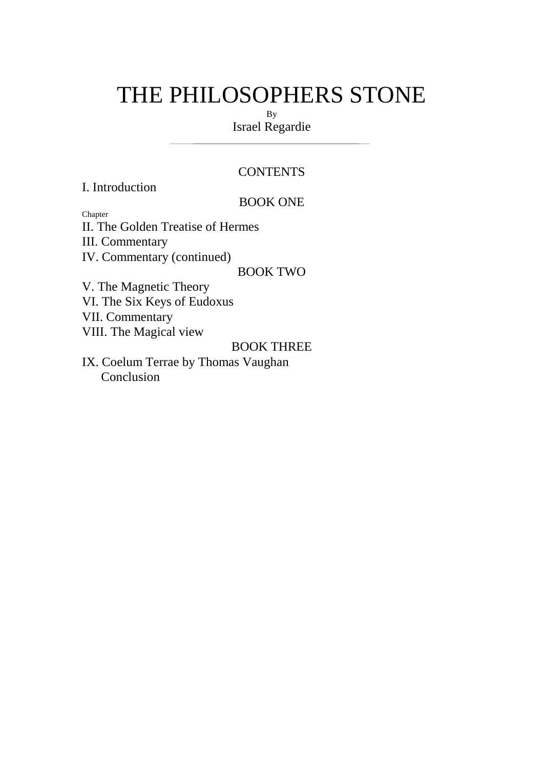# THE PHILOSOPHERS STONE

By

Israel Regardie

---

## CONTENTS

I. Introduction

### BOOK ONE

Chapter

II. The Golden Treatise of Hermes
III. Commentary
IV. Commentary (continued)

### BOOK TWO

V. The Magnetic Theory
VI. The Six Keys of Eudoxus
VII. Commentary
VIII. The Magical view

### BOOK THREE

IX. Coelum Terrae by Thomas Vaughan
Conclusion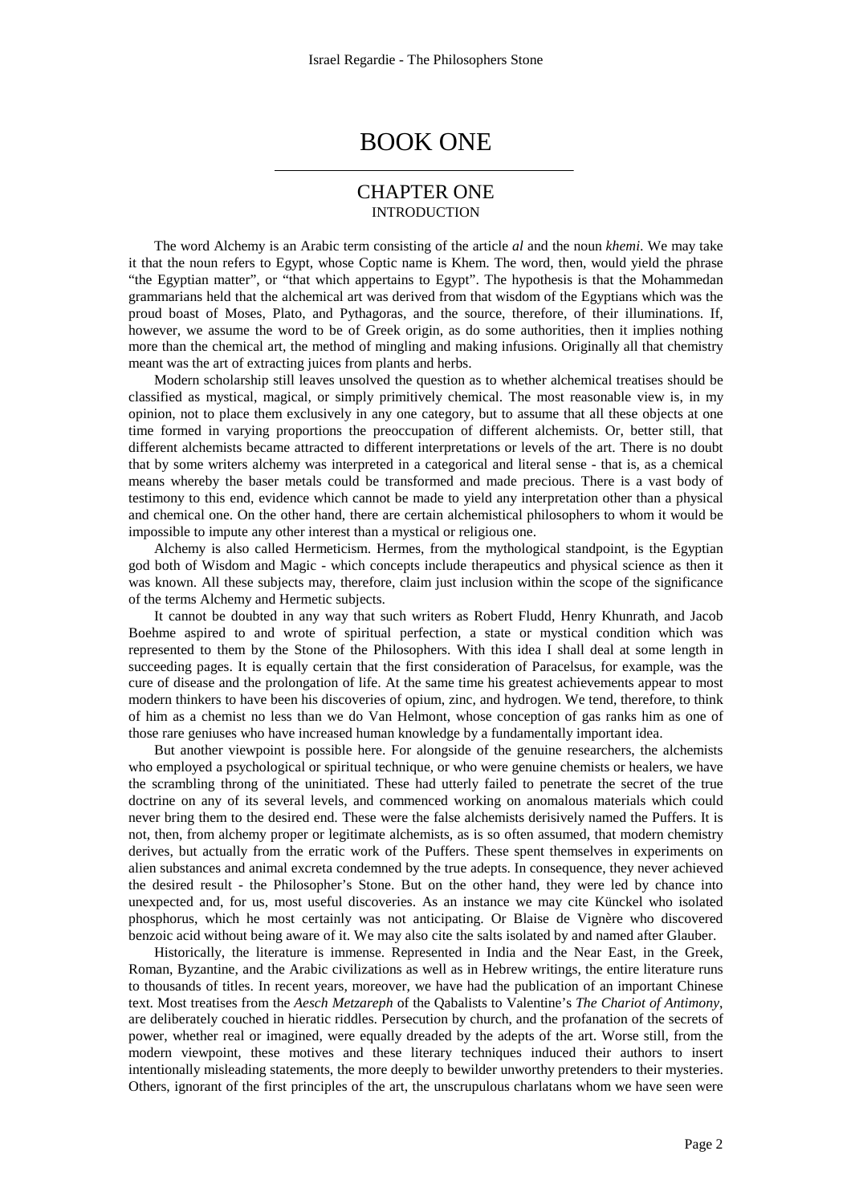# BOOK ONE

## CHAPTER ONE

### INTRODUCTION

The word Alchemy is an Arabic term consisting of the article *al* and the noun *khemi*. We may take it that the noun refers to Egypt, whose Coptic name is Khem. The word, then, would yield the phrase "the Egyptian matter", or "that which appertains to Egypt". The hypothesis is that the Mohammedan grammarians held that the alchemical art was derived from that wisdom of the Egyptians which was the proud boast of Moses, Plato, and Pythagoras, and the source, therefore, of their illuminations. If, however, we assume the word to be of Greek origin, as do some authorities, then it implies nothing more than the chemical art, the method of mingling and making infusions. Originally all that chemistry meant was the art of extracting juices from plants and herbs.

Modern scholarship still leaves unsolved the question as to whether alchemical treatises should be classified as mystical, magical, or simply primitively chemical. The most reasonable view is, in my opinion, not to place them exclusively in any one category, but to assume that all these objects at one time formed in varying proportions the preoccupation of different alchemists. Or, better still, that different alchemists became attracted to different interpretations or levels of the art. There is no doubt that by some writers alchemy was interpreted in a categorical and literal sense - that is, as a chemical means whereby the baser metals could be transformed and made precious. There is a vast body of testimony to this end, evidence which cannot be made to yield any interpretation other than a physical and chemical one. On the other hand, there are certain alchemistical philosophers to whom it would be impossible to impute any other interest than a mystical or religious one.

Alchemy is also called Hermeticism. Hermes, from the mythological standpoint, is the Egyptian god both of Wisdom and Magic - which concepts include therapeutics and physical science as then it was known. All these subjects may, therefore, claim just inclusion within the scope of the significance of the terms Alchemy and Hermetic subjects.

It cannot be doubted in any way that such writers as Robert Fludd, Henry Khunrath, and Jacob Boehme aspired to and wrote of spiritual perfection, a state or mystical condition which was represented to them by the Stone of the Philosophers. With this idea I shall deal at some length in succeeding pages. It is equally certain that the first consideration of Paracelsus, for example, was the cure of disease and the prolongation of life. At the same time his greatest achievements appear to most modern thinkers to have been his discoveries of opium, zinc, and hydrogen. We tend, therefore, to think of him as a chemist no less than we do Van Helmont, whose conception of gas ranks him as one of those rare geniuses who have increased human knowledge by a fundamentally important idea.

But another viewpoint is possible here. For alongside of the genuine researchers, the alchemists who employed a psychological or spiritual technique, or who were genuine chemists or healers, we have the scrambling throng of the uninitiated. These had utterly failed to penetrate the secret of the true doctrine on any of its several levels, and commenced working on anomalous materials which could never bring them to the desired end. These were the false alchemists derisively named the Puffers. It is not, then, from alchemy proper or legitimate alchemists, as is so often assumed, that modern chemistry derives, but actually from the erratic work of the Puffers. These spent themselves in experiments on alien substances and animal excreta condemned by the true adepts. In consequence, they never achieved the desired result - the Philosopher's Stone. But on the other hand, they were led by chance into unexpected and, for us, most useful discoveries. As an instance we may cite Künckel who isolated phosphorus, which he most certainly was not anticipating. Or Blaise de Vignère who discovered benzoic acid without being aware of it. We may also cite the salts isolated by and named after Glauber.

Historically, the literature is immense. Represented in India and the Near East, in the Greek, Roman, Byzantine, and the Arabic civilizations as well as in Hebrew writings, the entire literature runs to thousands of titles. In recent years, moreover, we have had the publication of an important Chinese text. Most treatises from the *Aesch Metzareph* of the Qabalists to Valentine's *The Chariot of Antimony*, are deliberately couched in hieratic riddles. Persecution by church, and the profanation of the secrets of power, whether real or imagined, were equally dreaded by the adepts of the art. Worse still, from the modern viewpoint, these motives and these literary techniques induced their authors to insert intentionally misleading statements, the more deeply to bewilder unworthy pretenders to their mysteries. Others, ignorant of the first principles of the art, the unscrupulous charlatans whom we have seen were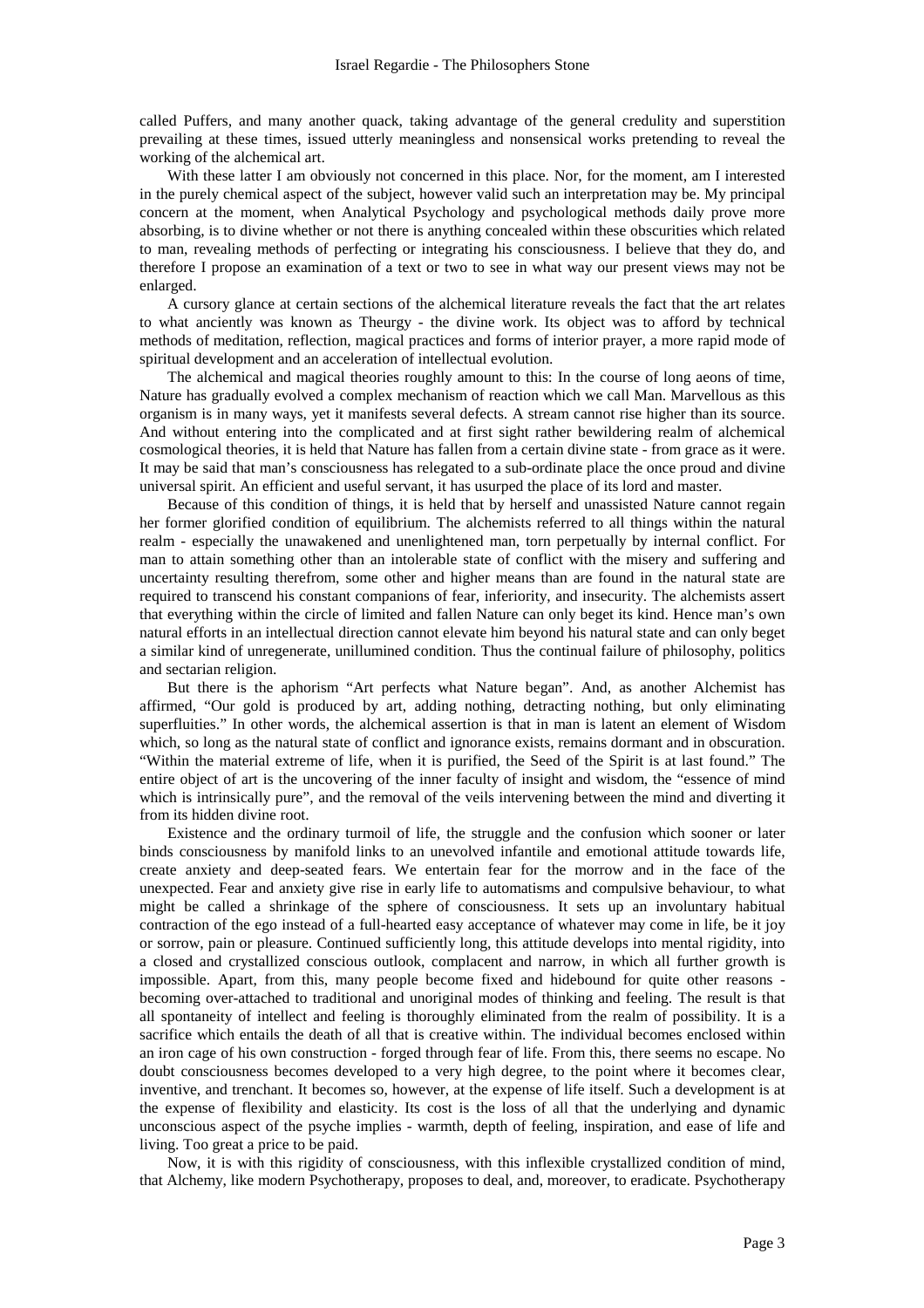called Puffers, and many another quack, taking advantage of the general credulity and superstition prevailing at these times, issued utterly meaningless and nonsensical works pretending to reveal the working of the alchemical art.

With these latter I am obviously not concerned in this place. Nor, for the moment, am I interested in the purely chemical aspect of the subject, however valid such an interpretation may be. My principal concern at the moment, when Analytical Psychology and psychological methods daily prove more absorbing, is to divine whether or not there is anything concealed within these obscurities which related to man, revealing methods of perfecting or integrating his consciousness. I believe that they do, and therefore I propose an examination of a text or two to see in what way our present views may not be enlarged.

A cursory glance at certain sections of the alchemical literature reveals the fact that the art relates to what anciently was known as Theurgy - the divine work. Its object was to afford by technical methods of meditation, reflection, magical practices and forms of interior prayer, a more rapid mode of spiritual development and an acceleration of intellectual evolution.

The alchemical and magical theories roughly amount to this: In the course of long aeons of time, Nature has gradually evolved a complex mechanism of reaction which we call Man. Marvellous as this organism is in many ways, yet it manifests several defects. A stream cannot rise higher than its source. And without entering into the complicated and at first sight rather bewildering realm of alchemical cosmological theories, it is held that Nature has fallen from a certain divine state - from grace as it were. It may be said that man's consciousness has relegated to a sub-ordinate place the once proud and divine universal spirit. An efficient and useful servant, it has usurped the place of its lord and master.

Because of this condition of things, it is held that by herself and unassisted Nature cannot regain her former glorified condition of equilibrium. The alchemists referred to all things within the natural realm - especially the unawakened and unenlightened man, torn perpetually by internal conflict. For man to attain something other than an intolerable state of conflict with the misery and suffering and uncertainty resulting therefrom, some other and higher means than are found in the natural state are required to transcend his constant companions of fear, inferiority, and insecurity. The alchemists assert that everything within the circle of limited and fallen Nature can only beget its kind. Hence man's own natural efforts in an intellectual direction cannot elevate him beyond his natural state and can only beget a similar kind of unregenerate, unillumined condition. Thus the continual failure of philosophy, politics and sectarian religion.

But there is the aphorism "Art perfects what Nature began". And, as another Alchemist has affirmed, "Our gold is produced by art, adding nothing, detracting nothing, but only eliminating superfluities." In other words, the alchemical assertion is that in man is latent an element of Wisdom which, so long as the natural state of conflict and ignorance exists, remains dormant and in obscuration. "Within the material extreme of life, when it is purified, the Seed of the Spirit is at last found." The entire object of art is the uncovering of the inner faculty of insight and wisdom, the "essence of mind which is intrinsically pure", and the removal of the veils intervening between the mind and diverting it from its hidden divine root.

Existence and the ordinary turmoil of life, the struggle and the confusion which sooner or later binds consciousness by manifold links to an unevolved infantile and emotional attitude towards life, create anxiety and deep-seated fears. We entertain fear for the morrow and in the face of the unexpected. Fear and anxiety give rise in early life to automatisms and compulsive behaviour, to what might be called a shrinkage of the sphere of consciousness. It sets up an involuntary habitual contraction of the ego instead of a full-hearted easy acceptance of whatever may come in life, be it joy or sorrow, pain or pleasure. Continued sufficiently long, this attitude develops into mental rigidity, into a closed and crystallized conscious outlook, complacent and narrow, in which all further growth is impossible. Apart, from this, many people become fixed and hidebound for quite other reasons - becoming over-attached to traditional and unoriginal modes of thinking and feeling. The result is that all spontaneity of intellect and feeling is thoroughly eliminated from the realm of possibility. It is a sacrifice which entails the death of all that is creative within. The individual becomes enclosed within an iron cage of his own construction - forged through fear of life. From this, there seems no escape. No doubt consciousness becomes developed to a very high degree, to the point where it becomes clear, inventive, and trenchant. It becomes so, however, at the expense of life itself. Such a development is at the expense of flexibility and elasticity. Its cost is the loss of all that the underlying and dynamic unconscious aspect of the psyche implies - warmth, depth of feeling, inspiration, and ease of life and living. Too great a price to be paid.

Now, it is with this rigidity of consciousness, with this inflexible crystallized condition of mind, that Alchemy, like modern Psychotherapy, proposes to deal, and, moreover, to eradicate. Psychotherapy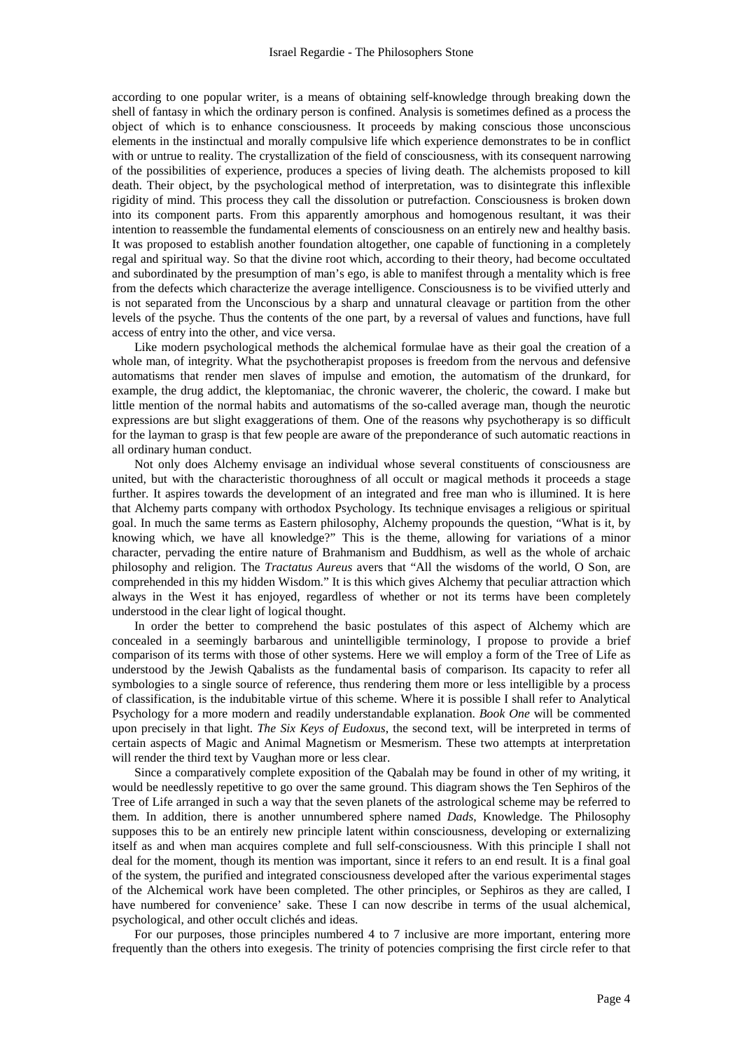according to one popular writer, is a means of obtaining self-knowledge through breaking down the shell of fantasy in which the ordinary person is confined. Analysis is sometimes defined as a process the object of which is to enhance consciousness. It proceeds by making conscious those unconscious elements in the instinctual and morally compulsive life which experience demonstrates to be in conflict with or untrue to reality. The crystallization of the field of consciousness, with its consequent narrowing of the possibilities of experience, produces a species of living death. The alchemists proposed to kill death. Their object, by the psychological method of interpretation, was to disintegrate this inflexible rigidity of mind. This process they call the dissolution or putrefaction. Consciousness is broken down into its component parts. From this apparently amorphous and homogenous resultant, it was their intention to reassemble the fundamental elements of consciousness on an entirely new and healthy basis. It was proposed to establish another foundation altogether, one capable of functioning in a completely regal and spiritual way. So that the divine root which, according to their theory, had become occultated and subordinated by the presumption of man's ego, is able to manifest through a mentality which is free from the defects which characterize the average intelligence. Consciousness is to be vivified utterly and is not separated from the Unconscious by a sharp and unnatural cleavage or partition from the other levels of the psyche. Thus the contents of the one part, by a reversal of values and functions, have full access of entry into the other, and vice versa.

Like modern psychological methods the alchemical formulae have as their goal the creation of a whole man, of integrity. What the psychotherapist proposes is freedom from the nervous and defensive automatisms that render men slaves of impulse and emotion, the automatism of the drunkard, for example, the drug addict, the kleptomaniac, the chronic waverer, the choleric, the coward. I make but little mention of the normal habits and automatisms of the so-called average man, though the neurotic expressions are but slight exaggerations of them. One of the reasons why psychotherapy is so difficult for the layman to grasp is that few people are aware of the preponderance of such automatic reactions in all ordinary human conduct.

Not only does Alchemy envisage an individual whose several constituents of consciousness are united, but with the characteristic thoroughness of all occult or magical methods it proceeds a stage further. It aspires towards the development of an integrated and free man who is illumined. It is here that Alchemy parts company with orthodox Psychology. Its technique envisages a religious or spiritual goal. In much the same terms as Eastern philosophy, Alchemy propounds the question, "What is it, by knowing which, we have all knowledge?" This is the theme, allowing for variations of a minor character, pervading the entire nature of Brahmanism and Buddhism, as well as the whole of archaic philosophy and religion. The *Tractatus Aureus* avers that "All the wisdoms of the world, O Son, are comprehended in this my hidden Wisdom." It is this which gives Alchemy that peculiar attraction which always in the West it has enjoyed, regardless of whether or not its terms have been completely understood in the clear light of logical thought.

In order the better to comprehend the basic postulates of this aspect of Alchemy which are concealed in a seemingly barbarous and unintelligible terminology, I propose to provide a brief comparison of its terms with those of other systems. Here we will employ a form of the Tree of Life as understood by the Jewish Qabalists as the fundamental basis of comparison. Its capacity to refer all symbologies to a single source of reference, thus rendering them more or less intelligible by a process of classification, is the indubitable virtue of this scheme. Where it is possible I shall refer to Analytical Psychology for a more modern and readily understandable explanation. *Book One* will be commented upon precisely in that light. *The Six Keys of Eudoxus*, the second text, will be interpreted in terms of certain aspects of Magic and Animal Magnetism or Mesmerism. These two attempts at interpretation will render the third text by Vaughan more or less clear.

Since a comparatively complete exposition of the Qabalah may be found in other of my writing, it would be needlessly repetitive to go over the same ground. This diagram shows the Ten Sephiros of the Tree of Life arranged in such a way that the seven planets of the astrological scheme may be referred to them. In addition, there is another unnumbered sphere named *Dads*, Knowledge. The Philosophy supposes this to be an entirely new principle latent within consciousness, developing or externalizing itself as and when man acquires complete and full self-consciousness. With this principle I shall not deal for the moment, though its mention was important, since it refers to an end result. It is a final goal of the system, the purified and integrated consciousness developed after the various experimental stages of the Alchemical work have been completed. The other principles, or Sephiros as they are called, I have numbered for convenience' sake. These I can now describe in terms of the usual alchemical, psychological, and other occult clichés and ideas.

For our purposes, those principles numbered 4 to 7 inclusive are more important, entering more frequently than the others into exegesis. The trinity of potencies comprising the first circle refer to that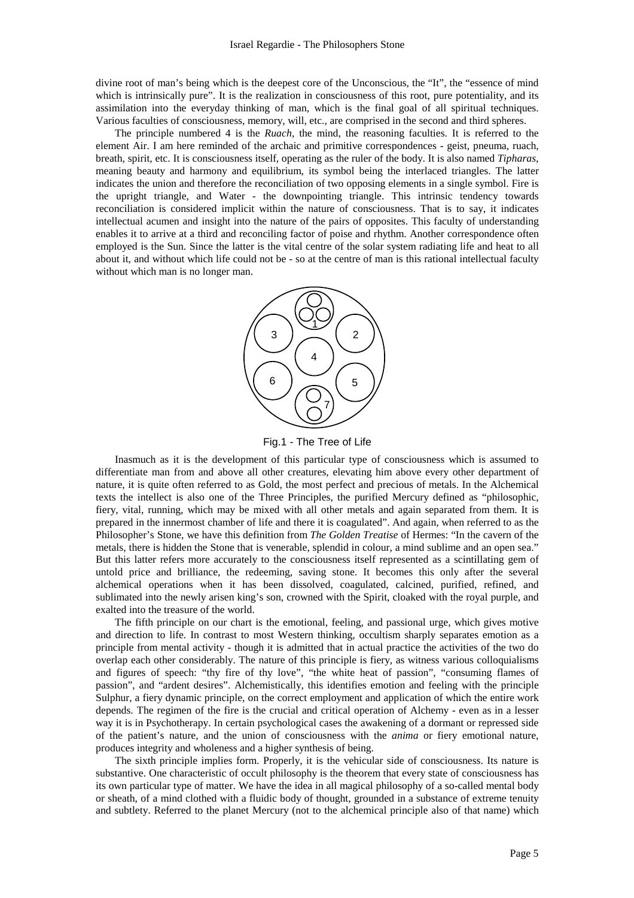divine root of man's being which is the deepest core of the Unconscious, the "It", the "essence of mind which is intrinsically pure". It is the realization in consciousness of this root, pure potentiality, and its assimilation into the everyday thinking of man, which is the final goal of all spiritual techniques. Various faculties of consciousness, memory, will, etc., are comprised in the second and third spheres.

The principle numbered 4 is the *Ruach*, the mind, the reasoning faculties. It is referred to the element Air. I am here reminded of the archaic and primitive correspondences - geist, pneuma, ruach, breath, spirit, etc. It is consciousness itself, operating as the ruler of the body. It is also named *Tipharas*, meaning beauty and harmony and equilibrium, its symbol being the interlaced triangles. The latter indicates the union and therefore the reconciliation of two opposing elements in a single symbol. Fire is the upright triangle, and Water - the downpointing triangle. This intrinsic tendency towards reconciliation is considered implicit within the nature of consciousness. That is to say, it indicates intellectual acumen and insight into the nature of the pairs of opposites. This faculty of understanding enables it to arrive at a third and reconciling factor of poise and rhythm. Another correspondence often employed is the Sun. Since the latter is the vital centre of the solar system radiating life and heat to all about it, and without which life could not be - so at the centre of man is this rational intellectual faculty without which man is no longer man.

1
3
2
4
6
5
7

Fig.1 - The Tree of Life

Inasmuch as it is the development of this particular type of consciousness which is assumed to differentiate man from and above all other creatures, elevating him above every other department of nature, it is quite often referred to as Gold, the most perfect and precious of metals. In the Alchemical texts the intellect is also one of the Three Principles, the purified Mercury defined as "philosophic, fiery, vital, running, which may be mixed with all other metals and again separated from them. It is prepared in the innermost chamber of life and there it is coagulated". And again, when referred to as the Philosopher's Stone, we have this definition from *The Golden Treatise* of Hermes: "In the cavern of the metals, there is hidden the Stone that is venerable, splendid in colour, a mind sublime and an open sea." But this latter refers more accurately to the consciousness itself represented as a scintillating gem of untold price and brilliance, the redeeming, saving stone. It becomes this only after the several alchemical operations when it has been dissolved, coagulated, calcined, purified, refined, and sublimated into the newly arisen king's son, crowned with the Spirit, cloaked with the royal purple, and exalted into the treasure of the world.

The fifth principle on our chart is the emotional, feeling, and passional urge, which gives motive and direction to life. In contrast to most Western thinking, occultism sharply separates emotion as a principle from mental activity - though it is admitted that in actual practice the activities of the two do overlap each other considerably. The nature of this principle is fiery, as witness various colloquialisms and figures of speech: "thy fire of thy love", "the white heat of passion", "consuming flames of passion", and "ardent desires". Alchemistically, this identifies emotion and feeling with the principle Sulphur, a fiery dynamic principle, on the correct employment and application of which the entire work depends. The regimen of the fire is the crucial and critical operation of Alchemy - even as in a lesser way it is in Psychotherapy. In certain psychological cases the awakening of a dormant or repressed side of the patient's nature, and the union of consciousness with the *anima* or fiery emotional nature, produces integrity and wholeness and a higher synthesis of being.

The sixth principle implies form. Properly, it is the vehicular side of consciousness. Its nature is substantive. One characteristic of occult philosophy is the theorem that every state of consciousness has its own particular type of matter. We have the idea in all magical philosophy of a so-called mental body or sheath, of a mind clothed with a fluidic body of thought, grounded in a substance of extreme tenuity and subtlety. Referred to the planet Mercury (not to the alchemical principle also of that name) which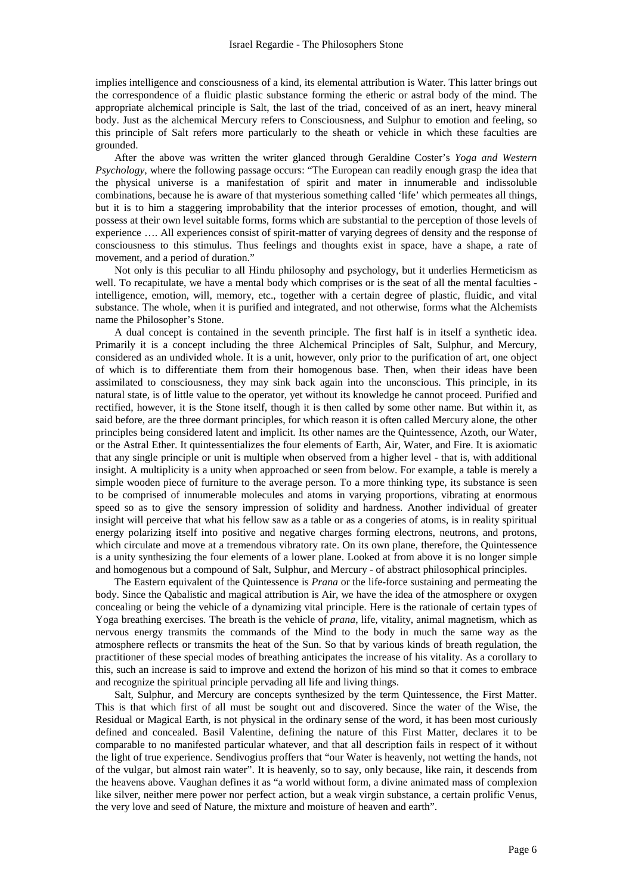implies intelligence and consciousness of a kind, its elemental attribution is Water. This latter brings out the correspondence of a fluidic plastic substance forming the etheric or astral body of the mind. The appropriate alchemical principle is Salt, the last of the triad, conceived of as an inert, heavy mineral body. Just as the alchemical Mercury refers to Consciousness, and Sulphur to emotion and feeling, so this principle of Salt refers more particularly to the sheath or vehicle in which these faculties are grounded.

After the above was written the writer glanced through Geraldine Coster's *Yoga and Western Psychology*, where the following passage occurs: "The European can readily enough grasp the idea that the physical universe is a manifestation of spirit and mater in innumerable and indissoluble combinations, because he is aware of that mysterious something called 'life' which permeates all things, but it is to him a staggering improbability that the interior processes of emotion, thought, and will possess at their own level suitable forms, forms which are substantial to the perception of those levels of experience …. All experiences consist of spirit-matter of varying degrees of density and the response of consciousness to this stimulus. Thus feelings and thoughts exist in space, have a shape, a rate of movement, and a period of duration."

Not only is this peculiar to all Hindu philosophy and psychology, but it underlies Hermeticism as well. To recapitulate, we have a mental body which comprises or is the seat of all the mental faculties - intelligence, emotion, will, memory, etc., together with a certain degree of plastic, fluidic, and vital substance. The whole, when it is purified and integrated, and not otherwise, forms what the Alchemists name the Philosopher's Stone.

A dual concept is contained in the seventh principle. The first half is in itself a synthetic idea. Primarily it is a concept including the three Alchemical Principles of Salt, Sulphur, and Mercury, considered as an undivided whole. It is a unit, however, only prior to the purification of art, one object of which is to differentiate them from their homogenous base. Then, when their ideas have been assimilated to consciousness, they may sink back again into the unconscious. This principle, in its natural state, is of little value to the operator, yet without its knowledge he cannot proceed. Purified and rectified, however, it is the Stone itself, though it is then called by some other name. But within it, as said before, are the three dormant principles, for which reason it is often called Mercury alone, the other principles being considered latent and implicit. Its other names are the Quintessence, Azoth, our Water, or the Astral Ether. It quintessentializes the four elements of Earth, Air, Water, and Fire. It is axiomatic that any single principle or unit is multiple when observed from a higher level - that is, with additional insight. A multiplicity is a unity when approached or seen from below. For example, a table is merely a simple wooden piece of furniture to the average person. To a more thinking type, its substance is seen to be comprised of innumerable molecules and atoms in varying proportions, vibrating at enormous speed so as to give the sensory impression of solidity and hardness. Another individual of greater insight will perceive that what his fellow saw as a table or as a congeries of atoms, is in reality spiritual energy polarizing itself into positive and negative charges forming electrons, neutrons, and protons, which circulate and move at a tremendous vibratory rate. On its own plane, therefore, the Quintessence is a unity synthesizing the four elements of a lower plane. Looked at from above it is no longer simple and homogenous but a compound of Salt, Sulphur, and Mercury - of abstract philosophical principles.

The Eastern equivalent of the Quintessence is *Prana* or the life-force sustaining and permeating the body. Since the Qabalistic and magical attribution is Air, we have the idea of the atmosphere or oxygen concealing or being the vehicle of a dynamizing vital principle. Here is the rationale of certain types of Yoga breathing exercises. The breath is the vehicle of *prana*, life, vitality, animal magnetism, which as nervous energy transmits the commands of the Mind to the body in much the same way as the atmosphere reflects or transmits the heat of the Sun. So that by various kinds of breath regulation, the practitioner of these special modes of breathing anticipates the increase of his vitality. As a corollary to this, such an increase is said to improve and extend the horizon of his mind so that it comes to embrace and recognize the spiritual principle pervading all life and living things.

Salt, Sulphur, and Mercury are concepts synthesized by the term Quintessence, the First Matter. This is that which first of all must be sought out and discovered. Since the water of the Wise, the Residual or Magical Earth, is not physical in the ordinary sense of the word, it has been most curiously defined and concealed. Basil Valentine, defining the nature of this First Matter, declares it to be comparable to no manifested particular whatever, and that all description fails in respect of it without the light of true experience. Sendivogius proffers that "our Water is heavenly, not wetting the hands, not of the vulgar, but almost rain water". It is heavenly, so to say, only because, like rain, it descends from the heavens above. Vaughan defines it as "a world without form, a divine animated mass of complexion like silver, neither mere power nor perfect action, but a weak virgin substance, a certain prolific Venus, the very love and seed of Nature, the mixture and moisture of heaven and earth".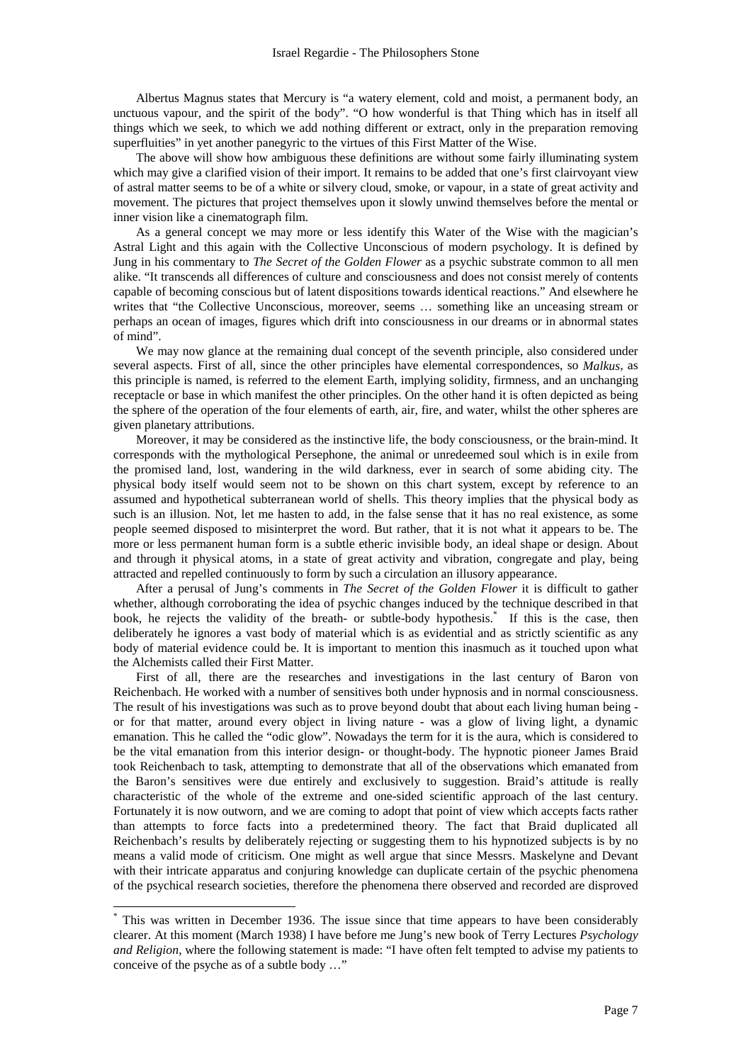Albertus Magnus states that Mercury is "a watery element, cold and moist, a permanent body, an unctuous vapour, and the spirit of the body". "O how wonderful is that Thing which has in itself all things which we seek, to which we add nothing different or extract, only in the preparation removing superfluities" in yet another panegyric to the virtues of this First Matter of the Wise.

The above will show how ambiguous these definitions are without some fairly illuminating system which may give a clarified vision of their import. It remains to be added that one's first clairvoyant view of astral matter seems to be of a white or silvery cloud, smoke, or vapour, in a state of great activity and movement. The pictures that project themselves upon it slowly unwind themselves before the mental or inner vision like a cinematograph film.

As a general concept we may more or less identify this Water of the Wise with the magician's Astral Light and this again with the Collective Unconscious of modern psychology. It is defined by Jung in his commentary to *The Secret of the Golden Flower* as a psychic substrate common to all men alike. "It transcends all differences of culture and consciousness and does not consist merely of contents capable of becoming conscious but of latent dispositions towards identical reactions." And elsewhere he writes that "the Collective Unconscious, moreover, seems … something like an unceasing stream or perhaps an ocean of images, figures which drift into consciousness in our dreams or in abnormal states of mind".

We may now glance at the remaining dual concept of the seventh principle, also considered under several aspects. First of all, since the other principles have elemental correspondences, so *Malkus,* as this principle is named, is referred to the element Earth, implying solidity, firmness, and an unchanging receptacle or base in which manifest the other principles. On the other hand it is often depicted as being the sphere of the operation of the four elements of earth, air, fire, and water, whilst the other spheres are given planetary attributions.

Moreover, it may be considered as the instinctive life, the body consciousness, or the brain-mind. It corresponds with the mythological Persephone, the animal or unredeemed soul which is in exile from the promised land, lost, wandering in the wild darkness, ever in search of some abiding city. The physical body itself would seem not to be shown on this chart system, except by reference to an assumed and hypothetical subterranean world of shells. This theory implies that the physical body as such is an illusion. Not, let me hasten to add, in the false sense that it has no real existence, as some people seemed disposed to misinterpret the word. But rather, that it is not what it appears to be. The more or less permanent human form is a subtle etheric invisible body, an ideal shape or design. About and through it physical atoms, in a state of great activity and vibration, congregate and play, being attracted and repelled continuously to form by such a circulation an illusory appearance.

After a perusal of Jung's comments in *The Secret of the Golden Flower* it is difficult to gather whether, although corroborating the idea of psychic changes induced by the technique described in that book, he rejects the validity of the breath- or subtle-body hypothesis.* If this is the case, then deliberately he ignores a vast body of material which is as evidential and as strictly scientific as any body of material evidence could be. It is important to mention this inasmuch as it touched upon what the Alchemists called their First Matter.

First of all, there are the researches and investigations in the last century of Baron von Reichenbach. He worked with a number of sensitives both under hypnosis and in normal consciousness. The result of his investigations was such as to prove beyond doubt that about each living human being - or for that matter, around every object in living nature - was a glow of living light, a dynamic emanation. This he called the "odic glow". Nowadays the term for it is the aura, which is considered to be the vital emanation from this interior design- or thought-body. The hypnotic pioneer James Braid took Reichenbach to task, attempting to demonstrate that all of the observations which emanated from the Baron's sensitives were due entirely and exclusively to suggestion. Braid's attitude is really characteristic of the whole of the extreme and one-sided scientific approach of the last century. Fortunately it is now outworn, and we are coming to adopt that point of view which accepts facts rather than attempts to force facts into a predetermined theory. The fact that Braid duplicated all Reichenbach's results by deliberately rejecting or suggesting them to his hypnotized subjects is by no means a valid mode of criticism. One might as well argue that since Messrs. Maskelyne and Devant with their intricate apparatus and conjuring knowledge can duplicate certain of the psychic phenomena of the psychical research societies, therefore the phenomena there observed and recorded are disproved

---

* This was written in December 1936. The issue since that time appears to have been considerably clearer. At this moment (March 1938) I have before me Jung's new book of Terry Lectures *Psychology and Religion*, where the following statement is made: "I have often felt tempted to advise my patients to conceive of the psyche as of a subtle body …"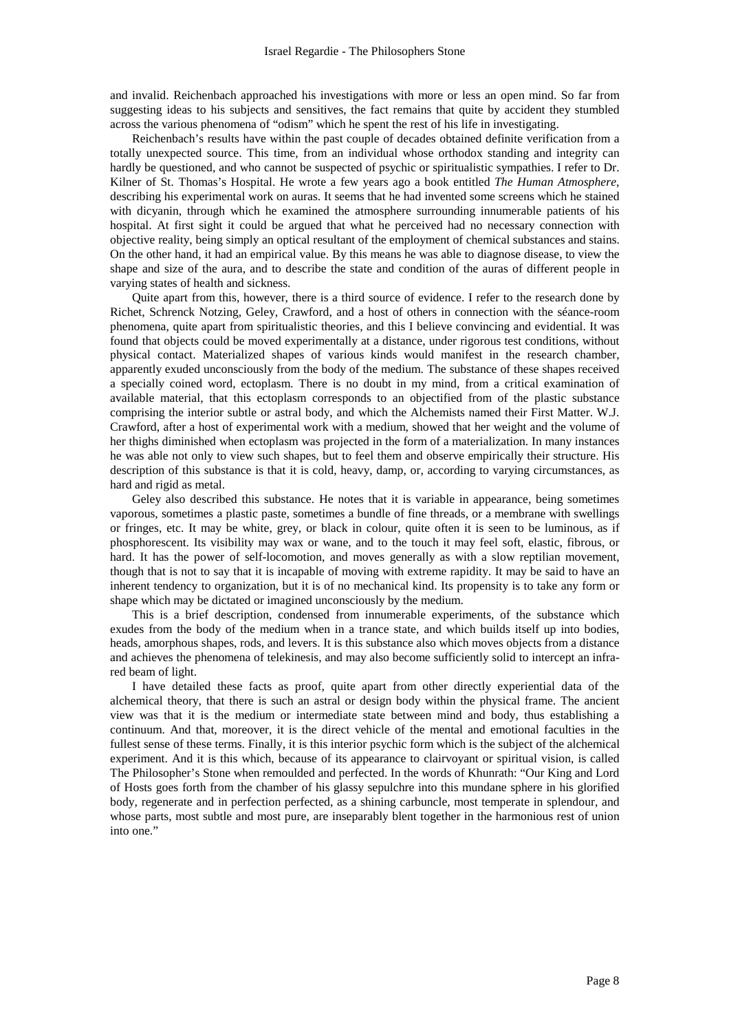and invalid. Reichenbach approached his investigations with more or less an open mind. So far from suggesting ideas to his subjects and sensitives, the fact remains that quite by accident they stumbled across the various phenomena of "odism" which he spent the rest of his life in investigating.

Reichenbach's results have within the past couple of decades obtained definite verification from a totally unexpected source. This time, from an individual whose orthodox standing and integrity can hardly be questioned, and who cannot be suspected of psychic or spiritualistic sympathies. I refer to Dr. Kilner of St. Thomas's Hospital. He wrote a few years ago a book entitled *The Human Atmosphere*, describing his experimental work on auras. It seems that he had invented some screens which he stained with dicyanin, through which he examined the atmosphere surrounding innumerable patients of his hospital. At first sight it could be argued that what he perceived had no necessary connection with objective reality, being simply an optical resultant of the employment of chemical substances and stains. On the other hand, it had an empirical value. By this means he was able to diagnose disease, to view the shape and size of the aura, and to describe the state and condition of the auras of different people in varying states of health and sickness.

Quite apart from this, however, there is a third source of evidence. I refer to the research done by Richet, Schrenck Notzing, Geley, Crawford, and a host of others in connection with the séance-room phenomena, quite apart from spiritualistic theories, and this I believe convincing and evidential. It was found that objects could be moved experimentally at a distance, under rigorous test conditions, without physical contact. Materialized shapes of various kinds would manifest in the research chamber, apparently exuded unconsciously from the body of the medium. The substance of these shapes received a specially coined word, ectoplasm. There is no doubt in my mind, from a critical examination of available material, that this ectoplasm corresponds to an objectified from of the plastic substance comprising the interior subtle or astral body, and which the Alchemists named their First Matter. W.J. Crawford, after a host of experimental work with a medium, showed that her weight and the volume of her thighs diminished when ectoplasm was projected in the form of a materialization. In many instances he was able not only to view such shapes, but to feel them and observe empirically their structure. His description of this substance is that it is cold, heavy, damp, or, according to varying circumstances, as hard and rigid as metal.

Geley also described this substance. He notes that it is variable in appearance, being sometimes vaporous, sometimes a plastic paste, sometimes a bundle of fine threads, or a membrane with swellings or fringes, etc. It may be white, grey, or black in colour, quite often it is seen to be luminous, as if phosphorescent. Its visibility may wax or wane, and to the touch it may feel soft, elastic, fibrous, or hard. It has the power of self-locomotion, and moves generally as with a slow reptilian movement, though that is not to say that it is incapable of moving with extreme rapidity. It may be said to have an inherent tendency to organization, but it is of no mechanical kind. Its propensity is to take any form or shape which may be dictated or imagined unconsciously by the medium.

This is a brief description, condensed from innumerable experiments, of the substance which exudes from the body of the medium when in a trance state, and which builds itself up into bodies, heads, amorphous shapes, rods, and levers. It is this substance also which moves objects from a distance and achieves the phenomena of telekinesis, and may also become sufficiently solid to intercept an infra-red beam of light.

I have detailed these facts as proof, quite apart from other directly experiential data of the alchemical theory, that there is such an astral or design body within the physical frame. The ancient view was that it is the medium or intermediate state between mind and body, thus establishing a continuum. And that, moreover, it is the direct vehicle of the mental and emotional faculties in the fullest sense of these terms. Finally, it is this interior psychic form which is the subject of the alchemical experiment. And it is this which, because of its appearance to clairvoyant or spiritual vision, is called The Philosopher's Stone when remoulded and perfected. In the words of Khunrath: "Our King and Lord of Hosts goes forth from the chamber of his glassy sepulchre into this mundane sphere in his glorified body, regenerate and in perfection perfected, as a shining carbuncle, most temperate in splendour, and whose parts, most subtle and most pure, are inseparably blent together in the harmonious rest of union into one."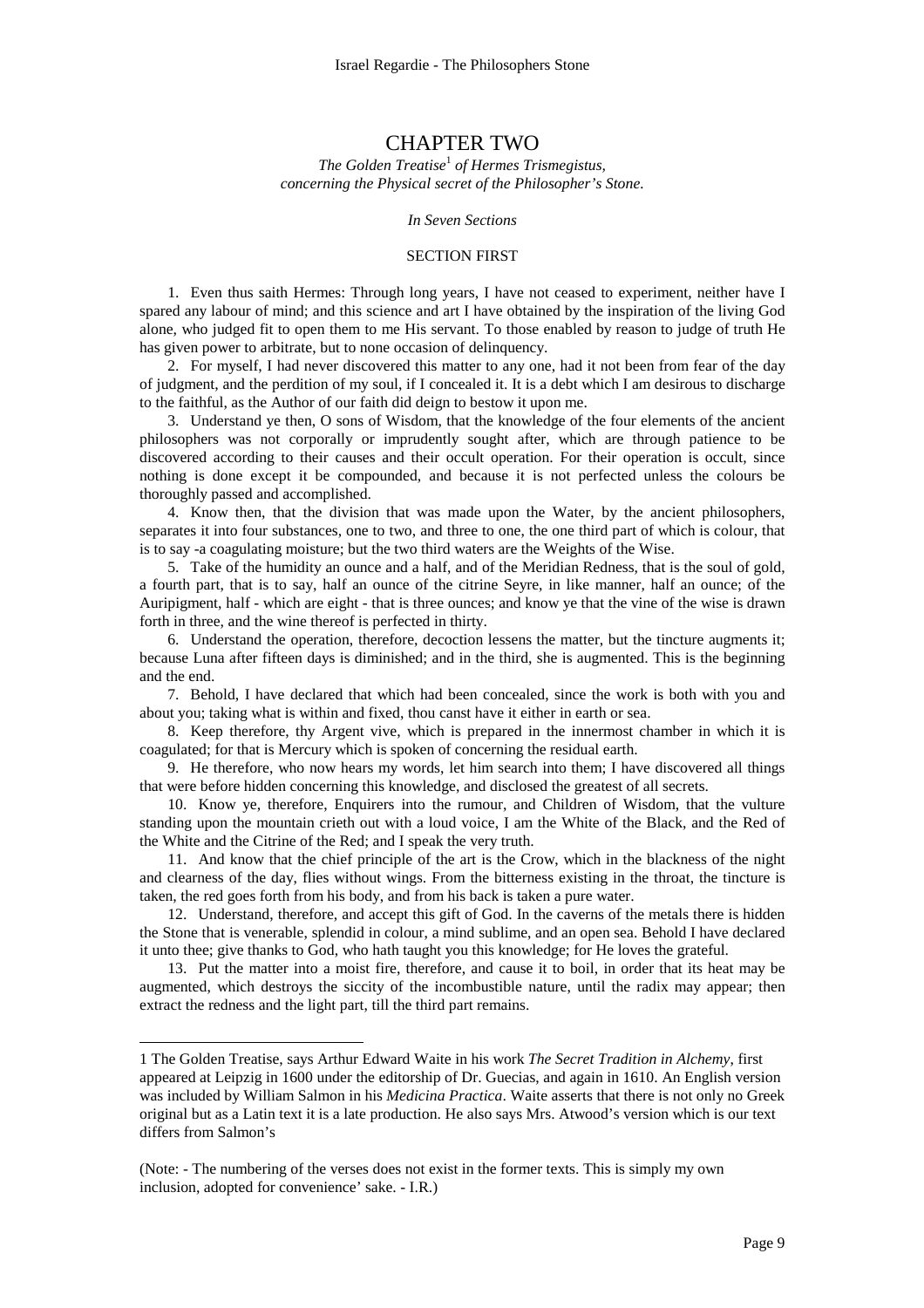# CHAPTER TWO

*The Golden Treatise*[1] *of Hermes Trismegistus, concerning the Physical secret of the Philosopher's Stone.*

*In Seven Sections*

## SECTION FIRST

1. Even thus saith Hermes: Through long years, I have not ceased to experiment, neither have I spared any labour of mind; and this science and art I have obtained by the inspiration of the living God alone, who judged fit to open them to me His servant. To those enabled by reason to judge of truth He has given power to arbitrate, but to none occasion of delinquency.

2. For myself, I had never discovered this matter to any one, had it not been from fear of the day of judgment, and the perdition of my soul, if I concealed it. It is a debt which I am desirous to discharge to the faithful, as the Author of our faith did deign to bestow it upon me.

3. Understand ye then, O sons of Wisdom, that the knowledge of the four elements of the ancient philosophers was not corporally or imprudently sought after, which are through patience to be discovered according to their causes and their occult operation. For their operation is occult, since nothing is done except it be compounded, and because it is not perfected unless the colours be thoroughly passed and accomplished.

4. Know then, that the division that was made upon the Water, by the ancient philosophers, separates it into four substances, one to two, and three to one, the one third part of which is colour, that is to say -a coagulating moisture; but the two third waters are the Weights of the Wise.

5. Take of the humidity an ounce and a half, and of the Meridian Redness, that is the soul of gold, a fourth part, that is to say, half an ounce of the citrine Seyre, in like manner, half an ounce; of the Auripigment, half - which are eight - that is three ounces; and know ye that the vine of the wise is drawn forth in three, and the wine thereof is perfected in thirty.

6. Understand the operation, therefore, decoction lessens the matter, but the tincture augments it; because Luna after fifteen days is diminished; and in the third, she is augmented. This is the beginning and the end.

7. Behold, I have declared that which had been concealed, since the work is both with you and about you; taking what is within and fixed, thou canst have it either in earth or sea.

8. Keep therefore, thy Argent vive, which is prepared in the innermost chamber in which it is coagulated; for that is Mercury which is spoken of concerning the residual earth.

9. He therefore, who now hears my words, let him search into them; I have discovered all things that were before hidden concerning this knowledge, and disclosed the greatest of all secrets.

10. Know ye, therefore, Enquirers into the rumour, and Children of Wisdom, that the vulture standing upon the mountain crieth out with a loud voice, I am the White of the Black, and the Red of the White and the Citrine of the Red; and I speak the very truth.

11. And know that the chief principle of the art is the Crow, which in the blackness of the night and clearness of the day, flies without wings. From the bitterness existing in the throat, the tincture is taken, the red goes forth from his body, and from his back is taken a pure water.

12. Understand, therefore, and accept this gift of God. In the caverns of the metals there is hidden the Stone that is venerable, splendid in colour, a mind sublime, and an open sea. Behold I have declared it unto thee; give thanks to God, who hath taught you this knowledge; for He loves the grateful.

13. Put the matter into a moist fire, therefore, and cause it to boil, in order that its heat may be augmented, which destroys the siccity of the incombustible nature, until the radix may appear; then extract the redness and the light part, till the third part remains.

---

1 The Golden Treatise, says Arthur Edward Waite in his work *The Secret Tradition in Alchemy*, first appeared at Leipzig in 1600 under the editorship of Dr. Guecias, and again in 1610. An English version was included by William Salmon in his *Medicina Practica*. Waite asserts that there is not only no Greek original but as a Latin text it is a late production. He also says Mrs. Atwood's version which is our text differs from Salmon's

(Note: - The numbering of the verses does not exist in the former texts. This is simply my own inclusion, adopted for convenience' sake. - I.R.)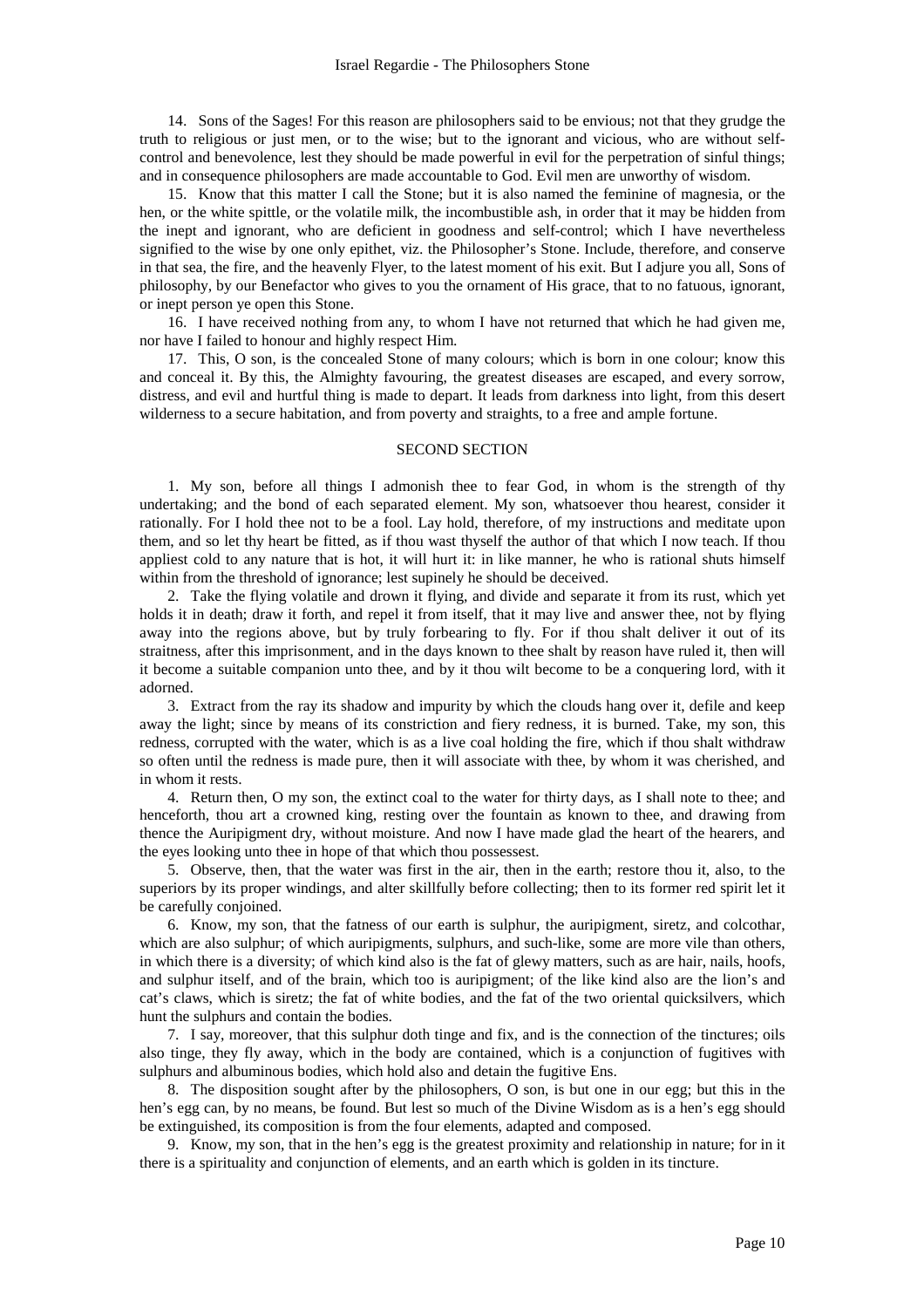14. Sons of the Sages! For this reason are philosophers said to be envious; not that they grudge the truth to religious or just men, or to the wise; but to the ignorant and vicious, who are without self-control and benevolence, lest they should be made powerful in evil for the perpetration of sinful things; and in consequence philosophers are made accountable to God. Evil men are unworthy of wisdom.

15. Know that this matter I call the Stone; but it is also named the feminine of magnesia, or the hen, or the white spittle, or the volatile milk, the incombustible ash, in order that it may be hidden from the inept and ignorant, who are deficient in goodness and self-control; which I have nevertheless signified to the wise by one only epithet, viz. the Philosopher's Stone. Include, therefore, and conserve in that sea, the fire, and the heavenly Flyer, to the latest moment of his exit. But I adjure you all, Sons of philosophy, by our Benefactor who gives to you the ornament of His grace, that to no fatuous, ignorant, or inept person ye open this Stone.

16. I have received nothing from any, to whom I have not returned that which he had given me, nor have I failed to honour and highly respect Him.

17. This, O son, is the concealed Stone of many colours; which is born in one colour; know this and conceal it. By this, the Almighty favouring, the greatest diseases are escaped, and every sorrow, distress, and evil and hurtful thing is made to depart. It leads from darkness into light, from this desert wilderness to a secure habitation, and from poverty and straights, to a free and ample fortune.

## SECOND SECTION

1. My son, before all things I admonish thee to fear God, in whom is the strength of thy undertaking; and the bond of each separated element. My son, whatsoever thou hearest, consider it rationally. For I hold thee not to be a fool. Lay hold, therefore, of my instructions and meditate upon them, and so let thy heart be fitted, as if thou wast thyself the author of that which I now teach. If thou appliest cold to any nature that is hot, it will hurt it: in like manner, he who is rational shuts himself within from the threshold of ignorance; lest supinely he should be deceived.

2. Take the flying volatile and drown it flying, and divide and separate it from its rust, which yet holds it in death; draw it forth, and repel it from itself, that it may live and answer thee, not by flying away into the regions above, but by truly forbearing to fly. For if thou shalt deliver it out of its straitness, after this imprisonment, and in the days known to thee shalt by reason have ruled it, then will it become a suitable companion unto thee, and by it thou wilt become to be a conquering lord, with it adorned.

3. Extract from the ray its shadow and impurity by which the clouds hang over it, defile and keep away the light; since by means of its constriction and fiery redness, it is burned. Take, my son, this redness, corrupted with the water, which is as a live coal holding the fire, which if thou shalt withdraw so often until the redness is made pure, then it will associate with thee, by whom it was cherished, and in whom it rests.

4. Return then, O my son, the extinct coal to the water for thirty days, as I shall note to thee; and henceforth, thou art a crowned king, resting over the fountain as known to thee, and drawing from thence the Auripigment dry, without moisture. And now I have made glad the heart of the hearers, and the eyes looking unto thee in hope of that which thou possessest.

5. Observe, then, that the water was first in the air, then in the earth; restore thou it, also, to the superiors by its proper windings, and alter skillfully before collecting; then to its former red spirit let it be carefully conjoined.

6. Know, my son, that the fatness of our earth is sulphur, the auripigment, siretz, and colcothar, which are also sulphur; of which auripigments, sulphurs, and such-like, some are more vile than others, in which there is a diversity; of which kind also is the fat of glewy matters, such as are hair, nails, hoofs, and sulphur itself, and of the brain, which too is auripigment; of the like kind also are the lion's and cat's claws, which is siretz; the fat of white bodies, and the fat of the two oriental quicksilvers, which hunt the sulphurs and contain the bodies.

7. I say, moreover, that this sulphur doth tinge and fix, and is the connection of the tinctures; oils also tinge, they fly away, which in the body are contained, which is a conjunction of fugitives with sulphurs and albuminous bodies, which hold also and detain the fugitive Ens.

8. The disposition sought after by the philosophers, O son, is but one in our egg; but this in the hen's egg can, by no means, be found. But lest so much of the Divine Wisdom as is a hen's egg should be extinguished, its composition is from the four elements, adapted and composed.

9. Know, my son, that in the hen's egg is the greatest proximity and relationship in nature; for in it there is a spirituality and conjunction of elements, and an earth which is golden in its tincture.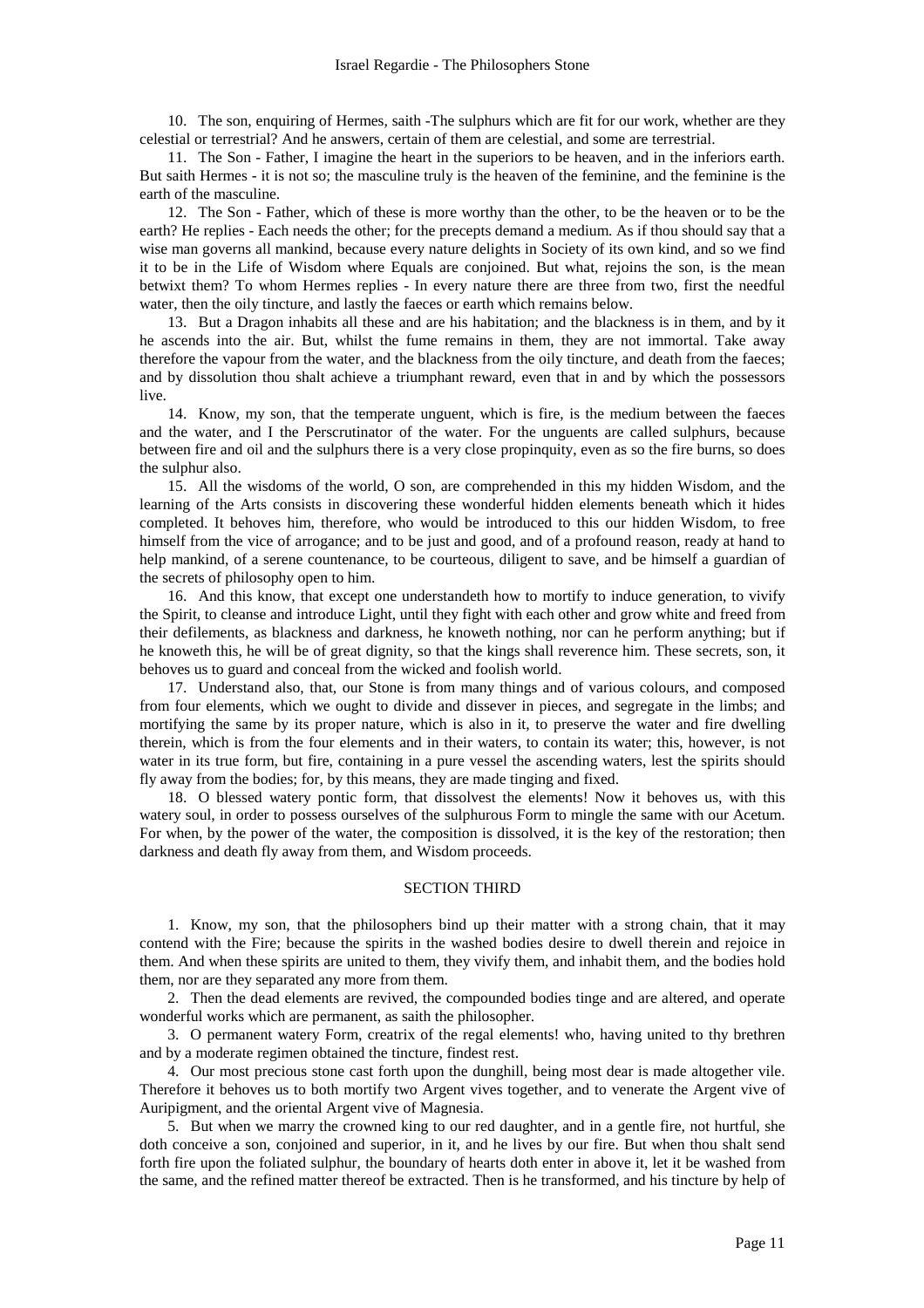10. The son, enquiring of Hermes, saith -The sulphurs which are fit for our work, whether are they celestial or terrestrial? And he answers, certain of them are celestial, and some are terrestrial.

11. The Son - Father, I imagine the heart in the superiors to be heaven, and in the inferiors earth. But saith Hermes - it is not so; the masculine truly is the heaven of the feminine, and the feminine is the earth of the masculine.

12. The Son - Father, which of these is more worthy than the other, to be the heaven or to be the earth? He replies - Each needs the other; for the precepts demand a medium. As if thou should say that a wise man governs all mankind, because every nature delights in Society of its own kind, and so we find it to be in the Life of Wisdom where Equals are conjoined. But what, rejoins the son, is the mean betwixt them? To whom Hermes replies - In every nature there are three from two, first the needful water, then the oily tincture, and lastly the faeces or earth which remains below.

13. But a Dragon inhabits all these and are his habitation; and the blackness is in them, and by it he ascends into the air. But, whilst the fume remains in them, they are not immortal. Take away therefore the vapour from the water, and the blackness from the oily tincture, and death from the faeces; and by dissolution thou shalt achieve a triumphant reward, even that in and by which the possessors live.

14. Know, my son, that the temperate unguent, which is fire, is the medium between the faeces and the water, and I the Perscrutinator of the water. For the unguents are called sulphurs, because between fire and oil and the sulphurs there is a very close propinquity, even as so the fire burns, so does the sulphur also.

15. All the wisdoms of the world, O son, are comprehended in this my hidden Wisdom, and the learning of the Arts consists in discovering these wonderful hidden elements beneath which it hides completed. It behoves him, therefore, who would be introduced to this our hidden Wisdom, to free himself from the vice of arrogance; and to be just and good, and of a profound reason, ready at hand to help mankind, of a serene countenance, to be courteous, diligent to save, and be himself a guardian of the secrets of philosophy open to him.

16. And this know, that except one understandeth how to mortify to induce generation, to vivify the Spirit, to cleanse and introduce Light, until they fight with each other and grow white and freed from their defilements, as blackness and darkness, he knoweth nothing, nor can he perform anything; but if he knoweth this, he will be of great dignity, so that the kings shall reverence him. These secrets, son, it behoves us to guard and conceal from the wicked and foolish world.

17. Understand also, that, our Stone is from many things and of various colours, and composed from four elements, which we ought to divide and dissever in pieces, and segregate in the limbs; and mortifying the same by its proper nature, which is also in it, to preserve the water and fire dwelling therein, which is from the four elements and in their waters, to contain its water; this, however, is not water in its true form, but fire, containing in a pure vessel the ascending waters, lest the spirits should fly away from the bodies; for, by this means, they are made tinging and fixed.

18. O blessed watery pontic form, that dissolvest the elements! Now it behoves us, with this watery soul, in order to possess ourselves of the sulphurous Form to mingle the same with our Acetum. For when, by the power of the water, the composition is dissolved, it is the key of the restoration; then darkness and death fly away from them, and Wisdom proceeds.

## SECTION THIRD

1. Know, my son, that the philosophers bind up their matter with a strong chain, that it may contend with the Fire; because the spirits in the washed bodies desire to dwell therein and rejoice in them. And when these spirits are united to them, they vivify them, and inhabit them, and the bodies hold them, nor are they separated any more from them.

2. Then the dead elements are revived, the compounded bodies tinge and are altered, and operate wonderful works which are permanent, as saith the philosopher.

3. O permanent watery Form, creatrix of the regal elements! who, having united to thy brethren and by a moderate regimen obtained the tincture, findest rest.

4. Our most precious stone cast forth upon the dunghill, being most dear is made altogether vile. Therefore it behoves us to both mortify two Argent vives together, and to venerate the Argent vive of Auripigment, and the oriental Argent vive of Magnesia.

5. But when we marry the crowned king to our red daughter, and in a gentle fire, not hurtful, she doth conceive a son, conjoined and superior, in it, and he lives by our fire. But when thou shalt send forth fire upon the foliated sulphur, the boundary of hearts doth enter in above it, let it be washed from the same, and the refined matter thereof be extracted. Then is he transformed, and his tincture by help of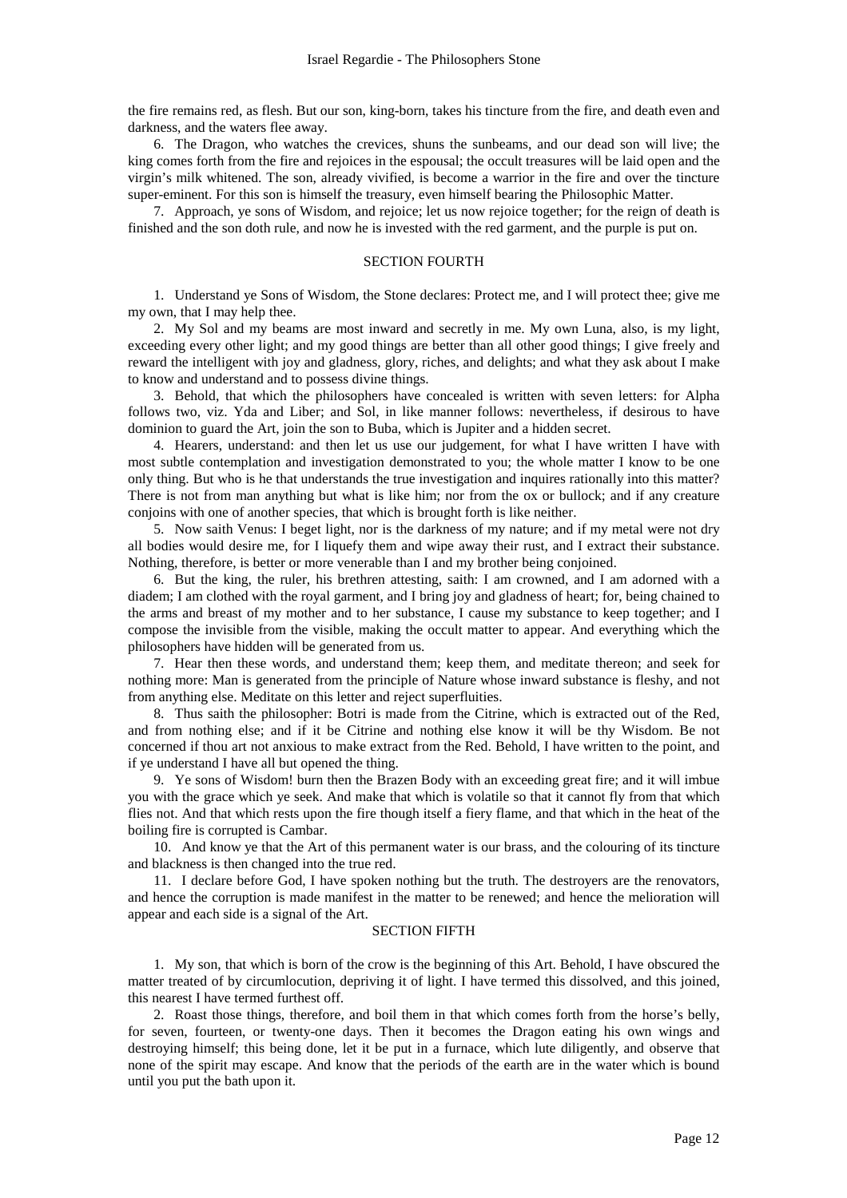the fire remains red, as flesh. But our son, king-born, takes his tincture from the fire, and death even and darkness, and the waters flee away.

6. The Dragon, who watches the crevices, shuns the sunbeams, and our dead son will live; the king comes forth from the fire and rejoices in the espousal; the occult treasures will be laid open and the virgin's milk whitened. The son, already vivified, is become a warrior in the fire and over the tincture super-eminent. For this son is himself the treasury, even himself bearing the Philosophic Matter.

7. Approach, ye sons of Wisdom, and rejoice; let us now rejoice together; for the reign of death is finished and the son doth rule, and now he is invested with the red garment, and the purple is put on.

## SECTION FOURTH

1. Understand ye Sons of Wisdom, the Stone declares: Protect me, and I will protect thee; give me my own, that I may help thee.

2. My Sol and my beams are most inward and secretly in me. My own Luna, also, is my light, exceeding every other light; and my good things are better than all other good things; I give freely and reward the intelligent with joy and gladness, glory, riches, and delights; and what they ask about I make to know and understand and to possess divine things.

3. Behold, that which the philosophers have concealed is written with seven letters: for Alpha follows two, viz. Yda and Liber; and Sol, in like manner follows: nevertheless, if desirous to have dominion to guard the Art, join the son to Buba, which is Jupiter and a hidden secret.

4. Hearers, understand: and then let us use our judgement, for what I have written I have with most subtle contemplation and investigation demonstrated to you; the whole matter I know to be one only thing. But who is he that understands the true investigation and inquires rationally into this matter? There is not from man anything but what is like him; nor from the ox or bullock; and if any creature conjoins with one of another species, that which is brought forth is like neither.

5. Now saith Venus: I beget light, nor is the darkness of my nature; and if my metal were not dry all bodies would desire me, for I liquefy them and wipe away their rust, and I extract their substance. Nothing, therefore, is better or more venerable than I and my brother being conjoined.

6. But the king, the ruler, his brethren attesting, saith: I am crowned, and I am adorned with a diadem; I am clothed with the royal garment, and I bring joy and gladness of heart; for, being chained to the arms and breast of my mother and to her substance, I cause my substance to keep together; and I compose the invisible from the visible, making the occult matter to appear. And everything which the philosophers have hidden will be generated from us.

7. Hear then these words, and understand them; keep them, and meditate thereon; and seek for nothing more: Man is generated from the principle of Nature whose inward substance is fleshy, and not from anything else. Meditate on this letter and reject superfluities.

8. Thus saith the philosopher: Botri is made from the Citrine, which is extracted out of the Red, and from nothing else; and if it be Citrine and nothing else know it will be thy Wisdom. Be not concerned if thou art not anxious to make extract from the Red. Behold, I have written to the point, and if ye understand I have all but opened the thing.

9. Ye sons of Wisdom! burn then the Brazen Body with an exceeding great fire; and it will imbue you with the grace which ye seek. And make that which is volatile so that it cannot fly from that which flies not. And that which rests upon the fire though itself a fiery flame, and that which in the heat of the boiling fire is corrupted is Cambar.

10. And know ye that the Art of this permanent water is our brass, and the colouring of its tincture and blackness is then changed into the true red.

11. I declare before God, I have spoken nothing but the truth. The destroyers are the renovators, and hence the corruption is made manifest in the matter to be renewed; and hence the melioration will appear and each side is a signal of the Art.

## SECTION FIFTH

1. My son, that which is born of the crow is the beginning of this Art. Behold, I have obscured the matter treated of by circumlocution, depriving it of light. I have termed this dissolved, and this joined, this nearest I have termed furthest off.

2. Roast those things, therefore, and boil them in that which comes forth from the horse's belly, for seven, fourteen, or twenty-one days. Then it becomes the Dragon eating his own wings and destroying himself; this being done, let it be put in a furnace, which lute diligently, and observe that none of the spirit may escape. And know that the periods of the earth are in the water which is bound until you put the bath upon it.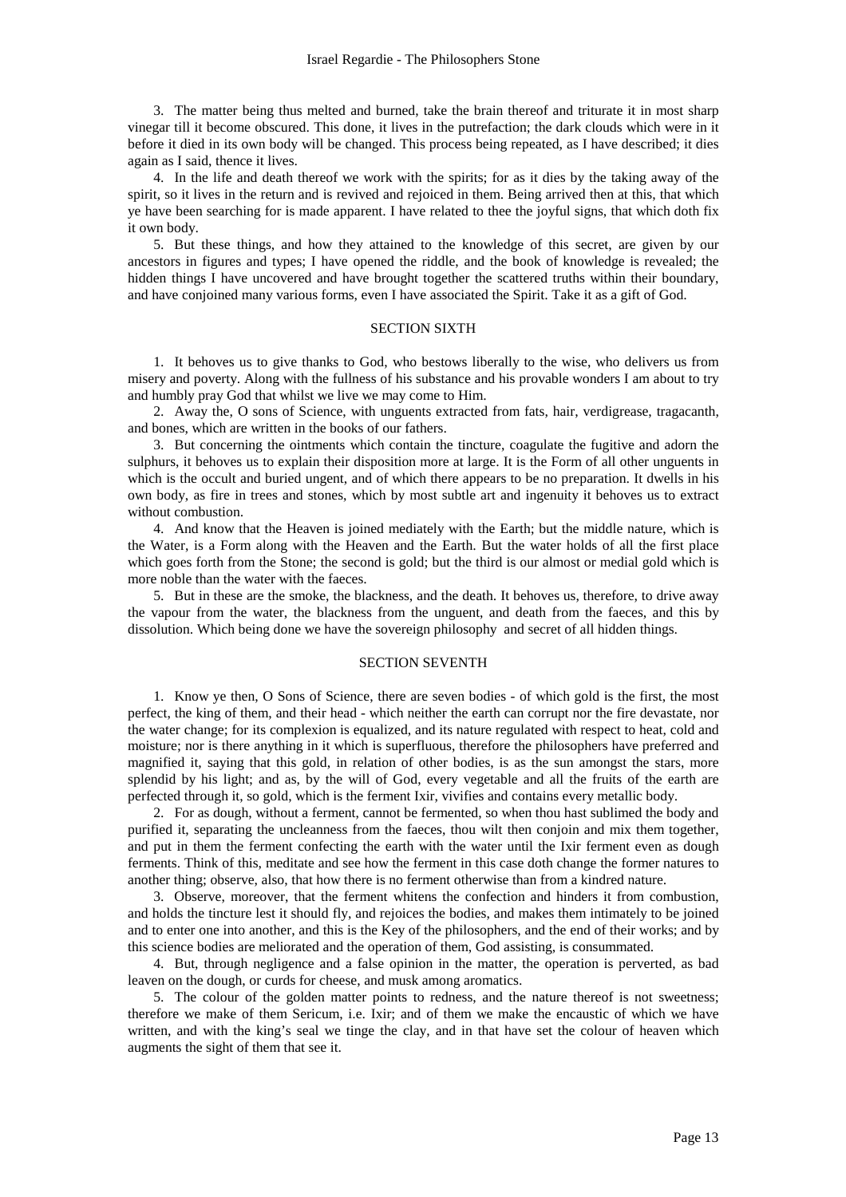3. The matter being thus melted and burned, take the brain thereof and triturate it in most sharp vinegar till it become obscured. This done, it lives in the putrefaction; the dark clouds which were in it before it died in its own body will be changed. This process being repeated, as I have described; it dies again as I said, thence it lives.

4. In the life and death thereof we work with the spirits; for as it dies by the taking away of the spirit, so it lives in the return and is revived and rejoiced in them. Being arrived then at this, that which ye have been searching for is made apparent. I have related to thee the joyful signs, that which doth fix it own body.

5. But these things, and how they attained to the knowledge of this secret, are given by our ancestors in figures and types; I have opened the riddle, and the book of knowledge is revealed; the hidden things I have uncovered and have brought together the scattered truths within their boundary, and have conjoined many various forms, even I have associated the Spirit. Take it as a gift of God.

## SECTION SIXTH

1. It behoves us to give thanks to God, who bestows liberally to the wise, who delivers us from misery and poverty. Along with the fullness of his substance and his provable wonders I am about to try and humbly pray God that whilst we live we may come to Him.

2. Away the, O sons of Science, with unguents extracted from fats, hair, verdigrease, tragacanth, and bones, which are written in the books of our fathers.

3. But concerning the ointments which contain the tincture, coagulate the fugitive and adorn the sulphurs, it behoves us to explain their disposition more at large. It is the Form of all other unguents in which is the occult and buried ungent, and of which there appears to be no preparation. It dwells in his own body, as fire in trees and stones, which by most subtle art and ingenuity it behoves us to extract without combustion.

4. And know that the Heaven is joined mediately with the Earth; but the middle nature, which is the Water, is a Form along with the Heaven and the Earth. But the water holds of all the first place which goes forth from the Stone; the second is gold; but the third is our almost or medial gold which is more noble than the water with the faeces.

5. But in these are the smoke, the blackness, and the death. It behoves us, therefore, to drive away the vapour from the water, the blackness from the unguent, and death from the faeces, and this by dissolution. Which being done we have the sovereign philosophy and secret of all hidden things.

## SECTION SEVENTH

1. Know ye then, O Sons of Science, there are seven bodies - of which gold is the first, the most perfect, the king of them, and their head - which neither the earth can corrupt nor the fire devastate, nor the water change; for its complexion is equalized, and its nature regulated with respect to heat, cold and moisture; nor is there anything in it which is superfluous, therefore the philosophers have preferred and magnified it, saying that this gold, in relation of other bodies, is as the sun amongst the stars, more splendid by his light; and as, by the will of God, every vegetable and all the fruits of the earth are perfected through it, so gold, which is the ferment Ixir, vivifies and contains every metallic body.

2. For as dough, without a ferment, cannot be fermented, so when thou hast sublimed the body and purified it, separating the uncleanness from the faeces, thou wilt then conjoin and mix them together, and put in them the ferment confecting the earth with the water until the Ixir ferment even as dough ferments. Think of this, meditate and see how the ferment in this case doth change the former natures to another thing; observe, also, that how there is no ferment otherwise than from a kindred nature.

3. Observe, moreover, that the ferment whitens the confection and hinders it from combustion, and holds the tincture lest it should fly, and rejoices the bodies, and makes them intimately to be joined and to enter one into another, and this is the Key of the philosophers, and the end of their works; and by this science bodies are meliorated and the operation of them, God assisting, is consummated.

4. But, through negligence and a false opinion in the matter, the operation is perverted, as bad leaven on the dough, or curds for cheese, and musk among aromatics.

5. The colour of the golden matter points to redness, and the nature thereof is not sweetness; therefore we make of them Sericum, i.e. Ixir; and of them we make the encaustic of which we have written, and with the king's seal we tinge the clay, and in that have set the colour of heaven which augments the sight of them that see it.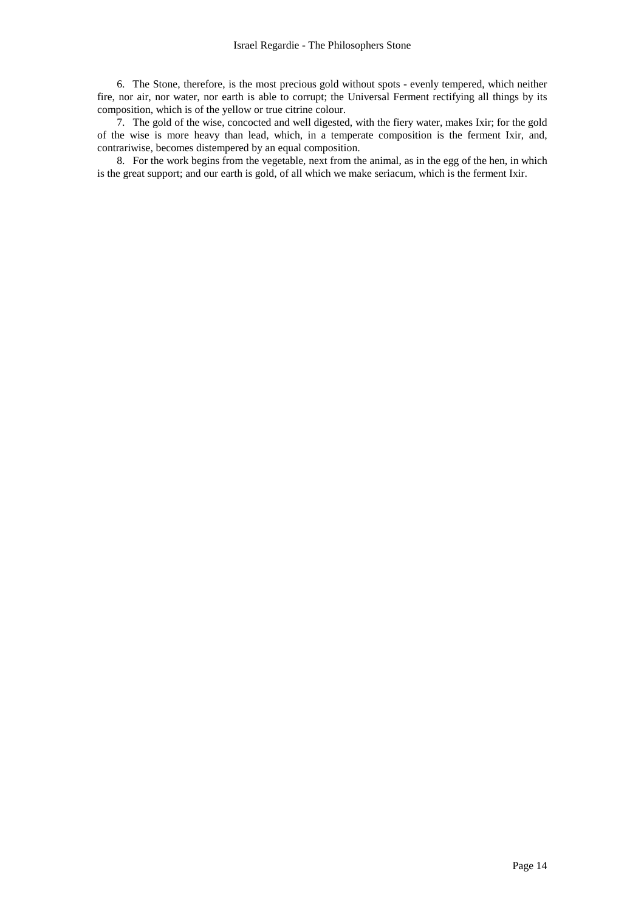6. The Stone, therefore, is the most precious gold without spots - evenly tempered, which neither fire, nor air, nor water, nor earth is able to corrupt; the Universal Ferment rectifying all things by its composition, which is of the yellow or true citrine colour.

7. The gold of the wise, concocted and well digested, with the fiery water, makes Ixir; for the gold of the wise is more heavy than lead, which, in a temperate composition is the ferment Ixir, and, contrariwise, becomes distempered by an equal composition.

8. For the work begins from the vegetable, next from the animal, as in the egg of the hen, in which is the great support; and our earth is gold, of all which we make seriacum, which is the ferment Ixir.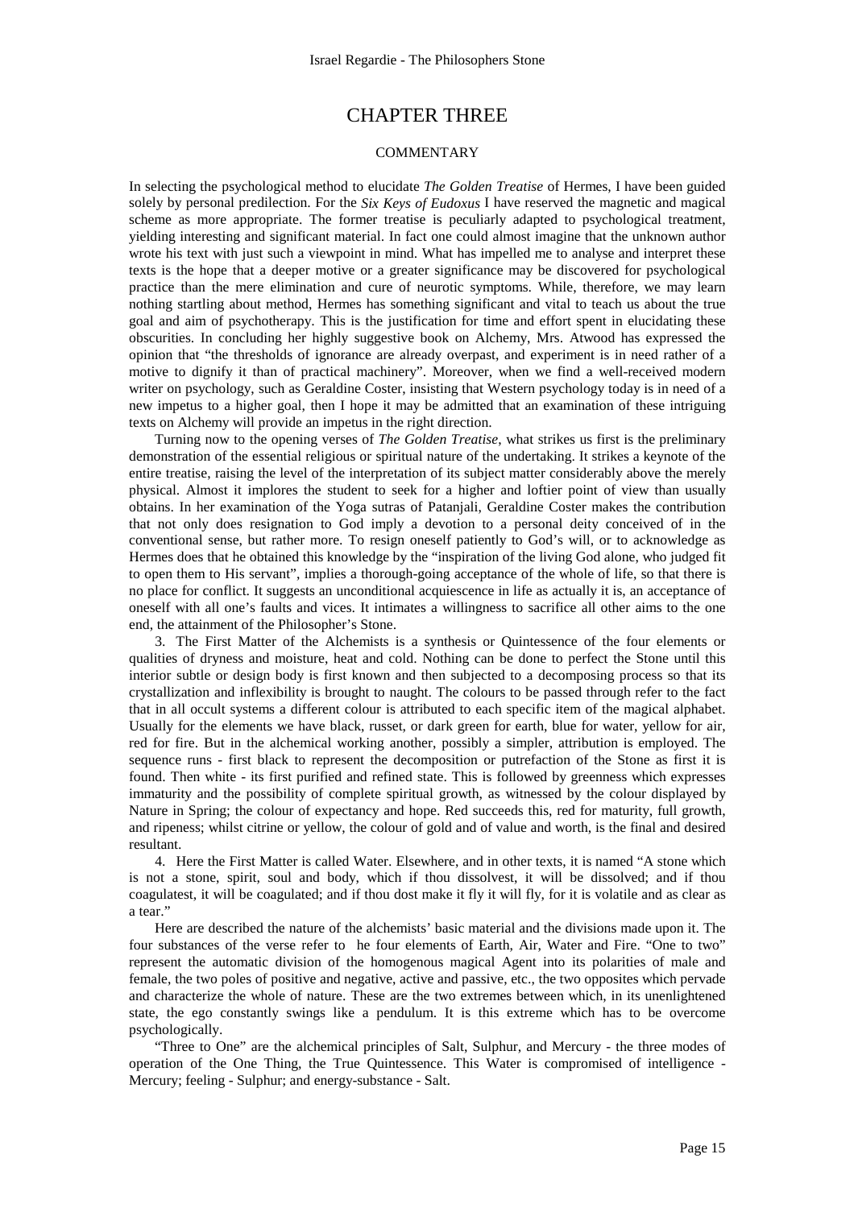# CHAPTER THREE

## COMMENTARY

In selecting the psychological method to elucidate *The Golden Treatise* of Hermes, I have been guided solely by personal predilection. For the *Six Keys of Eudoxus* I have reserved the magnetic and magical scheme as more appropriate. The former treatise is peculiarly adapted to psychological treatment, yielding interesting and significant material. In fact one could almost imagine that the unknown author wrote his text with just such a viewpoint in mind. What has impelled me to analyse and interpret these texts is the hope that a deeper motive or a greater significance may be discovered for psychological practice than the mere elimination and cure of neurotic symptoms. While, therefore, we may learn nothing startling about method, Hermes has something significant and vital to teach us about the true goal and aim of psychotherapy. This is the justification for time and effort spent in elucidating these obscurities. In concluding her highly suggestive book on Alchemy, Mrs. Atwood has expressed the opinion that "the thresholds of ignorance are already overpast, and experiment is in need rather of a motive to dignify it than of practical machinery". Moreover, when we find a well-received modern writer on psychology, such as Geraldine Coster, insisting that Western psychology today is in need of a new impetus to a higher goal, then I hope it may be admitted that an examination of these intriguing texts on Alchemy will provide an impetus in the right direction.

Turning now to the opening verses of *The Golden Treatise*, what strikes us first is the preliminary demonstration of the essential religious or spiritual nature of the undertaking. It strikes a keynote of the entire treatise, raising the level of the interpretation of its subject matter considerably above the merely physical. Almost it implores the student to seek for a higher and loftier point of view than usually obtains. In her examination of the Yoga sutras of Patanjali, Geraldine Coster makes the contribution that not only does resignation to God imply a devotion to a personal deity conceived of in the conventional sense, but rather more. To resign oneself patiently to God's will, or to acknowledge as Hermes does that he obtained this knowledge by the "inspiration of the living God alone, who judged fit to open them to His servant", implies a thorough-going acceptance of the whole of life, so that there is no place for conflict. It suggests an unconditional acquiescence in life as actually it is, an acceptance of oneself with all one's faults and vices. It intimates a willingness to sacrifice all other aims to the one end, the attainment of the Philosopher's Stone.

3. The First Matter of the Alchemists is a synthesis or Quintessence of the four elements or qualities of dryness and moisture, heat and cold. Nothing can be done to perfect the Stone until this interior subtle or design body is first known and then subjected to a decomposing process so that its crystallization and inflexibility is brought to naught. The colours to be passed through refer to the fact that in all occult systems a different colour is attributed to each specific item of the magical alphabet. Usually for the elements we have black, russet, or dark green for earth, blue for water, yellow for air, red for fire. But in the alchemical working another, possibly a simpler, attribution is employed. The sequence runs - first black to represent the decomposition or putrefaction of the Stone as first it is found. Then white - its first purified and refined state. This is followed by greenness which expresses immaturity and the possibility of complete spiritual growth, as witnessed by the colour displayed by Nature in Spring; the colour of expectancy and hope. Red succeeds this, red for maturity, full growth, and ripeness; whilst citrine or yellow, the colour of gold and of value and worth, is the final and desired resultant.

4. Here the First Matter is called Water. Elsewhere, and in other texts, it is named "A stone which is not a stone, spirit, soul and body, which if thou dissolvest, it will be dissolved; and if thou coagulatest, it will be coagulated; and if thou dost make it fly it will fly, for it is volatile and as clear as a tear."

Here are described the nature of the alchemists' basic material and the divisions made upon it. The four substances of the verse refer to he four elements of Earth, Air, Water and Fire. "One to two" represent the automatic division of the homogenous magical Agent into its polarities of male and female, the two poles of positive and negative, active and passive, etc., the two opposites which pervade and characterize the whole of nature. These are the two extremes between which, in its unenlightened state, the ego constantly swings like a pendulum. It is this extreme which has to be overcome psychologically.

"Three to One" are the alchemical principles of Salt, Sulphur, and Mercury - the three modes of operation of the One Thing, the True Quintessence. This Water is compromised of intelligence - Mercury; feeling - Sulphur; and energy-substance - Salt.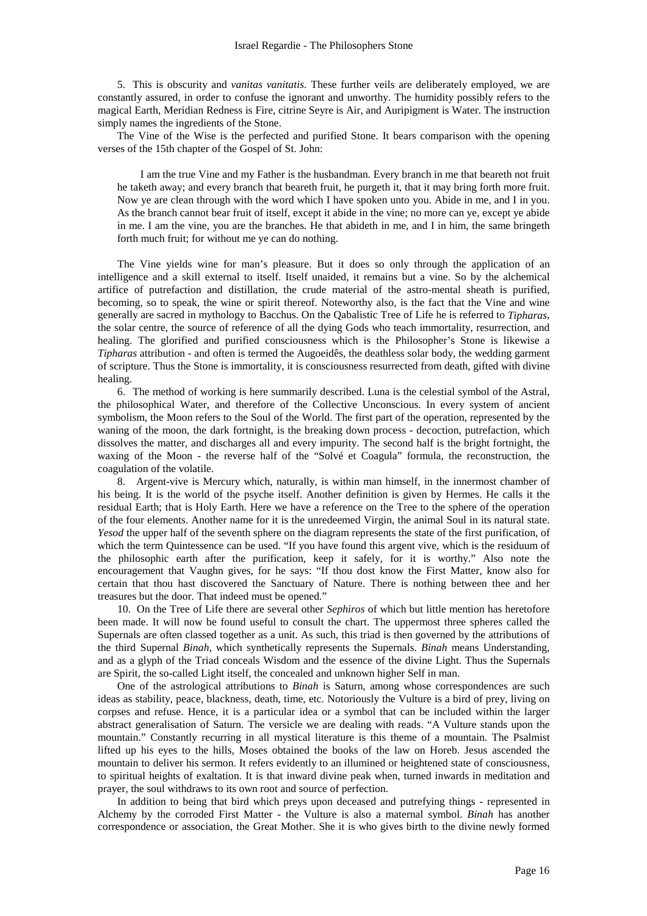5. This is obscurity and *vanitas vanitatis*. These further veils are deliberately employed, we are constantly assured, in order to confuse the ignorant and unworthy. The humidity possibly refers to the magical Earth, Meridian Redness is Fire, citrine Seyre is Air, and Auripigment is Water. The instruction simply names the ingredients of the Stone.

The Vine of the Wise is the perfected and purified Stone. It bears comparison with the opening verses of the 15th chapter of the Gospel of St. John:

> I am the true Vine and my Father is the husbandman. Every branch in me that beareth not fruit he taketh away; and every branch that beareth fruit, he purgeth it, that it may bring forth more fruit. Now ye are clean through with the word which I have spoken unto you. Abide in me, and I in you. As the branch cannot bear fruit of itself, except it abide in the vine; no more can ye, except ye abide in me. I am the vine, you are the branches. He that abideth in me, and I in him, the same bringeth forth much fruit; for without me ye can do nothing.

The Vine yields wine for man's pleasure. But it does so only through the application of an intelligence and a skill external to itself. Itself unaided, it remains but a vine. So by the alchemical artifice of putrefaction and distillation, the crude material of the astro-mental sheath is purified, becoming, so to speak, the wine or spirit thereof. Noteworthy also, is the fact that the Vine and wine generally are sacred in mythology to Bacchus. On the Qabalistic Tree of Life he is referred to *Tipharas*, the solar centre, the source of reference of all the dying Gods who teach immortality, resurrection, and healing. The glorified and purified consciousness which is the Philosopher's Stone is likewise a *Tipharas* attribution - and often is termed the Augoeidês, the deathless solar body, the wedding garment of scripture. Thus the Stone is immortality, it is consciousness resurrected from death, gifted with divine healing.

6. The method of working is here summarily described. Luna is the celestial symbol of the Astral, the philosophical Water, and therefore of the Collective Unconscious. In every system of ancient symbolism, the Moon refers to the Soul of the World. The first part of the operation, represented by the waning of the moon, the dark fortnight, is the breaking down process - decoction, putrefaction, which dissolves the matter, and discharges all and every impurity. The second half is the bright fortnight, the waxing of the Moon - the reverse half of the "Solvé et Coagula" formula, the reconstruction, the coagulation of the volatile.

8. Argent-vive is Mercury which, naturally, is within man himself, in the innermost chamber of his being. It is the world of the psyche itself. Another definition is given by Hermes. He calls it the residual Earth; that is Holy Earth. Here we have a reference on the Tree to the sphere of the operation of the four elements. Another name for it is the unredeemed Virgin, the animal Soul in its natural state. *Yesod* the upper half of the seventh sphere on the diagram represents the state of the first purification, of which the term Quintessence can be used. "If you have found this argent vive, which is the residuum of the philosophic earth after the purification, keep it safely, for it is worthy." Also note the encouragement that Vaughn gives, for he says: "If thou dost know the First Matter, know also for certain that thou hast discovered the Sanctuary of Nature. There is nothing between thee and her treasures but the door. That indeed must be opened."

10. On the Tree of Life there are several other *Sephiros* of which but little mention has heretofore been made. It will now be found useful to consult the chart. The uppermost three spheres called the Supernals are often classed together as a unit. As such, this triad is then governed by the attributions of the third Supernal *Binah*, which synthetically represents the Supernals. *Binah* means Understanding, and as a glyph of the Triad conceals Wisdom and the essence of the divine Light. Thus the Supernals are Spirit, the so-called Light itself, the concealed and unknown higher Self in man.

One of the astrological attributions to *Binah* is Saturn, among whose correspondences are such ideas as stability, peace, blackness, death, time, etc. Notoriously the Vulture is a bird of prey, living on corpses and refuse. Hence, it is a particular idea or a symbol that can be included within the larger abstract generalisation of Saturn. The versicle we are dealing with reads. "A Vulture stands upon the mountain." Constantly recurring in all mystical literature is this theme of a mountain. The Psalmist lifted up his eyes to the hills, Moses obtained the books of the law on Horeb. Jesus ascended the mountain to deliver his sermon. It refers evidently to an illumined or heightened state of consciousness, to spiritual heights of exaltation. It is that inward divine peak when, turned inwards in meditation and prayer, the soul withdraws to its own root and source of perfection.

In addition to being that bird which preys upon deceased and putrefying things - represented in Alchemy by the corroded First Matter - the Vulture is also a maternal symbol. *Binah* has another correspondence or association, the Great Mother. She it is who gives birth to the divine newly formed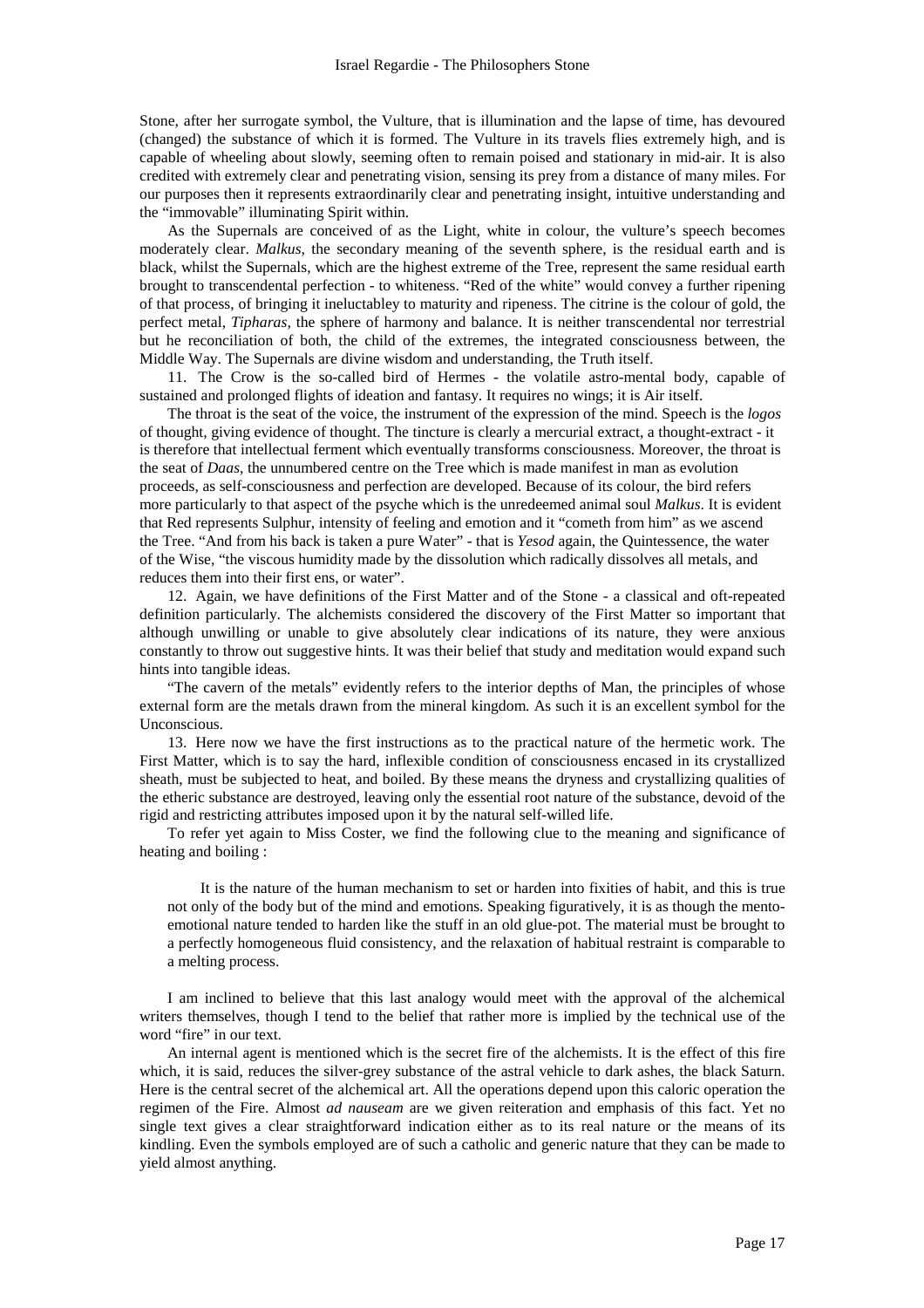Stone, after her surrogate symbol, the Vulture, that is illumination and the lapse of time, has devoured (changed) the substance of which it is formed. The Vulture in its travels flies extremely high, and is capable of wheeling about slowly, seeming often to remain poised and stationary in mid-air. It is also credited with extremely clear and penetrating vision, sensing its prey from a distance of many miles. For our purposes then it represents extraordinarily clear and penetrating insight, intuitive understanding and the "immovable" illuminating Spirit within.

As the Supernals are conceived of as the Light, white in colour, the vulture's speech becomes moderately clear. *Malkus*, the secondary meaning of the seventh sphere, is the residual earth and is black, whilst the Supernals, which are the highest extreme of the Tree, represent the same residual earth brought to transcendental perfection - to whiteness. "Red of the white" would convey a further ripening of that process, of bringing it ineluctabley to maturity and ripeness. The citrine is the colour of gold, the perfect metal, *Tipharas*, the sphere of harmony and balance. It is neither transcendental nor terrestrial but he reconciliation of both, the child of the extremes, the integrated consciousness between, the Middle Way. The Supernals are divine wisdom and understanding, the Truth itself.

11. The Crow is the so-called bird of Hermes - the volatile astro-mental body, capable of sustained and prolonged flights of ideation and fantasy. It requires no wings; it is Air itself.

The throat is the seat of the voice, the instrument of the expression of the mind. Speech is the *logos* of thought, giving evidence of thought. The tincture is clearly a mercurial extract, a thought-extract - it is therefore that intellectual ferment which eventually transforms consciousness. Moreover, the throat is the seat of *Daas*, the unnumbered centre on the Tree which is made manifest in man as evolution proceeds, as self-consciousness and perfection are developed. Because of its colour, the bird refers more particularly to that aspect of the psyche which is the unredeemed animal soul *Malkus*. It is evident that Red represents Sulphur, intensity of feeling and emotion and it "cometh from him" as we ascend the Tree. "And from his back is taken a pure Water" - that is *Yesod* again, the Quintessence, the water of the Wise, "the viscous humidity made by the dissolution which radically dissolves all metals, and reduces them into their first ens, or water".

12. Again, we have definitions of the First Matter and of the Stone - a classical and oft-repeated definition particularly. The alchemists considered the discovery of the First Matter so important that although unwilling or unable to give absolutely clear indications of its nature, they were anxious constantly to throw out suggestive hints. It was their belief that study and meditation would expand such hints into tangible ideas.

"The cavern of the metals" evidently refers to the interior depths of Man, the principles of whose external form are the metals drawn from the mineral kingdom. As such it is an excellent symbol for the Unconscious.

13. Here now we have the first instructions as to the practical nature of the hermetic work. The First Matter, which is to say the hard, inflexible condition of consciousness encased in its crystallized sheath, must be subjected to heat, and boiled. By these means the dryness and crystallizing qualities of the etheric substance are destroyed, leaving only the essential root nature of the substance, devoid of the rigid and restricting attributes imposed upon it by the natural self-willed life.

To refer yet again to Miss Coster, we find the following clue to the meaning and significance of heating and boiling :

> It is the nature of the human mechanism to set or harden into fixities of habit, and this is true not only of the body but of the mind and emotions. Speaking figuratively, it is as though the mento-emotional nature tended to harden like the stuff in an old glue-pot. The material must be brought to a perfectly homogeneous fluid consistency, and the relaxation of habitual restraint is comparable to a melting process.

I am inclined to believe that this last analogy would meet with the approval of the alchemical writers themselves, though I tend to the belief that rather more is implied by the technical use of the word "fire" in our text.

An internal agent is mentioned which is the secret fire of the alchemists. It is the effect of this fire which, it is said, reduces the silver-grey substance of the astral vehicle to dark ashes, the black Saturn. Here is the central secret of the alchemical art. All the operations depend upon this caloric operation the regimen of the Fire. Almost *ad nauseam* are we given reiteration and emphasis of this fact. Yet no single text gives a clear straightforward indication either as to its real nature or the means of its kindling. Even the symbols employed are of such a catholic and generic nature that they can be made to yield almost anything.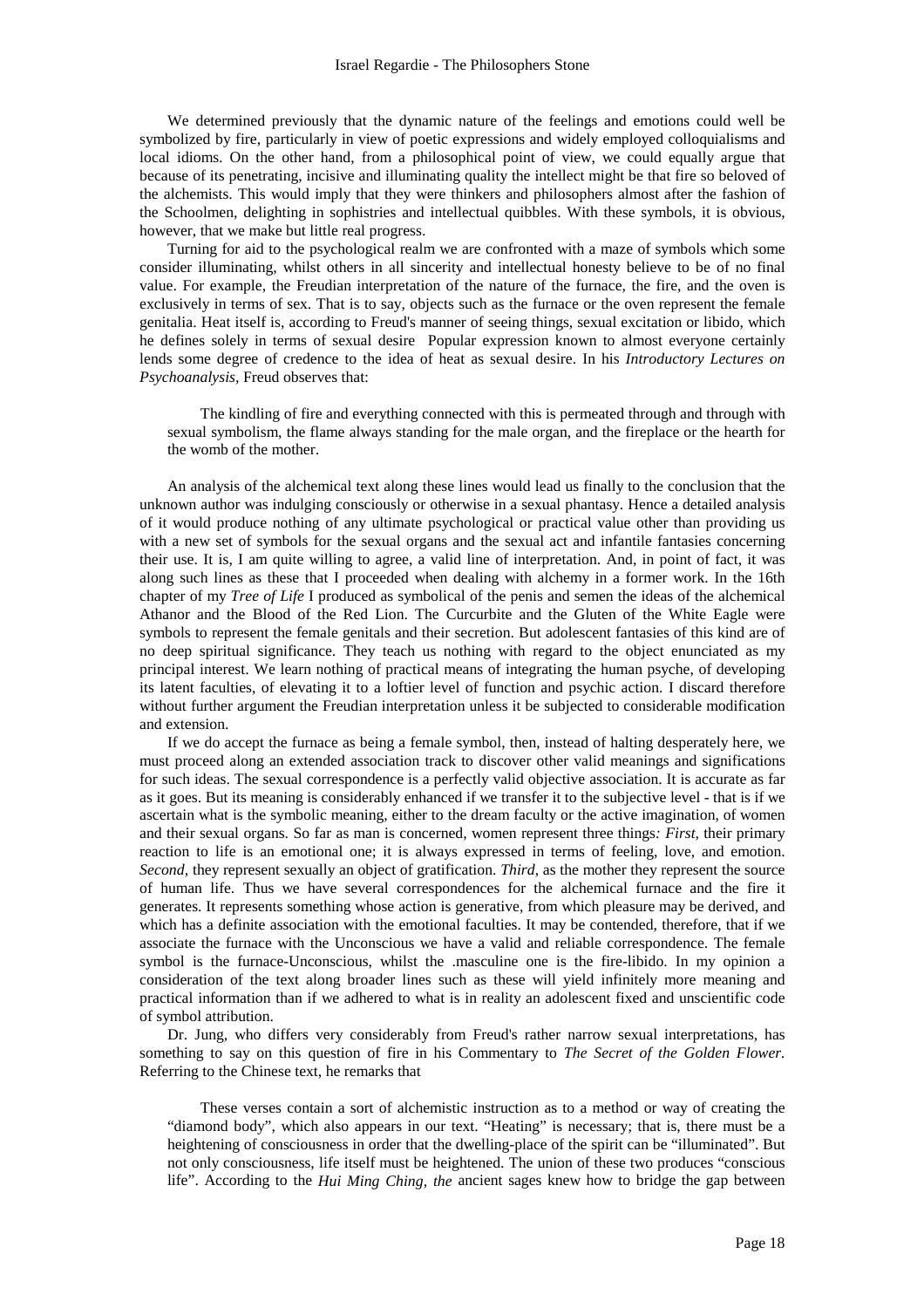We determined previously that the dynamic nature of the feelings and emotions could well be symbolized by fire, particularly in view of poetic expressions and widely employed colloquialisms and local idioms. On the other hand, from a philosophical point of view, we could equally argue that because of its penetrating, incisive and illuminating quality the intellect might be that fire so beloved of the alchemists. This would imply that they were thinkers and philosophers almost after the fashion of the Schoolmen, delighting in sophistries and intellectual quibbles. With these symbols, it is obvious, however, that we make but little real progress.

Turning for aid to the psychological realm we are confronted with a maze of symbols which some consider illuminating, whilst others in all sincerity and intellectual honesty believe to be of no final value. For example, the Freudian interpretation of the nature of the furnace, the fire, and the oven is exclusively in terms of sex. That is to say, objects such as the furnace or the oven represent the female genitalia. Heat itself is, according to Freud's manner of seeing things, sexual excitation or libido, which he defines solely in terms of sexual desire  Popular expression known to almost everyone certainly lends some degree of credence to the idea of heat as sexual desire. In his *Introductory Lectures on Psychoanalysis,* Freud observes that:

> The kindling of fire and everything connected with this is permeated through and through with sexual symbolism, the flame always standing for the male organ, and the fireplace or the hearth for the womb of the mother.

An analysis of the alchemical text along these lines would lead us finally to the conclusion that the unknown author was indulging consciously or otherwise in a sexual phantasy. Hence a detailed analysis of it would produce nothing of any ultimate psychological or practical value other than providing us with a new set of symbols for the sexual organs and the sexual act and infantile fantasies concerning their use. It is, I am quite willing to agree, a valid line of interpretation. And, in point of fact, it was along such lines as these that I proceeded when dealing with alchemy in a former work. In the 16th chapter of my *Tree of Life* I produced as symbolical of the penis and semen the ideas of the alchemical Athanor and the Blood of the Red Lion. The Curcurbite and the Gluten of the White Eagle were symbols to represent the female genitals and their secretion. But adolescent fantasies of this kind are of no deep spiritual significance. They teach us nothing with regard to the object enunciated as my principal interest. We learn nothing of practical means of integrating the human psyche, of developing its latent faculties, of elevating it to a loftier level of function and psychic action. I discard therefore without further argument the Freudian interpretation unless it be subjected to considerable modification and extension.

If we do accept the furnace as being a female symbol, then, instead of halting desperately here, we must proceed along an extended association track to discover other valid meanings and significations for such ideas. The sexual correspondence is a perfectly valid objective association. It is accurate as far as it goes. But its meaning is considerably enhanced if we transfer it to the subjective level - that is if we ascertain what is the symbolic meaning, either to the dream faculty or the active imagination, of women and their sexual organs. So far as man is concerned, women represent three things*: First,* their primary reaction to life is an emotional one; it is always expressed in terms of feeling, love, and emotion. *Second,* they represent sexually an object of gratification. *Third,* as the mother they represent the source of human life. Thus we have several correspondences for the alchemical furnace and the fire it generates. It represents something whose action is generative, from which pleasure may be derived, and which has a definite association with the emotional faculties. It may be contended, therefore, that if we associate the furnace with the Unconscious we have a valid and reliable correspondence. The female symbol is the furnace-Unconscious, whilst the .masculine one is the fire-libido. In my opinion a consideration of the text along broader lines such as these will yield infinitely more meaning and practical information than if we adhered to what is in reality an adolescent fixed and unscientific code of symbol attribution.

Dr. Jung, who differs very considerably from Freud's rather narrow sexual interpretations, has something to say on this question of fire in his Commentary to *The Secret of the Golden Flower.* Referring to the Chinese text, he remarks that

> These verses contain a sort of alchemistic instruction as to a method or way of creating the "diamond body", which also appears in our text. "Heating" is necessary; that is, there must be a heightening of consciousness in order that the dwelling-place of the spirit can be "illuminated". But not only consciousness, life itself must be heightened. The union of these two produces "conscious life". According to the *Hui Ming Ching, the* ancient sages knew how to bridge the gap between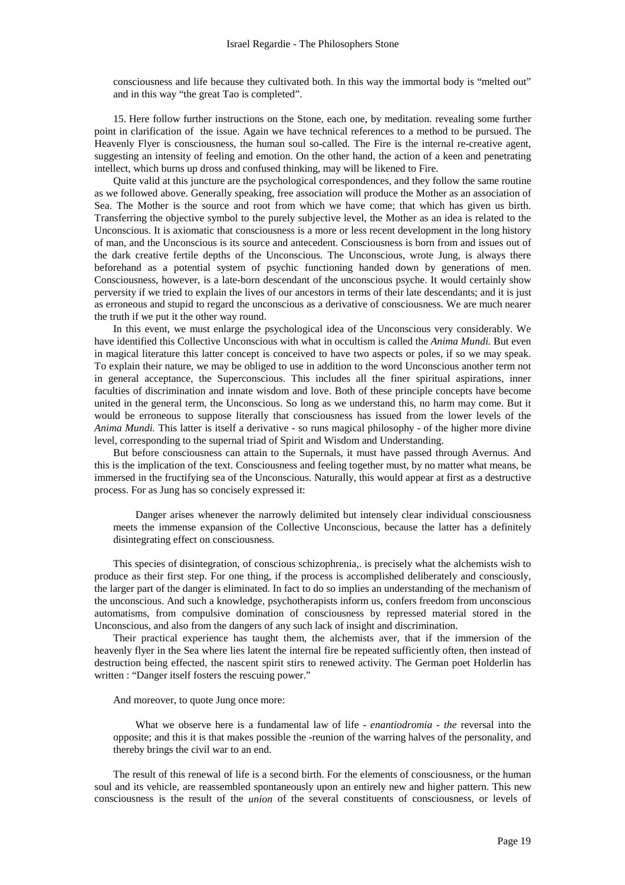consciousness and life because they cultivated both. In this way the immortal body is "melted out" and in this way "the great Tao is completed".

15. Here follow further instructions on the Stone, each one, by meditation. revealing some further point in clarification of the issue. Again we have technical references to a method to be pursued. The Heavenly Flyer is consciousness, the human soul so-called. The Fire is the internal re-creative agent, suggesting an intensity of feeling and emotion. On the other hand, the action of a keen and penetrating intellect, which burns up dross and confused thinking, may will be likened to Fire.

Quite valid at this juncture are the psychological correspondences, and they follow the same routine as we followed above. Generally speaking, free association will produce the Mother as an association of Sea. The Mother is the source and root from which we have come; that which has given us birth. Transferring the objective symbol to the purely subjective level, the Mother as an idea is related to the Unconscious. It is axiomatic that consciousness is a more or less recent development in the long history of man, and the Unconscious is its source and antecedent. Consciousness is born from and issues out of the dark creative fertile depths of the Unconscious. The Unconscious, wrote Jung, is always there beforehand as a potential system of psychic functioning handed down by generations of men. Consciousness, however, is a late-born descendant of the unconscious psyche. It would certainly show perversity if we tried to explain the lives of our ancestors in terms of their late descendants; and it is just as erroneous and stupid to regard the unconscious as a derivative of consciousness. We are much nearer the truth if we put it the other way round.

In this event, we must enlarge the psychological idea of the Unconscious very considerably. We have identified this Collective Unconscious with what in occultism is called the *Anima Mundi.* But even in magical literature this latter concept is conceived to have two aspects or poles, if so we may speak. To explain their nature, we may be obliged to use in addition to the word Unconscious another term not in general acceptance, the Superconscious. This includes all the finer spiritual aspirations, inner faculties of discrimination and innate wisdom and love. Both of these principle concepts have become united in the general term, the Unconscious. So long as we understand this, no harm may come. But it would be erroneous to suppose literally that consciousness has issued from the lower levels of the *Anima Mundi.* This latter is itself a derivative - so runs magical philosophy - of the higher more divine level, corresponding to the supernal triad of Spirit and Wisdom and Understanding.

But before consciousness can attain to the Supernals, it must have passed through Avernus. And this is the implication of the text. Consciousness and feeling together must, by no matter what means, be immersed in the fructifying sea of the Unconscious. Naturally, this would appear at first as a destructive process. For as Jung has so concisely expressed it:

> Danger arises whenever the narrowly delimited but intensely clear individual consciousness meets the immense expansion of the Collective Unconscious, because the latter has a definitely disintegrating effect on consciousness.

This species of disintegration, of conscious schizophrenia,. is precisely what the alchemists wish to produce as their first step. For one thing, if the process is accomplished deliberately and consciously, the larger part of the danger is eliminated. In fact to do so implies an understanding of the mechanism of the unconscious. And such a knowledge, psychotherapists inform us, confers freedom from unconscious automatisms, from compulsive domination of consciousness by repressed material stored in the Unconscious, and also from the dangers of any such lack of insight and discrimination.

Their practical experience has taught them, the alchemists aver, that if the immersion of the heavenly flyer in the Sea where lies latent the internal fire be repeated sufficiently often, then instead of destruction being effected, the nascent spirit stirs to renewed activity. The German poet Holderlin has written : "Danger itself fosters the rescuing power."

And moreover, to quote Jung once more:

> What we observe here is a fundamental law of life - *enantiodromia - the* reversal into the opposite; and this it is that makes possible the -reunion of the warring halves of the personality, and thereby brings the civil war to an end.

The result of this renewal of life is a second birth. For the elements of consciousness, or the human soul and its vehicle, are reassembled spontaneously upon an entirely new and higher pattern. This new consciousness is the result of the *union* of the several constituents of consciousness, or levels of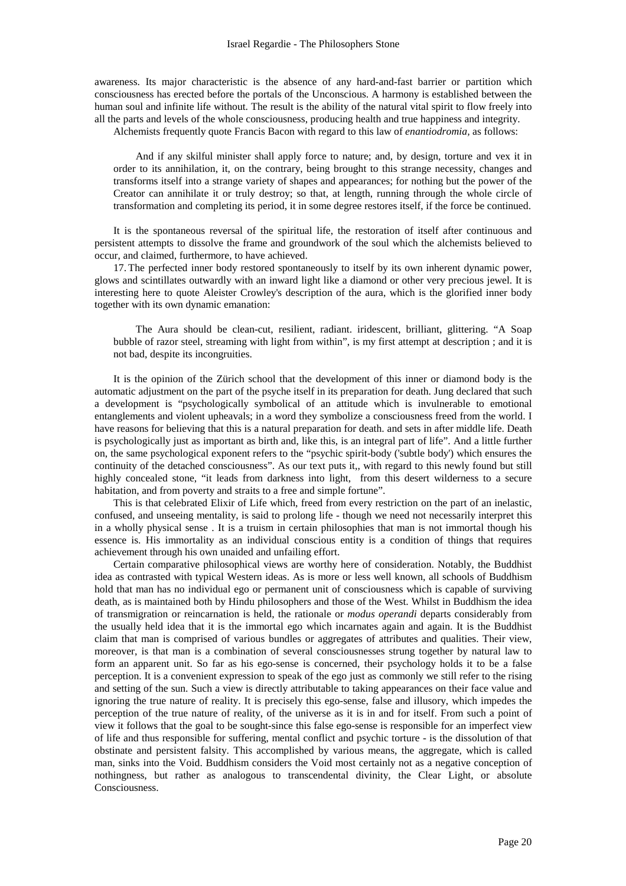awareness. Its major characteristic is the absence of any hard-and-fast barrier or partition which consciousness has erected before the portals of the Unconscious. A harmony is established between the human soul and infinite life without. The result is the ability of the natural vital spirit to flow freely into all the parts and levels of the whole consciousness, producing health and true happiness and integrity.

Alchemists frequently quote Francis Bacon with regard to this law of *enantiodromia,* as follows:

> And if any skilful minister shall apply force to nature; and, by design, torture and vex it in order to its annihilation, it, on the contrary, being brought to this strange necessity, changes and transforms itself into a strange variety of shapes and appearances; for nothing but the power of the Creator can annihilate it or truly destroy; so that, at length, running through the whole circle of transformation and completing its period, it in some degree restores itself, if the force be continued.

It is the spontaneous reversal of the spiritual life, the restoration of itself after continuous and persistent attempts to dissolve the frame and groundwork of the soul which the alchemists believed to occur, and claimed, furthermore, to have achieved.

17. The perfected inner body restored spontaneously to itself by its own inherent dynamic power, glows and scintillates outwardly with an inward light like a diamond or other very precious jewel. It is interesting here to quote Aleister Crowley's description of the aura, which is the glorified inner body together with its own dynamic emanation:

> The Aura should be clean-cut, resilient, radiant. iridescent, brilliant, glittering. "A Soap bubble of razor steel, streaming with light from within", is my first attempt at description ; and it is not bad, despite its incongruities.

It is the opinion of the Zürich school that the development of this inner or diamond body is the automatic adjustment on the part of the psyche itself in its preparation for death. Jung declared that such a development is "psychologically symbolical of an attitude which is invulnerable to emotional entanglements and violent upheavals; in a word they symbolize a consciousness freed from the world. I have reasons for believing that this is a natural preparation for death. and sets in after middle life. Death is psychologically just as important as birth and, like this, is an integral part of life". And a little further on, the same psychological exponent refers to the "psychic spirit-body ('subtle body') which ensures the continuity of the detached consciousness". As our text puts it,, with regard to this newly found but still highly concealed stone, "it leads from darkness into light, from this desert wilderness to a secure habitation, and from poverty and straits to a free and simple fortune".

This is that celebrated Elixir of Life which, freed from every restriction on the part of an inelastic, confused, and unseeing mentality, is said to prolong life - though we need not necessarily interpret this in a wholly physical sense . It is a truism in certain philosophies that man is not immortal though his essence is. His immortality as an individual conscious entity is a condition of things that requires achievement through his own unaided and unfailing effort.

Certain comparative philosophical views are worthy here of consideration. Notably, the Buddhist idea as contrasted with typical Western ideas. As is more or less well known, all schools of Buddhism hold that man has no individual ego or permanent unit of consciousness which is capable of surviving death, as is maintained both by Hindu philosophers and those of the West. Whilst in Buddhism the idea of transmigration or reincarnation is held, the rationale or *modus operandi* departs considerably from the usually held idea that it is the immortal ego which incarnates again and again. It is the Buddhist claim that man is comprised of various bundles or aggregates of attributes and qualities. Their view, moreover, is that man is a combination of several consciousnesses strung together by natural law to form an apparent unit. So far as his ego-sense is concerned, their psychology holds it to be a false perception. It is a convenient expression to speak of the ego just as commonly we still refer to the rising and setting of the sun. Such a view is directly attributable to taking appearances on their face value and ignoring the true nature of reality. It is precisely this ego-sense, false and illusory, which impedes the perception of the true nature of reality, of the universe as it is in and for itself. From such a point of view it follows that the goal to be sought-since this false ego-sense is responsible for an imperfect view of life and thus responsible for suffering, mental conflict and psychic torture - is the dissolution of that obstinate and persistent falsity. This accomplished by various means, the aggregate, which is called man, sinks into the Void. Buddhism considers the Void most certainly not as a negative conception of nothingness, but rather as analogous to transcendental divinity, the Clear Light, or absolute Consciousness.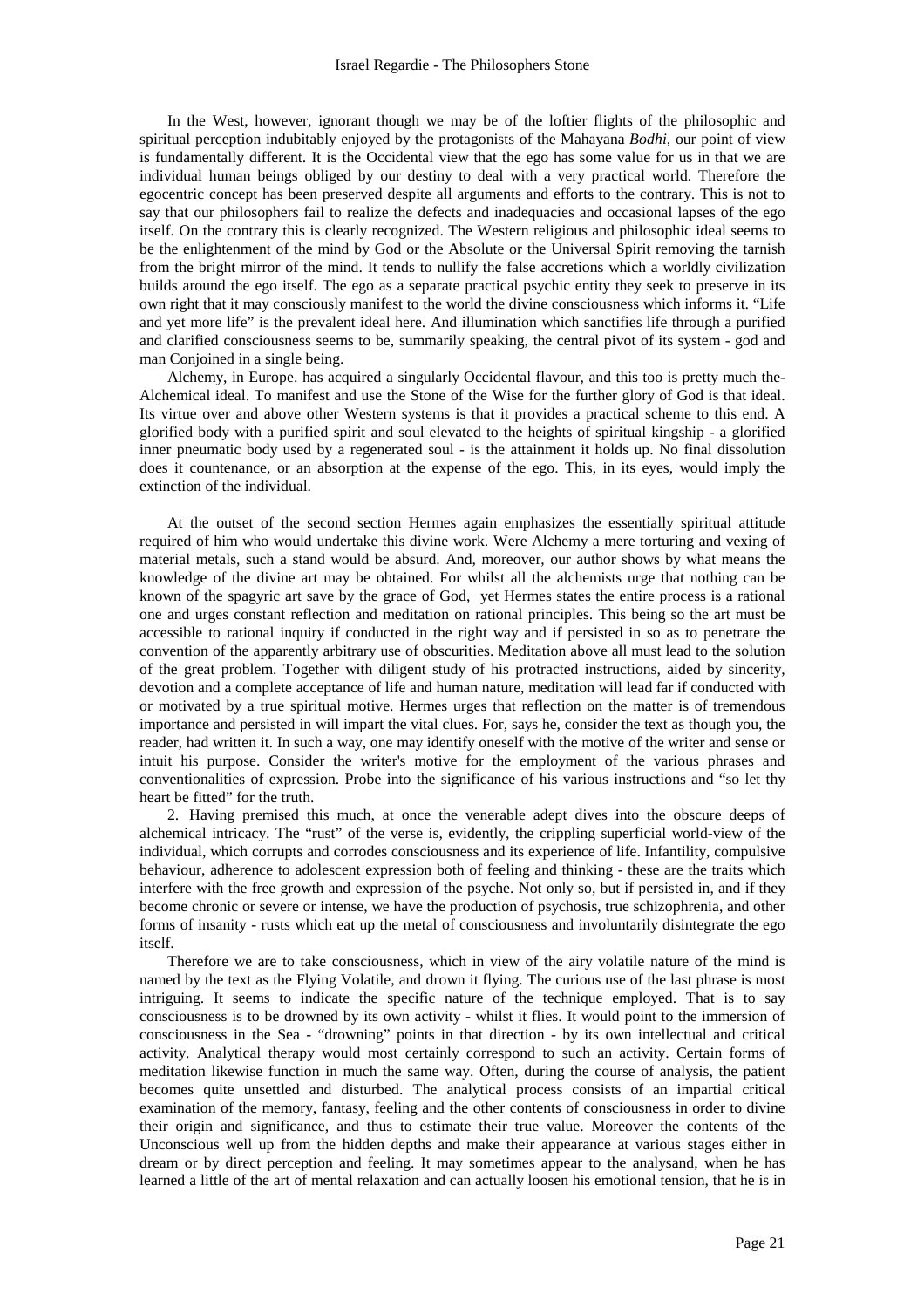In the West, however, ignorant though we may be of the loftier flights of the philosophic and spiritual perception indubitably enjoyed by the protagonists of the Mahayana *Bodhi*, our point of view is fundamentally different. It is the Occidental view that the ego has some value for us in that we are individual human beings obliged by our destiny to deal with a very practical world. Therefore the egocentric concept has been preserved despite all arguments and efforts to the contrary. This is not to say that our philosophers fail to realize the defects and inadequacies and occasional lapses of the ego itself. On the contrary this is clearly recognized. The Western religious and philosophic ideal seems to be the enlightenment of the mind by God or the Absolute or the Universal Spirit removing the tarnish from the bright mirror of the mind. It tends to nullify the false accretions which a worldly civilization builds around the ego itself. The ego as a separate practical psychic entity they seek to preserve in its own right that it may consciously manifest to the world the divine consciousness which informs it. "Life and yet more life" is the prevalent ideal here. And illumination which sanctifies life through a purified and clarified consciousness seems to be, summarily speaking, the central pivot of its system - god and man Conjoined in a single being.

Alchemy, in Europe. has acquired a singularly Occidental flavour, and this too is pretty much the- Alchemical ideal. To manifest and use the Stone of the Wise for the further glory of God is that ideal. Its virtue over and above other Western systems is that it provides a practical scheme to this end. A glorified body with a purified spirit and soul elevated to the heights of spiritual kingship - a glorified inner pneumatic body used by a regenerated soul - is the attainment it holds up. No final dissolution does it countenance, or an absorption at the expense of the ego. This, in its eyes, would imply the extinction of the individual.

At the outset of the second section Hermes again emphasizes the essentially spiritual attitude required of him who would undertake this divine work. Were Alchemy a mere torturing and vexing of material metals, such a stand would be absurd. And, moreover, our author shows by what means the knowledge of the divine art may be obtained. For whilst all the alchemists urge that nothing can be known of the spagyric art save by the grace of God, yet Hermes states the entire process is a rational one and urges constant reflection and meditation on rational principles. This being so the art must be accessible to rational inquiry if conducted in the right way and if persisted in so as to penetrate the convention of the apparently arbitrary use of obscurities. Meditation above all must lead to the solution of the great problem. Together with diligent study of his protracted instructions, aided by sincerity, devotion and a complete acceptance of life and human nature, meditation will lead far if conducted with or motivated by a true spiritual motive. Hermes urges that reflection on the matter is of tremendous importance and persisted in will impart the vital clues. For, says he, consider the text as though you, the reader, had written it. In such a way, one may identify oneself with the motive of the writer and sense or intuit his purpose. Consider the writer's motive for the employment of the various phrases and conventionalities of expression. Probe into the significance of his various instructions and "so let thy heart be fitted" for the truth.

2. Having premised this much, at once the venerable adept dives into the obscure deeps of alchemical intricacy. The "rust" of the verse is, evidently, the crippling superficial world-view of the individual, which corrupts and corrodes consciousness and its experience of life. Infantility, compulsive behaviour, adherence to adolescent expression both of feeling and thinking - these are the traits which interfere with the free growth and expression of the psyche. Not only so, but if persisted in, and if they become chronic or severe or intense, we have the production of psychosis, true schizophrenia, and other forms of insanity - rusts which eat up the metal of consciousness and involuntarily disintegrate the ego itself.

Therefore we are to take consciousness, which in view of the airy volatile nature of the mind is named by the text as the Flying Volatile, and drown it flying. The curious use of the last phrase is most intriguing. It seems to indicate the specific nature of the technique employed. That is to say consciousness is to be drowned by its own activity - whilst it flies. It would point to the immersion of consciousness in the Sea - "drowning" points in that direction - by its own intellectual and critical activity. Analytical therapy would most certainly correspond to such an activity. Certain forms of meditation likewise function in much the same way. Often, during the course of analysis, the patient becomes quite unsettled and disturbed. The analytical process consists of an impartial critical examination of the memory, fantasy, feeling and the other contents of consciousness in order to divine their origin and significance, and thus to estimate their true value. Moreover the contents of the Unconscious well up from the hidden depths and make their appearance at various stages either in dream or by direct perception and feeling. It may sometimes appear to the analysand, when he has learned a little of the art of mental relaxation and can actually loosen his emotional tension, that he is in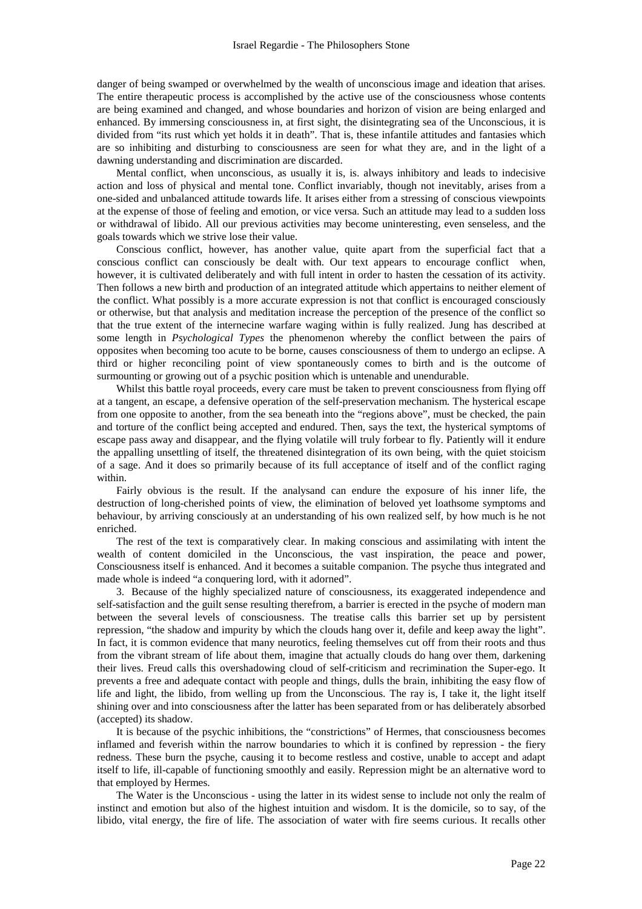danger of being swamped or overwhelmed by the wealth of unconscious image and ideation that arises. The entire therapeutic process is accomplished by the active use of the consciousness whose contents are being examined and changed, and whose boundaries and horizon of vision are being enlarged and enhanced. By immersing consciousness in, at first sight, the disintegrating sea of the Unconscious, it is divided from "its rust which yet holds it in death". That is, these infantile attitudes and fantasies which are so inhibiting and disturbing to consciousness are seen for what they are, and in the light of a dawning understanding and discrimination are discarded.

Mental conflict, when unconscious, as usually it is, is. always inhibitory and leads to indecisive action and loss of physical and mental tone. Conflict invariably, though not inevitably, arises from a one-sided and unbalanced attitude towards life. It arises either from a stressing of conscious viewpoints at the expense of those of feeling and emotion, or vice versa. Such an attitude may lead to a sudden loss or withdrawal of libido. All our previous activities may become uninteresting, even senseless, and the goals towards which we strive lose their value.

Conscious conflict, however, has another value, quite apart from the superficial fact that a conscious conflict can consciously be dealt with. Our text appears to encourage conflict when, however, it is cultivated deliberately and with full intent in order to hasten the cessation of its activity. Then follows a new birth and production of an integrated attitude which appertains to neither element of the conflict. What possibly is a more accurate expression is not that conflict is encouraged consciously or otherwise, but that analysis and meditation increase the perception of the presence of the conflict so that the true extent of the internecine warfare waging within is fully realized. Jung has described at some length in *Psychological Types* the phenomenon whereby the conflict between the pairs of opposites when becoming too acute to be borne, causes consciousness of them to undergo an eclipse. A third or higher reconciling point of view spontaneously comes to birth and is the outcome of surmounting or growing out of a psychic position which is untenable and unendurable.

Whilst this battle royal proceeds, every care must be taken to prevent consciousness from flying off at a tangent, an escape, a defensive operation of the self-preservation mechanism. The hysterical escape from one opposite to another, from the sea beneath into the "regions above", must be checked, the pain and torture of the conflict being accepted and endured. Then, says the text, the hysterical symptoms of escape pass away and disappear, and the flying volatile will truly forbear to fly. Patiently will it endure the appalling unsettling of itself, the threatened disintegration of its own being, with the quiet stoicism of a sage. And it does so primarily because of its full acceptance of itself and of the conflict raging within.

Fairly obvious is the result. If the analysand can endure the exposure of his inner life, the destruction of long-cherished points of view, the elimination of beloved yet loathsome symptoms and behaviour, by arriving consciously at an understanding of his own realized self, by how much is he not enriched.

The rest of the text is comparatively clear. In making conscious and assimilating with intent the wealth of content domiciled in the Unconscious, the vast inspiration, the peace and power, Consciousness itself is enhanced. And it becomes a suitable companion. The psyche thus integrated and made whole is indeed "a conquering lord, with it adorned".

3. Because of the highly specialized nature of consciousness, its exaggerated independence and self-satisfaction and the guilt sense resulting therefrom, a barrier is erected in the psyche of modern man between the several levels of consciousness. The treatise calls this barrier set up by persistent repression, "the shadow and impurity by which the clouds hang over it, defile and keep away the light". In fact, it is common evidence that many neurotics, feeling themselves cut off from their roots and thus from the vibrant stream of life about them, imagine that actually clouds do hang over them, darkening their lives. Freud calls this overshadowing cloud of self-criticism and recrimination the Super-ego. It prevents a free and adequate contact with people and things, dulls the brain, inhibiting the easy flow of life and light, the libido, from welling up from the Unconscious. The ray is, I take it, the light itself shining over and into consciousness after the latter has been separated from or has deliberately absorbed (accepted) its shadow.

It is because of the psychic inhibitions, the "constrictions" of Hermes, that consciousness becomes inflamed and feverish within the narrow boundaries to which it is confined by repression - the fiery redness. These burn the psyche, causing it to become restless and costive, unable to accept and adapt itself to life, ill-capable of functioning smoothly and easily. Repression might be an alternative word to that employed by Hermes.

The Water is the Unconscious - using the latter in its widest sense to include not only the realm of instinct and emotion but also of the highest intuition and wisdom. It is the domicile, so to say, of the libido, vital energy, the fire of life. The association of water with fire seems curious. It recalls other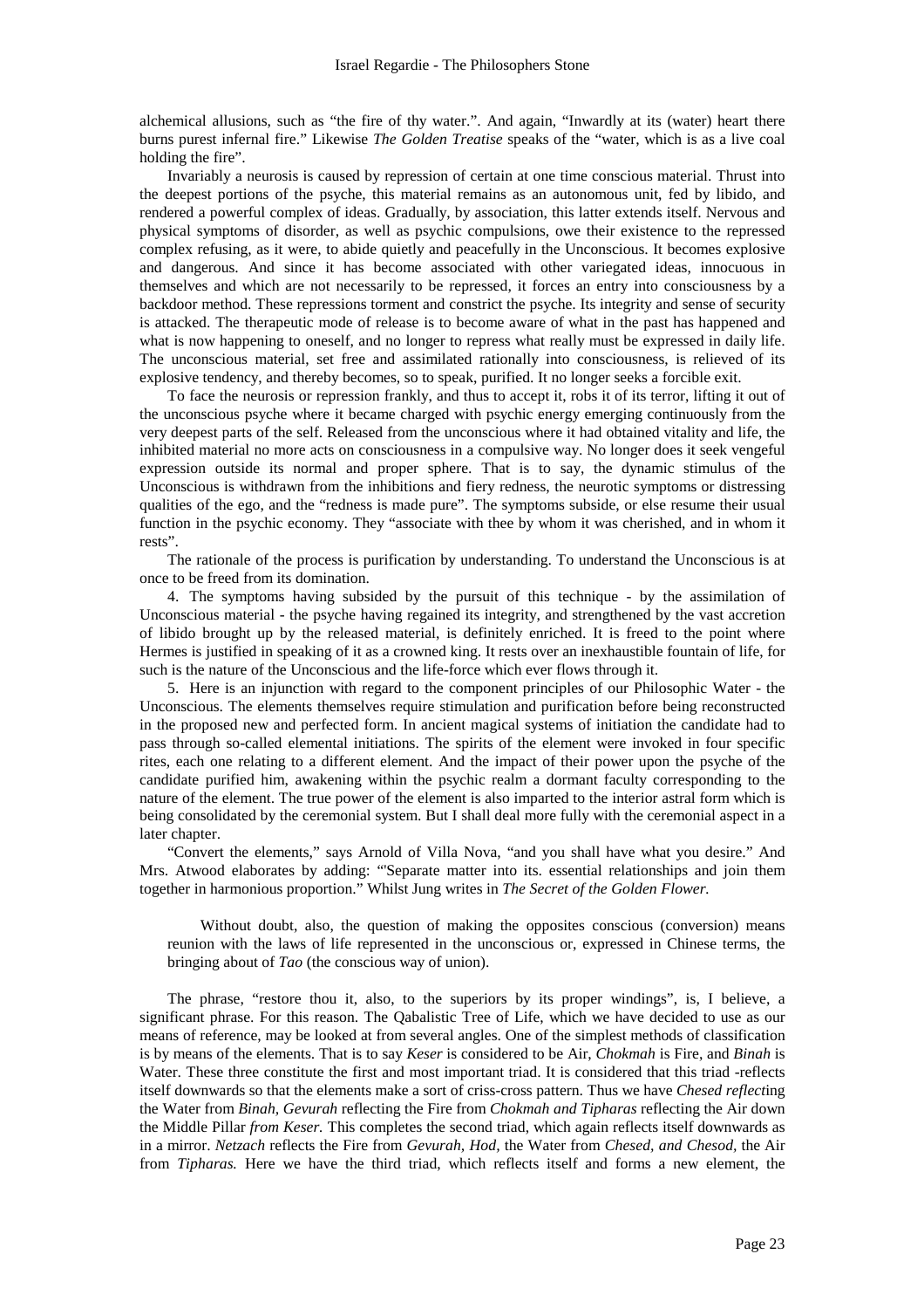alchemical allusions, such as "the fire of thy water.". And again, "Inwardly at its (water) heart there burns purest infernal fire." Likewise *The Golden Treatise* speaks of the "water, which is as a live coal holding the fire".

Invariably a neurosis is caused by repression of certain at one time conscious material. Thrust into the deepest portions of the psyche, this material remains as an autonomous unit, fed by libido, and rendered a powerful complex of ideas. Gradually, by association, this latter extends itself. Nervous and physical symptoms of disorder, as well as psychic compulsions, owe their existence to the repressed complex refusing, as it were, to abide quietly and peacefully in the Unconscious. It becomes explosive and dangerous. And since it has become associated with other variegated ideas, innocuous in themselves and which are not necessarily to be repressed, it forces an entry into consciousness by a backdoor method. These repressions torment and constrict the psyche. Its integrity and sense of security is attacked. The therapeutic mode of release is to become aware of what in the past has happened and what is now happening to oneself, and no longer to repress what really must be expressed in daily life. The unconscious material, set free and assimilated rationally into consciousness, is relieved of its explosive tendency, and thereby becomes, so to speak, purified. It no longer seeks a forcible exit.

To face the neurosis or repression frankly, and thus to accept it, robs it of its terror, lifting it out of the unconscious psyche where it became charged with psychic energy emerging continuously from the very deepest parts of the self. Released from the unconscious where it had obtained vitality and life, the inhibited material no more acts on consciousness in a compulsive way. No longer does it seek vengeful expression outside its normal and proper sphere. That is to say, the dynamic stimulus of the Unconscious is withdrawn from the inhibitions and fiery redness, the neurotic symptoms or distressing qualities of the ego, and the "redness is made pure". The symptoms subside, or else resume their usual function in the psychic economy. They "associate with thee by whom it was cherished, and in whom it rests".

The rationale of the process is purification by understanding. To understand the Unconscious is at once to be freed from its domination.

4. The symptoms having subsided by the pursuit of this technique - by the assimilation of Unconscious material - the psyche having regained its integrity, and strengthened by the vast accretion of libido brought up by the released material, is definitely enriched. It is freed to the point where Hermes is justified in speaking of it as a crowned king. It rests over an inexhaustible fountain of life, for such is the nature of the Unconscious and the life-force which ever flows through it.

5. Here is an injunction with regard to the component principles of our Philosophic Water - the Unconscious. The elements themselves require stimulation and purification before being reconstructed in the proposed new and perfected form. In ancient magical systems of initiation the candidate had to pass through so-called elemental initiations. The spirits of the element were invoked in four specific rites, each one relating to a different element. And the impact of their power upon the psyche of the candidate purified him, awakening within the psychic realm a dormant faculty corresponding to the nature of the element. The true power of the element is also imparted to the interior astral form which is being consolidated by the ceremonial system. But I shall deal more fully with the ceremonial aspect in a later chapter.

"Convert the elements," says Arnold of Villa Nova, "and you shall have what you desire." And Mrs. Atwood elaborates by adding: "'Separate matter into its. essential relationships and join them together in harmonious proportion." Whilst Jung writes in *The Secret of the Golden Flower.*

> Without doubt, also, the question of making the opposites conscious (conversion) means reunion with the laws of life represented in the unconscious or, expressed in Chinese terms, the bringing about of *Tao* (the conscious way of union).

The phrase, "restore thou it, also, to the superiors by its proper windings", is, I believe, a significant phrase. For this reason. The Qabalistic Tree of Life, which we have decided to use as our means of reference, may be looked at from several angles. One of the simplest methods of classification is by means of the elements. That is to say *Keser* is considered to be Air, *Chokmah* is Fire, and *Binah* is Water. These three constitute the first and most important triad. It is considered that this triad -reflects itself downwards so that the elements make a sort of criss-cross pattern. Thus we have *Chesed reflect*ing the Water from *Binah, Gevurah* reflecting the Fire from *Chokmah and Tipharas* reflecting the Air down the Middle Pillar *from Keser.* This completes the second triad, which again reflects itself downwards as in a mirror. *Netzach* reflects the Fire from *Gevurah, Hod,* the Water from *Chesed, and Chesod,* the Air from *Tipharas.* Here we have the third triad, which reflects itself and forms a new element, the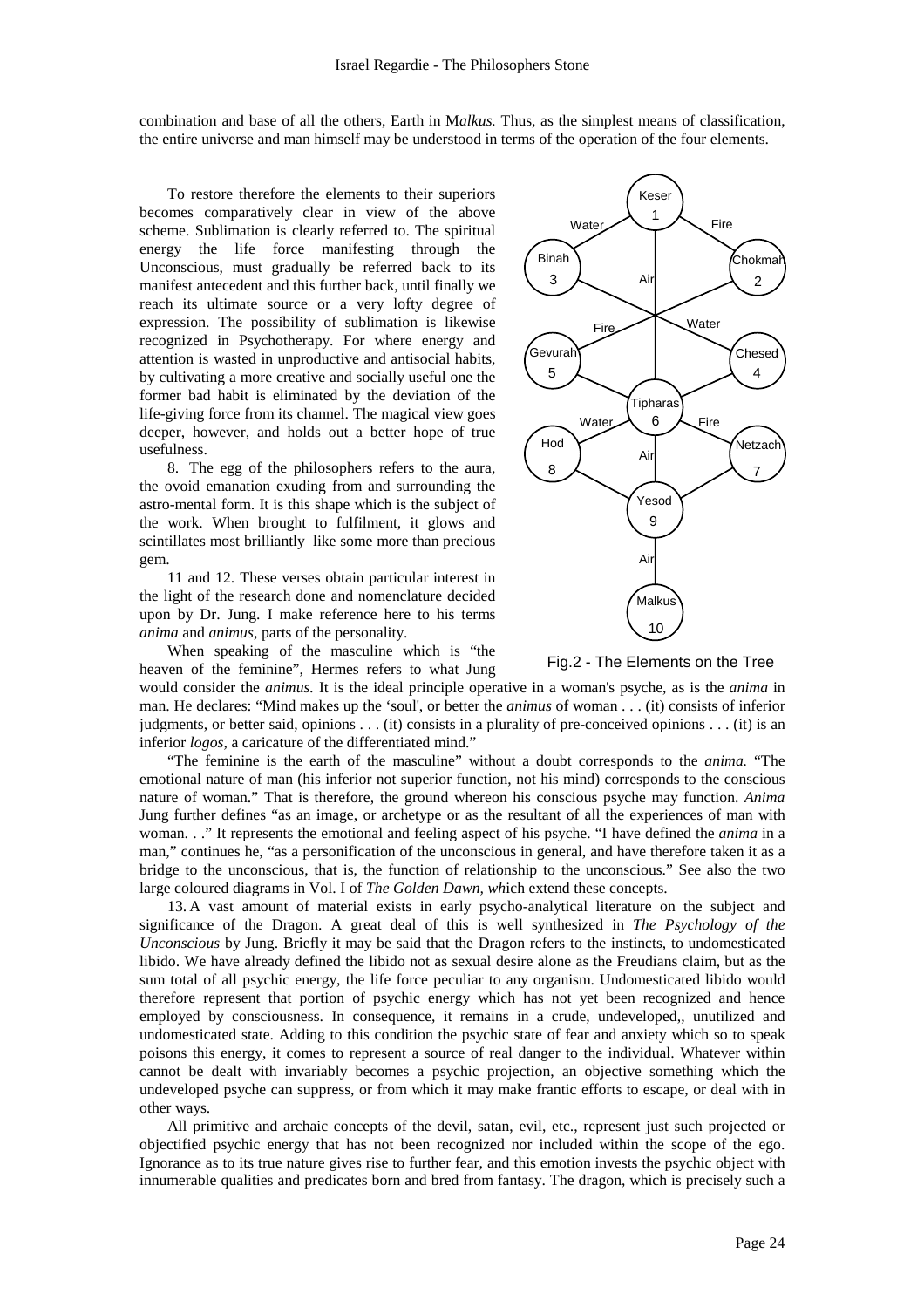combination and base of all the others, Earth in M*alkus.* Thus, as the simplest means of classification, the entire universe and man himself may be understood in terms of the operation of the four elements.

To restore therefore the elements to their superiors becomes comparatively clear in view of the above scheme. Sublimation is clearly referred to. The spiritual energy the life force manifesting through the Unconscious, must gradually be referred back to its manifest antecedent and this further back, until finally we reach its ultimate source or a very lofty degree of expression. The possibility of sublimation is likewise recognized in Psychotherapy. For where energy and attention is wasted in unproductive and antisocial habits, by cultivating a more creative and socially useful one the former bad habit is eliminated by the deviation of the life-giving force from its channel. The magical view goes deeper, however, and holds out a better hope of true usefulness.

8. The egg of the philosophers refers to the aura, the ovoid emanation exuding from and surrounding the astro-mental form. It is this shape which is the subject of the work. When brought to fulfilment, it glows and scintillates most brilliantly like some more than precious gem.

11 and 12. These verses obtain particular interest in the light of the research done and nomenclature decided upon by Dr. Jung. I make reference here to his terms *anima* and *animus*, parts of the personality.

Keser 1
Water
Fire
Binah 3
Air
Chokmah 2
Fire
Water
Gevurah 5
Chesed 4
Tipharas 6
Water
Fire
Hod 8
Air
Netzach 7
Yesod 9
Air
Malkus 10

Fig.2 - The Elements on the Tree

When speaking of the masculine which is "the heaven of the feminine", Hermes refers to what Jung would consider the *animus.* It is the ideal principle operative in a woman's psyche, as is the *anima* in man. He declares: "Mind makes up the 'soul', or better the *animus* of woman . . . (it) consists of inferior judgments, or better said, opinions . . . (it) consists in a plurality of pre-conceived opinions . . . (it) is an inferior *logos,* a caricature of the differentiated mind."

"The feminine is the earth of the masculine" without a doubt corresponds to the *anima.* "The emotional nature of man (his inferior not superior function, not his mind) corresponds to the conscious nature of woman." That is therefore, the ground whereon his conscious psyche may function. *Anima* Jung further defines "as an image, or archetype or as the resultant of all the experiences of man with woman. . ." It represents the emotional and feeling aspect of his psyche. "I have defined the *anima* in a man," continues he, "as a personification of the unconscious in general, and have therefore taken it as a bridge to the unconscious, that is, the function of relationship to the unconscious." See also the two large coloured diagrams in Vol. I of *The Golden Dawn, wh*ich extend these concepts.

13. A vast amount of material exists in early psycho-analytical literature on the subject and significance of the Dragon. A great deal of this is well synthesized in *The Psychology of the Unconscious* by Jung. Briefly it may be said that the Dragon refers to the instincts, to undomesticated libido. We have already defined the libido not as sexual desire alone as the Freudians claim, but as the sum total of all psychic energy, the life force peculiar to any organism. Undomesticated libido would therefore represent that portion of psychic energy which has not yet been recognized and hence employed by consciousness. In consequence, it remains in a crude, undeveloped,, unutilized and undomesticated state. Adding to this condition the psychic state of fear and anxiety which so to speak poisons this energy, it comes to represent a source of real danger to the individual. Whatever within cannot be dealt with invariably becomes a psychic projection, an objective something which the undeveloped psyche can suppress, or from which it may make frantic efforts to escape, or deal with in other ways.

All primitive and archaic concepts of the devil, satan, evil, etc., represent just such projected or objectified psychic energy that has not been recognized nor included within the scope of the ego. Ignorance as to its true nature gives rise to further fear, and this emotion invests the psychic object with innumerable qualities and predicates born and bred from fantasy. The dragon, which is precisely such a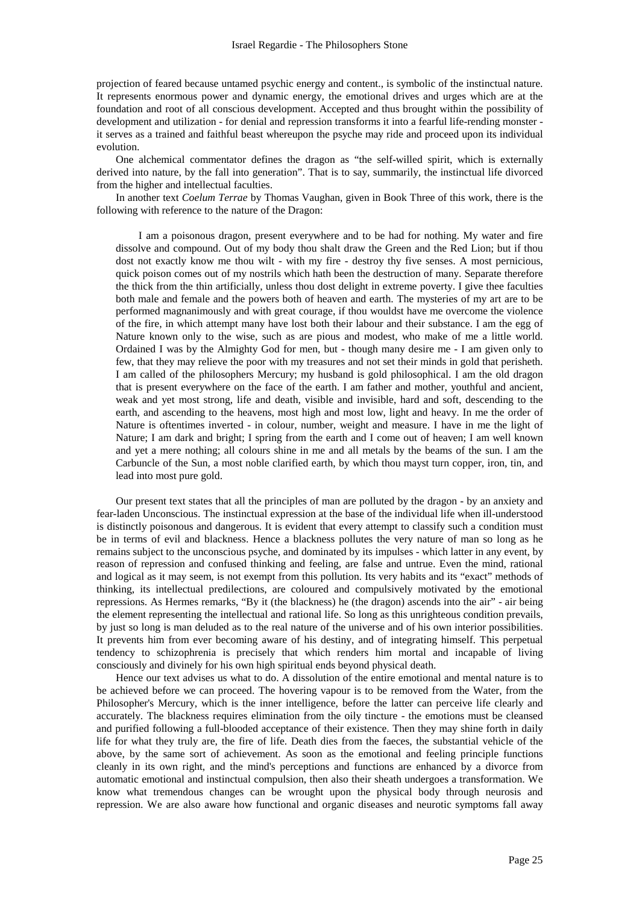projection of feared because untamed psychic energy and content., is symbolic of the instinctual nature. It represents enormous power and dynamic energy, the emotional drives and urges which are at the foundation and root of all conscious development. Accepted and thus brought within the possibility of development and utilization - for denial and repression transforms it into a fearful life-rending monster - it serves as a trained and faithful beast whereupon the psyche may ride and proceed upon its individual evolution.

One alchemical commentator defines the dragon as "the self-willed spirit, which is externally derived into nature, by the fall into generation". That is to say, summarily, the instinctual life divorced from the higher and intellectual faculties.

In another text *Coelum Terrae* by Thomas Vaughan, given in Book Three of this work, there is the following with reference to the nature of the Dragon:

> I am a poisonous dragon, present everywhere and to be had for nothing. My water and fire dissolve and compound. Out of my body thou shalt draw the Green and the Red Lion; but if thou dost not exactly know me thou wilt - with my fire - destroy thy five senses. A most pernicious, quick poison comes out of my nostrils which hath been the destruction of many. Separate therefore the thick from the thin artificially, unless thou dost delight in extreme poverty. I give thee faculties both male and female and the powers both of heaven and earth. The mysteries of my art are to be performed magnanimously and with great courage, if thou wouldst have me overcome the violence of the fire, in which attempt many have lost both their labour and their substance. I am the egg of Nature known only to the wise, such as are pious and modest, who make of me a little world. Ordained I was by the Almighty God for men, but - though many desire me - I am given only to few, that they may relieve the poor with my treasures and not set their minds in gold that perisheth. I am called of the philosophers Mercury; my husband is gold philosophical. I am the old dragon that is present everywhere on the face of the earth. I am father and mother, youthful and ancient, weak and yet most strong, life and death, visible and invisible, hard and soft, descending to the earth, and ascending to the heavens, most high and most low, light and heavy. In me the order of Nature is oftentimes inverted - in colour, number, weight and measure. I have in me the light of Nature; I am dark and bright; I spring from the earth and I come out of heaven; I am well known and yet a mere nothing; all colours shine in me and all metals by the beams of the sun. I am the Carbuncle of the Sun, a most noble clarified earth, by which thou mayst turn copper, iron, tin, and lead into most pure gold.

Our present text states that all the principles of man are polluted by the dragon - by an anxiety and fear-laden Unconscious. The instinctual expression at the base of the individual life when ill-understood is distinctly poisonous and dangerous. It is evident that every attempt to classify such a condition must be in terms of evil and blackness. Hence a blackness pollutes the very nature of man so long as he remains subject to the unconscious psyche, and dominated by its impulses - which latter in any event, by reason of repression and confused thinking and feeling, are false and untrue. Even the mind, rational and logical as it may seem, is not exempt from this pollution. Its very habits and its "exact" methods of thinking, its intellectual predilections, are coloured and compulsively motivated by the emotional repressions. As Hermes remarks, "By it (the blackness) he (the dragon) ascends into the air" - air being the element representing the intellectual and rational life. So long as this unrighteous condition prevails, by just so long is man deluded as to the real nature of the universe and of his own interior possibilities. It prevents him from ever becoming aware of his destiny, and of integrating himself. This perpetual tendency to schizophrenia is precisely that which renders him mortal and incapable of living consciously and divinely for his own high spiritual ends beyond physical death.

Hence our text advises us what to do. A dissolution of the entire emotional and mental nature is to be achieved before we can proceed. The hovering vapour is to be removed from the Water, from the Philosopher's Mercury, which is the inner intelligence, before the latter can perceive life clearly and accurately. The blackness requires elimination from the oily tincture - the emotions must be cleansed and purified following a full-blooded acceptance of their existence. Then they may shine forth in daily life for what they truly are, the fire of life. Death dies from the faeces, the substantial vehicle of the above, by the same sort of achievement. As soon as the emotional and feeling principle functions cleanly in its own right, and the mind's perceptions and functions are enhanced by a divorce from automatic emotional and instinctual compulsion, then also their sheath undergoes a transformation. We know what tremendous changes can be wrought upon the physical body through neurosis and repression. We are also aware how functional and organic diseases and neurotic symptoms fall away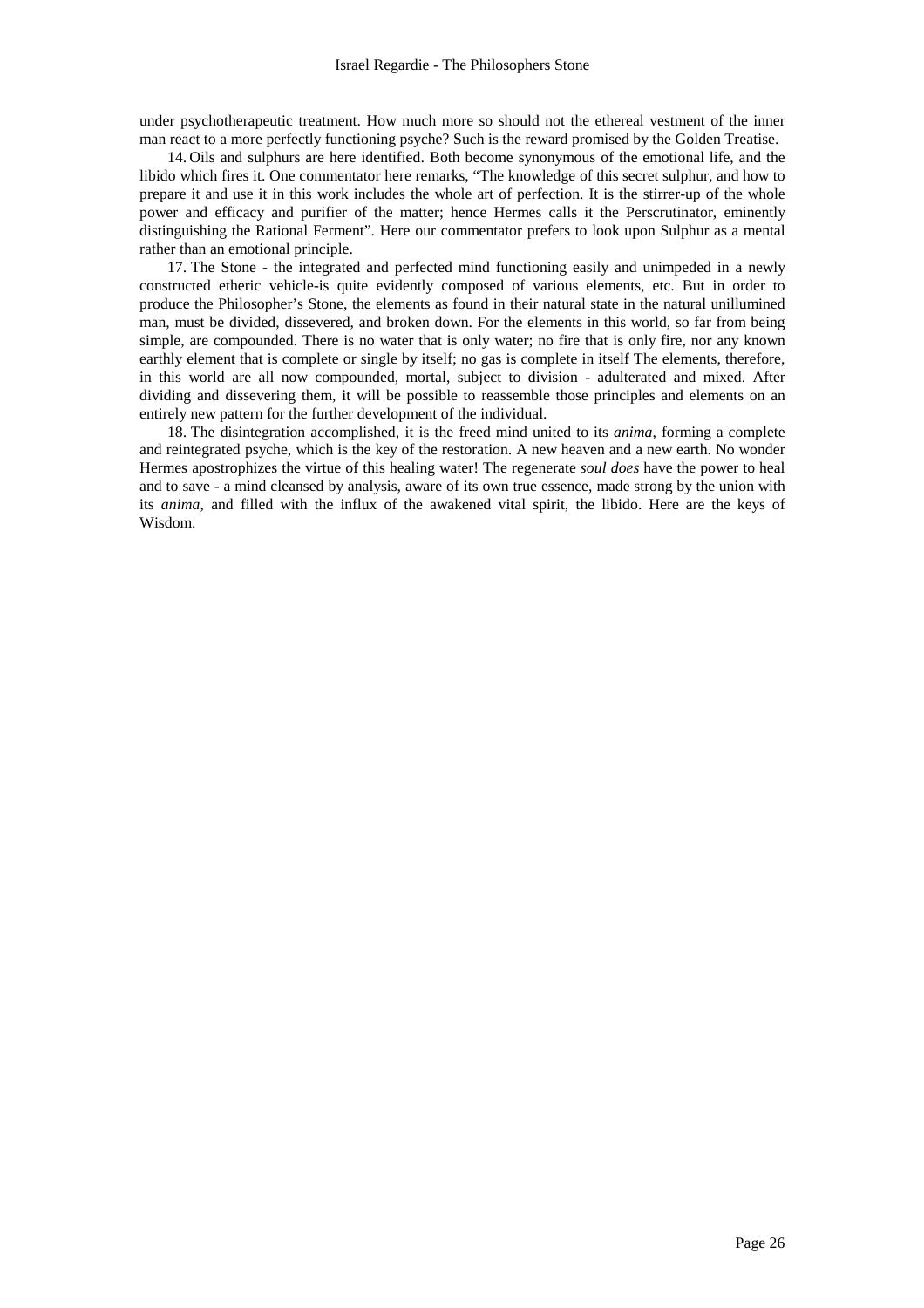under psychotherapeutic treatment. How much more so should not the ethereal vestment of the inner man react to a more perfectly functioning psyche? Such is the reward promised by the Golden Treatise.

14. Oils and sulphurs are here identified. Both become synonymous of the emotional life, and the libido which fires it. One commentator here remarks, "The knowledge of this secret sulphur, and how to prepare it and use it in this work includes the whole art of perfection. It is the stirrer-up of the whole power and efficacy and purifier of the matter; hence Hermes calls it the Perscrutinator, eminently distinguishing the Rational Ferment". Here our commentator prefers to look upon Sulphur as a mental rather than an emotional principle.

17. The Stone - the integrated and perfected mind functioning easily and unimpeded in a newly constructed etheric vehicle-is quite evidently composed of various elements, etc. But in order to produce the Philosopher's Stone, the elements as found in their natural state in the natural unillumined man, must be divided, dissevered, and broken down. For the elements in this world, so far from being simple, are compounded. There is no water that is only water; no fire that is only fire, nor any known earthly element that is complete or single by itself; no gas is complete in itself The elements, therefore, in this world are all now compounded, mortal, subject to division - adulterated and mixed. After dividing and dissevering them, it will be possible to reassemble those principles and elements on an entirely new pattern for the further development of the individual.

18. The disintegration accomplished, it is the freed mind united to its *anima,* forming a complete and reintegrated psyche, which is the key of the restoration. A new heaven and a new earth. No wonder Hermes apostrophizes the virtue of this healing water! The regenerate *soul does* have the power to heal and to save - a mind cleansed by analysis, aware of its own true essence, made strong by the union with its *anima,* and filled with the influx of the awakened vital spirit, the libido. Here are the keys of Wisdom.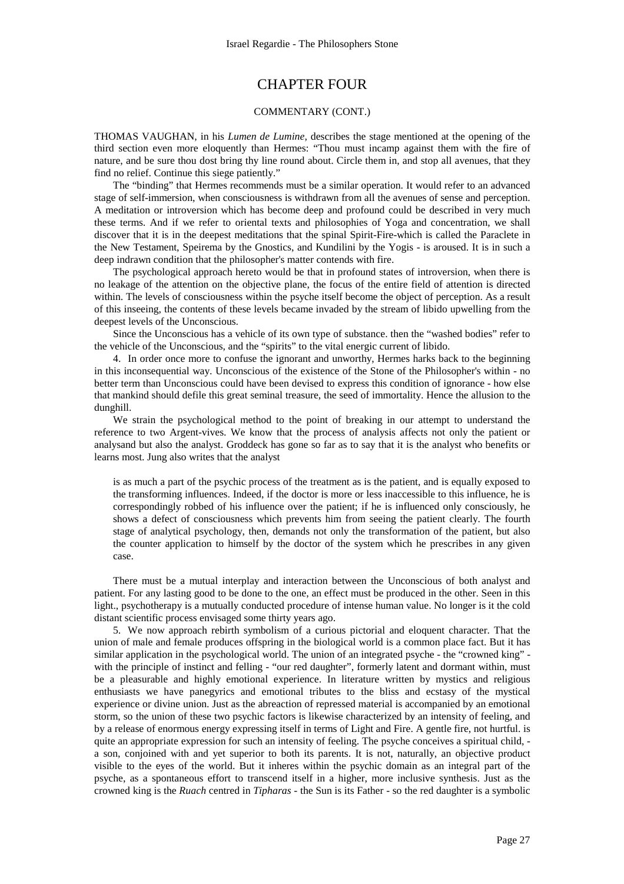# CHAPTER FOUR

## COMMENTARY (CONT.)

THOMAS VAUGHAN, in his *Lumen de Lumine*, describes the stage mentioned at the opening of the third section even more eloquently than Hermes: "Thou must incamp against them with the fire of nature, and be sure thou dost bring thy line round about. Circle them in, and stop all avenues, that they find no relief. Continue this siege patiently."

The "binding" that Hermes recommends must be a similar operation. It would refer to an advanced stage of self-immersion, when consciousness is withdrawn from all the avenues of sense and perception. A meditation or introversion which has become deep and profound could be described in very much these terms. And if we refer to oriental texts and philosophies of Yoga and concentration, we shall discover that it is in the deepest meditations that the spinal Spirit-Fire-which is called the Paraclete in the New Testament, Speirema by the Gnostics, and Kundilini by the Yogis - is aroused. It is in such a deep indrawn condition that the philosopher's matter contends with fire.

The psychological approach hereto would be that in profound states of introversion, when there is no leakage of the attention on the objective plane, the focus of the entire field of attention is directed within. The levels of consciousness within the psyche itself become the object of perception. As a result of this inseeing, the contents of these levels became invaded by the stream of libido upwelling from the deepest levels of the Unconscious.

Since the Unconscious has a vehicle of its own type of substance. then the "washed bodies" refer to the vehicle of the Unconscious, and the "spirits" to the vital energic current of libido.

4. In order once more to confuse the ignorant and unworthy, Hermes harks back to the beginning in this inconsequential way. Unconscious of the existence of the Stone of the Philosopher's within - no better term than Unconscious could have been devised to express this condition of ignorance - how else that mankind should defile this great seminal treasure, the seed of immortality. Hence the allusion to the dunghill.

We strain the psychological method to the point of breaking in our attempt to understand the reference to two Argent-vives. We know that the process of analysis affects not only the patient or analysand but also the analyst. Groddeck has gone so far as to say that it is the analyst who benefits or learns most. Jung also writes that the analyst

> is as much a part of the psychic process of the treatment as is the patient, and is equally exposed to the transforming influences. Indeed, if the doctor is more or less inaccessible to this influence, he is correspondingly robbed of his influence over the patient; if he is influenced only consciously, he shows a defect of consciousness which prevents him from seeing the patient clearly. The fourth stage of analytical psychology, then, demands not only the transformation of the patient, but also the counter application to himself by the doctor of the system which he prescribes in any given case.

There must be a mutual interplay and interaction between the Unconscious of both analyst and patient. For any lasting good to be done to the one, an effect must be produced in the other. Seen in this light., psychotherapy is a mutually conducted procedure of intense human value. No longer is it the cold distant scientific process envisaged some thirty years ago.

5. We now approach rebirth symbolism of a curious pictorial and eloquent character. That the union of male and female produces offspring in the biological world is a common place fact. But it has similar application in the psychological world. The union of an integrated psyche - the "crowned king" - with the principle of instinct and felling - "our red daughter", formerly latent and dormant within, must be a pleasurable and highly emotional experience. In literature written by mystics and religious enthusiasts we have panegyrics and emotional tributes to the bliss and ecstasy of the mystical experience or divine union. Just as the abreaction of repressed material is accompanied by an emotional storm, so the union of these two psychic factors is likewise characterized by an intensity of feeling, and by a release of enormous energy expressing itself in terms of Light and Fire. A gentle fire, not hurtful. is quite an appropriate expression for such an intensity of feeling. The psyche conceives a spiritual child, - a son, conjoined with and yet superior to both its parents. It is not, naturally, an objective product visible to the eyes of the world. But it inheres within the psychic domain as an integral part of the psyche, as a spontaneous effort to transcend itself in a higher, more inclusive synthesis. Just as the crowned king is the *Ruach* centred in *Tipharas* - the Sun is its Father - so the red daughter is a symbolic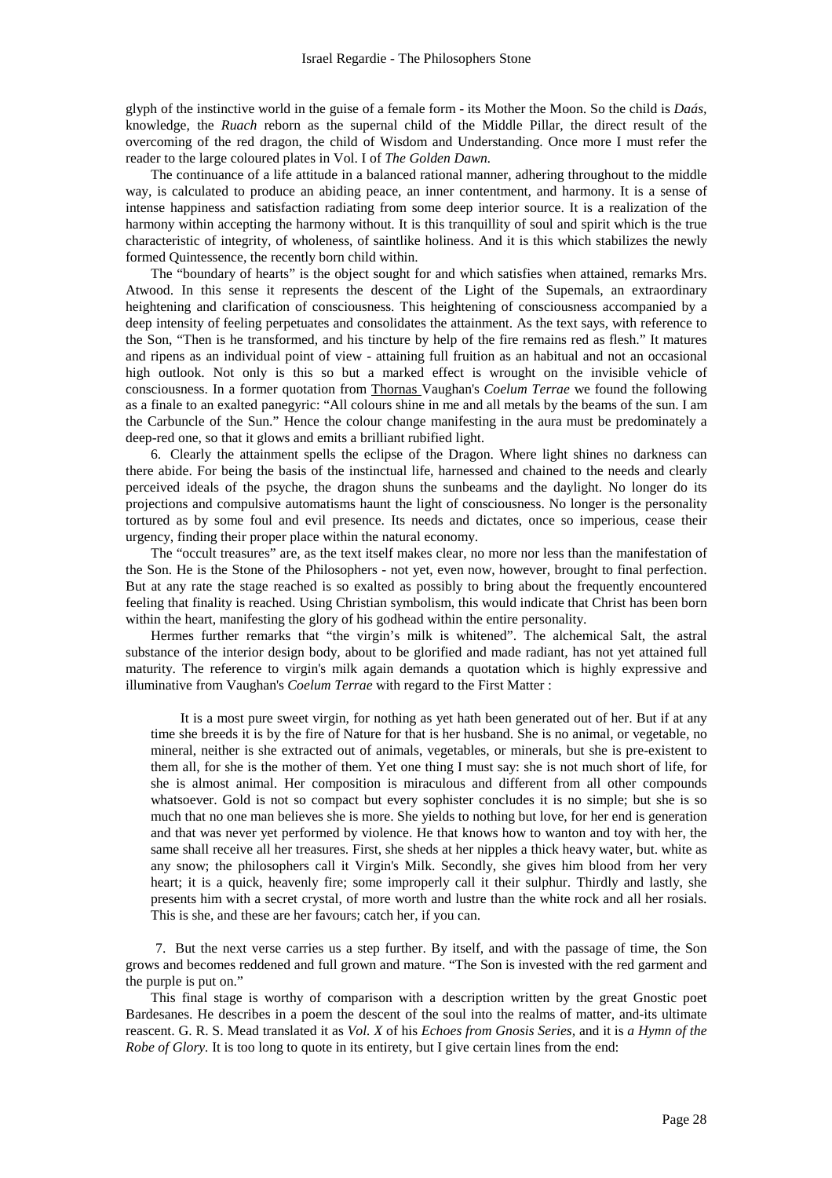glyph of the instinctive world in the guise of a female form - its Mother the Moon. So the child is *Daás*, knowledge, the *Ruach* reborn as the supernal child of the Middle Pillar, the direct result of the overcoming of the red dragon, the child of Wisdom and Understanding. Once more I must refer the reader to the large coloured plates in Vol. I of *The Golden Dawn.*

The continuance of a life attitude in a balanced rational manner, adhering throughout to the middle way, is calculated to produce an abiding peace, an inner contentment, and harmony. It is a sense of intense happiness and satisfaction radiating from some deep interior source. It is a realization of the harmony within accepting the harmony without. It is this tranquillity of soul and spirit which is the true characteristic of integrity, of wholeness, of saintlike holiness. And it is this which stabilizes the newly formed Quintessence, the recently born child within.

The "boundary of hearts" is the object sought for and which satisfies when attained, remarks Mrs. Atwood. In this sense it represents the descent of the Light of the Supemals, an extraordinary heightening and clarification of consciousness. This heightening of consciousness accompanied by a deep intensity of feeling perpetuates and consolidates the attainment. As the text says, with reference to the Son, "Then is he transformed, and his tincture by help of the fire remains red as flesh." It matures and ripens as an individual point of view - attaining full fruition as an habitual and not an occasional high outlook. Not only is this so but a marked effect is wrought on the invisible vehicle of consciousness. In a former quotation from Thornas Vaughan's *Coelum Terrae* we found the following as a finale to an exalted panegyric: "All colours shine in me and all metals by the beams of the sun. I am the Carbuncle of the Sun." Hence the colour change manifesting in the aura must be predominately a deep-red one, so that it glows and emits a brilliant rubified light.

6. Clearly the attainment spells the eclipse of the Dragon. Where light shines no darkness can there abide. For being the basis of the instinctual life, harnessed and chained to the needs and clearly perceived ideals of the psyche, the dragon shuns the sunbeams and the daylight. No longer do its projections and compulsive automatisms haunt the light of consciousness. No longer is the personality tortured as by some foul and evil presence. Its needs and dictates, once so imperious, cease their urgency, finding their proper place within the natural economy.

The "occult treasures" are, as the text itself makes clear, no more nor less than the manifestation of the Son. He is the Stone of the Philosophers - not yet, even now, however, brought to final perfection. But at any rate the stage reached is so exalted as possibly to bring about the frequently encountered feeling that finality is reached. Using Christian symbolism, this would indicate that Christ has been born within the heart, manifesting the glory of his godhead within the entire personality.

Hermes further remarks that "the virgin's milk is whitened". The alchemical Salt, the astral substance of the interior design body, about to be glorified and made radiant, has not yet attained full maturity. The reference to virgin's milk again demands a quotation which is highly expressive and illuminative from Vaughan's *Coelum Terrae* with regard to the First Matter :

> It is a most pure sweet virgin, for nothing as yet hath been generated out of her. But if at any time she breeds it is by the fire of Nature for that is her husband. She is no animal, or vegetable, no mineral, neither is she extracted out of animals, vegetables, or minerals, but she is pre-existent to them all, for she is the mother of them. Yet one thing I must say: she is not much short of life, for she is almost animal. Her composition is miraculous and different from all other compounds whatsoever. Gold is not so compact but every sophister concludes it is no simple; but she is so much that no one man believes she is more. She yields to nothing but love, for her end is generation and that was never yet performed by violence. He that knows how to wanton and toy with her, the same shall receive all her treasures. First, she sheds at her nipples a thick heavy water, but. white as any snow; the philosophers call it Virgin's Milk. Secondly, she gives him blood from her very heart; it is a quick, heavenly fire; some improperly call it their sulphur. Thirdly and lastly, she presents him with a secret crystal, of more worth and lustre than the white rock and all her rosials. This is she, and these are her favours; catch her, if you can.

7. But the next verse carries us a step further. By itself, and with the passage of time, the Son grows and becomes reddened and full grown and mature. "The Son is invested with the red garment and the purple is put on."

This final stage is worthy of comparison with a description written by the great Gnostic poet Bardesanes. He describes in a poem the descent of the soul into the realms of matter, and-its ultimate reascent. G. R. S. Mead translated it as *Vol. X* of his *Echoes from Gnosis Series,* and it is *a Hymn of the Robe of Glory*. It is too long to quote in its entirety, but I give certain lines from the end: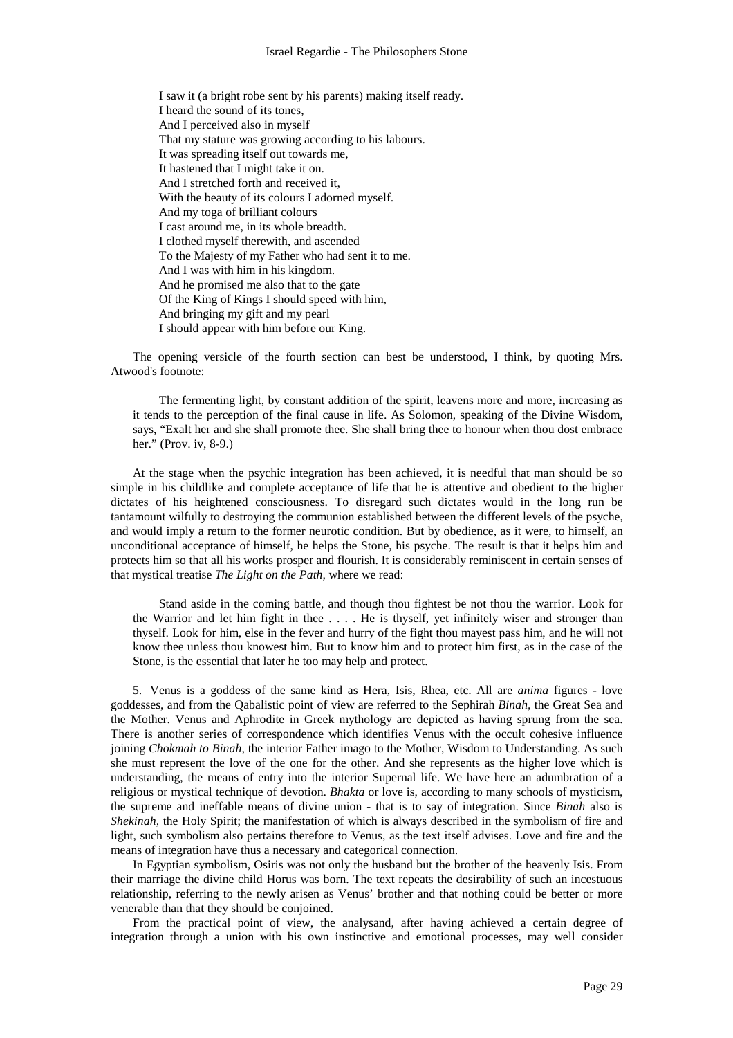I saw it (a bright robe sent by his parents) making itself ready.  
I heard the sound of its tones,  
And I perceived also in myself  
That my stature was growing according to his labours.  
It was spreading itself out towards me,  
It hastened that I might take it on.  
And I stretched forth and received it,  
With the beauty of its colours I adorned myself.  
And my toga of brilliant colours  
I cast around me, in its whole breadth.  
I clothed myself therewith, and ascended  
To the Majesty of my Father who had sent it to me.  
And I was with him in his kingdom.  
And he promised me also that to the gate  
Of the King of Kings I should speed with him,  
And bringing my gift and my pearl  
I should appear with him before our King.

The opening versicle of the fourth section can best be understood, I think, by quoting Mrs. Atwood's footnote:

> The fermenting light, by constant addition of the spirit, leavens more and more, increasing as it tends to the perception of the final cause in life. As Solomon, speaking of the Divine Wisdom, says, "Exalt her and she shall promote thee. She shall bring thee to honour when thou dost embrace her." (Prov. iv, 8-9.)

At the stage when the psychic integration has been achieved, it is needful that man should be so simple in his childlike and complete acceptance of life that he is attentive and obedient to the higher dictates of his heightened consciousness. To disregard such dictates would in the long run be tantamount wilfully to destroying the communion established between the different levels of the psyche, and would imply a return to the former neurotic condition. But by obedience, as it were, to himself, an unconditional acceptance of himself, he helps the Stone, his psyche. The result is that it helps him and protects him so that all his works prosper and flourish. It is considerably reminiscent in certain senses of that mystical treatise *The Light on the Path,* where we read:

> Stand aside in the coming battle, and though thou fightest be not thou the warrior. Look for the Warrior and let him fight in thee . . . . He is thyself, yet infinitely wiser and stronger than thyself. Look for him, else in the fever and hurry of the fight thou mayest pass him, and he will not know thee unless thou knowest him. But to know him and to protect him first, as in the case of the Stone, is the essential that later he too may help and protect.

5. Venus is a goddess of the same kind as Hera, Isis, Rhea, etc. All are *anima* figures - love goddesses, and from the Qabalistic point of view are referred to the Sephirah *Binah,* the Great Sea and the Mother. Venus and Aphrodite in Greek mythology are depicted as having sprung from the sea. There is another series of correspondence which identifies Venus with the occult cohesive influence joining *Chokmah to Binah,* the interior Father imago to the Mother, Wisdom to Understanding. As such she must represent the love of the one for the other. And she represents as the higher love which is understanding, the means of entry into the interior Supernal life. We have here an adumbration of a religious or mystical technique of devotion. *Bhakta* or love is, according to many schools of mysticism, the supreme and ineffable means of divine union - that is to say of integration. Since *Binah* also is *Shekinah,* the Holy Spirit; the manifestation of which is always described in the symbolism of fire and light, such symbolism also pertains therefore to Venus, as the text itself advises. Love and fire and the means of integration have thus a necessary and categorical connection.

In Egyptian symbolism, Osiris was not only the husband but the brother of the heavenly Isis. From their marriage the divine child Horus was born. The text repeats the desirability of such an incestuous relationship, referring to the newly arisen as Venus' brother and that nothing could be better or more venerable than that they should be conjoined.

From the practical point of view, the analysand, after having achieved a certain degree of integration through a union with his own instinctive and emotional processes, may well consider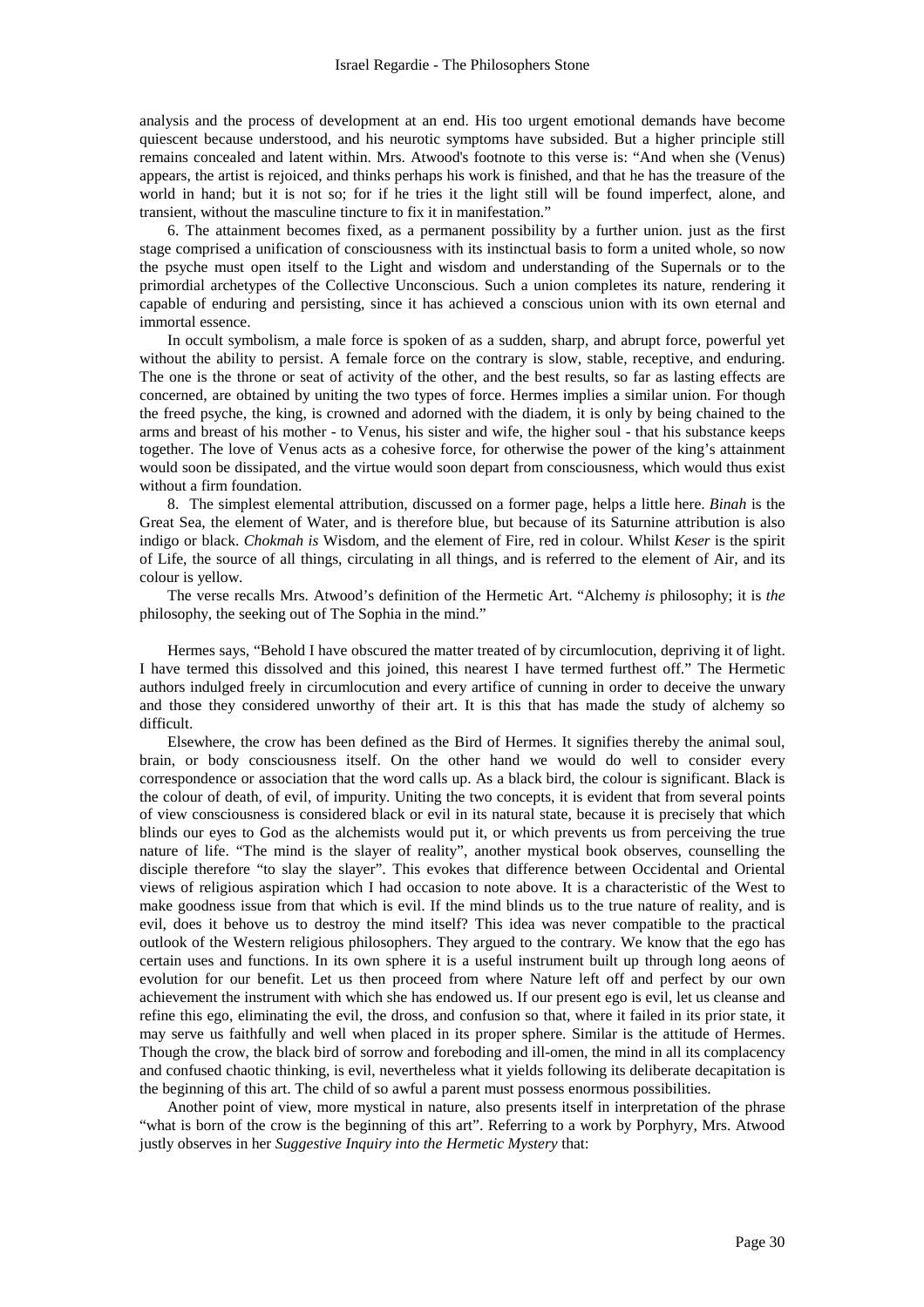analysis and the process of development at an end. His too urgent emotional demands have become quiescent because understood, and his neurotic symptoms have subsided. But a higher principle still remains concealed and latent within. Mrs. Atwood's footnote to this verse is: "And when she (Venus) appears, the artist is rejoiced, and thinks perhaps his work is finished, and that he has the treasure of the world in hand; but it is not so; for if he tries it the light still will be found imperfect, alone, and transient, without the masculine tincture to fix it in manifestation."

6. The attainment becomes fixed, as a permanent possibility by a further union. just as the first stage comprised a unification of consciousness with its instinctual basis to form a united whole, so now the psyche must open itself to the Light and wisdom and understanding of the Supernals or to the primordial archetypes of the Collective Unconscious. Such a union completes its nature, rendering it capable of enduring and persisting, since it has achieved a conscious union with its own eternal and immortal essence.

In occult symbolism, a male force is spoken of as a sudden, sharp, and abrupt force, powerful yet without the ability to persist. A female force on the contrary is slow, stable, receptive, and enduring. The one is the throne or seat of activity of the other, and the best results, so far as lasting effects are concerned, are obtained by uniting the two types of force. Hermes implies a similar union. For though the freed psyche, the king, is crowned and adorned with the diadem, it is only by being chained to the arms and breast of his mother - to Venus, his sister and wife, the higher soul - that his substance keeps together. The love of Venus acts as a cohesive force, for otherwise the power of the king's attainment would soon be dissipated, and the virtue would soon depart from consciousness, which would thus exist without a firm foundation.

8. The simplest elemental attribution, discussed on a former page, helps a little here. *Binah* is the Great Sea, the element of Water, and is therefore blue, but because of its Saturnine attribution is also indigo or black. *Chokmah is* Wisdom, and the element of Fire, red in colour. Whilst *Keser* is the spirit of Life, the source of all things, circulating in all things, and is referred to the element of Air, and its colour is yellow.

The verse recalls Mrs. Atwood's definition of the Hermetic Art. "Alchemy *is* philosophy; it is *the* philosophy, the seeking out of The Sophia in the mind."

Hermes says, "Behold I have obscured the matter treated of by circumlocution, depriving it of light. I have termed this dissolved and this joined, this nearest I have termed furthest off." The Hermetic authors indulged freely in circumlocution and every artifice of cunning in order to deceive the unwary and those they considered unworthy of their art. It is this that has made the study of alchemy so difficult.

Elsewhere, the crow has been defined as the Bird of Hermes. It signifies thereby the animal soul, brain, or body consciousness itself. On the other hand we would do well to consider every correspondence or association that the word calls up. As a black bird, the colour is significant. Black is the colour of death, of evil, of impurity. Uniting the two concepts, it is evident that from several points of view consciousness is considered black or evil in its natural state, because it is precisely that which blinds our eyes to God as the alchemists would put it, or which prevents us from perceiving the true nature of life. "The mind is the slayer of reality", another mystical book observes, counselling the disciple therefore "to slay the slayer". This evokes that difference between Occidental and Oriental views of religious aspiration which I had occasion to note above. It is a characteristic of the West to make goodness issue from that which is evil. If the mind blinds us to the true nature of reality, and is evil, does it behove us to destroy the mind itself? This idea was never compatible to the practical outlook of the Western religious philosophers. They argued to the contrary. We know that the ego has certain uses and functions. In its own sphere it is a useful instrument built up through long aeons of evolution for our benefit. Let us then proceed from where Nature left off and perfect by our own achievement the instrument with which she has endowed us. If our present ego is evil, let us cleanse and refine this ego, eliminating the evil, the dross, and confusion so that, where it failed in its prior state, it may serve us faithfully and well when placed in its proper sphere. Similar is the attitude of Hermes. Though the crow, the black bird of sorrow and foreboding and ill-omen, the mind in all its complacency and confused chaotic thinking, is evil, nevertheless what it yields following its deliberate decapitation is the beginning of this art. The child of so awful a parent must possess enormous possibilities.

Another point of view, more mystical in nature, also presents itself in interpretation of the phrase "what is born of the crow is the beginning of this art". Referring to a work by Porphyry, Mrs. Atwood justly observes in her *Suggestive Inquiry into the Hermetic Mystery* that: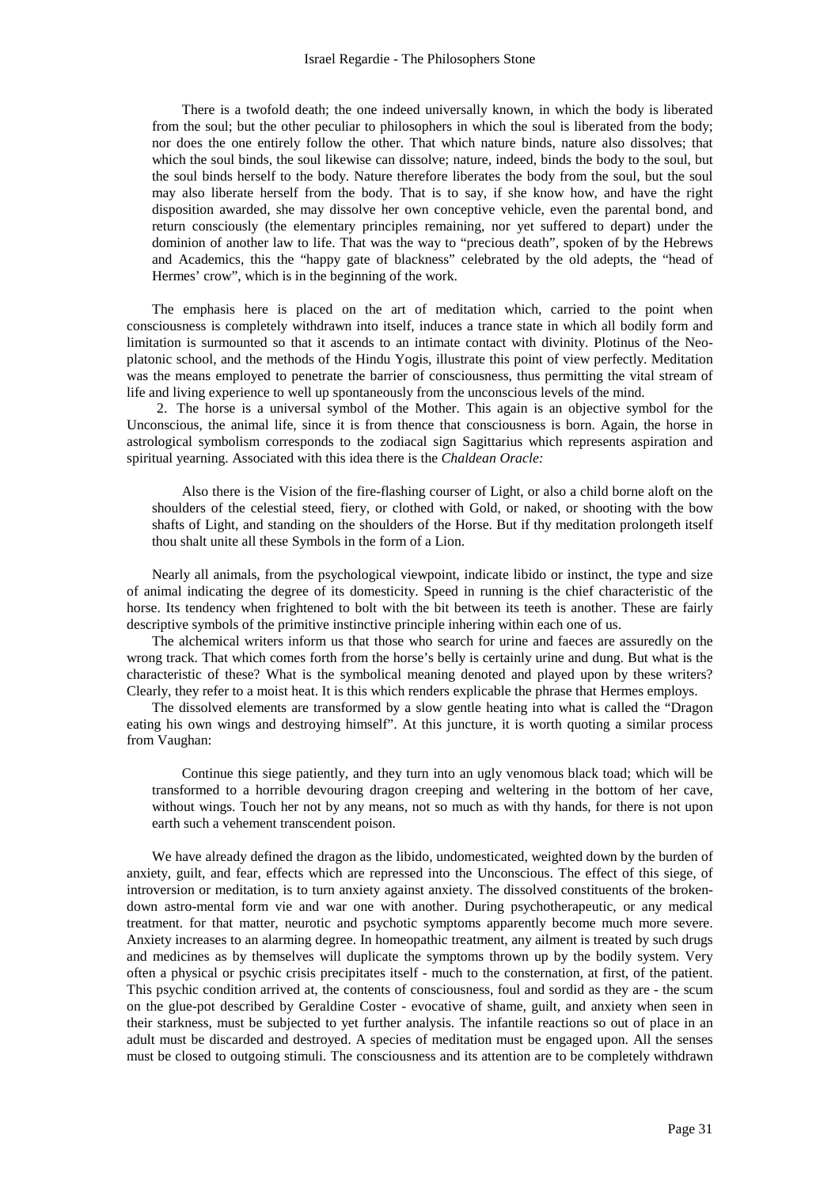> There is a twofold death; the one indeed universally known, in which the body is liberated from the soul; but the other peculiar to philosophers in which the soul is liberated from the body; nor does the one entirely follow the other. That which nature binds, nature also dissolves; that which the soul binds, the soul likewise can dissolve; nature, indeed, binds the body to the soul, but the soul binds herself to the body. Nature therefore liberates the body from the soul, but the soul may also liberate herself from the body. That is to say, if she know how, and have the right disposition awarded, she may dissolve her own conceptive vehicle, even the parental bond, and return consciously (the elementary principles remaining, nor yet suffered to depart) under the dominion of another law to life. That was the way to "precious death", spoken of by the Hebrews and Academics, this the "happy gate of blackness" celebrated by the old adepts, the "head of Hermes' crow", which is in the beginning of the work.

The emphasis here is placed on the art of meditation which, carried to the point when consciousness is completely withdrawn into itself, induces a trance state in which all bodily form and limitation is surmounted so that it ascends to an intimate contact with divinity. Plotinus of the Neo-platonic school, and the methods of the Hindu Yogis, illustrate this point of view perfectly. Meditation was the means employed to penetrate the barrier of consciousness, thus permitting the vital stream of life and living experience to well up spontaneously from the unconscious levels of the mind.

2. The horse is a universal symbol of the Mother. This again is an objective symbol for the Unconscious, the animal life, since it is from thence that consciousness is born. Again, the horse in astrological symbolism corresponds to the zodiacal sign Sagittarius which represents aspiration and spiritual yearning. Associated with this idea there is the *Chaldean Oracle:*

> Also there is the Vision of the fire-flashing courser of Light, or also a child borne aloft on the shoulders of the celestial steed, fiery, or clothed with Gold, or naked, or shooting with the bow shafts of Light, and standing on the shoulders of the Horse. But if thy meditation prolongeth itself thou shalt unite all these Symbols in the form of a Lion.

Nearly all animals, from the psychological viewpoint, indicate libido or instinct, the type and size of animal indicating the degree of its domesticity. Speed in running is the chief characteristic of the horse. Its tendency when frightened to bolt with the bit between its teeth is another. These are fairly descriptive symbols of the primitive instinctive principle inhering within each one of us.

The alchemical writers inform us that those who search for urine and faeces are assuredly on the wrong track. That which comes forth from the horse's belly is certainly urine and dung. But what is the characteristic of these? What is the symbolical meaning denoted and played upon by these writers? Clearly, they refer to a moist heat. It is this which renders explicable the phrase that Hermes employs.

The dissolved elements are transformed by a slow gentle heating into what is called the "Dragon eating his own wings and destroying himself". At this juncture, it is worth quoting a similar process from Vaughan:

> Continue this siege patiently, and they turn into an ugly venomous black toad; which will be transformed to a horrible devouring dragon creeping and weltering in the bottom of her cave, without wings. Touch her not by any means, not so much as with thy hands, for there is not upon earth such a vehement transcendent poison.

We have already defined the dragon as the libido, undomesticated, weighted down by the burden of anxiety, guilt, and fear, effects which are repressed into the Unconscious. The effect of this siege, of introversion or meditation, is to turn anxiety against anxiety. The dissolved constituents of the broken-down astro-mental form vie and war one with another. During psychotherapeutic, or any medical treatment. for that matter, neurotic and psychotic symptoms apparently become much more severe. Anxiety increases to an alarming degree. In homeopathic treatment, any ailment is treated by such drugs and medicines as by themselves will duplicate the symptoms thrown up by the bodily system. Very often a physical or psychic crisis precipitates itself - much to the consternation, at first, of the patient. This psychic condition arrived at, the contents of consciousness, foul and sordid as they are - the scum on the glue-pot described by Geraldine Coster - evocative of shame, guilt, and anxiety when seen in their starkness, must be subjected to yet further analysis. The infantile reactions so out of place in an adult must be discarded and destroyed. A species of meditation must be engaged upon. All the senses must be closed to outgoing stimuli. The consciousness and its attention are to be completely withdrawn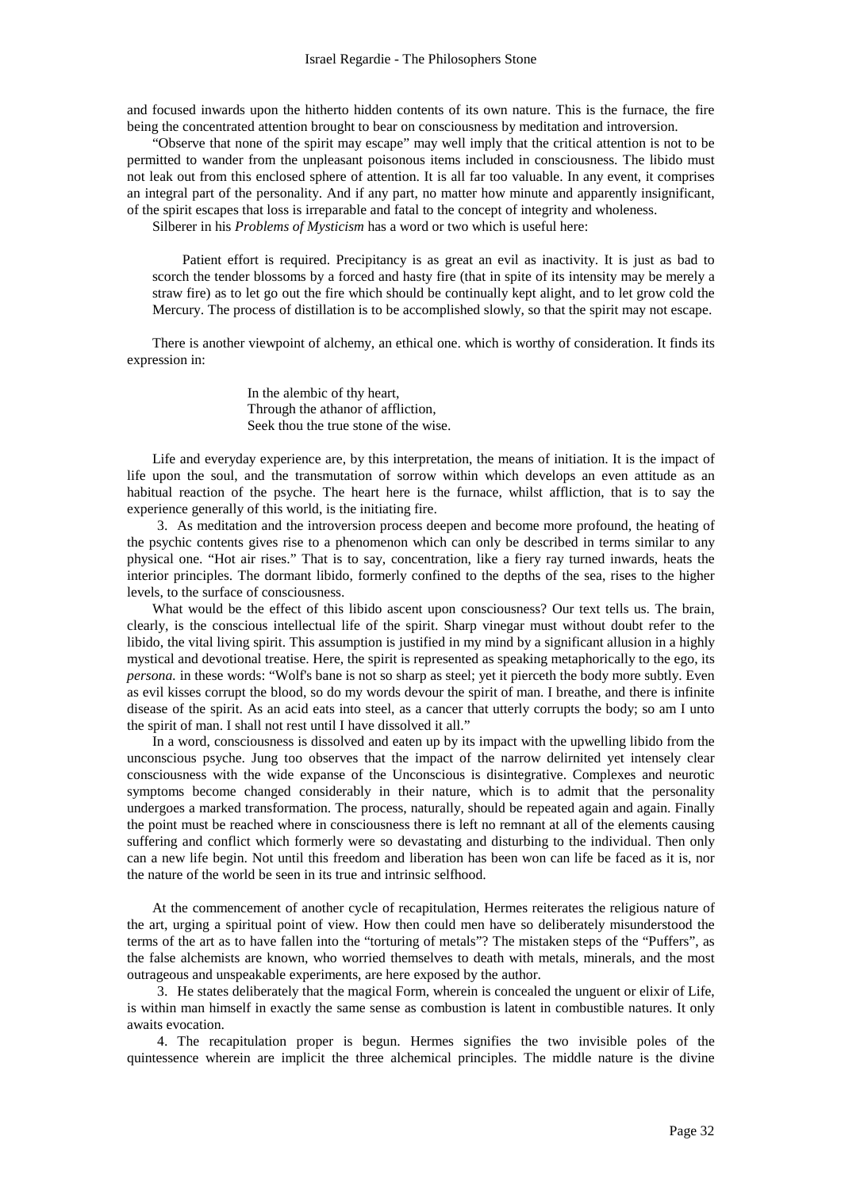and focused inwards upon the hitherto hidden contents of its own nature. This is the furnace, the fire being the concentrated attention brought to bear on consciousness by meditation and introversion.

"Observe that none of the spirit may escape" may well imply that the critical attention is not to be permitted to wander from the unpleasant poisonous items included in consciousness. The libido must not leak out from this enclosed sphere of attention. It is all far too valuable. In any event, it comprises an integral part of the personality. And if any part, no matter how minute and apparently insignificant, of the spirit escapes that loss is irreparable and fatal to the concept of integrity and wholeness.

Silberer in his *Problems of Mysticism* has a word or two which is useful here:

> Patient effort is required. Precipitancy is as great an evil as inactivity. It is just as bad to scorch the tender blossoms by a forced and hasty fire (that in spite of its intensity may be merely a straw fire) as to let go out the fire which should be continually kept alight, and to let grow cold the Mercury. The process of distillation is to be accomplished slowly, so that the spirit may not escape.

There is another viewpoint of alchemy, an ethical one. which is worthy of consideration. It finds its expression in:

> In the alembic of thy heart,
> Through the athanor of affliction,
> Seek thou the true stone of the wise.

Life and everyday experience are, by this interpretation, the means of initiation. It is the impact of life upon the soul, and the transmutation of sorrow within which develops an even attitude as an habitual reaction of the psyche. The heart here is the furnace, whilst affliction, that is to say the experience generally of this world, is the initiating fire.

3. As meditation and the introversion process deepen and become more profound, the heating of the psychic contents gives rise to a phenomenon which can only be described in terms similar to any physical one. "Hot air rises." That is to say, concentration, like a fiery ray turned inwards, heats the interior principles. The dormant libido, formerly confined to the depths of the sea, rises to the higher levels, to the surface of consciousness.

What would be the effect of this libido ascent upon consciousness? Our text tells us. The brain, clearly, is the conscious intellectual life of the spirit. Sharp vinegar must without doubt refer to the libido, the vital living spirit. This assumption is justified in my mind by a significant allusion in a highly mystical and devotional treatise. Here, the spirit is represented as speaking metaphorically to the ego, its *persona.* in these words: "Wolf's bane is not so sharp as steel; yet it pierceth the body more subtly. Even as evil kisses corrupt the blood, so do my words devour the spirit of man. I breathe, and there is infinite disease of the spirit. As an acid eats into steel, as a cancer that utterly corrupts the body; so am I unto the spirit of man. I shall not rest until I have dissolved it all."

In a word, consciousness is dissolved and eaten up by its impact with the upwelling libido from the unconscious psyche. Jung too observes that the impact of the narrow delirnited yet intensely clear consciousness with the wide expanse of the Unconscious is disintegrative. Complexes and neurotic symptoms become changed considerably in their nature, which is to admit that the personality undergoes a marked transformation. The process, naturally, should be repeated again and again. Finally the point must be reached where in consciousness there is left no remnant at all of the elements causing suffering and conflict which formerly were so devastating and disturbing to the individual. Then only can a new life begin. Not until this freedom and liberation has been won can life be faced as it is, nor the nature of the world be seen in its true and intrinsic selfhood.

At the commencement of another cycle of recapitulation, Hermes reiterates the religious nature of the art, urging a spiritual point of view. How then could men have so deliberately misunderstood the terms of the art as to have fallen into the "torturing of metals"? The mistaken steps of the "Puffers", as the false alchemists are known, who worried themselves to death with metals, minerals, and the most outrageous and unspeakable experiments, are here exposed by the author.

3. He states deliberately that the magical Form, wherein is concealed the unguent or elixir of Life, is within man himself in exactly the same sense as combustion is latent in combustible natures. It only awaits evocation.

4. The recapitulation proper is begun. Hermes signifies the two invisible poles of the quintessence wherein are implicit the three alchemical principles. The middle nature is the divine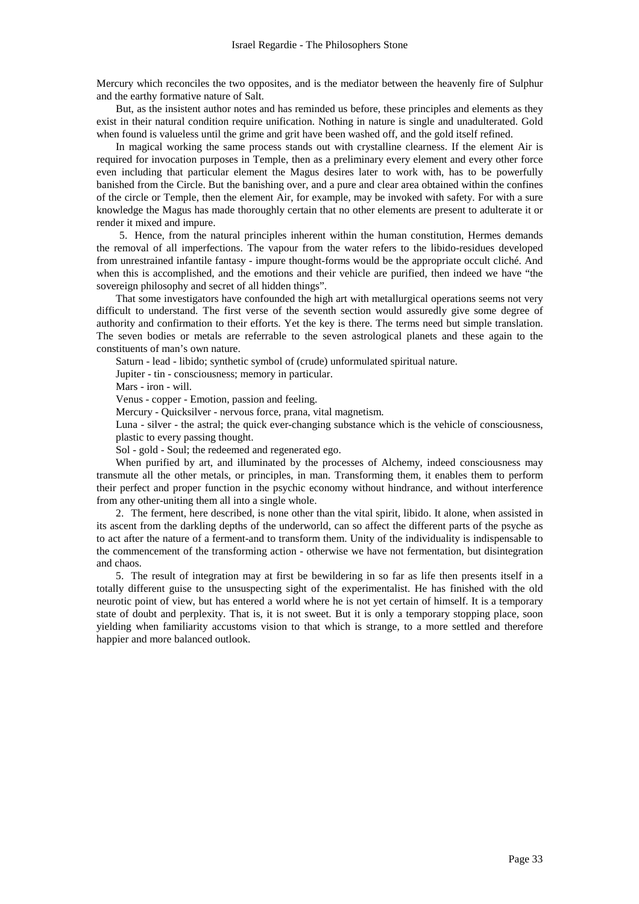Mercury which reconciles the two opposites, and is the mediator between the heavenly fire of Sulphur and the earthy formative nature of Salt.

But, as the insistent author notes and has reminded us before, these principles and elements as they exist in their natural condition require unification. Nothing in nature is single and unadulterated. Gold when found is valueless until the grime and grit have been washed off, and the gold itself refined.

In magical working the same process stands out with crystalline clearness. If the element Air is required for invocation purposes in Temple, then as a preliminary every element and every other force even including that particular element the Magus desires later to work with, has to be powerfully banished from the Circle. But the banishing over, and a pure and clear area obtained within the confines of the circle or Temple, then the element Air, for example, may be invoked with safety. For with a sure knowledge the Magus has made thoroughly certain that no other elements are present to adulterate it or render it mixed and impure.

5. Hence, from the natural principles inherent within the human constitution, Hermes demands the removal of all imperfections. The vapour from the water refers to the libido-residues developed from unrestrained infantile fantasy - impure thought-forms would be the appropriate occult cliché. And when this is accomplished, and the emotions and their vehicle are purified, then indeed we have "the sovereign philosophy and secret of all hidden things".

That some investigators have confounded the high art with metallurgical operations seems not very difficult to understand. The first verse of the seventh section would assuredly give some degree of authority and confirmation to their efforts. Yet the key is there. The terms need but simple translation. The seven bodies or metals are referrable to the seven astrological planets and these again to the constituents of man's own nature.

Saturn - lead - libido; synthetic symbol of (crude) unformulated spiritual nature.

Jupiter - tin - consciousness; memory in particular.

Mars - iron - will.

Venus - copper - Emotion, passion and feeling.

Mercury - Quicksilver - nervous force, prana, vital magnetism.

Luna - silver - the astral; the quick ever-changing substance which is the vehicle of consciousness, plastic to every passing thought.

Sol - gold - Soul; the redeemed and regenerated ego.

When purified by art, and illuminated by the processes of Alchemy, indeed consciousness may transmute all the other metals, or principles, in man. Transforming them, it enables them to perform their perfect and proper function in the psychic economy without hindrance, and without interference from any other-uniting them all into a single whole.

2. The ferment, here described, is none other than the vital spirit, libido. It alone, when assisted in its ascent from the darkling depths of the underworld, can so affect the different parts of the psyche as to act after the nature of a ferment-and to transform them. Unity of the individuality is indispensable to the commencement of the transforming action - otherwise we have not fermentation, but disintegration and chaos.

5. The result of integration may at first be bewildering in so far as life then presents itself in a totally different guise to the unsuspecting sight of the experimentalist. He has finished with the old neurotic point of view, but has entered a world where he is not yet certain of himself. It is a temporary state of doubt and perplexity. That is, it is not sweet. But it is only a temporary stopping place, soon yielding when familiarity accustoms vision to that which is strange, to a more settled and therefore happier and more balanced outlook.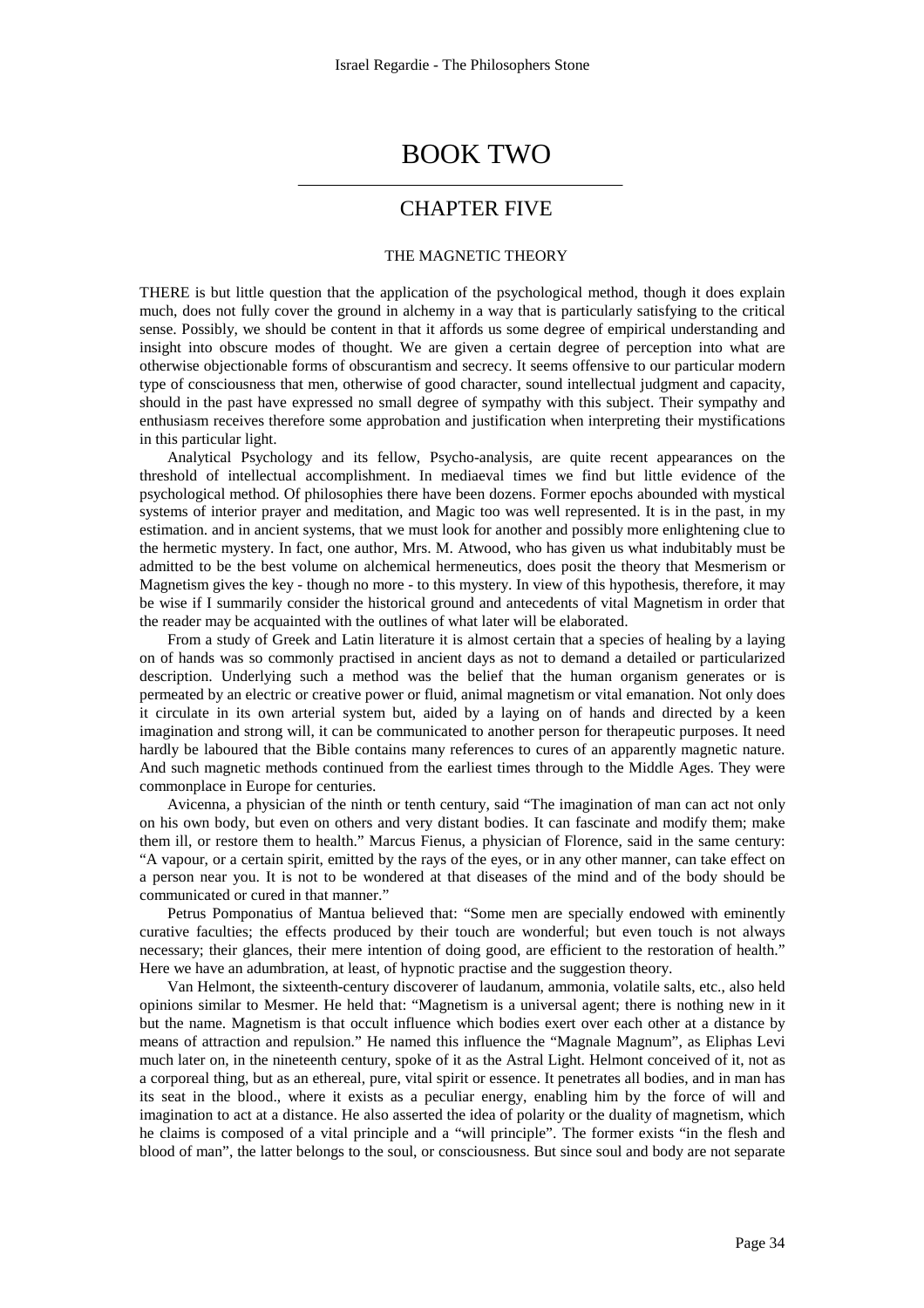# BOOK TWO

## CHAPTER FIVE

### THE MAGNETIC THEORY

THERE is but little question that the application of the psychological method, though it does explain much, does not fully cover the ground in alchemy in a way that is particularly satisfying to the critical sense. Possibly, we should be content in that it affords us some degree of empirical understanding and insight into obscure modes of thought. We are given a certain degree of perception into what are otherwise objectionable forms of obscurantism and secrecy. It seems offensive to our particular modern type of consciousness that men, otherwise of good character, sound intellectual judgment and capacity, should in the past have expressed no small degree of sympathy with this subject. Their sympathy and enthusiasm receives therefore some approbation and justification when interpreting their mystifications in this particular light.

Analytical Psychology and its fellow, Psycho-analysis, are quite recent appearances on the threshold of intellectual accomplishment. In mediaeval times we find but little evidence of the psychological method. Of philosophies there have been dozens. Former epochs abounded with mystical systems of interior prayer and meditation, and Magic too was well represented. It is in the past, in my estimation. and in ancient systems, that we must look for another and possibly more enlightening clue to the hermetic mystery. In fact, one author, Mrs. M. Atwood, who has given us what indubitably must be admitted to be the best volume on alchemical hermeneutics, does posit the theory that Mesmerism or Magnetism gives the key - though no more - to this mystery. In view of this hypothesis, therefore, it may be wise if I summarily consider the historical ground and antecedents of vital Magnetism in order that the reader may be acquainted with the outlines of what later will be elaborated.

From a study of Greek and Latin literature it is almost certain that a species of healing by a laying on of hands was so commonly practised in ancient days as not to demand a detailed or particularized description. Underlying such a method was the belief that the human organism generates or is permeated by an electric or creative power or fluid, animal magnetism or vital emanation. Not only does it circulate in its own arterial system but, aided by a laying on of hands and directed by a keen imagination and strong will, it can be communicated to another person for therapeutic purposes. It need hardly be laboured that the Bible contains many references to cures of an apparently magnetic nature. And such magnetic methods continued from the earliest times through to the Middle Ages. They were commonplace in Europe for centuries.

Avicenna, a physician of the ninth or tenth century, said "The imagination of man can act not only on his own body, but even on others and very distant bodies. It can fascinate and modify them; make them ill, or restore them to health." Marcus Fienus, a physician of Florence, said in the same century: "A vapour, or a certain spirit, emitted by the rays of the eyes, or in any other manner, can take effect on a person near you. It is not to be wondered at that diseases of the mind and of the body should be communicated or cured in that manner."

Petrus Pomponatius of Mantua believed that: "Some men are specially endowed with eminently curative faculties; the effects produced by their touch are wonderful; but even touch is not always necessary; their glances, their mere intention of doing good, are efficient to the restoration of health." Here we have an adumbration, at least, of hypnotic practise and the suggestion theory.

Van Helmont, the sixteenth-century discoverer of laudanum, ammonia, volatile salts, etc., also held opinions similar to Mesmer. He held that: "Magnetism is a universal agent; there is nothing new in it but the name. Magnetism is that occult influence which bodies exert over each other at a distance by means of attraction and repulsion." He named this influence the "Magnale Magnum", as Eliphas Levi much later on, in the nineteenth century, spoke of it as the Astral Light. Helmont conceived of it, not as a corporeal thing, but as an ethereal, pure, vital spirit or essence. It penetrates all bodies, and in man has its seat in the blood., where it exists as a peculiar energy, enabling him by the force of will and imagination to act at a distance. He also asserted the idea of polarity or the duality of magnetism, which he claims is composed of a vital principle and a "will principle". The former exists "in the flesh and blood of man", the latter belongs to the soul, or consciousness. But since soul and body are not separate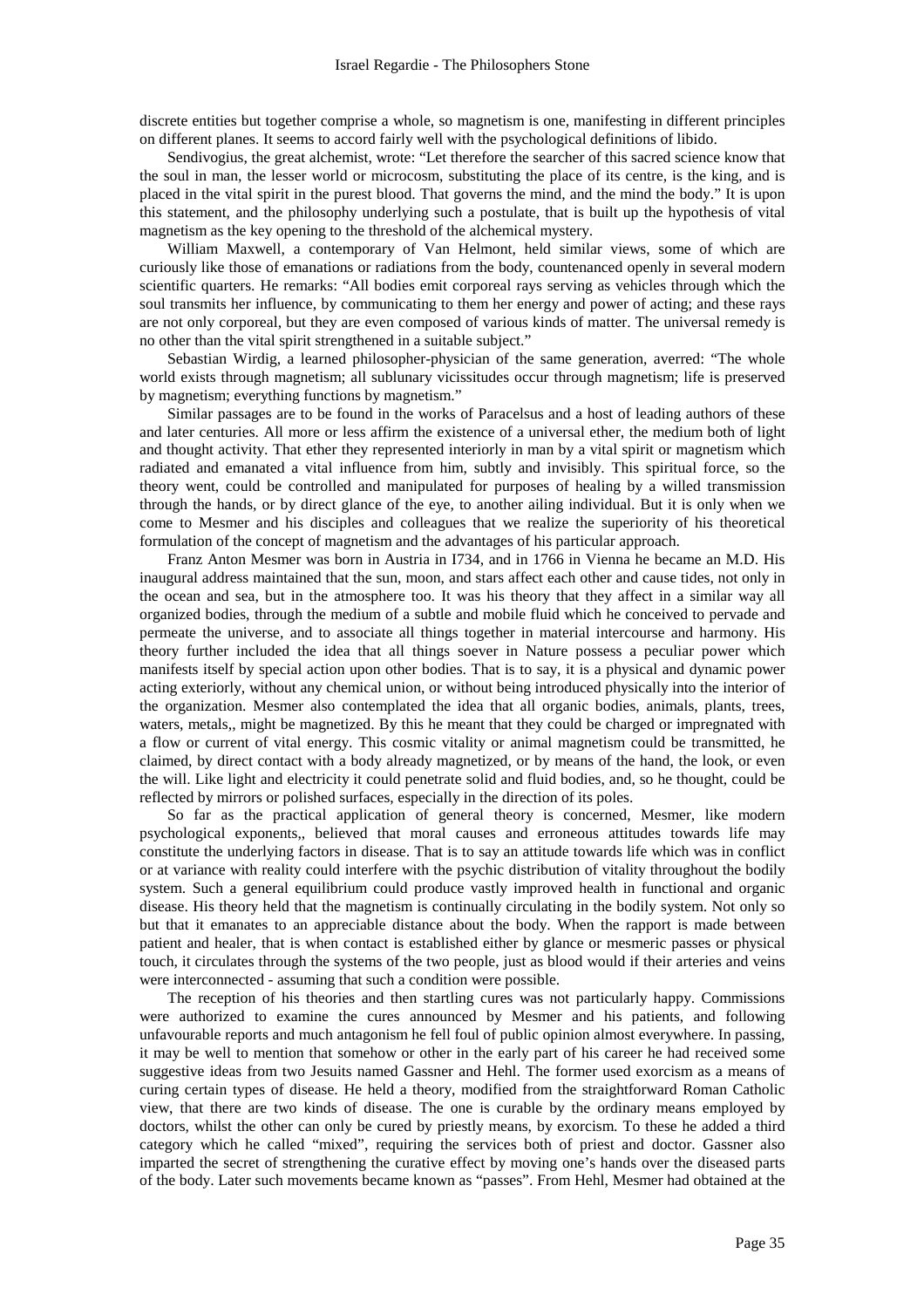discrete entities but together comprise a whole, so magnetism is one, manifesting in different principles on different planes. It seems to accord fairly well with the psychological definitions of libido.

Sendivogius, the great alchemist, wrote: "Let therefore the searcher of this sacred science know that the soul in man, the lesser world or microcosm, substituting the place of its centre, is the king, and is placed in the vital spirit in the purest blood. That governs the mind, and the mind the body." It is upon this statement, and the philosophy underlying such a postulate, that is built up the hypothesis of vital magnetism as the key opening to the threshold of the alchemical mystery.

William Maxwell, a contemporary of Van Helmont, held similar views, some of which are curiously like those of emanations or radiations from the body, countenanced openly in several modern scientific quarters. He remarks: "All bodies emit corporeal rays serving as vehicles through which the soul transmits her influence, by communicating to them her energy and power of acting; and these rays are not only corporeal, but they are even composed of various kinds of matter. The universal remedy is no other than the vital spirit strengthened in a suitable subject."

Sebastian Wirdig, a learned philosopher-physician of the same generation, averred: "The whole world exists through magnetism; all sublunary vicissitudes occur through magnetism; life is preserved by magnetism; everything functions by magnetism."

Similar passages are to be found in the works of Paracelsus and a host of leading authors of these and later centuries. All more or less affirm the existence of a universal ether, the medium both of light and thought activity. That ether they represented interiorly in man by a vital spirit or magnetism which radiated and emanated a vital influence from him, subtly and invisibly. This spiritual force, so the theory went, could be controlled and manipulated for purposes of healing by a willed transmission through the hands, or by direct glance of the eye, to another ailing individual. But it is only when we come to Mesmer and his disciples and colleagues that we realize the superiority of his theoretical formulation of the concept of magnetism and the advantages of his particular approach.

Franz Anton Mesmer was born in Austria in I734, and in 1766 in Vienna he became an M.D. His inaugural address maintained that the sun, moon, and stars affect each other and cause tides, not only in the ocean and sea, but in the atmosphere too. It was his theory that they affect in a similar way all organized bodies, through the medium of a subtle and mobile fluid which he conceived to pervade and permeate the universe, and to associate all things together in material intercourse and harmony. His theory further included the idea that all things soever in Nature possess a peculiar power which manifests itself by special action upon other bodies. That is to say, it is a physical and dynamic power acting exteriorly, without any chemical union, or without being introduced physically into the interior of the organization. Mesmer also contemplated the idea that all organic bodies, animals, plants, trees, waters, metals,, might be magnetized. By this he meant that they could be charged or impregnated with a flow or current of vital energy. This cosmic vitality or animal magnetism could be transmitted, he claimed, by direct contact with a body already magnetized, or by means of the hand, the look, or even the will. Like light and electricity it could penetrate solid and fluid bodies, and, so he thought, could be reflected by mirrors or polished surfaces, especially in the direction of its poles.

So far as the practical application of general theory is concerned, Mesmer, like modern psychological exponents,, believed that moral causes and erroneous attitudes towards life may constitute the underlying factors in disease. That is to say an attitude towards life which was in conflict or at variance with reality could interfere with the psychic distribution of vitality throughout the bodily system. Such a general equilibrium could produce vastly improved health in functional and organic disease. His theory held that the magnetism is continually circulating in the bodily system. Not only so but that it emanates to an appreciable distance about the body. When the rapport is made between patient and healer, that is when contact is established either by glance or mesmeric passes or physical touch, it circulates through the systems of the two people, just as blood would if their arteries and veins were interconnected - assuming that such a condition were possible.

The reception of his theories and then startling cures was not particularly happy. Commissions were authorized to examine the cures announced by Mesmer and his patients, and following unfavourable reports and much antagonism he fell foul of public opinion almost everywhere. In passing, it may be well to mention that somehow or other in the early part of his career he had received some suggestive ideas from two Jesuits named Gassner and Hehl. The former used exorcism as a means of curing certain types of disease. He held a theory, modified from the straightforward Roman Catholic view, that there are two kinds of disease. The one is curable by the ordinary means employed by doctors, whilst the other can only be cured by priestly means, by exorcism. To these he added a third category which he called "mixed", requiring the services both of priest and doctor. Gassner also imparted the secret of strengthening the curative effect by moving one's hands over the diseased parts of the body. Later such movements became known as "passes". From Hehl, Mesmer had obtained at the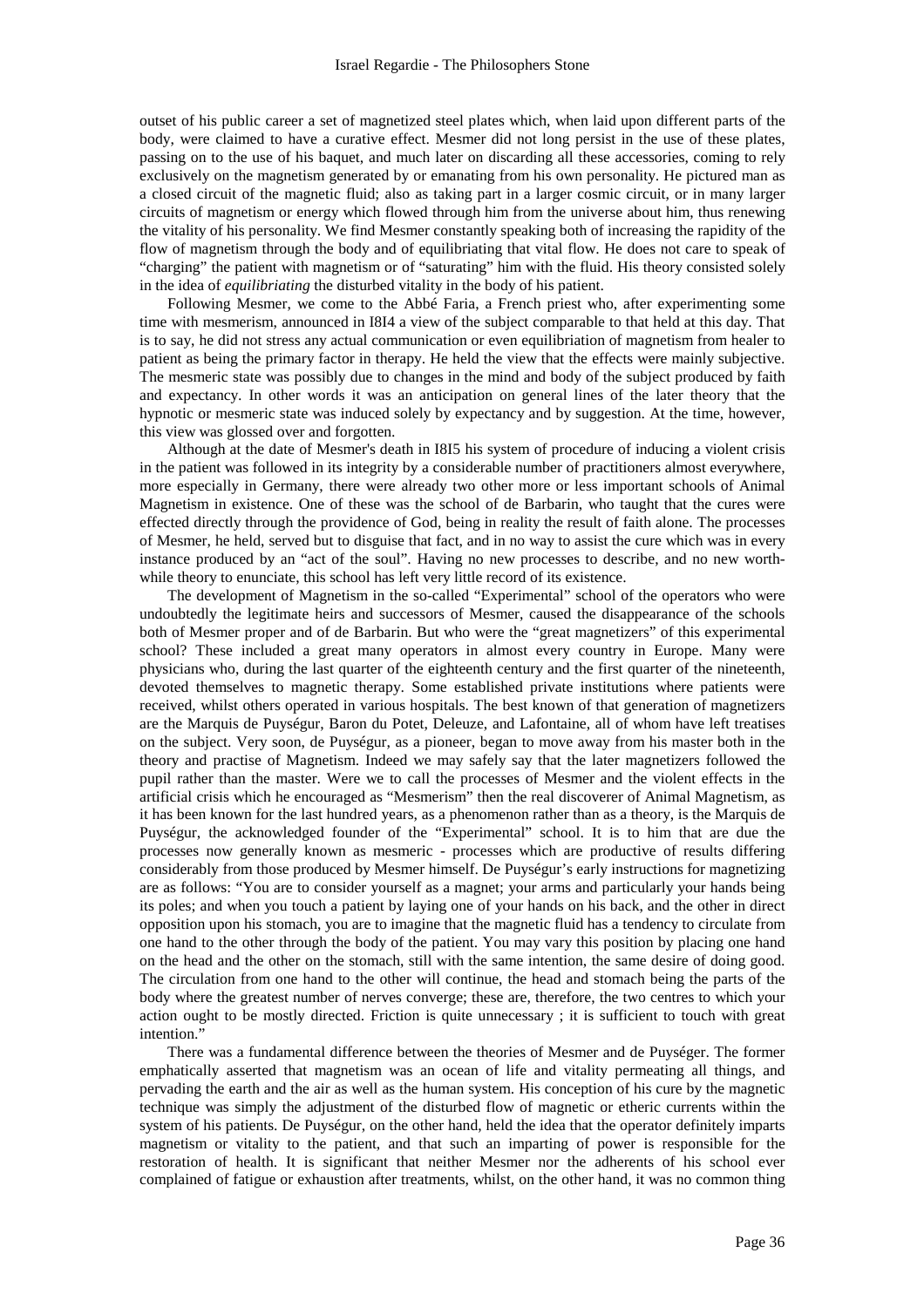outset of his public career a set of magnetized steel plates which, when laid upon different parts of the body, were claimed to have a curative effect. Mesmer did not long persist in the use of these plates, passing on to the use of his baquet, and much later on discarding all these accessories, coming to rely exclusively on the magnetism generated by or emanating from his own personality. He pictured man as a closed circuit of the magnetic fluid; also as taking part in a larger cosmic circuit, or in many larger circuits of magnetism or energy which flowed through him from the universe about him, thus renewing the vitality of his personality. We find Mesmer constantly speaking both of increasing the rapidity of the flow of magnetism through the body and of equilibriating that vital flow. He does not care to speak of "charging" the patient with magnetism or of "saturating" him with the fluid. His theory consisted solely in the idea of *equilibriating* the disturbed vitality in the body of his patient.

Following Mesmer, we come to the Abbé Faria, a French priest who, after experimenting some time with mesmerism, announced in I8I4 a view of the subject comparable to that held at this day. That is to say, he did not stress any actual communication or even equilibriation of magnetism from healer to patient as being the primary factor in therapy. He held the view that the effects were mainly subjective. The mesmeric state was possibly due to changes in the mind and body of the subject produced by faith and expectancy. In other words it was an anticipation on general lines of the later theory that the hypnotic or mesmeric state was induced solely by expectancy and by suggestion. At the time, however, this view was glossed over and forgotten.

Although at the date of Mesmer's death in I8I5 his system of procedure of inducing a violent crisis in the patient was followed in its integrity by a considerable number of practitioners almost everywhere, more especially in Germany, there were already two other more or less important schools of Animal Magnetism in existence. One of these was the school of de Barbarin, who taught that the cures were effected directly through the providence of God, being in reality the result of faith alone. The processes of Mesmer, he held, served but to disguise that fact, and in no way to assist the cure which was in every instance produced by an "act of the soul". Having no new processes to describe, and no new worth-while theory to enunciate, this school has left very little record of its existence.

The development of Magnetism in the so-called "Experimental" school of the operators who were undoubtedly the legitimate heirs and successors of Mesmer, caused the disappearance of the schools both of Mesmer proper and of de Barbarin. But who were the "great magnetizers" of this experimental school? These included a great many operators in almost every country in Europe. Many were physicians who, during the last quarter of the eighteenth century and the first quarter of the nineteenth, devoted themselves to magnetic therapy. Some established private institutions where patients were received, whilst others operated in various hospitals. The best known of that generation of magnetizers are the Marquis de Puységur, Baron du Potet, Deleuze, and Lafontaine, all of whom have left treatises on the subject. Very soon, de Puységur, as a pioneer, began to move away from his master both in the theory and practise of Magnetism. Indeed we may safely say that the later magnetizers followed the pupil rather than the master. Were we to call the processes of Mesmer and the violent effects in the artificial crisis which he encouraged as "Mesmerism" then the real discoverer of Animal Magnetism, as it has been known for the last hundred years, as a phenomenon rather than as a theory, is the Marquis de Puységur, the acknowledged founder of the "Experimental" school. It is to him that are due the processes now generally known as mesmeric - processes which are productive of results differing considerably from those produced by Mesmer himself. De Puységur's early instructions for magnetizing are as follows: "You are to consider yourself as a magnet; your arms and particularly your hands being its poles; and when you touch a patient by laying one of your hands on his back, and the other in direct opposition upon his stomach, you are to imagine that the magnetic fluid has a tendency to circulate from one hand to the other through the body of the patient. You may vary this position by placing one hand on the head and the other on the stomach, still with the same intention, the same desire of doing good. The circulation from one hand to the other will continue, the head and stomach being the parts of the body where the greatest number of nerves converge; these are, therefore, the two centres to which your action ought to be mostly directed. Friction is quite unnecessary ; it is sufficient to touch with great intention."

There was a fundamental difference between the theories of Mesmer and de Puységer. The former emphatically asserted that magnetism was an ocean of life and vitality permeating all things, and pervading the earth and the air as well as the human system. His conception of his cure by the magnetic technique was simply the adjustment of the disturbed flow of magnetic or etheric currents within the system of his patients. De Puységur, on the other hand, held the idea that the operator definitely imparts magnetism or vitality to the patient, and that such an imparting of power is responsible for the restoration of health. It is significant that neither Mesmer nor the adherents of his school ever complained of fatigue or exhaustion after treatments, whilst, on the other hand, it was no common thing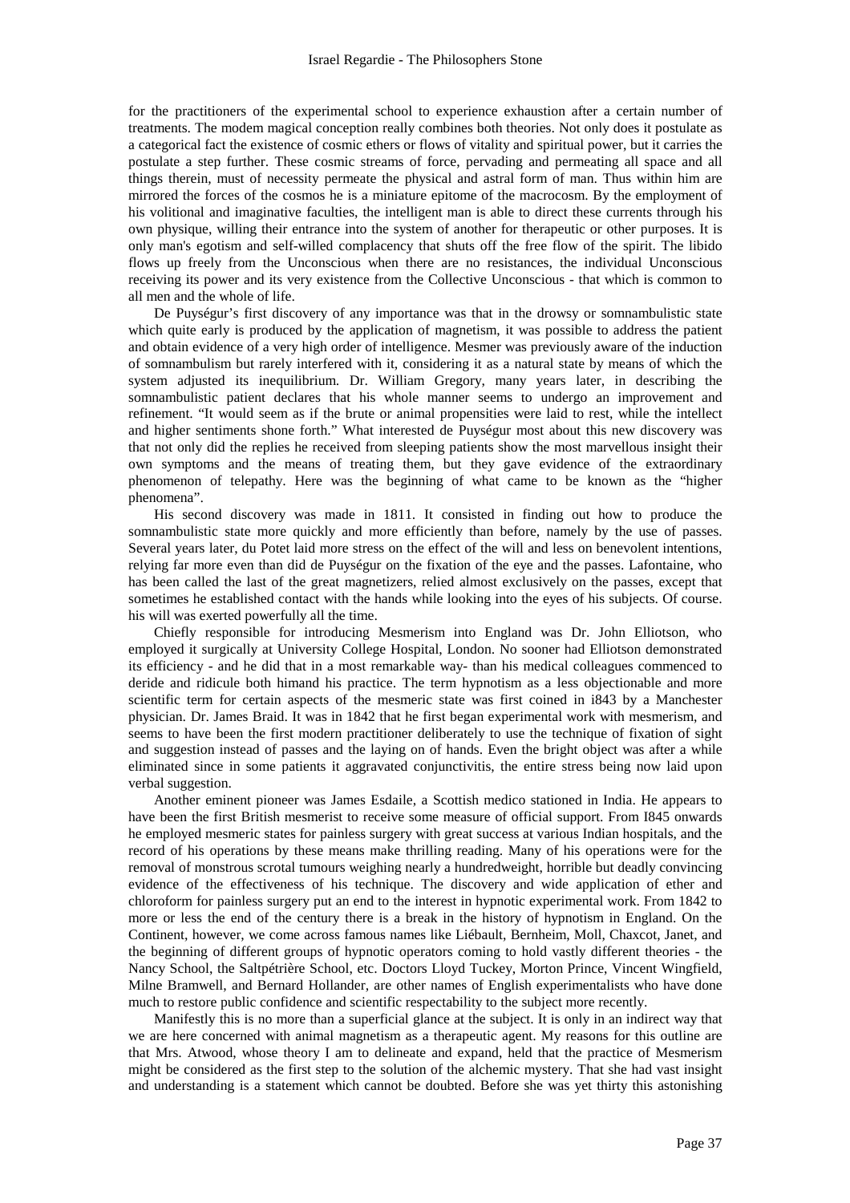for the practitioners of the experimental school to experience exhaustion after a certain number of treatments. The modem magical conception really combines both theories. Not only does it postulate as a categorical fact the existence of cosmic ethers or flows of vitality and spiritual power, but it carries the postulate a step further. These cosmic streams of force, pervading and permeating all space and all things therein, must of necessity permeate the physical and astral form of man. Thus within him are mirrored the forces of the cosmos he is a miniature epitome of the macrocosm. By the employment of his volitional and imaginative faculties, the intelligent man is able to direct these currents through his own physique, willing their entrance into the system of another for therapeutic or other purposes. It is only man's egotism and self-willed complacency that shuts off the free flow of the spirit. The libido flows up freely from the Unconscious when there are no resistances, the individual Unconscious receiving its power and its very existence from the Collective Unconscious - that which is common to all men and the whole of life.

De Puységur's first discovery of any importance was that in the drowsy or somnambulistic state which quite early is produced by the application of magnetism, it was possible to address the patient and obtain evidence of a very high order of intelligence. Mesmer was previously aware of the induction of somnambulism but rarely interfered with it, considering it as a natural state by means of which the system adjusted its inequilibrium. Dr. William Gregory, many years later, in describing the somnambulistic patient declares that his whole manner seems to undergo an improvement and refinement. "It would seem as if the brute or animal propensities were laid to rest, while the intellect and higher sentiments shone forth." What interested de Puységur most about this new discovery was that not only did the replies he received from sleeping patients show the most marvellous insight their own symptoms and the means of treating them, but they gave evidence of the extraordinary phenomenon of telepathy. Here was the beginning of what came to be known as the "higher phenomena".

His second discovery was made in 1811. It consisted in finding out how to produce the somnambulistic state more quickly and more efficiently than before, namely by the use of passes. Several years later, du Potet laid more stress on the effect of the will and less on benevolent intentions, relying far more even than did de Puységur on the fixation of the eye and the passes. Lafontaine, who has been called the last of the great magnetizers, relied almost exclusively on the passes, except that sometimes he established contact with the hands while looking into the eyes of his subjects. Of course. his will was exerted powerfully all the time.

Chiefly responsible for introducing Mesmerism into England was Dr. John Elliotson, who employed it surgically at University College Hospital, London. No sooner had Elliotson demonstrated its efficiency - and he did that in a most remarkable way- than his medical colleagues commenced to deride and ridicule both himand his practice. The term hypnotism as a less objectionable and more scientific term for certain aspects of the mesmeric state was first coined in i843 by a Manchester physician. Dr. James Braid. It was in 1842 that he first began experimental work with mesmerism, and seems to have been the first modern practitioner deliberately to use the technique of fixation of sight and suggestion instead of passes and the laying on of hands. Even the bright object was after a while eliminated since in some patients it aggravated conjunctivitis, the entire stress being now laid upon verbal suggestion.

Another eminent pioneer was James Esdaile, a Scottish medico stationed in India. He appears to have been the first British mesmerist to receive some measure of official support. From I845 onwards he employed mesmeric states for painless surgery with great success at various Indian hospitals, and the record of his operations by these means make thrilling reading. Many of his operations were for the removal of monstrous scrotal tumours weighing nearly a hundredweight, horrible but deadly convincing evidence of the effectiveness of his technique. The discovery and wide application of ether and chloroform for painless surgery put an end to the interest in hypnotic experimental work. From 1842 to more or less the end of the century there is a break in the history of hypnotism in England. On the Continent, however, we come across famous names like Liébault, Bernheim, Moll, Chaxcot, Janet, and the beginning of different groups of hypnotic operators coming to hold vastly different theories - the Nancy School, the Saltpétrière School, etc. Doctors Lloyd Tuckey, Morton Prince, Vincent Wingfield, Milne Bramwell, and Bernard Hollander, are other names of English experimentalists who have done much to restore public confidence and scientific respectability to the subject more recently.

Manifestly this is no more than a superficial glance at the subject. It is only in an indirect way that we are here concerned with animal magnetism as a therapeutic agent. My reasons for this outline are that Mrs. Atwood, whose theory I am to delineate and expand, held that the practice of Mesmerism might be considered as the first step to the solution of the alchemic mystery. That she had vast insight and understanding is a statement which cannot be doubted. Before she was yet thirty this astonishing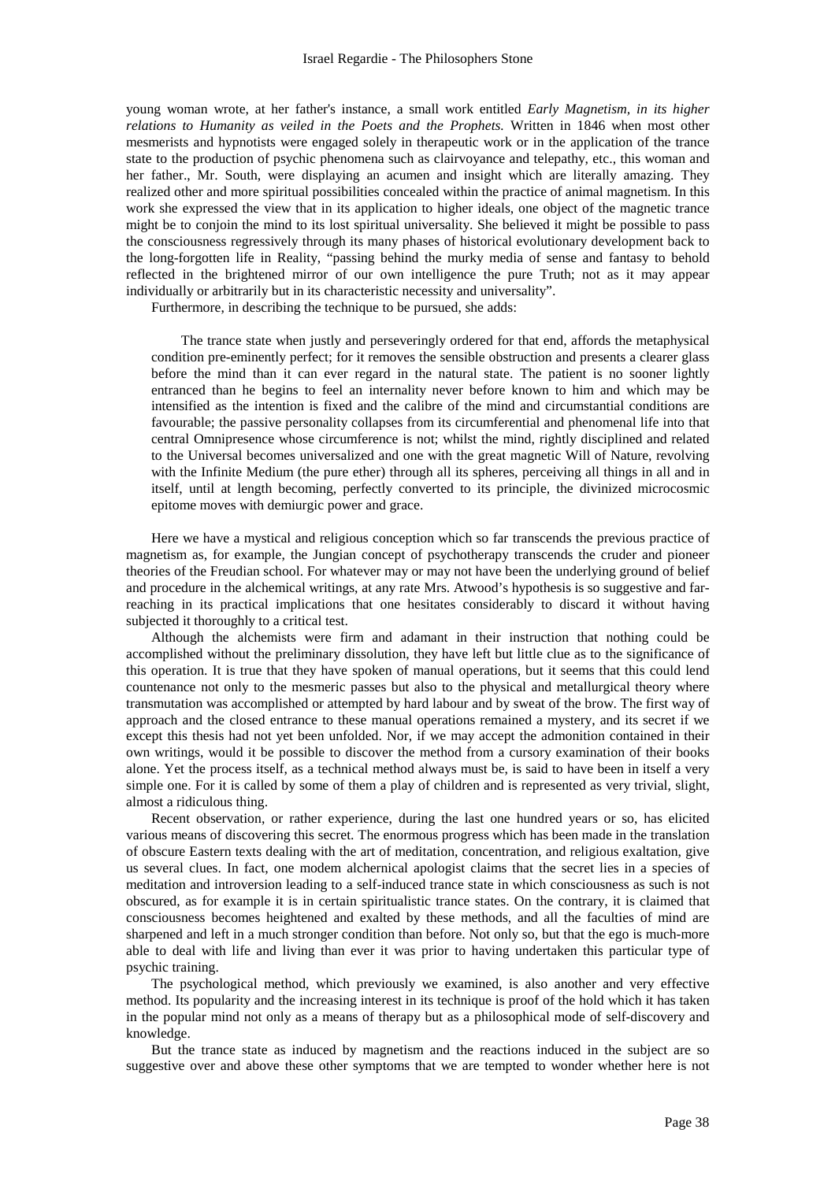young woman wrote, at her father's instance, a small work entitled *Early Magnetism, in its higher relations to Humanity as veiled in the Poets and the Prophets.* Written in 1846 when most other mesmerists and hypnotists were engaged solely in therapeutic work or in the application of the trance state to the production of psychic phenomena such as clairvoyance and telepathy, etc., this woman and her father., Mr. South, were displaying an acumen and insight which are literally amazing. They realized other and more spiritual possibilities concealed within the practice of animal magnetism. In this work she expressed the view that in its application to higher ideals, one object of the magnetic trance might be to conjoin the mind to its lost spiritual universality. She believed it might be possible to pass the consciousness regressively through its many phases of historical evolutionary development back to the long-forgotten life in Reality, "passing behind the murky media of sense and fantasy to behold reflected in the brightened mirror of our own intelligence the pure Truth; not as it may appear individually or arbitrarily but in its characteristic necessity and universality".

Furthermore, in describing the technique to be pursued, she adds:

> The trance state when justly and perseveringly ordered for that end, affords the metaphysical condition pre-eminently perfect; for it removes the sensible obstruction and presents a clearer glass before the mind than it can ever regard in the natural state. The patient is no sooner lightly entranced than he begins to feel an internality never before known to him and which may be intensified as the intention is fixed and the calibre of the mind and circumstantial conditions are favourable; the passive personality collapses from its circumferential and phenomenal life into that central Omnipresence whose circumference is not; whilst the mind, rightly disciplined and related to the Universal becomes universalized and one with the great magnetic Will of Nature, revolving with the Infinite Medium (the pure ether) through all its spheres, perceiving all things in all and in itself, until at length becoming, perfectly converted to its principle, the divinized microcosmic epitome moves with demiurgic power and grace.

Here we have a mystical and religious conception which so far transcends the previous practice of magnetism as, for example, the Jungian concept of psychotherapy transcends the cruder and pioneer theories of the Freudian school. For whatever may or may not have been the underlying ground of belief and procedure in the alchemical writings, at any rate Mrs. Atwood's hypothesis is so suggestive and far-reaching in its practical implications that one hesitates considerably to discard it without having subjected it thoroughly to a critical test.

Although the alchemists were firm and adamant in their instruction that nothing could be accomplished without the preliminary dissolution, they have left but little clue as to the significance of this operation. It is true that they have spoken of manual operations, but it seems that this could lend countenance not only to the mesmeric passes but also to the physical and metallurgical theory where transmutation was accomplished or attempted by hard labour and by sweat of the brow. The first way of approach and the closed entrance to these manual operations remained a mystery, and its secret if we except this thesis had not yet been unfolded. Nor, if we may accept the admonition contained in their own writings, would it be possible to discover the method from a cursory examination of their books alone. Yet the process itself, as a technical method always must be, is said to have been in itself a very simple one. For it is called by some of them a play of children and is represented as very trivial, slight, almost a ridiculous thing.

Recent observation, or rather experience, during the last one hundred years or so, has elicited various means of discovering this secret. The enormous progress which has been made in the translation of obscure Eastern texts dealing with the art of meditation, concentration, and religious exaltation, give us several clues. In fact, one modem alchernical apologist claims that the secret lies in a species of meditation and introversion leading to a self-induced trance state in which consciousness as such is not obscured, as for example it is in certain spiritualistic trance states. On the contrary, it is claimed that consciousness becomes heightened and exalted by these methods, and all the faculties of mind are sharpened and left in a much stronger condition than before. Not only so, but that the ego is much-more able to deal with life and living than ever it was prior to having undertaken this particular type of psychic training.

The psychological method, which previously we examined, is also another and very effective method. Its popularity and the increasing interest in its technique is proof of the hold which it has taken in the popular mind not only as a means of therapy but as a philosophical mode of self-discovery and knowledge.

But the trance state as induced by magnetism and the reactions induced in the subject are so suggestive over and above these other symptoms that we are tempted to wonder whether here is not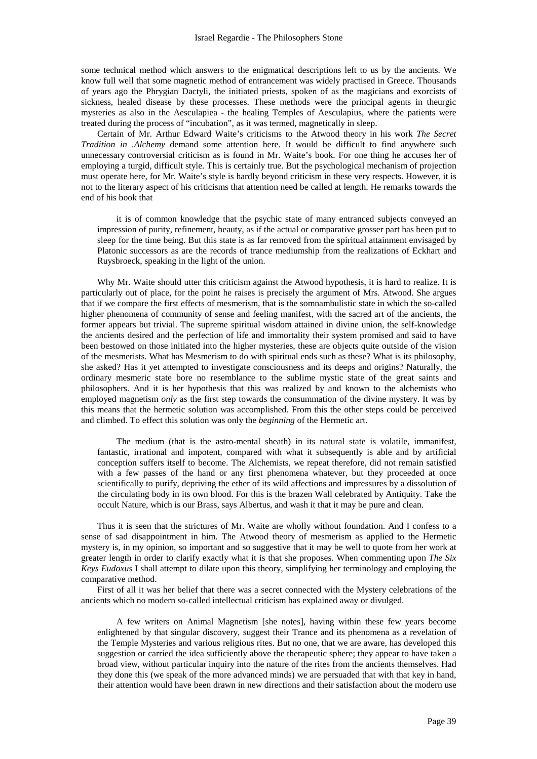some technical method which answers to the enigmatical descriptions left to us by the ancients. We know full well that some magnetic method of entrancement was widely practised in Greece. Thousands of years ago the Phrygian Dactyli, the initiated priests, spoken of as the magicians and exorcists of sickness, healed disease by these processes. These methods were the principal agents in theurgic mysteries as also in the Aesculapiea - the healing Temples of Aesculapius, where the patients were treated during the process of "incubation", as it was termed, magnetically in sleep.

Certain of Mr. Arthur Edward Waite's criticisms to the Atwood theory in his work *The Secret Tradition in .Alchemy* demand some attention here. It would be difficult to find anywhere such unnecessary controversial criticism as is found in Mr. Waite's book. For one thing he accuses her of employing a turgid, difficult style. This is certainly true. But the psychological mechanism of projection must operate here, for Mr. Waite's style is hardly beyond criticism in these very respects. However, it is not to the literary aspect of his criticisms that attention need be called at length. He remarks towards the end of his book that

> it is of common knowledge that the psychic state of many entranced subjects conveyed an impression of purity, refinement, beauty, as if the actual or comparative grosser part has been put to sleep for the time being. But this state is as far removed from the spiritual attainment envisaged by Platonic successors as are the records of trance mediumship from the realizations of Eckhart and Ruysbroeck, speaking in the light of the union.

Why Mr. Waite should utter this criticism against the Atwood hypothesis, it is hard to realize. It is particularly out of place, for the point he raises is precisely the argument of Mrs. Atwood. She argues that if we compare the first effects of mesmerism, that is the somnambulistic state in which the so-called higher phenomena of community of sense and feeling manifest, with the sacred art of the ancients, the former appears but trivial. The supreme spiritual wisdom attained in divine union, the self-knowledge the ancients desired and the perfection of life and immortality their system promised and said to have been bestowed on those initiated into the higher mysteries, these are objects quite outside of the vision of the mesmerists. What has Mesmerism to do with spiritual ends such as these? What is its philosophy, she asked? Has it yet attempted to investigate consciousness and its deeps and origins? Naturally, the ordinary mesmeric state bore no resemblance to the sublime mystic state of the great saints and philosophers. And it is her hypothesis that this was realized by and known to the alchemists who employed magnetism *only* as the first step towards the consummation of the divine mystery. It was by this means that the hermetic solution was accomplished. From this the other steps could be perceived and climbed. To effect this solution was only the *beginning* of the Hermetic art.

> The medium (that is the astro-mental sheath) in its natural state is volatile, immanifest, fantastic, irrational and impotent, compared with what it subsequently is able and by artificial conception suffers itself to become. The Alchemists, we repeat therefore, did not remain satisfied with a few passes of the hand or any first phenomena whatever, but they proceeded at once scientifically to purify, depriving the ether of its wild affections and impressures by a dissolution of the circulating body in its own blood. For this is the brazen Wall celebrated by Antiquity. Take the occult Nature, which is our Brass, says Albertus, and wash it that it may be pure and clean.

Thus it is seen that the strictures of Mr. Waite are wholly without foundation. And I confess to a sense of sad disappointment in him. The Atwood theory of mesmerism as applied to the Hermetic mystery is, in my opinion, so important and so suggestive that it may be well to quote from her work at greater length in order to clarify exactly what it is that she proposes. When commenting upon *The Six Keys Eudoxus* I shall attempt to dilate upon this theory, simplifying her terminology and employing the comparative method.

First of all it was her belief that there was a secret connected with the Mystery celebrations of the ancients which no modern so-called intellectual criticism has explained away or divulged.

> A few writers on Animal Magnetism [she notes], having within these few years become enlightened by that singular discovery, suggest their Trance and its phenomena as a revelation of the Temple Mysteries and various religious rites. But no one, that we are aware, has developed this suggestion or carried the idea sufficiently above the therapeutic sphere; they appear to have taken a broad view, without particular inquiry into the nature of the rites from the ancients themselves. Had they done this (we speak of the more advanced minds) we are persuaded that with that key in hand, their attention would have been drawn in new directions and their satisfaction about the modern use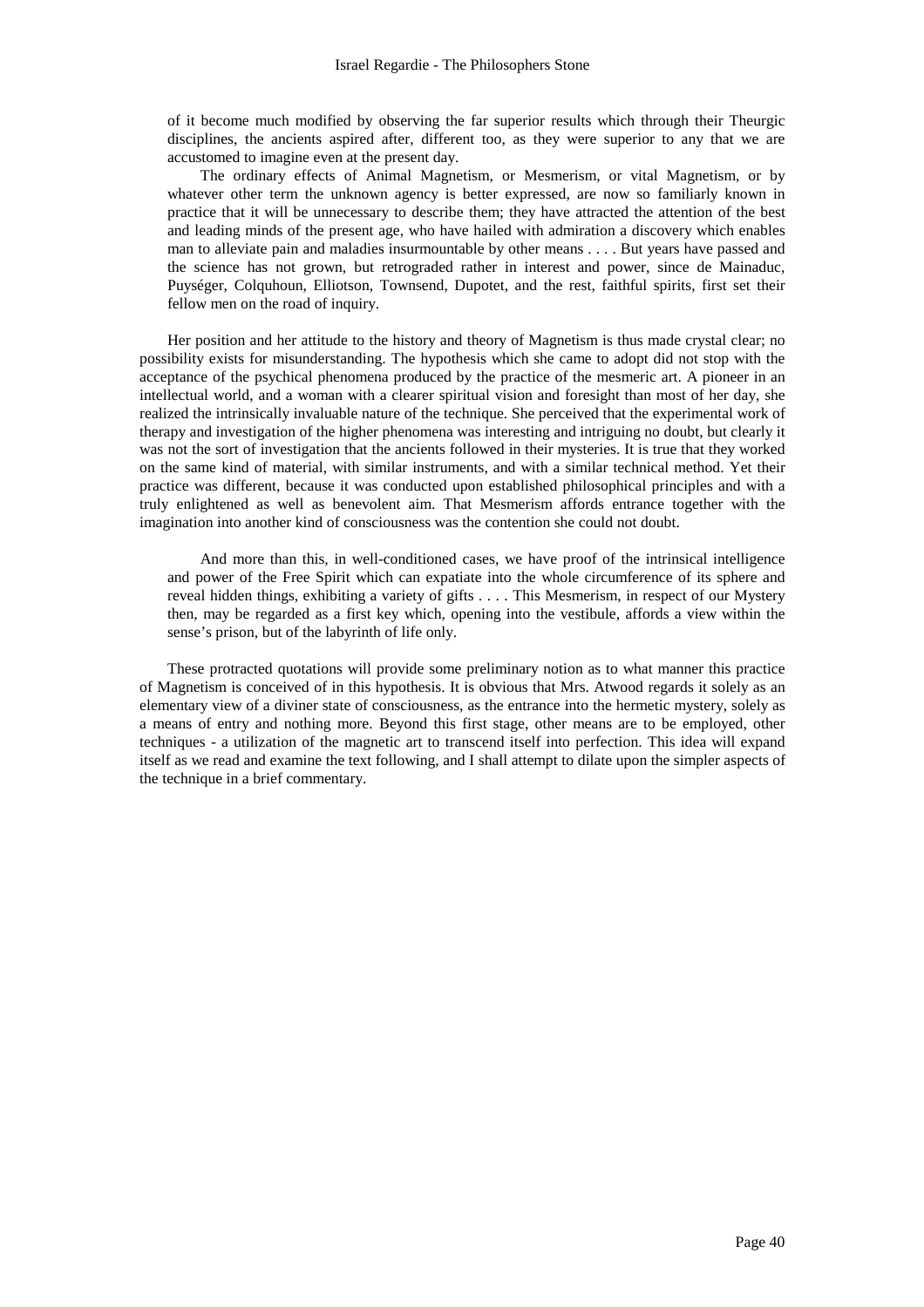> of it become much modified by observing the far superior results which through their Theurgic disciplines, the ancients aspired after, different too, as they were superior to any that we are accustomed to imagine even at the present day.
>
> The ordinary effects of Animal Magnetism, or Mesmerism, or vital Magnetism, or by whatever other term the unknown agency is better expressed, are now so familiarly known in practice that it will be unnecessary to describe them; they have attracted the attention of the best and leading minds of the present age, who have hailed with admiration a discovery which enables man to alleviate pain and maladies insurmountable by other means . . . . But years have passed and the science has not grown, but retrograded rather in interest and power, since de Mainaduc, Puységer, Colquhoun, Elliotson, Townsend, Dupotet, and the rest, faithful spirits, first set their fellow men on the road of inquiry.

Her position and her attitude to the history and theory of Magnetism is thus made crystal clear; no possibility exists for misunderstanding. The hypothesis which she came to adopt did not stop with the acceptance of the psychical phenomena produced by the practice of the mesmeric art. A pioneer in an intellectual world, and a woman with a clearer spiritual vision and foresight than most of her day, she realized the intrinsically invaluable nature of the technique. She perceived that the experimental work of therapy and investigation of the higher phenomena was interesting and intriguing no doubt, but clearly it was not the sort of investigation that the ancients followed in their mysteries. It is true that they worked on the same kind of material, with similar instruments, and with a similar technical method. Yet their practice was different, because it was conducted upon established philosophical principles and with a truly enlightened as well as benevolent aim. That Mesmerism affords entrance together with the imagination into another kind of consciousness was the contention she could not doubt.

> And more than this, in well-conditioned cases, we have proof of the intrinsical intelligence and power of the Free Spirit which can expatiate into the whole circumference of its sphere and reveal hidden things, exhibiting a variety of gifts . . . . This Mesmerism, in respect of our Mystery then, may be regarded as a first key which, opening into the vestibule, affords a view within the sense's prison, but of the labyrinth of life only.

These protracted quotations will provide some preliminary notion as to what manner this practice of Magnetism is conceived of in this hypothesis. It is obvious that Mrs. Atwood regards it solely as an elementary view of a diviner state of consciousness, as the entrance into the hermetic mystery, solely as a means of entry and nothing more. Beyond this first stage, other means are to be employed, other techniques - a utilization of the magnetic art to transcend itself into perfection. This idea will expand itself as we read and examine the text following, and I shall attempt to dilate upon the simpler aspects of the technique in a brief commentary.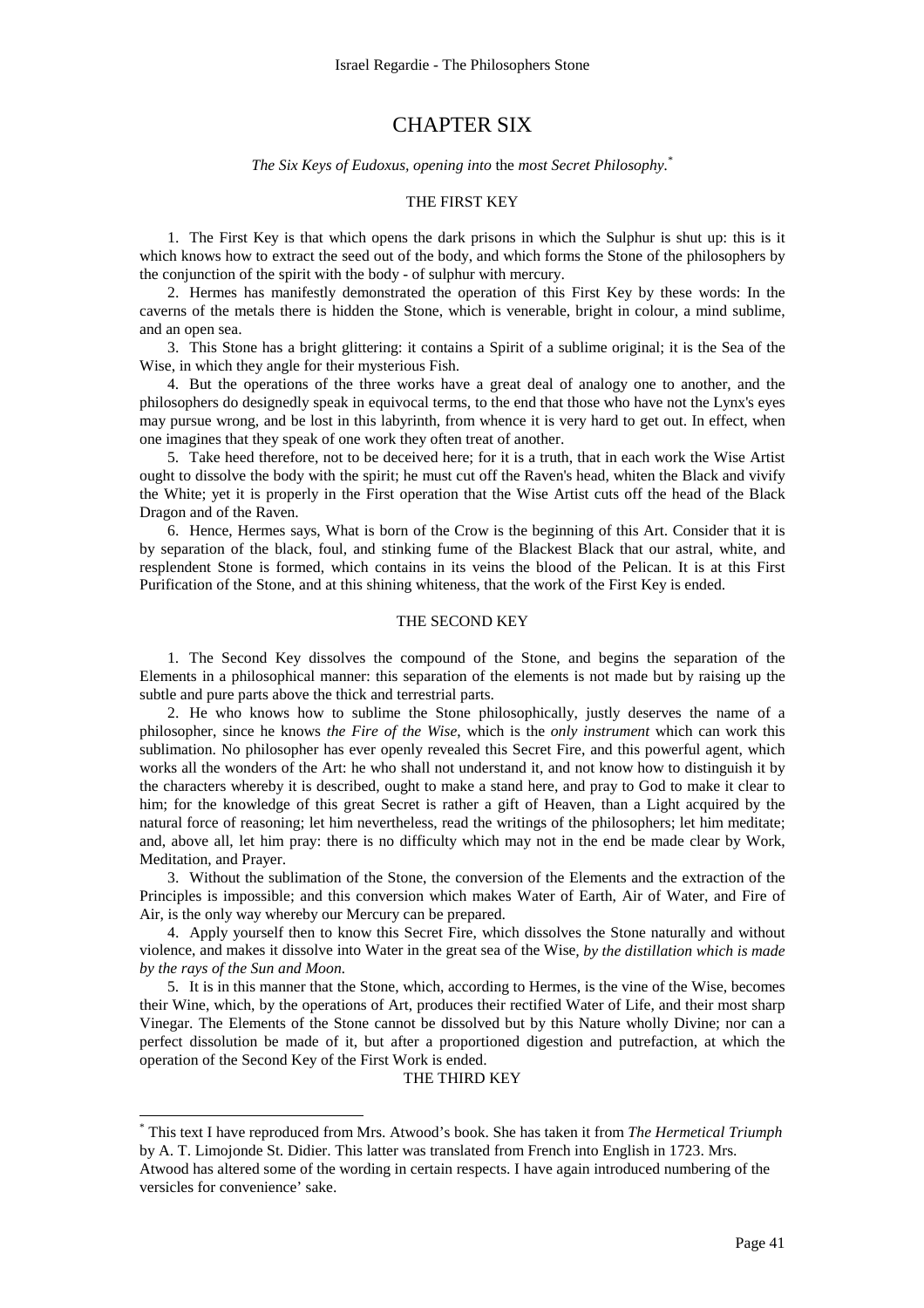# CHAPTER SIX

*The Six Keys of Eudoxus, opening into* the *most Secret Philosophy.*[*]

## THE FIRST KEY

1. The First Key is that which opens the dark prisons in which the Sulphur is shut up: this is it which knows how to extract the seed out of the body, and which forms the Stone of the philosophers by the conjunction of the spirit with the body - of sulphur with mercury.

2. Hermes has manifestly demonstrated the operation of this First Key by these words: In the caverns of the metals there is hidden the Stone, which is venerable, bright in colour, a mind sublime, and an open sea.

3. This Stone has a bright glittering: it contains a Spirit of a sublime original; it is the Sea of the Wise, in which they angle for their mysterious Fish.

4. But the operations of the three works have a great deal of analogy one to another, and the philosophers do designedly speak in equivocal terms, to the end that those who have not the Lynx's eyes may pursue wrong, and be lost in this labyrinth, from whence it is very hard to get out. In effect, when one imagines that they speak of one work they often treat of another.

5. Take heed therefore, not to be deceived here; for it is a truth, that in each work the Wise Artist ought to dissolve the body with the spirit; he must cut off the Raven's head, whiten the Black and vivify the White; yet it is properly in the First operation that the Wise Artist cuts off the head of the Black Dragon and of the Raven.

6. Hence, Hermes says, What is born of the Crow is the beginning of this Art. Consider that it is by separation of the black, foul, and stinking fume of the Blackest Black that our astral, white, and resplendent Stone is formed, which contains in its veins the blood of the Pelican. It is at this First Purification of the Stone, and at this shining whiteness, that the work of the First Key is ended.

## THE SECOND KEY

1. The Second Key dissolves the compound of the Stone, and begins the separation of the Elements in a philosophical manner: this separation of the elements is not made but by raising up the subtle and pure parts above the thick and terrestrial parts.

2. He who knows how to sublime the Stone philosophically, justly deserves the name of a philosopher, since he knows *the Fire of the Wise*, which is the *only instrument* which can work this sublimation. No philosopher has ever openly revealed this Secret Fire, and this powerful agent, which works all the wonders of the Art: he who shall not understand it, and not know how to distinguish it by the characters whereby it is described, ought to make a stand here, and pray to God to make it clear to him; for the knowledge of this great Secret is rather a gift of Heaven, than a Light acquired by the natural force of reasoning; let him nevertheless, read the writings of the philosophers; let him meditate; and, above all, let him pray: there is no difficulty which may not in the end be made clear by Work, Meditation, and Prayer.

3. Without the sublimation of the Stone, the conversion of the Elements and the extraction of the Principles is impossible; and this conversion which makes Water of Earth, Air of Water, and Fire of Air, is the only way whereby our Mercury can be prepared.

4. Apply yourself then to know this Secret Fire, which dissolves the Stone naturally and without violence, and makes it dissolve into Water in the great sea of the Wise, *by the distillation which is made by the rays of the Sun and Moon.*

5. It is in this manner that the Stone, which, according to Hermes, is the vine of the Wise, becomes their Wine, which, by the operations of Art, produces their rectified Water of Life, and their most sharp Vinegar. The Elements of the Stone cannot be dissolved but by this Nature wholly Divine; nor can a perfect dissolution be made of it, but after a proportioned digestion and putrefaction, at which the operation of the Second Key of the First Work is ended.

## THE THIRD KEY

[*] This text I have reproduced from Mrs. Atwood's book. She has taken it from *The Hermetical Triumph* by A. T. Limojonde St. Didier. This latter was translated from French into English in 1723. Mrs. Atwood has altered some of the wording in certain respects. I have again introduced numbering of the versicles for convenience' sake.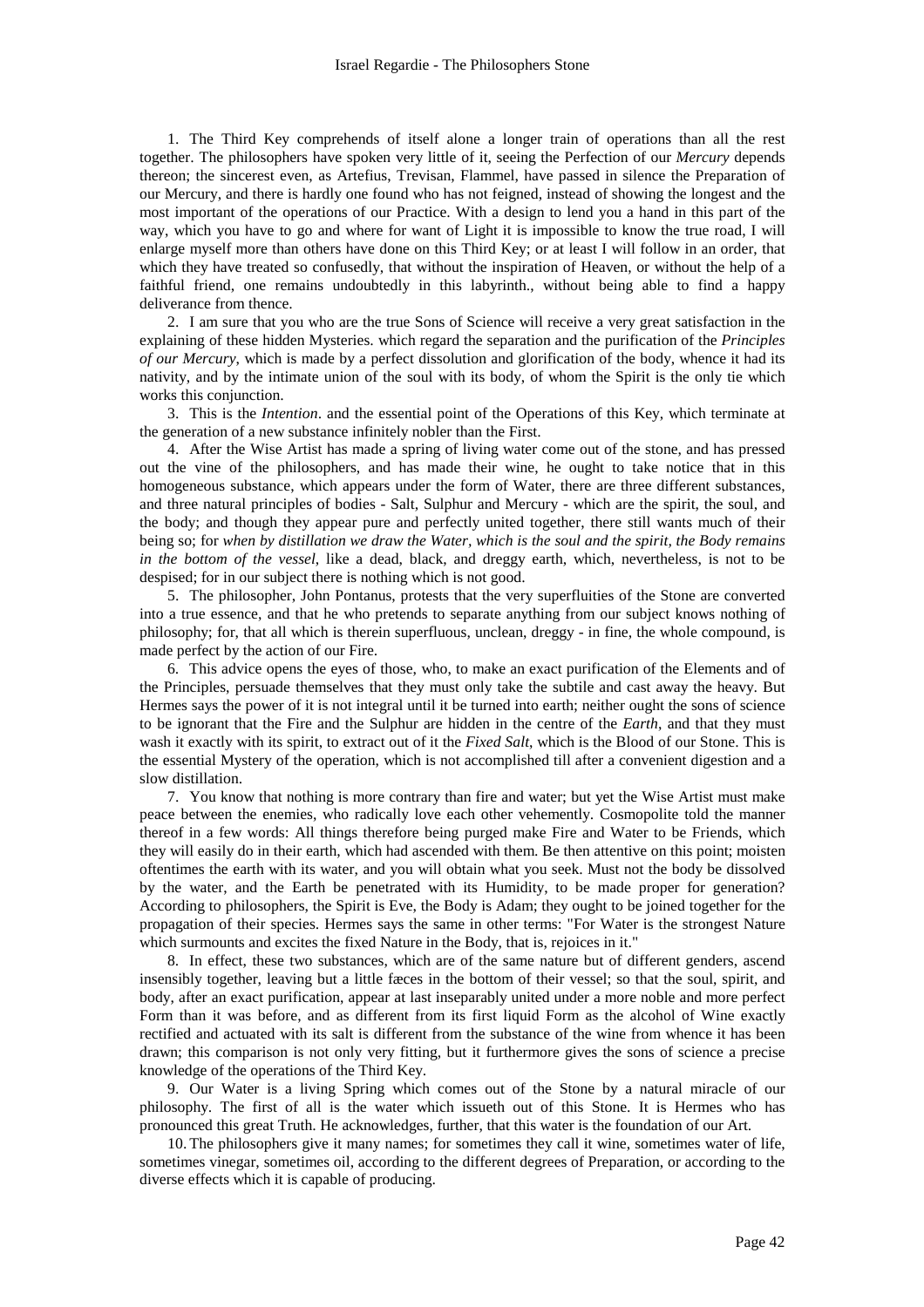1. The Third Key comprehends of itself alone a longer train of operations than all the rest together. The philosophers have spoken very little of it, seeing the Perfection of our *Mercury* depends thereon; the sincerest even, as Artefius, Trevisan, Flammel, have passed in silence the Preparation of our Mercury, and there is hardly one found who has not feigned, instead of showing the longest and the most important of the operations of our Practice. With a design to lend you a hand in this part of the way, which you have to go and where for want of Light it is impossible to know the true road, I will enlarge myself more than others have done on this Third Key; or at least I will follow in an order, that which they have treated so confusedly, that without the inspiration of Heaven, or without the help of a faithful friend, one remains undoubtedly in this labyrinth., without being able to find a happy deliverance from thence.

2. I am sure that you who are the true Sons of Science will receive a very great satisfaction in the explaining of these hidden Mysteries. which regard the separation and the purification of the *Principles of our Mercury*, which is made by a perfect dissolution and glorification of the body, whence it had its nativity, and by the intimate union of the soul with its body, of whom the Spirit is the only tie which works this conjunction.

3. This is the *Intention*. and the essential point of the Operations of this Key, which terminate at the generation of a new substance infinitely nobler than the First.

4. After the Wise Artist has made a spring of living water come out of the stone, and has pressed out the vine of the philosophers, and has made their wine, he ought to take notice that in this homogeneous substance, which appears under the form of Water, there are three different substances, and three natural principles of bodies - Salt, Sulphur and Mercury - which are the spirit, the soul, and the body; and though they appear pure and perfectly united together, there still wants much of their being so; for *when by distillation we draw the Water, which is the soul and the spirit, the Body remains in the bottom of the vessel*, like a dead, black, and dreggy earth, which, nevertheless, is not to be despised; for in our subject there is nothing which is not good.

5. The philosopher, John Pontanus, protests that the very superfluities of the Stone are converted into a true essence, and that he who pretends to separate anything from our subject knows nothing of philosophy; for, that all which is therein superfluous, unclean, dreggy - in fine, the whole compound, is made perfect by the action of our Fire.

6. This advice opens the eyes of those, who, to make an exact purification of the Elements and of the Principles, persuade themselves that they must only take the subtile and cast away the heavy. But Hermes says the power of it is not integral until it be turned into earth; neither ought the sons of science to be ignorant that the Fire and the Sulphur are hidden in the centre of the *Earth*, and that they must wash it exactly with its spirit, to extract out of it the *Fixed Salt*, which is the Blood of our Stone. This is the essential Mystery of the operation, which is not accomplished till after a convenient digestion and a slow distillation.

7. You know that nothing is more contrary than fire and water; but yet the Wise Artist must make peace between the enemies, who radically love each other vehemently. Cosmopolite told the manner thereof in a few words: All things therefore being purged make Fire and Water to be Friends, which they will easily do in their earth, which had ascended with them. Be then attentive on this point; moisten oftentimes the earth with its water, and you will obtain what you seek. Must not the body be dissolved by the water, and the Earth be penetrated with its Humidity, to be made proper for generation? According to philosophers, the Spirit is Eve, the Body is Adam; they ought to be joined together for the propagation of their species. Hermes says the same in other terms: "For Water is the strongest Nature which surmounts and excites the fixed Nature in the Body, that is, rejoices in it."

8. In effect, these two substances, which are of the same nature but of different genders, ascend insensibly together, leaving but a little fæces in the bottom of their vessel; so that the soul, spirit, and body, after an exact purification, appear at last inseparably united under a more noble and more perfect Form than it was before, and as different from its first liquid Form as the alcohol of Wine exactly rectified and actuated with its salt is different from the substance of the wine from whence it has been drawn; this comparison is not only very fitting, but it furthermore gives the sons of science a precise knowledge of the operations of the Third Key.

9. Our Water is a living Spring which comes out of the Stone by a natural miracle of our philosophy. The first of all is the water which issueth out of this Stone. It is Hermes who has pronounced this great Truth. He acknowledges, further, that this water is the foundation of our Art.

10. The philosophers give it many names; for sometimes they call it wine, sometimes water of life, sometimes vinegar, sometimes oil, according to the different degrees of Preparation, or according to the diverse effects which it is capable of producing.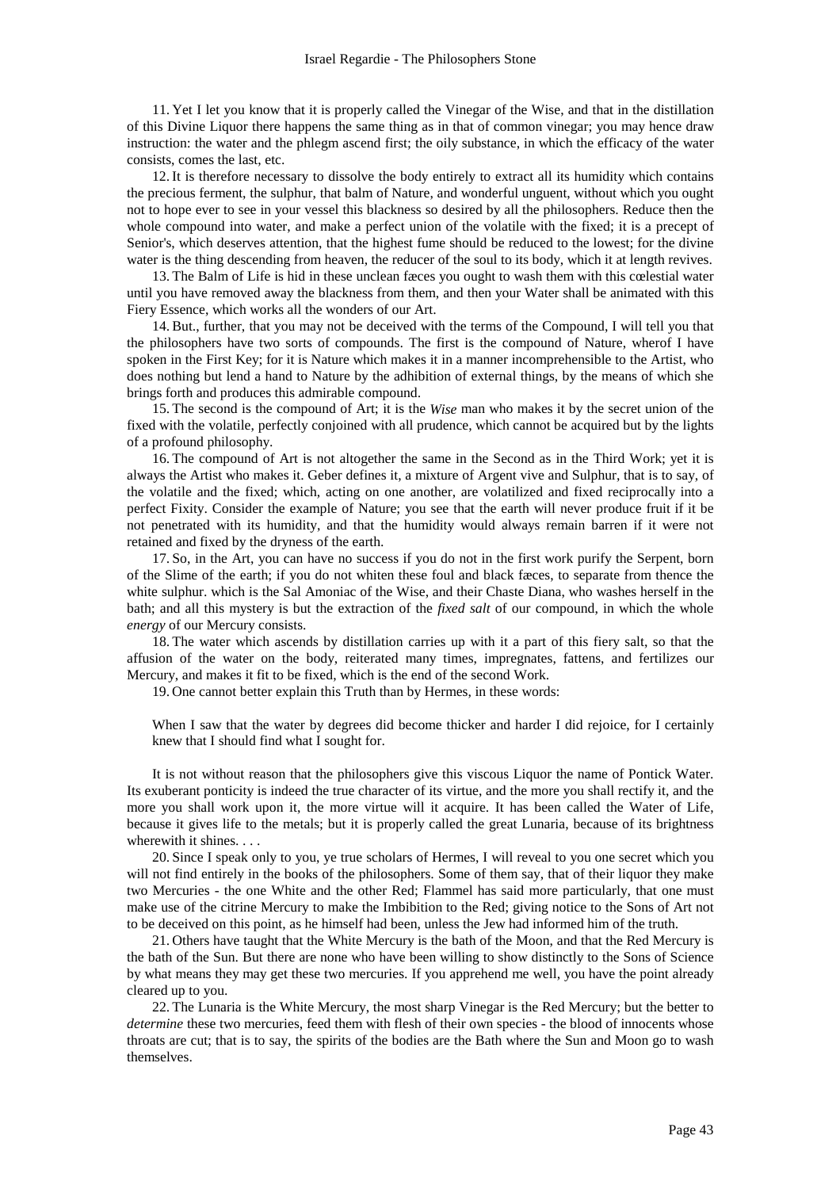11. Yet I let you know that it is properly called the Vinegar of the Wise, and that in the distillation of this Divine Liquor there happens the same thing as in that of common vinegar; you may hence draw instruction: the water and the phlegm ascend first; the oily substance, in which the efficacy of the water consists, comes the last, etc.

12. It is therefore necessary to dissolve the body entirely to extract all its humidity which contains the precious ferment, the sulphur, that balm of Nature, and wonderful unguent, without which you ought not to hope ever to see in your vessel this blackness so desired by all the philosophers. Reduce then the whole compound into water, and make a perfect union of the volatile with the fixed; it is a precept of Senior's, which deserves attention, that the highest fume should be reduced to the lowest; for the divine water is the thing descending from heaven, the reducer of the soul to its body, which it at length revives.

13. The Balm of Life is hid in these unclean fæces you ought to wash them with this cœlestial water until you have removed away the blackness from them, and then your Water shall be animated with this Fiery Essence, which works all the wonders of our Art.

14. But., further, that you may not be deceived with the terms of the Compound, I will tell you that the philosophers have two sorts of compounds. The first is the compound of Nature, wherof I have spoken in the First Key; for it is Nature which makes it in a manner incomprehensible to the Artist, who does nothing but lend a hand to Nature by the adhibition of external things, by the means of which she brings forth and produces this admirable compound.

15. The second is the compound of Art; it is the *Wise* man who makes it by the secret union of the fixed with the volatile, perfectly conjoined with all prudence, which cannot be acquired but by the lights of a profound philosophy.

16. The compound of Art is not altogether the same in the Second as in the Third Work; yet it is always the Artist who makes it. Geber defines it, a mixture of Argent vive and Sulphur, that is to say, of the volatile and the fixed; which, acting on one another, are volatilized and fixed reciprocally into a perfect Fixity. Consider the example of Nature; you see that the earth will never produce fruit if it be not penetrated with its humidity, and that the humidity would always remain barren if it were not retained and fixed by the dryness of the earth.

17. So, in the Art, you can have no success if you do not in the first work purify the Serpent, born of the Slime of the earth; if you do not whiten these foul and black fæces, to separate from thence the white sulphur. which is the Sal Amoniac of the Wise, and their Chaste Diana, who washes herself in the bath; and all this mystery is but the extraction of the *fixed salt* of our compound, in which the whole *energy* of our Mercury consists.

18. The water which ascends by distillation carries up with it a part of this fiery salt, so that the affusion of the water on the body, reiterated many times, impregnates, fattens, and fertilizes our Mercury, and makes it fit to be fixed, which is the end of the second Work.

19. One cannot better explain this Truth than by Hermes, in these words:

> When I saw that the water by degrees did become thicker and harder I did rejoice, for I certainly knew that I should find what I sought for.

It is not without reason that the philosophers give this viscous Liquor the name of Pontick Water. Its exuberant ponticity is indeed the true character of its virtue, and the more you shall rectify it, and the more you shall work upon it, the more virtue will it acquire. It has been called the Water of Life, because it gives life to the metals; but it is properly called the great Lunaria, because of its brightness wherewith it shines. . . .

20. Since I speak only to you, ye true scholars of Hermes, I will reveal to you one secret which you will not find entirely in the books of the philosophers. Some of them say, that of their liquor they make two Mercuries - the one White and the other Red; Flammel has said more particularly, that one must make use of the citrine Mercury to make the Imbibition to the Red; giving notice to the Sons of Art not to be deceived on this point, as he himself had been, unless the Jew had informed him of the truth.

21. Others have taught that the White Mercury is the bath of the Moon, and that the Red Mercury is the bath of the Sun. But there are none who have been willing to show distinctly to the Sons of Science by what means they may get these two mercuries. If you apprehend me well, you have the point already cleared up to you.

22. The Lunaria is the White Mercury, the most sharp Vinegar is the Red Mercury; but the better to *determine* these two mercuries, feed them with flesh of their own species - the blood of innocents whose throats are cut; that is to say, the spirits of the bodies are the Bath where the Sun and Moon go to wash themselves.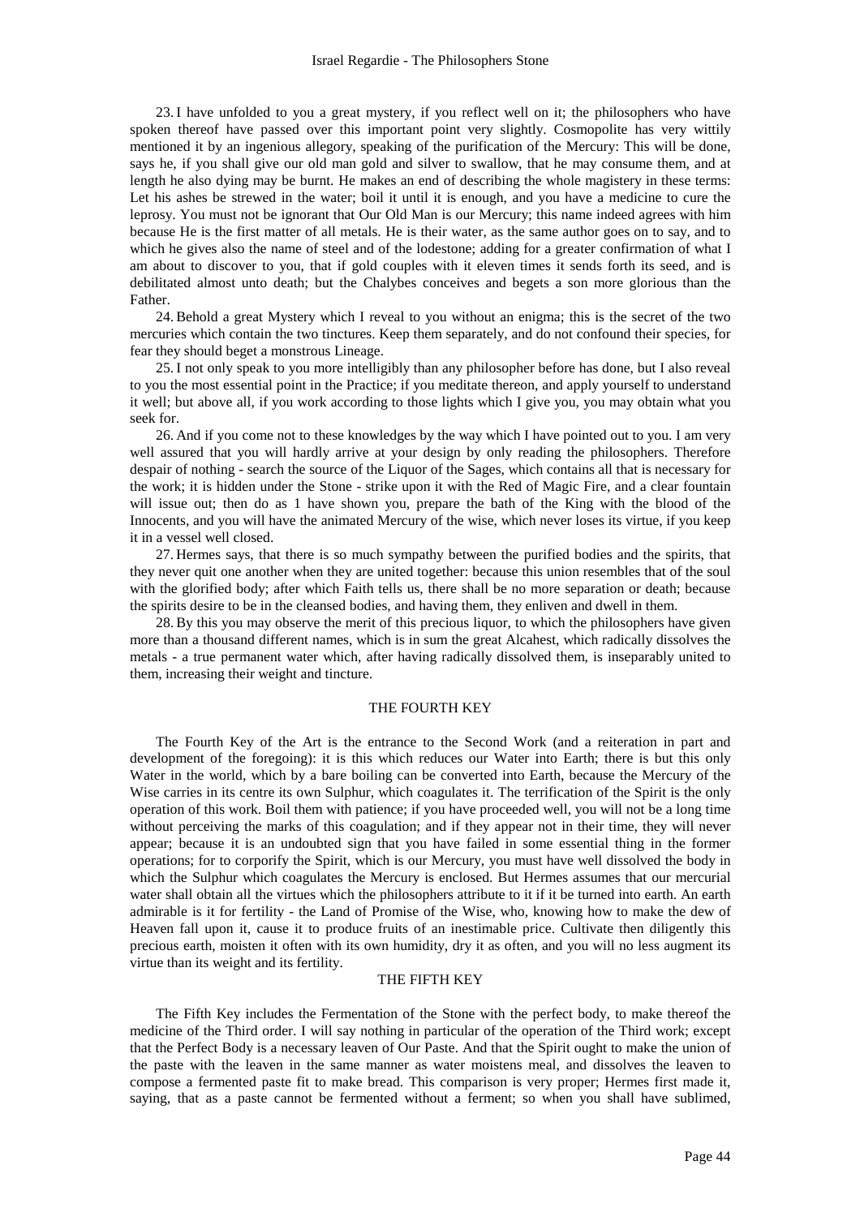23. I have unfolded to you a great mystery, if you reflect well on it; the philosophers who have spoken thereof have passed over this important point very slightly. Cosmopolite has very wittily mentioned it by an ingenious allegory, speaking of the purification of the Mercury: This will be done, says he, if you shall give our old man gold and silver to swallow, that he may consume them, and at length he also dying may be burnt. He makes an end of describing the whole magistery in these terms: Let his ashes be strewed in the water; boil it until it is enough, and you have a medicine to cure the leprosy. You must not be ignorant that Our Old Man is our Mercury; this name indeed agrees with him because He is the first matter of all metals. He is their water, as the same author goes on to say, and to which he gives also the name of steel and of the lodestone; adding for a greater confirmation of what I am about to discover to you, that if gold couples with it eleven times it sends forth its seed, and is debilitated almost unto death; but the Chalybes conceives and begets a son more glorious than the Father.

24. Behold a great Mystery which I reveal to you without an enigma; this is the secret of the two mercuries which contain the two tinctures. Keep them separately, and do not confound their species, for fear they should beget a monstrous Lineage.

25. I not only speak to you more intelligibly than any philosopher before has done, but I also reveal to you the most essential point in the Practice; if you meditate thereon, and apply yourself to understand it well; but above all, if you work according to those lights which I give you, you may obtain what you seek for.

26. And if you come not to these knowledges by the way which I have pointed out to you. I am very well assured that you will hardly arrive at your design by only reading the philosophers. Therefore despair of nothing - search the source of the Liquor of the Sages, which contains all that is necessary for the work; it is hidden under the Stone - strike upon it with the Red of Magic Fire, and a clear fountain will issue out; then do as 1 have shown you, prepare the bath of the King with the blood of the Innocents, and you will have the animated Mercury of the wise, which never loses its virtue, if you keep it in a vessel well closed.

27. Hermes says, that there is so much sympathy between the purified bodies and the spirits, that they never quit one another when they are united together: because this union resembles that of the soul with the glorified body; after which Faith tells us, there shall be no more separation or death; because the spirits desire to be in the cleansed bodies, and having them, they enliven and dwell in them.

28. By this you may observe the merit of this precious liquor, to which the philosophers have given more than a thousand different names, which is in sum the great Alcahest, which radically dissolves the metals - a true permanent water which, after having radically dissolved them, is inseparably united to them, increasing their weight and tincture.

## THE FOURTH KEY

The Fourth Key of the Art is the entrance to the Second Work (and a reiteration in part and development of the foregoing): it is this which reduces our Water into Earth; there is but this only Water in the world, which by a bare boiling can be converted into Earth, because the Mercury of the Wise carries in its centre its own Sulphur, which coagulates it. The terrification of the Spirit is the only operation of this work. Boil them with patience; if you have proceeded well, you will not be a long time without perceiving the marks of this coagulation; and if they appear not in their time, they will never appear; because it is an undoubted sign that you have failed in some essential thing in the former operations; for to corporify the Spirit, which is our Mercury, you must have well dissolved the body in which the Sulphur which coagulates the Mercury is enclosed. But Hermes assumes that our mercurial water shall obtain all the virtues which the philosophers attribute to it if it be turned into earth. An earth admirable is it for fertility - the Land of Promise of the Wise, who, knowing how to make the dew of Heaven fall upon it, cause it to produce fruits of an inestimable price. Cultivate then diligently this precious earth, moisten it often with its own humidity, dry it as often, and you will no less augment its virtue than its weight and its fertility.

## THE FIFTH KEY

The Fifth Key includes the Fermentation of the Stone with the perfect body, to make thereof the medicine of the Third order. I will say nothing in particular of the operation of the Third work; except that the Perfect Body is a necessary leaven of Our Paste. And that the Spirit ought to make the union of the paste with the leaven in the same manner as water moistens meal, and dissolves the leaven to compose a fermented paste fit to make bread. This comparison is very proper; Hermes first made it, saying, that as a paste cannot be fermented without a ferment; so when you shall have sublimed,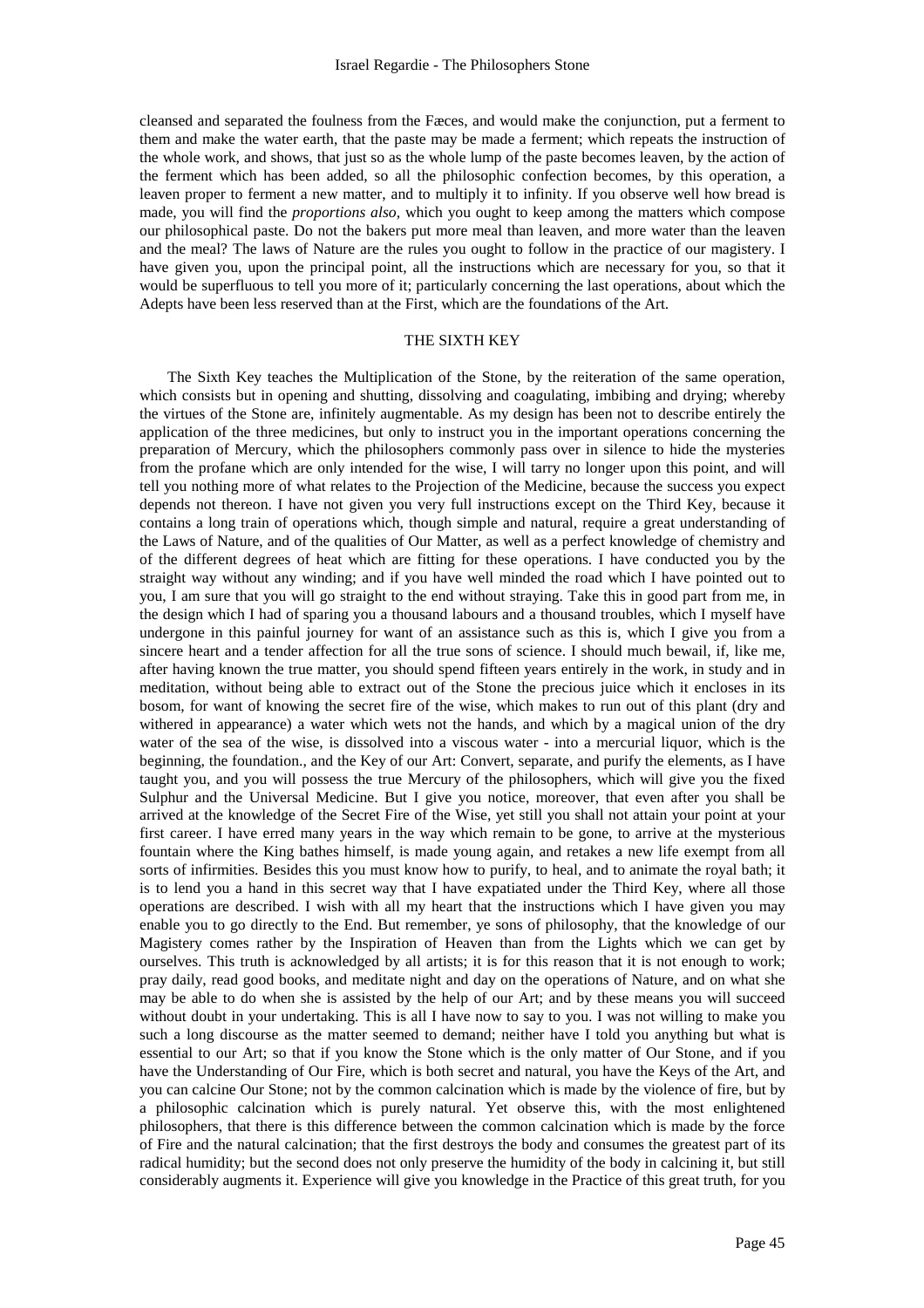cleansed and separated the foulness from the Fæces, and would make the conjunction, put a ferment to them and make the water earth, that the paste may be made a ferment; which repeats the instruction of the whole work, and shows, that just so as the whole lump of the paste becomes leaven, by the action of the ferment which has been added, so all the philosophic confection becomes, by this operation, a leaven proper to ferment a new matter, and to multiply it to infinity. If you observe well how bread is made, you will find the *proportions also*, which you ought to keep among the matters which compose our philosophical paste. Do not the bakers put more meal than leaven, and more water than the leaven and the meal? The laws of Nature are the rules you ought to follow in the practice of our magistery. I have given you, upon the principal point, all the instructions which are necessary for you, so that it would be superfluous to tell you more of it; particularly concerning the last operations, about which the Adepts have been less reserved than at the First, which are the foundations of the Art.

## THE SIXTH KEY

The Sixth Key teaches the Multiplication of the Stone, by the reiteration of the same operation, which consists but in opening and shutting, dissolving and coagulating, imbibing and drying; whereby the virtues of the Stone are, infinitely augmentable. As my design has been not to describe entirely the application of the three medicines, but only to instruct you in the important operations concerning the preparation of Mercury, which the philosophers commonly pass over in silence to hide the mysteries from the profane which are only intended for the wise, I will tarry no longer upon this point, and will tell you nothing more of what relates to the Projection of the Medicine, because the success you expect depends not thereon. I have not given you very full instructions except on the Third Key, because it contains a long train of operations which, though simple and natural, require a great understanding of the Laws of Nature, and of the qualities of Our Matter, as well as a perfect knowledge of chemistry and of the different degrees of heat which are fitting for these operations. I have conducted you by the straight way without any winding; and if you have well minded the road which I have pointed out to you, I am sure that you will go straight to the end without straying. Take this in good part from me, in the design which I had of sparing you a thousand labours and a thousand troubles, which I myself have undergone in this painful journey for want of an assistance such as this is, which I give you from a sincere heart and a tender affection for all the true sons of science. I should much bewail, if, like me, after having known the true matter, you should spend fifteen years entirely in the work, in study and in meditation, without being able to extract out of the Stone the precious juice which it encloses in its bosom, for want of knowing the secret fire of the wise, which makes to run out of this plant (dry and withered in appearance) a water which wets not the hands, and which by a magical union of the dry water of the sea of the wise, is dissolved into a viscous water - into a mercurial liquor, which is the beginning, the foundation., and the Key of our Art: Convert, separate, and purify the elements, as I have taught you, and you will possess the true Mercury of the philosophers, which will give you the fixed Sulphur and the Universal Medicine. But I give you notice, moreover, that even after you shall be arrived at the knowledge of the Secret Fire of the Wise, yet still you shall not attain your point at your first career. I have erred many years in the way which remain to be gone, to arrive at the mysterious fountain where the King bathes himself, is made young again, and retakes a new life exempt from all sorts of infirmities. Besides this you must know how to purify, to heal, and to animate the royal bath; it is to lend you a hand in this secret way that I have expatiated under the Third Key, where all those operations are described. I wish with all my heart that the instructions which I have given you may enable you to go directly to the End. But remember, ye sons of philosophy, that the knowledge of our Magistery comes rather by the Inspiration of Heaven than from the Lights which we can get by ourselves. This truth is acknowledged by all artists; it is for this reason that it is not enough to work; pray daily, read good books, and meditate night and day on the operations of Nature, and on what she may be able to do when she is assisted by the help of our Art; and by these means you will succeed without doubt in your undertaking. This is all I have now to say to you. I was not willing to make you such a long discourse as the matter seemed to demand; neither have I told you anything but what is essential to our Art; so that if you know the Stone which is the only matter of Our Stone, and if you have the Understanding of Our Fire, which is both secret and natural, you have the Keys of the Art, and you can calcine Our Stone; not by the common calcination which is made by the violence of fire, but by a philosophic calcination which is purely natural. Yet observe this, with the most enlightened philosophers, that there is this difference between the common calcination which is made by the force of Fire and the natural calcination; that the first destroys the body and consumes the greatest part of its radical humidity; but the second does not only preserve the humidity of the body in calcining it, but still considerably augments it. Experience will give you knowledge in the Practice of this great truth, for you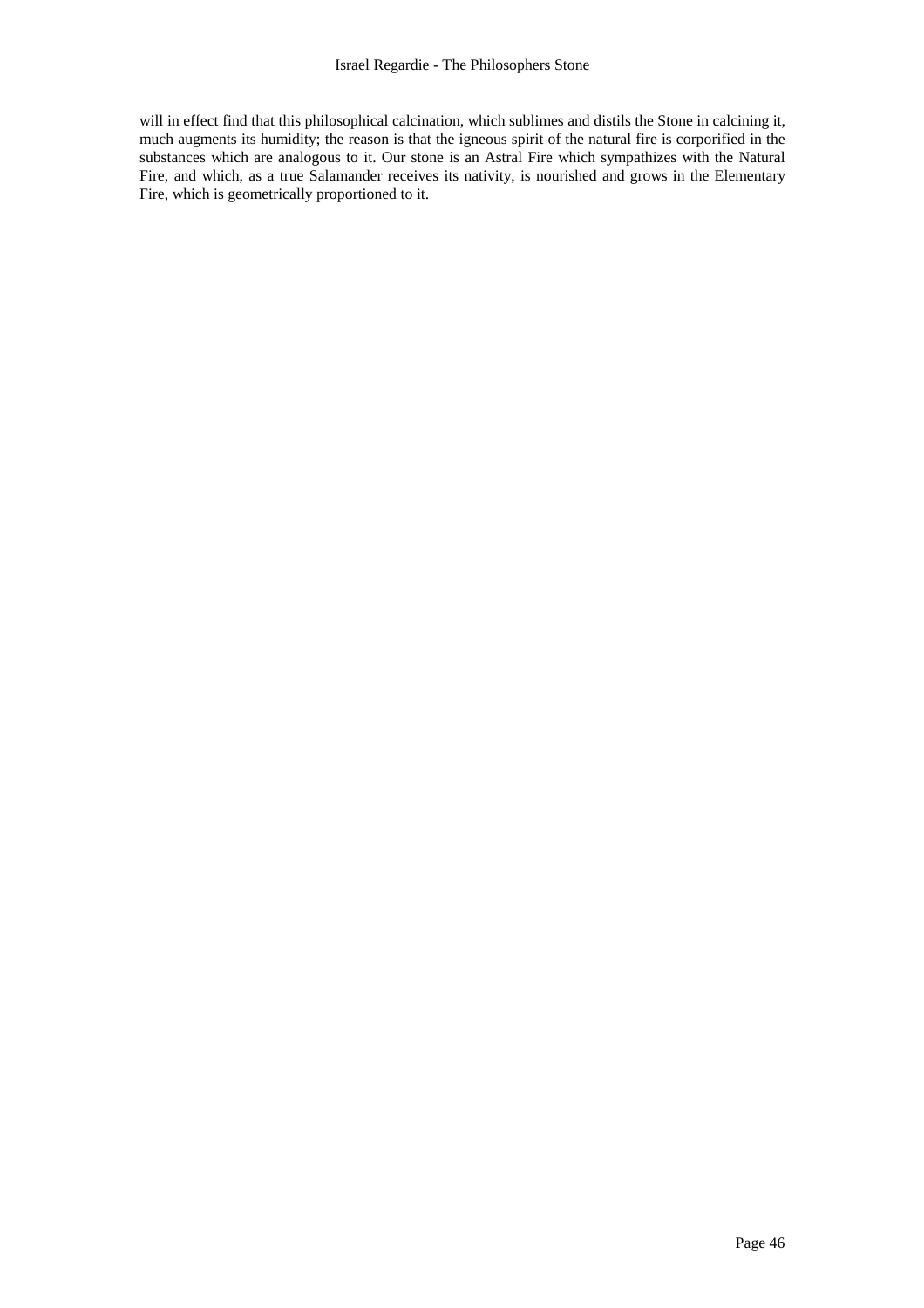will in effect find that this philosophical calcination, which sublimes and distils the Stone in calcining it, much augments its humidity; the reason is that the igneous spirit of the natural fire is corporified in the substances which are analogous to it. Our stone is an Astral Fire which sympathizes with the Natural Fire, and which, as a true Salamander receives its nativity, is nourished and grows in the Elementary Fire, which is geometrically proportioned to it.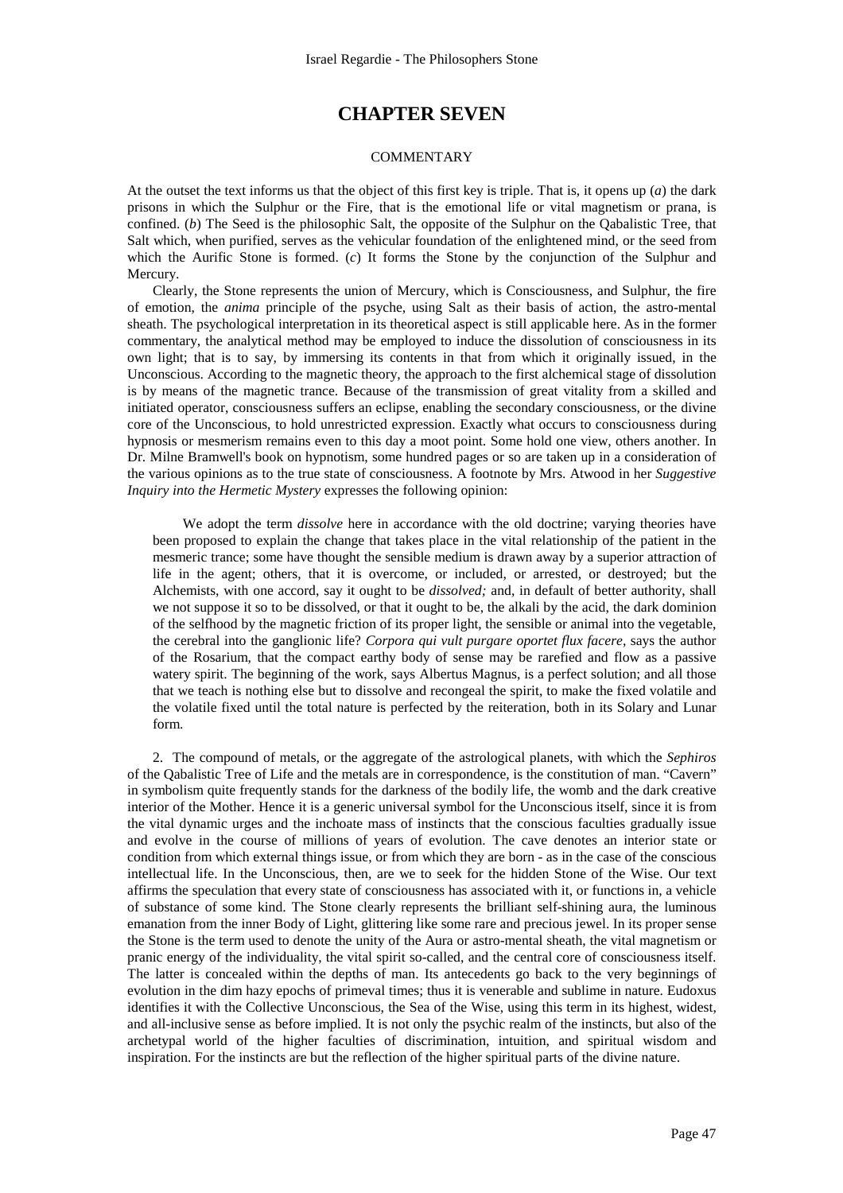# CHAPTER SEVEN

COMMENTARY

At the outset the text informs us that the object of this first key is triple. That is, it opens up (*a*) the dark prisons in which the Sulphur or the Fire, that is the emotional life or vital magnetism or prana, is confined. (*b*) The Seed is the philosophic Salt, the opposite of the Sulphur on the Qabalistic Tree, that Salt which, when purified, serves as the vehicular foundation of the enlightened mind, or the seed from which the Aurific Stone is formed. (*c*) It forms the Stone by the conjunction of the Sulphur and Mercury.

Clearly, the Stone represents the union of Mercury, which is Consciousness, and Sulphur, the fire of emotion, the *anima* principle of the psyche, using Salt as their basis of action, the astro-mental sheath. The psychological interpretation in its theoretical aspect is still applicable here. As in the former commentary, the analytical method may be employed to induce the dissolution of consciousness in its own light; that is to say, by immersing its contents in that from which it originally issued, in the Unconscious. According to the magnetic theory, the approach to the first alchemical stage of dissolution is by means of the magnetic trance. Because of the transmission of great vitality from a skilled and initiated operator, consciousness suffers an eclipse, enabling the secondary consciousness, or the divine core of the Unconscious, to hold unrestricted expression. Exactly what occurs to consciousness during hypnosis or mesmerism remains even to this day a moot point. Some hold one view, others another. In Dr. Milne Bramwell's book on hypnotism, some hundred pages or so are taken up in a consideration of the various opinions as to the true state of consciousness. A footnote by Mrs. Atwood in her *Suggestive Inquiry into the Hermetic Mystery* expresses the following opinion:

> We adopt the term *dissolve* here in accordance with the old doctrine; varying theories have been proposed to explain the change that takes place in the vital relationship of the patient in the mesmeric trance; some have thought the sensible medium is drawn away by a superior attraction of life in the agent; others, that it is overcome, or included, or arrested, or destroyed; but the Alchemists, with one accord, say it ought to be *dissolved;* and, in default of better authority, shall we not suppose it so to be dissolved, or that it ought to be, the alkali by the acid, the dark dominion of the selfhood by the magnetic friction of its proper light, the sensible or animal into the vegetable, the cerebral into the ganglionic life? *Corpora qui vult purgare oportet flux facere*, says the author of the Rosarium, that the compact earthy body of sense may be rarefied and flow as a passive watery spirit. The beginning of the work, says Albertus Magnus, is a perfect solution; and all those that we teach is nothing else but to dissolve and recongeal the spirit, to make the fixed volatile and the volatile fixed until the total nature is perfected by the reiteration, both in its Solary and Lunar form.

2. The compound of metals, or the aggregate of the astrological planets, with which the *Sephiros* of the Qabalistic Tree of Life and the metals are in correspondence, is the constitution of man. "Cavern" in symbolism quite frequently stands for the darkness of the bodily life, the womb and the dark creative interior of the Mother. Hence it is a generic universal symbol for the Unconscious itself, since it is from the vital dynamic urges and the inchoate mass of instincts that the conscious faculties gradually issue and evolve in the course of millions of years of evolution. The cave denotes an interior state or condition from which external things issue, or from which they are born - as in the case of the conscious intellectual life. In the Unconscious, then, are we to seek for the hidden Stone of the Wise. Our text affirms the speculation that every state of consciousness has associated with it, or functions in, a vehicle of substance of some kind. The Stone clearly represents the brilliant self-shining aura, the luminous emanation from the inner Body of Light, glittering like some rare and precious jewel. In its proper sense the Stone is the term used to denote the unity of the Aura or astro-mental sheath, the vital magnetism or pranic energy of the individuality, the vital spirit so-called, and the central core of consciousness itself. The latter is concealed within the depths of man. Its antecedents go back to the very beginnings of evolution in the dim hazy epochs of primeval times; thus it is venerable and sublime in nature. Eudoxus identifies it with the Collective Unconscious, the Sea of the Wise, using this term in its highest, widest, and all-inclusive sense as before implied. It is not only the psychic realm of the instincts, but also of the archetypal world of the higher faculties of discrimination, intuition, and spiritual wisdom and inspiration. For the instincts are but the reflection of the higher spiritual parts of the divine nature.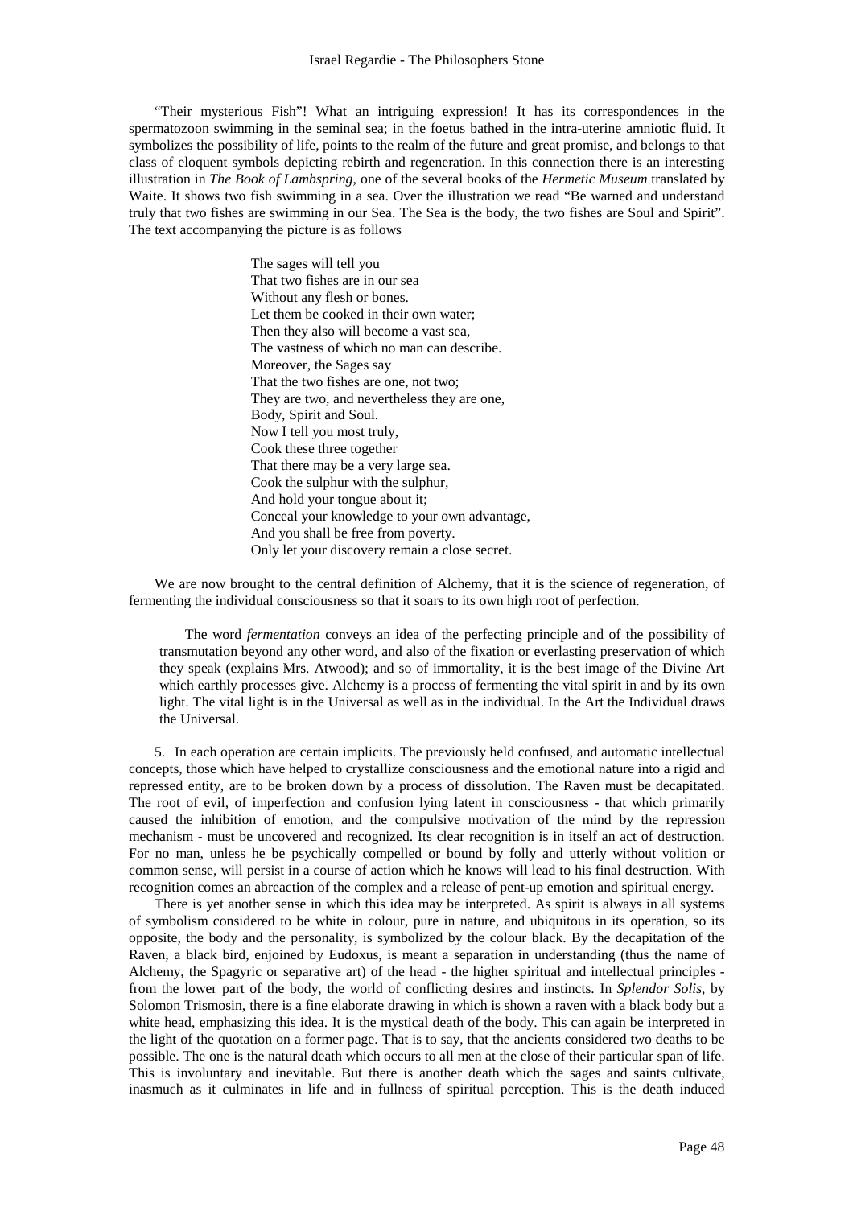"Their mysterious Fish"! What an intriguing expression! It has its correspondences in the spermatozoon swimming in the seminal sea; in the foetus bathed in the intra-uterine amniotic fluid. It symbolizes the possibility of life, points to the realm of the future and great promise, and belongs to that class of eloquent symbols depicting rebirth and regeneration. In this connection there is an interesting illustration in *The Book of Lambspring*, one of the several books of the *Hermetic Museum* translated by Waite. It shows two fish swimming in a sea. Over the illustration we read "Be warned and understand truly that two fishes are swimming in our Sea. The Sea is the body, the two fishes are Soul and Spirit". The text accompanying the picture is as follows

> The sages will tell you
> That two fishes are in our sea
> Without any flesh or bones.
> Let them be cooked in their own water;
> Then they also will become a vast sea,
> The vastness of which no man can describe.
> Moreover, the Sages say
> That the two fishes are one, not two;
> They are two, and nevertheless they are one,
> Body, Spirit and Soul.
> Now I tell you most truly,
> Cook these three together
> That there may be a very large sea.
> Cook the sulphur with the sulphur,
> And hold your tongue about it;
> Conceal your knowledge to your own advantage,
> And you shall be free from poverty.
> Only let your discovery remain a close secret.

We are now brought to the central definition of Alchemy, that it is the science of regeneration, of fermenting the individual consciousness so that it soars to its own high root of perfection.

> The word *fermentation* conveys an idea of the perfecting principle and of the possibility of transmutation beyond any other word, and also of the fixation or everlasting preservation of which they speak (explains Mrs. Atwood); and so of immortality, it is the best image of the Divine Art which earthly processes give. Alchemy is a process of fermenting the vital spirit in and by its own light. The vital light is in the Universal as well as in the individual. In the Art the Individual draws the Universal.

5. In each operation are certain implicits. The previously held confused, and automatic intellectual concepts, those which have helped to crystallize consciousness and the emotional nature into a rigid and repressed entity, are to be broken down by a process of dissolution. The Raven must be decapitated. The root of evil, of imperfection and confusion lying latent in consciousness - that which primarily caused the inhibition of emotion, and the compulsive motivation of the mind by the repression mechanism - must be uncovered and recognized. Its clear recognition is in itself an act of destruction. For no man, unless he be psychically compelled or bound by folly and utterly without volition or common sense, will persist in a course of action which he knows will lead to his final destruction. With recognition comes an abreaction of the complex and a release of pent-up emotion and spiritual energy.

There is yet another sense in which this idea may be interpreted. As spirit is always in all systems of symbolism considered to be white in colour, pure in nature, and ubiquitous in its operation, so its opposite, the body and the personality, is symbolized by the colour black. By the decapitation of the Raven, a black bird, enjoined by Eudoxus, is meant a separation in understanding (thus the name of Alchemy, the Spagyric or separative art) of the head - the higher spiritual and intellectual principles - from the lower part of the body, the world of conflicting desires and instincts. In *Splendor Solis*, by Solomon Trismosin, there is a fine elaborate drawing in which is shown a raven with a black body but a white head, emphasizing this idea. It is the mystical death of the body. This can again be interpreted in the light of the quotation on a former page. That is to say, that the ancients considered two deaths to be possible. The one is the natural death which occurs to all men at the close of their particular span of life. This is involuntary and inevitable. But there is another death which the sages and saints cultivate, inasmuch as it culminates in life and in fullness of spiritual perception. This is the death induced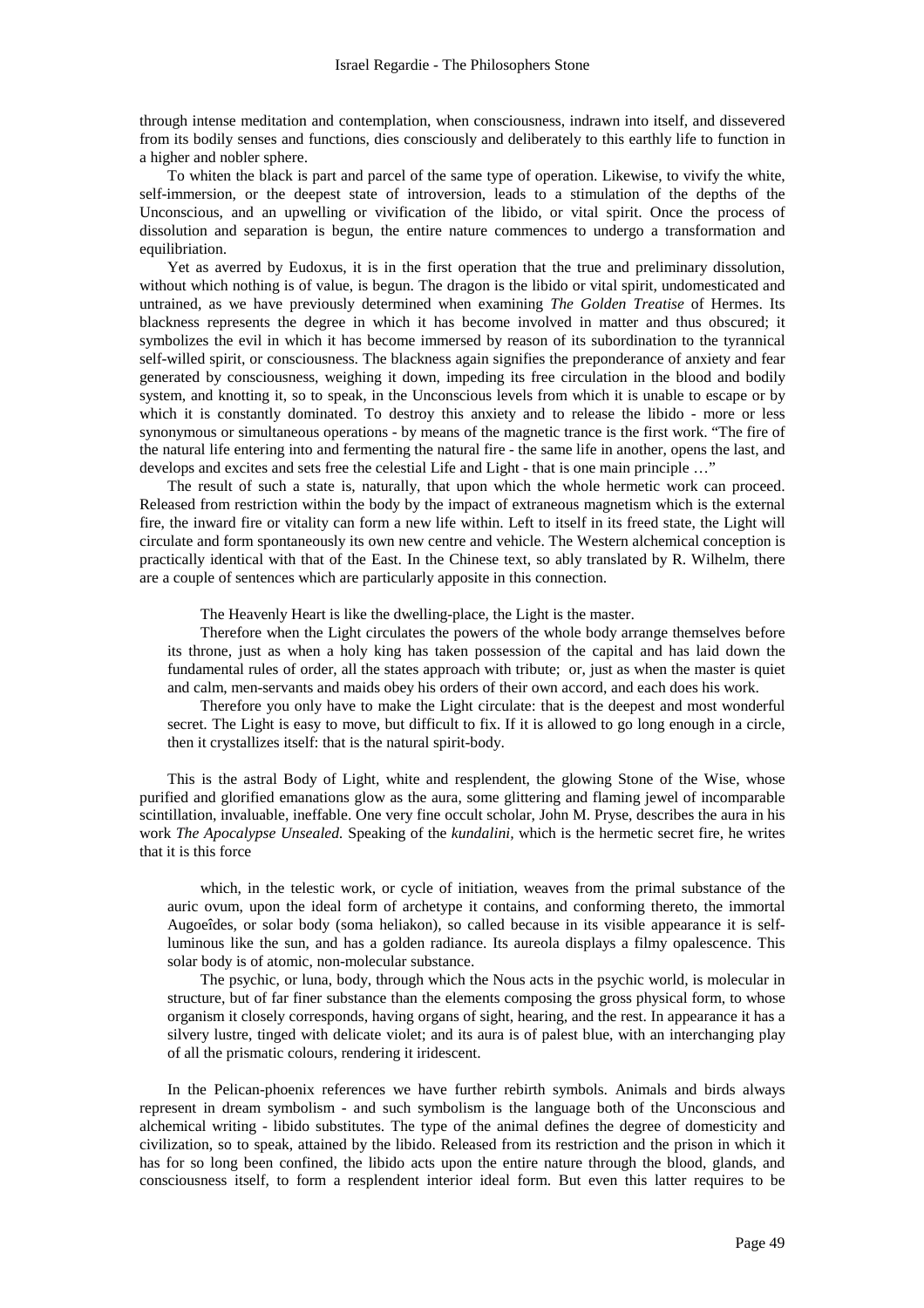through intense meditation and contemplation, when consciousness, indrawn into itself, and dissevered from its bodily senses and functions, dies consciously and deliberately to this earthly life to function in a higher and nobler sphere.

To whiten the black is part and parcel of the same type of operation. Likewise, to vivify the white, self-immersion, or the deepest state of introversion, leads to a stimulation of the depths of the Unconscious, and an upwelling or vivification of the libido, or vital spirit. Once the process of dissolution and separation is begun, the entire nature commences to undergo a transformation and equilibriation.

Yet as averred by Eudoxus, it is in the first operation that the true and preliminary dissolution, without which nothing is of value, is begun. The dragon is the libido or vital spirit, undomesticated and untrained, as we have previously determined when examining *The Golden Treatise* of Hermes. Its blackness represents the degree in which it has become involved in matter and thus obscured; it symbolizes the evil in which it has become immersed by reason of its subordination to the tyrannical self-willed spirit, or consciousness. The blackness again signifies the preponderance of anxiety and fear generated by consciousness, weighing it down, impeding its free circulation in the blood and bodily system, and knotting it, so to speak, in the Unconscious levels from which it is unable to escape or by which it is constantly dominated. To destroy this anxiety and to release the libido - more or less synonymous or simultaneous operations - by means of the magnetic trance is the first work. "The fire of the natural life entering into and fermenting the natural fire - the same life in another, opens the last, and develops and excites and sets free the celestial Life and Light - that is one main principle …"

The result of such a state is, naturally, that upon which the whole hermetic work can proceed. Released from restriction within the body by the impact of extraneous magnetism which is the external fire, the inward fire or vitality can form a new life within. Left to itself in its freed state, the Light will circulate and form spontaneously its own new centre and vehicle. The Western alchemical conception is practically identical with that of the East. In the Chinese text, so ably translated by R. Wilhelm, there are a couple of sentences which are particularly apposite in this connection.

> The Heavenly Heart is like the dwelling-place, the Light is the master.
>
> Therefore when the Light circulates the powers of the whole body arrange themselves before its throne, just as when a holy king has taken possession of the capital and has laid down the fundamental rules of order, all the states approach with tribute; or, just as when the master is quiet and calm, men-servants and maids obey his orders of their own accord, and each does his work.
>
> Therefore you only have to make the Light circulate: that is the deepest and most wonderful secret. The Light is easy to move, but difficult to fix. If it is allowed to go long enough in a circle, then it crystallizes itself: that is the natural spirit-body.

This is the astral Body of Light, white and resplendent, the glowing Stone of the Wise, whose purified and glorified emanations glow as the aura, some glittering and flaming jewel of incomparable scintillation, invaluable, ineffable. One very fine occult scholar, John M. Pryse, describes the aura in his work *The Apocalypse Unsealed.* Speaking of the *kundalini,* which is the hermetic secret fire, he writes that it is this force

> which, in the telestic work, or cycle of initiation, weaves from the primal substance of the auric ovum, upon the ideal form of archetype it contains, and conforming thereto, the immortal Augoeîdes, or solar body (soma heliakon), so called because in its visible appearance it is self-luminous like the sun, and has a golden radiance. Its aureola displays a filmy opalescence. This solar body is of atomic, non-molecular substance.
>
> The psychic, or luna, body, through which the Nous acts in the psychic world, is molecular in structure, but of far finer substance than the elements composing the gross physical form, to whose organism it closely corresponds, having organs of sight, hearing, and the rest. In appearance it has a silvery lustre, tinged with delicate violet; and its aura is of palest blue, with an interchanging play of all the prismatic colours, rendering it iridescent.

In the Pelican-phoenix references we have further rebirth symbols. Animals and birds always represent in dream symbolism - and such symbolism is the language both of the Unconscious and alchemical writing - libido substitutes. The type of the animal defines the degree of domesticity and civilization, so to speak, attained by the libido. Released from its restriction and the prison in which it has for so long been confined, the libido acts upon the entire nature through the blood, glands, and consciousness itself, to form a resplendent interior ideal form. But even this latter requires to be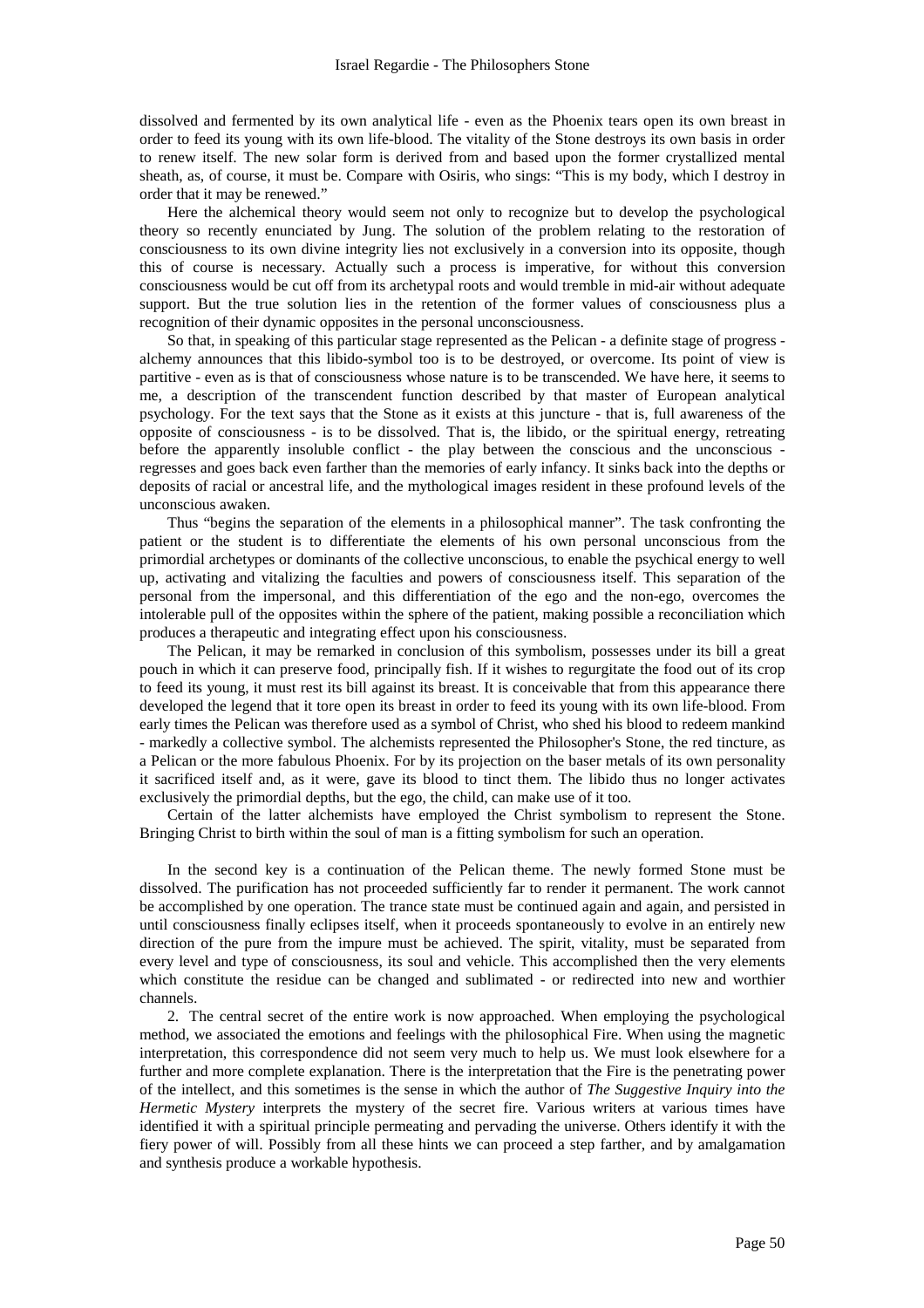dissolved and fermented by its own analytical life - even as the Phoenix tears open its own breast in order to feed its young with its own life-blood. The vitality of the Stone destroys its own basis in order to renew itself. The new solar form is derived from and based upon the former crystallized mental sheath, as, of course, it must be. Compare with Osiris, who sings: "This is my body, which I destroy in order that it may be renewed."

Here the alchemical theory would seem not only to recognize but to develop the psychological theory so recently enunciated by Jung. The solution of the problem relating to the restoration of consciousness to its own divine integrity lies not exclusively in a conversion into its opposite, though this of course is necessary. Actually such a process is imperative, for without this conversion consciousness would be cut off from its archetypal roots and would tremble in mid-air without adequate support. But the true solution lies in the retention of the former values of consciousness plus a recognition of their dynamic opposites in the personal unconsciousness.

So that, in speaking of this particular stage represented as the Pelican - a definite stage of progress - alchemy announces that this libido-symbol too is to be destroyed, or overcome. Its point of view is partitive - even as is that of consciousness whose nature is to be transcended. We have here, it seems to me, a description of the transcendent function described by that master of European analytical psychology. For the text says that the Stone as it exists at this juncture - that is, full awareness of the opposite of consciousness - is to be dissolved. That is, the libido, or the spiritual energy, retreating before the apparently insoluble conflict - the play between the conscious and the unconscious - regresses and goes back even farther than the memories of early infancy. It sinks back into the depths or deposits of racial or ancestral life, and the mythological images resident in these profound levels of the unconscious awaken.

Thus "begins the separation of the elements in a philosophical manner". The task confronting the patient or the student is to differentiate the elements of his own personal unconscious from the primordial archetypes or dominants of the collective unconscious, to enable the psychical energy to well up, activating and vitalizing the faculties and powers of consciousness itself. This separation of the personal from the impersonal, and this differentiation of the ego and the non-ego, overcomes the intolerable pull of the opposites within the sphere of the patient, making possible a reconciliation which produces a therapeutic and integrating effect upon his consciousness.

The Pelican, it may be remarked in conclusion of this symbolism, possesses under its bill a great pouch in which it can preserve food, principally fish. If it wishes to regurgitate the food out of its crop to feed its young, it must rest its bill against its breast. It is conceivable that from this appearance there developed the legend that it tore open its breast in order to feed its young with its own life-blood. From early times the Pelican was therefore used as a symbol of Christ, who shed his blood to redeem mankind - markedly a collective symbol. The alchemists represented the Philosopher's Stone, the red tincture, as a Pelican or the more fabulous Phoenix. For by its projection on the baser metals of its own personality it sacrificed itself and, as it were, gave its blood to tinct them. The libido thus no longer activates exclusively the primordial depths, but the ego, the child, can make use of it too.

Certain of the latter alchemists have employed the Christ symbolism to represent the Stone. Bringing Christ to birth within the soul of man is a fitting symbolism for such an operation.

In the second key is a continuation of the Pelican theme. The newly formed Stone must be dissolved. The purification has not proceeded sufficiently far to render it permanent. The work cannot be accomplished by one operation. The trance state must be continued again and again, and persisted in until consciousness finally eclipses itself, when it proceeds spontaneously to evolve in an entirely new direction of the pure from the impure must be achieved. The spirit, vitality, must be separated from every level and type of consciousness, its soul and vehicle. This accomplished then the very elements which constitute the residue can be changed and sublimated - or redirected into new and worthier channels.

2. The central secret of the entire work is now approached. When employing the psychological method, we associated the emotions and feelings with the philosophical Fire. When using the magnetic interpretation, this correspondence did not seem very much to help us. We must look elsewhere for a further and more complete explanation. There is the interpretation that the Fire is the penetrating power of the intellect, and this sometimes is the sense in which the author of *The Suggestive Inquiry into the Hermetic Mystery* interprets the mystery of the secret fire. Various writers at various times have identified it with a spiritual principle permeating and pervading the universe. Others identify it with the fiery power of will. Possibly from all these hints we can proceed a step farther, and by amalgamation and synthesis produce a workable hypothesis.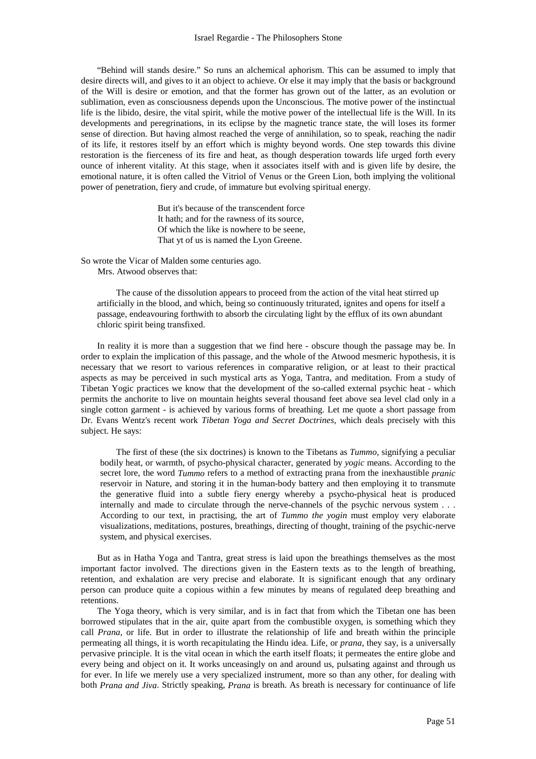"Behind will stands desire." So runs an alchemical aphorism. This can be assumed to imply that desire directs will, and gives to it an object to achieve. Or else it may imply that the basis or background of the Will is desire or emotion, and that the former has grown out of the latter, as an evolution or sublimation, even as consciousness depends upon the Unconscious. The motive power of the instinctual life is the libido, desire, the vital spirit, while the motive power of the intellectual life is the Will. In its developments and peregrinations, in its eclipse by the magnetic trance state, the will loses its former sense of direction. But having almost reached the verge of annihilation, so to speak, reaching the nadir of its life, it restores itself by an effort which is mighty beyond words. One step towards this divine restoration is the fierceness of its fire and heat, as though desperation towards life urged forth every ounce of inherent vitality. At this stage, when it associates itself with and is given life by desire, the emotional nature, it is often called the Vitriol of Venus or the Green Lion, both implying the volitional power of penetration, fiery and crude, of immature but evolving spiritual energy.

> But it's because of the transcendent force  
> It hath; and for the rawness of its source,  
> Of which the like is nowhere to be seene,  
> That yt of us is named the Lyon Greene.

So wrote the Vicar of Malden some centuries ago.

Mrs. Atwood observes that:

> The cause of the dissolution appears to proceed from the action of the vital heat stirred up artificially in the blood, and which, being so continuously triturated, ignites and opens for itself a passage, endeavouring forthwith to absorb the circulating light by the efflux of its own abundant chloric spirit being transfixed.

In reality it is more than a suggestion that we find here - obscure though the passage may be. In order to explain the implication of this passage, and the whole of the Atwood mesmeric hypothesis, it is necessary that we resort to various references in comparative religion, or at least to their practical aspects as may be perceived in such mystical arts as Yoga, Tantra, and meditation. From a study of Tibetan Yogic practices we know that the development of the so-called external psychic heat - which permits the anchorite to live on mountain heights several thousand feet above sea level clad only in a single cotton garment - is achieved by various forms of breathing. Let me quote a short passage from Dr. Evans Wentz's recent work *Tibetan Yoga and Secret Doctrines,* which deals precisely with this subject. He says:

> The first of these (the six doctrines) is known to the Tibetans as *Tummo*, signifying a peculiar bodily heat, or warmth, of psycho-physical character, generated by *yogic* means. According to the secret lore, the word *Tummo* refers to a method of extracting prana from the inexhaustible *pranic* reservoir in Nature, and storing it in the human-body battery and then employing it to transmute the generative fluid into a subtle fiery energy whereby a psycho-physical heat is produced internally and made to circulate through the nerve-channels of the psychic nervous system . . . According to our text, in practising, the art of *Tummo the yogin* must employ very elaborate visualizations, meditations, postures, breathings, directing of thought, training of the psychic-nerve system, and physical exercises.

But as in Hatha Yoga and Tantra, great stress is laid upon the breathings themselves as the most important factor involved. The directions given in the Eastern texts as to the length of breathing, retention, and exhalation are very precise and elaborate. It is significant enough that any ordinary person can produce quite a copious within a few minutes by means of regulated deep breathing and retentions.

The Yoga theory, which is very similar, and is in fact that from which the Tibetan one has been borrowed stipulates that in the air, quite apart from the combustible oxygen, is something which they call *Prana*, or life. But in order to illustrate the relationship of life and breath within the principle permeating all things, it is worth recapitulating the Hindu idea. Life, or *prana*, they say, is a universally pervasive principle. It is the vital ocean in which the earth itself floats; it permeates the entire globe and every being and object on it. It works unceasingly on and around us, pulsating against and through us for ever. In life we merely use a very specialized instrument, more so than any other, for dealing with both *Prana and Jiva*. Strictly speaking, *Prana* is breath. As breath is necessary for continuance of life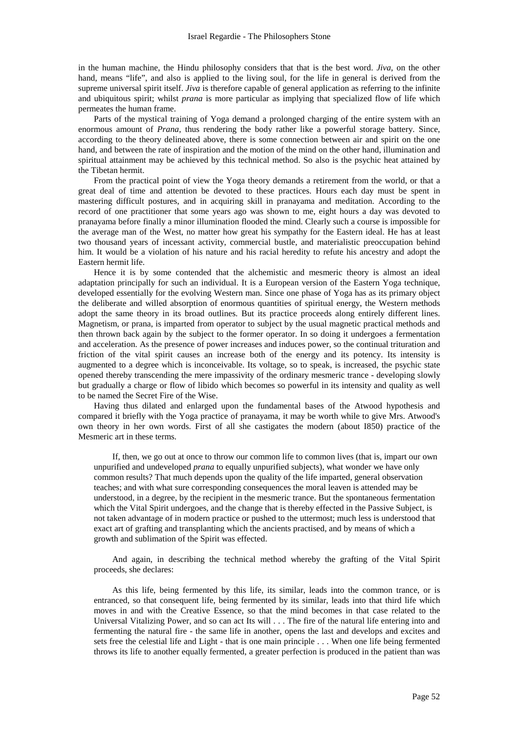in the human machine, the Hindu philosophy considers that that is the best word. *Jiva*, on the other hand, means "life", and also is applied to the living soul, for the life in general is derived from the supreme universal spirit itself. *Jiva* is therefore capable of general application as referring to the infinite and ubiquitous spirit; whilst *prana* is more particular as implying that specialized flow of life which permeates the human frame.

Parts of the mystical training of Yoga demand a prolonged charging of the entire system with an enormous amount of *Prana*, thus rendering the body rather like a powerful storage battery. Since, according to the theory delineated above, there is some connection between air and spirit on the one hand, and between the rate of inspiration and the motion of the mind on the other hand, illumination and spiritual attainment may be achieved by this technical method. So also is the psychic heat attained by the Tibetan hermit.

From the practical point of view the Yoga theory demands a retirement from the world, or that a great deal of time and attention be devoted to these practices. Hours each day must be spent in mastering difficult postures, and in acquiring skill in pranayama and meditation. According to the record of one practitioner that some years ago was shown to me, eight hours a day was devoted to pranayama before finally a minor illumination flooded the mind. Clearly such a course is impossible for the average man of the West, no matter how great his sympathy for the Eastern ideal. He has at least two thousand years of incessant activity, commercial bustle, and materialistic preoccupation behind him. It would be a violation of his nature and his racial heredity to refute his ancestry and adopt the Eastern hermit life.

Hence it is by some contended that the alchemistic and mesmeric theory is almost an ideal adaptation principally for such an individual. It is a European version of the Eastern Yoga technique, developed essentially for the evolving Western man. Since one phase of Yoga has as its primary object the deliberate and willed absorption of enormous quantities of spiritual energy, the Western methods adopt the same theory in its broad outlines. But its practice proceeds along entirely different lines. Magnetism, or prana, is imparted from operator to subject by the usual magnetic practical methods and then thrown back again by the subject to the former operator. In so doing it undergoes a fermentation and acceleration. As the presence of power increases and induces power, so the continual trituration and friction of the vital spirit causes an increase both of the energy and its potency. Its intensity is augmented to a degree which is inconceivable. Its voltage, so to speak, is increased, the psychic state opened thereby transcending the mere impassivity of the ordinary mesmeric trance - developing slowly but gradually a charge or flow of libido which becomes so powerful in its intensity and quality as well to be named the Secret Fire of the Wise.

Having thus dilated and enlarged upon the fundamental bases of the Atwood hypothesis and compared it briefly with the Yoga practice of pranayama, it may be worth while to give Mrs. Atwood's own theory in her own words. First of all she castigates the modern (about I850) practice of the Mesmeric art in these terms.

> If, then, we go out at once to throw our common life to common lives (that is, impart our own unpurified and undeveloped *prana* to equally unpurified subjects), what wonder we have only common results? That much depends upon the quality of the life imparted, general observation teaches; and with what sure corresponding consequences the moral leaven is attended may be understood, in a degree, by the recipient in the mesmeric trance. But the spontaneous fermentation which the Vital Spirit undergoes, and the change that is thereby effected in the Passive Subject, is not taken advantage of in modern practice or pushed to the uttermost; much less is understood that exact art of grafting and transplanting which the ancients practised, and by means of which a growth and sublimation of the Spirit was effected.

And again, in describing the technical method whereby the grafting of the Vital Spirit proceeds, she declares:

> As this life, being fermented by this life, its similar, leads into the common trance, or is entranced, so that consequent life, being fermented by its similar, leads into that third life which moves in and with the Creative Essence, so that the mind becomes in that case related to the Universal Vitalizing Power, and so can act Its will . . . The fire of the natural life entering into and fermenting the natural fire - the same life in another, opens the last and develops and excites and sets free the celestial life and Light - that is one main principle . . . When one life being fermented throws its life to another equally fermented, a greater perfection is produced in the patient than was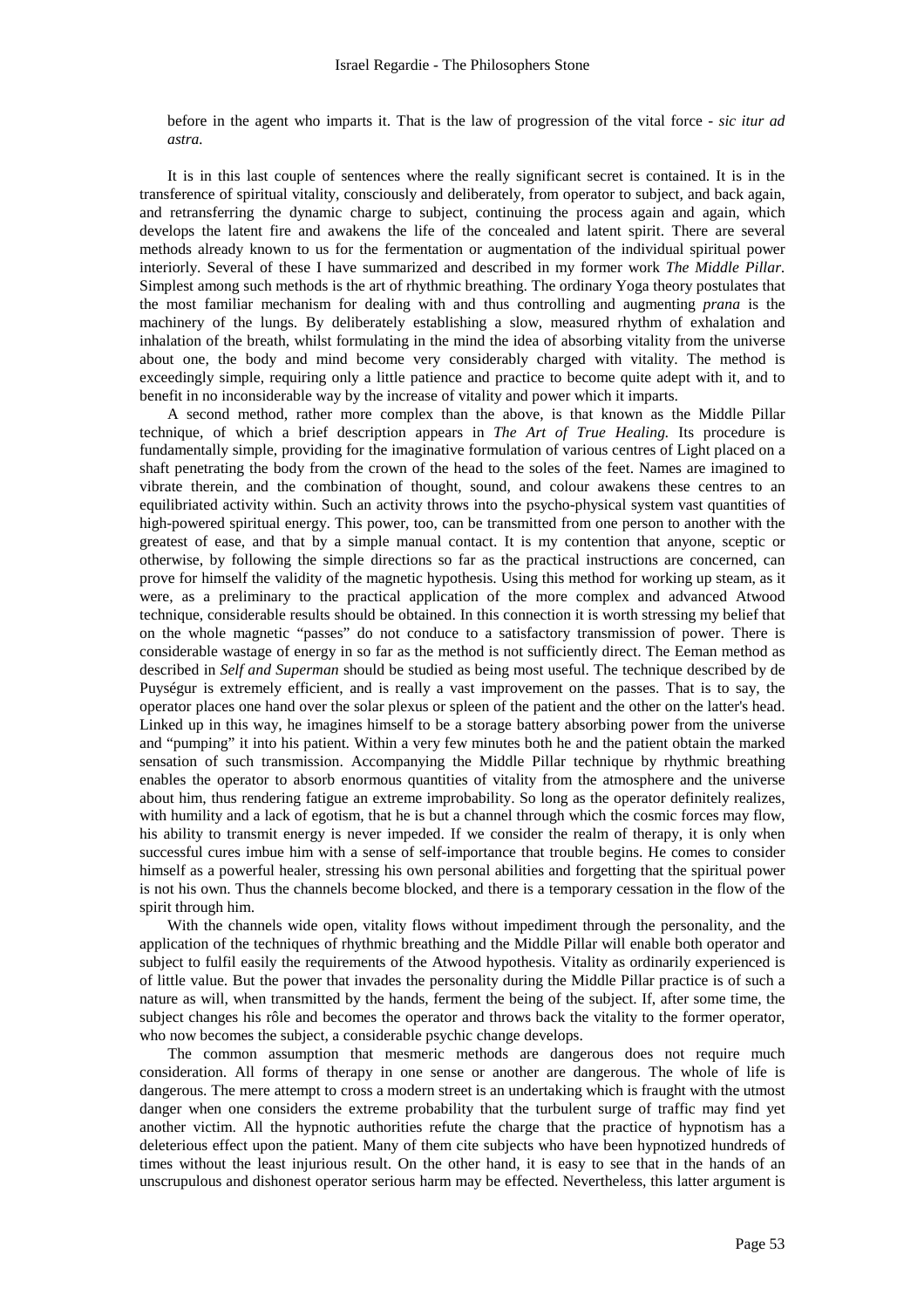before in the agent who imparts it. That is the law of progression of the vital force - *sic itur ad astra.*

It is in this last couple of sentences where the really significant secret is contained. It is in the transference of spiritual vitality, consciously and deliberately, from operator to subject, and back again, and retransferring the dynamic charge to subject, continuing the process again and again, which develops the latent fire and awakens the life of the concealed and latent spirit. There are several methods already known to us for the fermentation or augmentation of the individual spiritual power interiorly. Several of these I have summarized and described in my former work *The Middle Pillar.* Simplest among such methods is the art of rhythmic breathing. The ordinary Yoga theory postulates that the most familiar mechanism for dealing with and thus controlling and augmenting *prana* is the machinery of the lungs. By deliberately establishing a slow, measured rhythm of exhalation and inhalation of the breath, whilst formulating in the mind the idea of absorbing vitality from the universe about one, the body and mind become very considerably charged with vitality. The method is exceedingly simple, requiring only a little patience and practice to become quite adept with it, and to benefit in no inconsiderable way by the increase of vitality and power which it imparts.

A second method, rather more complex than the above, is that known as the Middle Pillar technique, of which a brief description appears in *The Art of True Healing.* Its procedure is fundamentally simple, providing for the imaginative formulation of various centres of Light placed on a shaft penetrating the body from the crown of the head to the soles of the feet. Names are imagined to vibrate therein, and the combination of thought, sound, and colour awakens these centres to an equilibriated activity within. Such an activity throws into the psycho-physical system vast quantities of high-powered spiritual energy. This power, too, can be transmitted from one person to another with the greatest of ease, and that by a simple manual contact. It is my contention that anyone, sceptic or otherwise, by following the simple directions so far as the practical instructions are concerned, can prove for himself the validity of the magnetic hypothesis. Using this method for working up steam, as it were, as a preliminary to the practical application of the more complex and advanced Atwood technique, considerable results should be obtained. In this connection it is worth stressing my belief that on the whole magnetic "passes" do not conduce to a satisfactory transmission of power. There is considerable wastage of energy in so far as the method is not sufficiently direct. The Eeman method as described in *Self and Superman* should be studied as being most useful. The technique described by de Puységur is extremely efficient, and is really a vast improvement on the passes. That is to say, the operator places one hand over the solar plexus or spleen of the patient and the other on the latter's head. Linked up in this way, he imagines himself to be a storage battery absorbing power from the universe and "pumping" it into his patient. Within a very few minutes both he and the patient obtain the marked sensation of such transmission. Accompanying the Middle Pillar technique by rhythmic breathing enables the operator to absorb enormous quantities of vitality from the atmosphere and the universe about him, thus rendering fatigue an extreme improbability. So long as the operator definitely realizes, with humility and a lack of egotism, that he is but a channel through which the cosmic forces may flow, his ability to transmit energy is never impeded. If we consider the realm of therapy, it is only when successful cures imbue him with a sense of self-importance that trouble begins. He comes to consider himself as a powerful healer, stressing his own personal abilities and forgetting that the spiritual power is not his own. Thus the channels become blocked, and there is a temporary cessation in the flow of the spirit through him.

With the channels wide open, vitality flows without impediment through the personality, and the application of the techniques of rhythmic breathing and the Middle Pillar will enable both operator and subject to fulfil easily the requirements of the Atwood hypothesis. Vitality as ordinarily experienced is of little value. But the power that invades the personality during the Middle Pillar practice is of such a nature as will, when transmitted by the hands, ferment the being of the subject. If, after some time, the subject changes his rôle and becomes the operator and throws back the vitality to the former operator, who now becomes the subject, a considerable psychic change develops.

The common assumption that mesmeric methods are dangerous does not require much consideration. All forms of therapy in one sense or another are dangerous. The whole of life is dangerous. The mere attempt to cross a modern street is an undertaking which is fraught with the utmost danger when one considers the extreme probability that the turbulent surge of traffic may find yet another victim. All the hypnotic authorities refute the charge that the practice of hypnotism has a deleterious effect upon the patient. Many of them cite subjects who have been hypnotized hundreds of times without the least injurious result. On the other hand, it is easy to see that in the hands of an unscrupulous and dishonest operator serious harm may be effected. Nevertheless, this latter argument is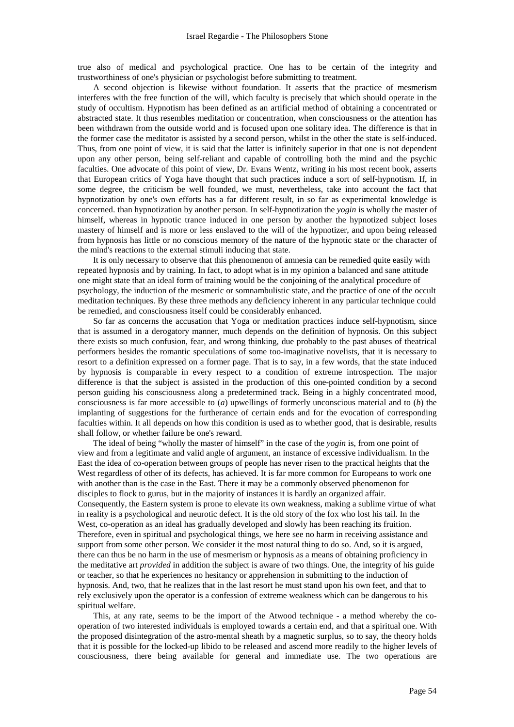true also of medical and psychological practice. One has to be certain of the integrity and trustworthiness of one's physician or psychologist before submitting to treatment.

A second objection is likewise without foundation. It asserts that the practice of mesmerism interferes with the free function of the will, which faculty is precisely that which should operate in the study of occultism. Hypnotism has been defined as an artificial method of obtaining a concentrated or abstracted state. It thus resembles meditation or concentration, when consciousness or the attention has been withdrawn from the outside world and is focused upon one solitary idea. The difference is that in the former case the meditator is assisted by a second person, whilst in the other the state is self-induced. Thus, from one point of view, it is said that the latter is infinitely superior in that one is not dependent upon any other person, being self-reliant and capable of controlling both the mind and the psychic faculties. One advocate of this point of view, Dr. Evans Wentz, writing in his most recent book, asserts that European critics of Yoga have thought that such practices induce a sort of self-hypnotism. If, in some degree, the criticism be well founded, we must, nevertheless, take into account the fact that hypnotization by one's own efforts has a far different result, in so far as experimental knowledge is concerned. than hypnotization by another person. In self-hypnotization the *yogin* is wholly the master of himself, whereas in hypnotic trance induced in one person by another the hypnotized subject loses mastery of himself and is more or less enslaved to the will of the hypnotizer, and upon being released from hypnosis has little or no conscious memory of the nature of the hypnotic state or the character of the mind's reactions to the external stimuli inducing that state.

It is only necessary to observe that this phenomenon of amnesia can be remedied quite easily with repeated hypnosis and by training. In fact, to adopt what is in my opinion a balanced and sane attitude one might state that an ideal form of training would be the conjoining of the analytical procedure of psychology, the induction of the mesmeric or somnambulistic state, and the practice of one of the occult meditation techniques. By these three methods any deficiency inherent in any particular technique could be remedied, and consciousness itself could be considerably enhanced.

So far as concerns the accusation that Yoga or meditation practices induce self-hypnotism, since that is assumed in a derogatory manner, much depends on the definition of hypnosis. On this subject there exists so much confusion, fear, and wrong thinking, due probably to the past abuses of theatrical performers besides the romantic speculations of some too-imaginative novelists, that it is necessary to resort to a definition expressed on a former page. That is to say, in a few words, that the state induced by hypnosis is comparable in every respect to a condition of extreme introspection. The major difference is that the subject is assisted in the production of this one-pointed condition by a second person guiding his consciousness along a predetermined track. Being in a highly concentrated mood, consciousness is far more accessible to (*a*) upwellings of formerly unconscious material and to (*b*) the implanting of suggestions for the furtherance of certain ends and for the evocation of corresponding faculties within. It all depends on how this condition is used as to whether good, that is desirable, results shall follow, or whether failure be one's reward.

The ideal of being "wholly the master of himself" in the case of the *yogin* is, from one point of view and from a legitimate and valid angle of argument, an instance of excessive individualism. In the East the idea of co-operation between groups of people has never risen to the practical heights that the West regardless of other of its defects, has achieved. It is far more common for Europeans to work one with another than is the case in the East. There it may be a commonly observed phenomenon for disciples to flock to gurus, but in the majority of instances it is hardly an organized affair. Consequently, the Eastern system is prone to elevate its own weakness, making a sublime virtue of what in reality is a psychological and neurotic defect. It is the old story of the fox who lost his tail. In the West, co-operation as an ideal has gradually developed and slowly has been reaching its fruition. Therefore, even in spiritual and psychological things, we here see no harm in receiving assistance and support from some other person. We consider it the most natural thing to do so. And, so it is argued, there can thus be no harm in the use of mesmerism or hypnosis as a means of obtaining proficiency in the meditative art *provided* in addition the subject is aware of two things. One, the integrity of his guide or teacher, so that he experiences no hesitancy or apprehension in submitting to the induction of hypnosis. And, two, that he realizes that in the last resort he must stand upon his own feet, and that to rely exclusively upon the operator is a confession of extreme weakness which can be dangerous to his spiritual welfare.

This, at any rate, seems to be the import of the Atwood technique - a method whereby the co-operation of two interested individuals is employed towards a certain end, and that a spiritual one. With the proposed disintegration of the astro-mental sheath by a magnetic surplus, so to say, the theory holds that it is possible for the locked-up libido to be released and ascend more readily to the higher levels of consciousness, there being available for general and immediate use. The two operations are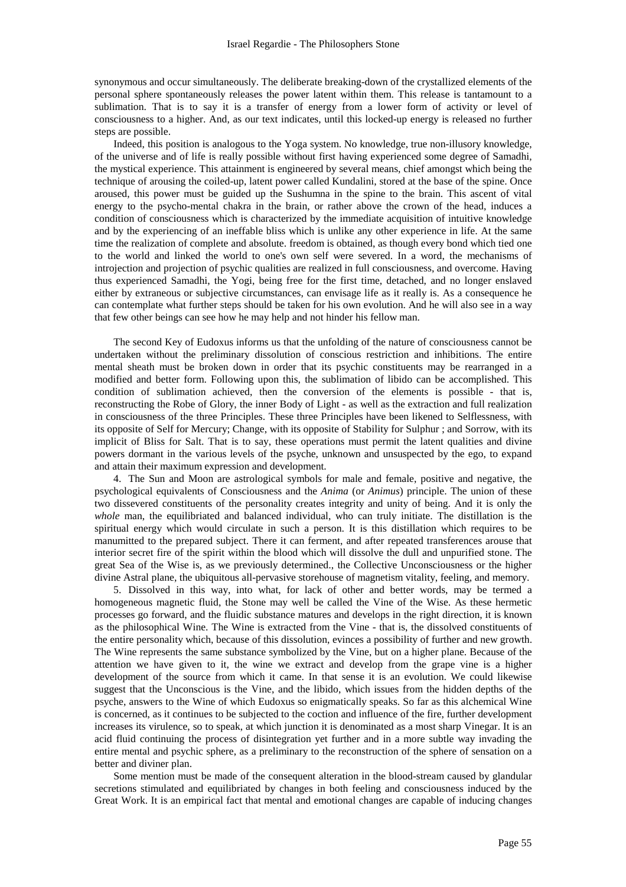synonymous and occur simultaneously. The deliberate breaking-down of the crystallized elements of the personal sphere spontaneously releases the power latent within them. This release is tantamount to a sublimation. That is to say it is a transfer of energy from a lower form of activity or level of consciousness to a higher. And, as our text indicates, until this locked-up energy is released no further steps are possible.

Indeed, this position is analogous to the Yoga system. No knowledge, true non-illusory knowledge, of the universe and of life is really possible without first having experienced some degree of Samadhi, the mystical experience. This attainment is engineered by several means, chief amongst which being the technique of arousing the coiled-up, latent power called Kundalini, stored at the base of the spine. Once aroused, this power must be guided up the Sushumna in the spine to the brain. This ascent of vital energy to the psycho-mental chakra in the brain, or rather above the crown of the head, induces a condition of consciousness which is characterized by the immediate acquisition of intuitive knowledge and by the experiencing of an ineffable bliss which is unlike any other experience in life. At the same time the realization of complete and absolute. freedom is obtained, as though every bond which tied one to the world and linked the world to one's own self were severed. In a word, the mechanisms of introjection and projection of psychic qualities are realized in full consciousness, and overcome. Having thus experienced Samadhi, the Yogi, being free for the first time, detached, and no longer enslaved either by extraneous or subjective circumstances, can envisage life as it really is. As a consequence he can contemplate what further steps should be taken for his own evolution. And he will also see in a way that few other beings can see how he may help and not hinder his fellow man.

The second Key of Eudoxus informs us that the unfolding of the nature of consciousness cannot be undertaken without the preliminary dissolution of conscious restriction and inhibitions. The entire mental sheath must be broken down in order that its psychic constituents may be rearranged in a modified and better form. Following upon this, the sublimation of libido can be accomplished. This condition of sublimation achieved, then the conversion of the elements is possible - that is, reconstructing the Robe of Glory, the inner Body of Light - as well as the extraction and full realization in consciousness of the three Principles. These three Principles have been likened to Selflessness, with its opposite of Self for Mercury; Change, with its opposite of Stability for Sulphur ; and Sorrow, with its implicit of Bliss for Salt. That is to say, these operations must permit the latent qualities and divine powers dormant in the various levels of the psyche, unknown and unsuspected by the ego, to expand and attain their maximum expression and development.

4. The Sun and Moon are astrological symbols for male and female, positive and negative, the psychological equivalents of Consciousness and the *Anima* (or *Animus*) principle. The union of these two dissevered constituents of the personality creates integrity and unity of being. And it is only the *whole* man, the equilibriated and balanced individual, who can truly initiate. The distillation is the spiritual energy which would circulate in such a person. It is this distillation which requires to be manumitted to the prepared subject. There it can ferment, and after repeated transferences arouse that interior secret fire of the spirit within the blood which will dissolve the dull and unpurified stone. The great Sea of the Wise is, as we previously determined., the Collective Unconsciousness or the higher divine Astral plane, the ubiquitous all-pervasive storehouse of magnetism vitality, feeling, and memory.

5. Dissolved in this way, into what, for lack of other and better words, may be termed a homogeneous magnetic fluid, the Stone may well be called the Vine of the Wise. As these hermetic processes go forward, and the fluidic substance matures and develops in the right direction, it is known as the philosophical Wine. The Wine is extracted from the Vine - that is, the dissolved constituents of the entire personality which, because of this dissolution, evinces a possibility of further and new growth. The Wine represents the same substance symbolized by the Vine, but on a higher plane. Because of the attention we have given to it, the wine we extract and develop from the grape vine is a higher development of the source from which it came. In that sense it is an evolution. We could likewise suggest that the Unconscious is the Vine, and the libido, which issues from the hidden depths of the psyche, answers to the Wine of which Eudoxus so enigmatically speaks. So far as this alchemical Wine is concerned, as it continues to be subjected to the coction and influence of the fire, further development increases its virulence, so to speak, at which junction it is denominated as a most sharp Vinegar. It is an acid fluid continuing the process of disintegration yet further and in a more subtle way invading the entire mental and psychic sphere, as a preliminary to the reconstruction of the sphere of sensation on a better and diviner plan.

Some mention must be made of the consequent alteration in the blood-stream caused by glandular secretions stimulated and equilibriated by changes in both feeling and consciousness induced by the Great Work. It is an empirical fact that mental and emotional changes are capable of inducing changes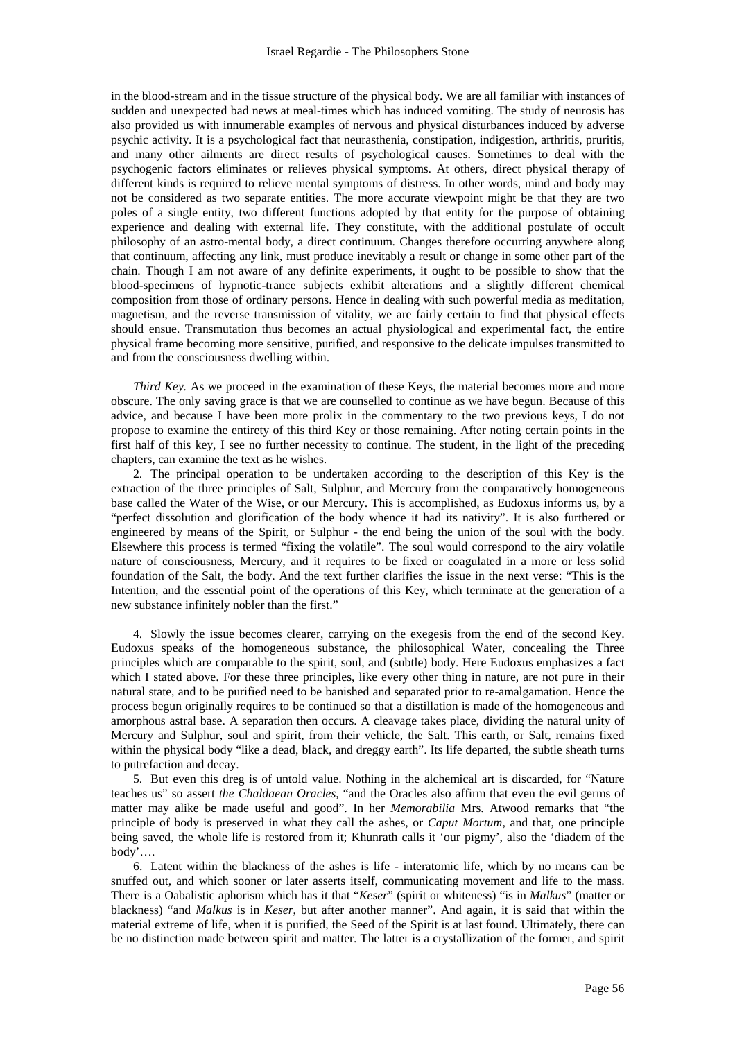in the blood-stream and in the tissue structure of the physical body. We are all familiar with instances of sudden and unexpected bad news at meal-times which has induced vomiting. The study of neurosis has also provided us with innumerable examples of nervous and physical disturbances induced by adverse psychic activity. It is a psychological fact that neurasthenia, constipation, indigestion, arthritis, pruritis, and many other ailments are direct results of psychological causes. Sometimes to deal with the psychogenic factors eliminates or relieves physical symptoms. At others, direct physical therapy of different kinds is required to relieve mental symptoms of distress. In other words, mind and body may not be considered as two separate entities. The more accurate viewpoint might be that they are two poles of a single entity, two different functions adopted by that entity for the purpose of obtaining experience and dealing with external life. They constitute, with the additional postulate of occult philosophy of an astro-mental body, a direct continuum. Changes therefore occurring anywhere along that continuum, affecting any link, must produce inevitably a result or change in some other part of the chain. Though I am not aware of any definite experiments, it ought to be possible to show that the blood-specimens of hypnotic-trance subjects exhibit alterations and a slightly different chemical composition from those of ordinary persons. Hence in dealing with such powerful media as meditation, magnetism, and the reverse transmission of vitality, we are fairly certain to find that physical effects should ensue. Transmutation thus becomes an actual physiological and experimental fact, the entire physical frame becoming more sensitive, purified, and responsive to the delicate impulses transmitted to and from the consciousness dwelling within.

*Third Key.* As we proceed in the examination of these Keys, the material becomes more and more obscure. The only saving grace is that we are counselled to continue as we have begun. Because of this advice, and because I have been more prolix in the commentary to the two previous keys, I do not propose to examine the entirety of this third Key or those remaining. After noting certain points in the first half of this key, I see no further necessity to continue. The student, in the light of the preceding chapters, can examine the text as he wishes.

2. The principal operation to be undertaken according to the description of this Key is the extraction of the three principles of Salt, Sulphur, and Mercury from the comparatively homogeneous base called the Water of the Wise, or our Mercury. This is accomplished, as Eudoxus informs us, by a "perfect dissolution and glorification of the body whence it had its nativity". It is also furthered or engineered by means of the Spirit, or Sulphur - the end being the union of the soul with the body. Elsewhere this process is termed "fixing the volatile". The soul would correspond to the airy volatile nature of consciousness, Mercury, and it requires to be fixed or coagulated in a more or less solid foundation of the Salt, the body. And the text further clarifies the issue in the next verse: "This is the Intention, and the essential point of the operations of this Key, which terminate at the generation of a new substance infinitely nobler than the first."

4. Slowly the issue becomes clearer, carrying on the exegesis from the end of the second Key. Eudoxus speaks of the homogeneous substance, the philosophical Water, concealing the Three principles which are comparable to the spirit, soul, and (subtle) body. Here Eudoxus emphasizes a fact which I stated above. For these three principles, like every other thing in nature, are not pure in their natural state, and to be purified need to be banished and separated prior to re-amalgamation. Hence the process begun originally requires to be continued so that a distillation is made of the homogeneous and amorphous astral base. A separation then occurs. A cleavage takes place, dividing the natural unity of Mercury and Sulphur, soul and spirit, from their vehicle, the Salt. This earth, or Salt, remains fixed within the physical body "like a dead, black, and dreggy earth". Its life departed, the subtle sheath turns to putrefaction and decay.

5. But even this dreg is of untold value. Nothing in the alchemical art is discarded, for "Nature teaches us" so assert *the Chaldaean Oracles,* "and the Oracles also affirm that even the evil germs of matter may alike be made useful and good". In her *Memorabilia* Mrs. Atwood remarks that "the principle of body is preserved in what they call the ashes, or *Caput Mortum,* and that, one principle being saved, the whole life is restored from it; Khunrath calls it 'our pigmy', also the 'diadem of the body'….

6. Latent within the blackness of the ashes is life - interatomic life, which by no means can be snuffed out, and which sooner or later asserts itself, communicating movement and life to the mass. There is a Oabalistic aphorism which has it that "*Keser*" (spirit or whiteness) "is in *Malkus*" (matter or blackness) "and *Malkus* is in *Keser*, but after another manner". And again, it is said that within the material extreme of life, when it is purified, the Seed of the Spirit is at last found. Ultimately, there can be no distinction made between spirit and matter. The latter is a crystallization of the former, and spirit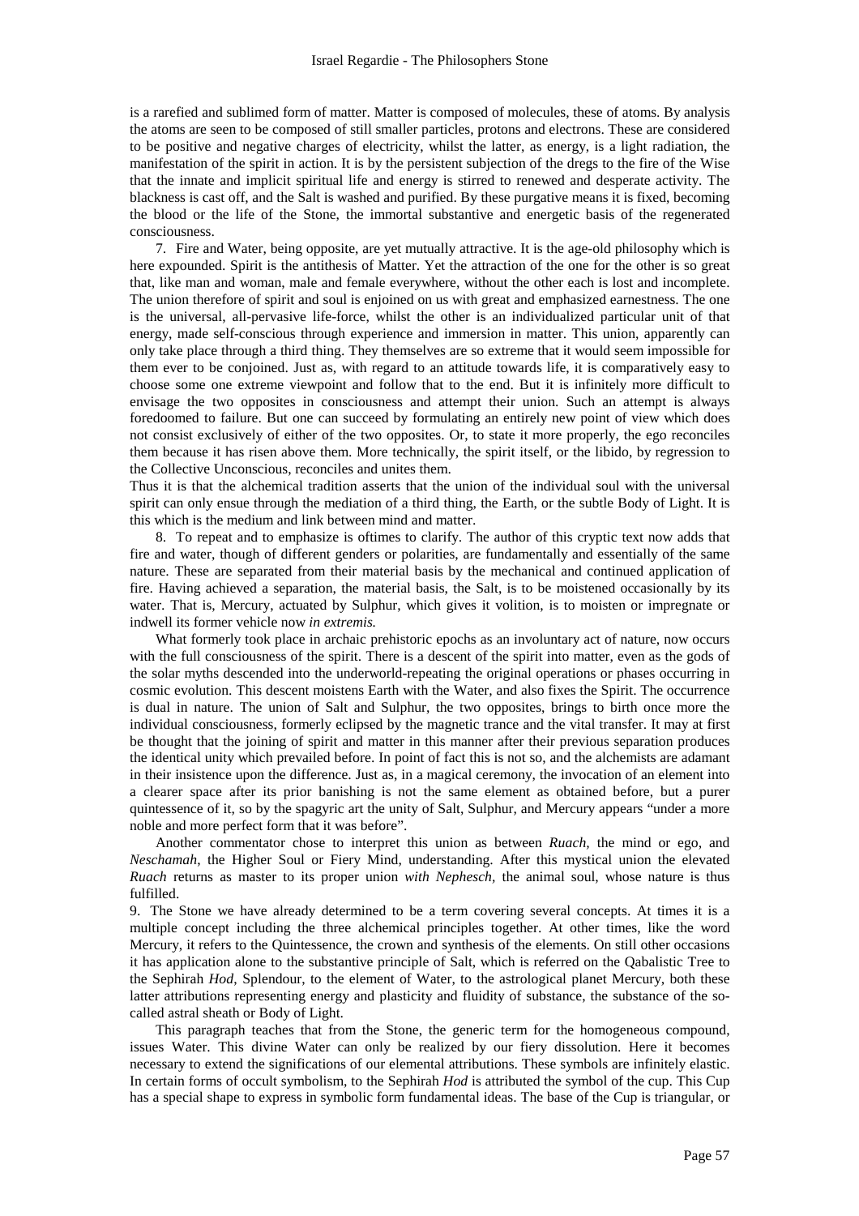is a rarefied and sublimed form of matter. Matter is composed of molecules, these of atoms. By analysis the atoms are seen to be composed of still smaller particles, protons and electrons. These are considered to be positive and negative charges of electricity, whilst the latter, as energy, is a light radiation, the manifestation of the spirit in action. It is by the persistent subjection of the dregs to the fire of the Wise that the innate and implicit spiritual life and energy is stirred to renewed and desperate activity. The blackness is cast off, and the Salt is washed and purified. By these purgative means it is fixed, becoming the blood or the life of the Stone, the immortal substantive and energetic basis of the regenerated consciousness.

7. Fire and Water, being opposite, are yet mutually attractive. It is the age-old philosophy which is here expounded. Spirit is the antithesis of Matter. Yet the attraction of the one for the other is so great that, like man and woman, male and female everywhere, without the other each is lost and incomplete. The union therefore of spirit and soul is enjoined on us with great and emphasized earnestness. The one is the universal, all-pervasive life-force, whilst the other is an individualized particular unit of that energy, made self-conscious through experience and immersion in matter. This union, apparently can only take place through a third thing. They themselves are so extreme that it would seem impossible for them ever to be conjoined. Just as, with regard to an attitude towards life, it is comparatively easy to choose some one extreme viewpoint and follow that to the end. But it is infinitely more difficult to envisage the two opposites in consciousness and attempt their union. Such an attempt is always foredoomed to failure. But one can succeed by formulating an entirely new point of view which does not consist exclusively of either of the two opposites. Or, to state it more properly, the ego reconciles them because it has risen above them. More technically, the spirit itself, or the libido, by regression to the Collective Unconscious, reconciles and unites them.

Thus it is that the alchemical tradition asserts that the union of the individual soul with the universal spirit can only ensue through the mediation of a third thing, the Earth, or the subtle Body of Light. It is this which is the medium and link between mind and matter.

8. To repeat and to emphasize is oftimes to clarify. The author of this cryptic text now adds that fire and water, though of different genders or polarities, are fundamentally and essentially of the same nature. These are separated from their material basis by the mechanical and continued application of fire. Having achieved a separation, the material basis, the Salt, is to be moistened occasionally by its water. That is, Mercury, actuated by Sulphur, which gives it volition, is to moisten or impregnate or indwell its former vehicle now *in extremis.*

What formerly took place in archaic prehistoric epochs as an involuntary act of nature, now occurs with the full consciousness of the spirit. There is a descent of the spirit into matter, even as the gods of the solar myths descended into the underworld-repeating the original operations or phases occurring in cosmic evolution. This descent moistens Earth with the Water, and also fixes the Spirit. The occurrence is dual in nature. The union of Salt and Sulphur, the two opposites, brings to birth once more the individual consciousness, formerly eclipsed by the magnetic trance and the vital transfer. It may at first be thought that the joining of spirit and matter in this manner after their previous separation produces the identical unity which prevailed before. In point of fact this is not so, and the alchemists are adamant in their insistence upon the difference. Just as, in a magical ceremony, the invocation of an element into a clearer space after its prior banishing is not the same element as obtained before, but a purer quintessence of it, so by the spagyric art the unity of Salt, Sulphur, and Mercury appears "under a more noble and more perfect form that it was before".

Another commentator chose to interpret this union as between *Ruach*, the mind or ego, and *Neschamah*, the Higher Soul or Fiery Mind, understanding. After this mystical union the elevated *Ruach* returns as master to its proper union *with Nephesch*, the animal soul, whose nature is thus fulfilled.

9. The Stone we have already determined to be a term covering several concepts. At times it is a multiple concept including the three alchemical principles together. At other times, like the word Mercury, it refers to the Quintessence, the crown and synthesis of the elements. On still other occasions it has application alone to the substantive principle of Salt, which is referred on the Qabalistic Tree to the Sephirah *Hod*, Splendour, to the element of Water, to the astrological planet Mercury, both these latter attributions representing energy and plasticity and fluidity of substance, the substance of the so-called astral sheath or Body of Light.

This paragraph teaches that from the Stone, the generic term for the homogeneous compound, issues Water. This divine Water can only be realized by our fiery dissolution. Here it becomes necessary to extend the significations of our elemental attributions. These symbols are infinitely elastic. In certain forms of occult symbolism, to the Sephirah *Hod* is attributed the symbol of the cup. This Cup has a special shape to express in symbolic form fundamental ideas. The base of the Cup is triangular, or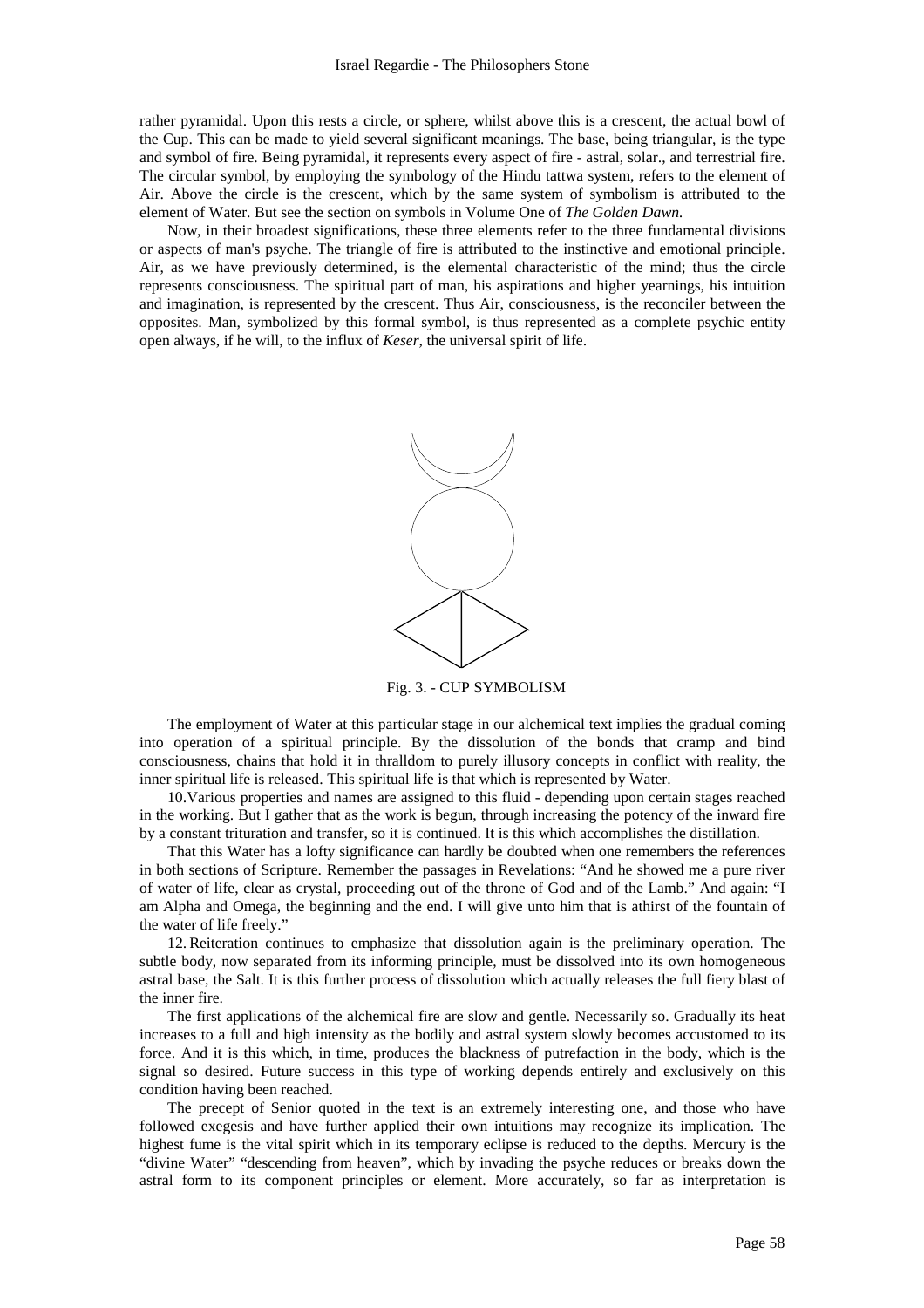rather pyramidal. Upon this rests a circle, or sphere, whilst above this is a crescent, the actual bowl of the Cup. This can be made to yield several significant meanings. The base, being triangular, is the type and symbol of fire. Being pyramidal, it represents every aspect of fire - astral, solar., and terrestrial fire. The circular symbol, by employing the symbology of the Hindu tattwa system, refers to the element of Air. Above the circle is the crescent, which by the same system of symbolism is attributed to the element of Water. But see the section on symbols in Volume One of *The Golden Dawn.*

Now, in their broadest significations, these three elements refer to the three fundamental divisions or aspects of man's psyche. The triangle of fire is attributed to the instinctive and emotional principle. Air, as we have previously determined, is the elemental characteristic of the mind; thus the circle represents consciousness. The spiritual part of man, his aspirations and higher yearnings, his intuition and imagination, is represented by the crescent. Thus Air, consciousness, is the reconciler between the opposites. Man, symbolized by this formal symbol, is thus represented as a complete psychic entity open always, if he will, to the influx of *Keser,* the universal spirit of life.

Fig. 3. - CUP SYMBOLISM

The employment of Water at this particular stage in our alchemical text implies the gradual coming into operation of a spiritual principle. By the dissolution of the bonds that cramp and bind consciousness, chains that hold it in thralldom to purely illusory concepts in conflict with reality, the inner spiritual life is released. This spiritual life is that which is represented by Water.

10. Various properties and names are assigned to this fluid - depending upon certain stages reached in the working. But I gather that as the work is begun, through increasing the potency of the inward fire by a constant trituration and transfer, so it is continued. It is this which accomplishes the distillation.

That this Water has a lofty significance can hardly be doubted when one remembers the references in both sections of Scripture. Remember the passages in Revelations: "And he showed me a pure river of water of life, clear as crystal, proceeding out of the throne of God and of the Lamb." And again: "I am Alpha and Omega, the beginning and the end. I will give unto him that is athirst of the fountain of the water of life freely."

12. Reiteration continues to emphasize that dissolution again is the preliminary operation. The subtle body, now separated from its informing principle, must be dissolved into its own homogeneous astral base, the Salt. It is this further process of dissolution which actually releases the full fiery blast of the inner fire.

The first applications of the alchemical fire are slow and gentle. Necessarily so. Gradually its heat increases to a full and high intensity as the bodily and astral system slowly becomes accustomed to its force. And it is this which, in time, produces the blackness of putrefaction in the body, which is the signal so desired. Future success in this type of working depends entirely and exclusively on this condition having been reached.

The precept of Senior quoted in the text is an extremely interesting one, and those who have followed exegesis and have further applied their own intuitions may recognize its implication. The highest fume is the vital spirit which in its temporary eclipse is reduced to the depths. Mercury is the "divine Water" "descending from heaven", which by invading the psyche reduces or breaks down the astral form to its component principles or element. More accurately, so far as interpretation is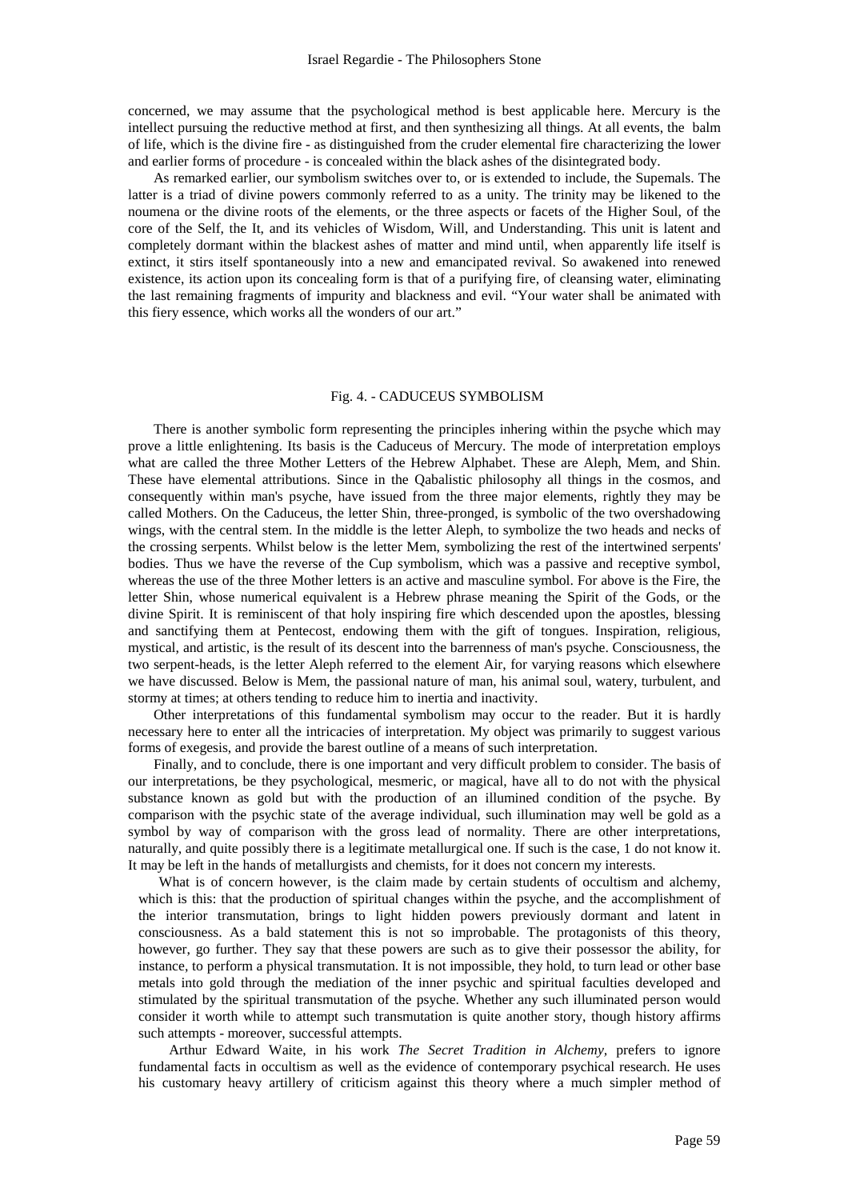concerned, we may assume that the psychological method is best applicable here. Mercury is the intellect pursuing the reductive method at first, and then synthesizing all things. At all events, the balm of life, which is the divine fire - as distinguished from the cruder elemental fire characterizing the lower and earlier forms of procedure - is concealed within the black ashes of the disintegrated body.

As remarked earlier, our symbolism switches over to, or is extended to include, the Supernals. The latter is a triad of divine powers commonly referred to as a unity. The trinity may be likened to the noumena or the divine roots of the elements, or the three aspects or facets of the Higher Soul, of the core of the Self, the It, and its vehicles of Wisdom, Will, and Understanding. This unit is latent and completely dormant within the blackest ashes of matter and mind until, when apparently life itself is extinct, it stirs itself spontaneously into a new and emancipated revival. So awakened into renewed existence, its action upon its concealing form is that of a purifying fire, of cleansing water, eliminating the last remaining fragments of impurity and blackness and evil. "Your water shall be animated with this fiery essence, which works all the wonders of our art."

Fig. 4. - CADUCEUS SYMBOLISM

There is another symbolic form representing the principles inhering within the psyche which may prove a little enlightening. Its basis is the Caduceus of Mercury. The mode of interpretation employs what are called the three Mother Letters of the Hebrew Alphabet. These are Aleph, Mem, and Shin. These have elemental attributions. Since in the Qabalistic philosophy all things in the cosmos, and consequently within man's psyche, have issued from the three major elements, rightly they may be called Mothers. On the Caduceus, the letter Shin, three-pronged, is symbolic of the two overshadowing wings, with the central stem. In the middle is the letter Aleph, to symbolize the two heads and necks of the crossing serpents. Whilst below is the letter Mem, symbolizing the rest of the intertwined serpents' bodies. Thus we have the reverse of the Cup symbolism, which was a passive and receptive symbol, whereas the use of the three Mother letters is an active and masculine symbol. For above is the Fire, the letter Shin, whose numerical equivalent is a Hebrew phrase meaning the Spirit of the Gods, or the divine Spirit. It is reminiscent of that holy inspiring fire which descended upon the apostles, blessing and sanctifying them at Pentecost, endowing them with the gift of tongues. Inspiration, religious, mystical, and artistic, is the result of its descent into the barrenness of man's psyche. Consciousness, the two serpent-heads, is the letter Aleph referred to the element Air, for varying reasons which elsewhere we have discussed. Below is Mem, the passional nature of man, his animal soul, watery, turbulent, and stormy at times; at others tending to reduce him to inertia and inactivity.

Other interpretations of this fundamental symbolism may occur to the reader. But it is hardly necessary here to enter all the intricacies of interpretation. My object was primarily to suggest various forms of exegesis, and provide the barest outline of a means of such interpretation.

Finally, and to conclude, there is one important and very difficult problem to consider. The basis of our interpretations, be they psychological, mesmeric, or magical, have all to do not with the physical substance known as gold but with the production of an illumined condition of the psyche. By comparison with the psychic state of the average individual, such illumination may well be gold as a symbol by way of comparison with the gross lead of normality. There are other interpretations, naturally, and quite possibly there is a legitimate metallurgical one. If such is the case, 1 do not know it. It may be left in the hands of metallurgists and chemists, for it does not concern my interests.

What is of concern however, is the claim made by certain students of occultism and alchemy, which is this: that the production of spiritual changes within the psyche, and the accomplishment of the interior transmutation, brings to light hidden powers previously dormant and latent in consciousness. As a bald statement this is not so improbable. The protagonists of this theory, however, go further. They say that these powers are such as to give their possessor the ability, for instance, to perform a physical transmutation. It is not impossible, they hold, to turn lead or other base metals into gold through the mediation of the inner psychic and spiritual faculties developed and stimulated by the spiritual transmutation of the psyche. Whether any such illuminated person would consider it worth while to attempt such transmutation is quite another story, though history affirms such attempts - moreover, successful attempts.

Arthur Edward Waite, in his work *The Secret Tradition in Alchemy*, prefers to ignore fundamental facts in occultism as well as the evidence of contemporary psychical research. He uses his customary heavy artillery of criticism against this theory where a much simpler method of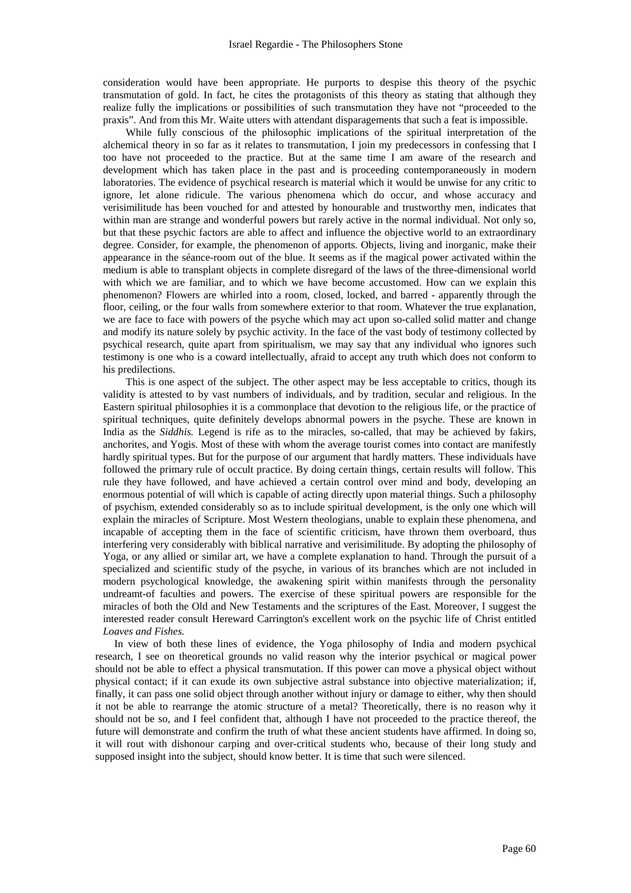consideration would have been appropriate. He purports to despise this theory of the psychic transmutation of gold. In fact, he cites the protagonists of this theory as stating that although they realize fully the implications or possibilities of such transmutation they have not "proceeded to the praxis". And from this Mr. Waite utters with attendant disparagements that such a feat is impossible.

While fully conscious of the philosophic implications of the spiritual interpretation of the alchemical theory in so far as it relates to transmutation, I join my predecessors in confessing that I too have not proceeded to the practice. But at the same time I am aware of the research and development which has taken place in the past and is proceeding contemporaneously in modern laboratories. The evidence of psychical research is material which it would be unwise for any critic to ignore, let alone ridicule. The various phenomena which do occur, and whose accuracy and verisimilitude has been vouched for and attested by honourable and trustworthy men, indicates that within man are strange and wonderful powers but rarely active in the normal individual. Not only so, but that these psychic factors are able to affect and influence the objective world to an extraordinary degree. Consider, for example, the phenomenon of apports. Objects, living and inorganic, make their appearance in the séance-room out of the blue. It seems as if the magical power activated within the medium is able to transplant objects in complete disregard of the laws of the three-dimensional world with which we are familiar, and to which we have become accustomed. How can we explain this phenomenon? Flowers are whirled into a room, closed, locked, and barred - apparently through the floor, ceiling, or the four walls from somewhere exterior to that room. Whatever the true explanation, we are face to face with powers of the psyche which may act upon so-called solid matter and change and modify its nature solely by psychic activity. In the face of the vast body of testimony collected by psychical research, quite apart from spiritualism, we may say that any individual who ignores such testimony is one who is a coward intellectually, afraid to accept any truth which does not conform to his predilections.

This is one aspect of the subject. The other aspect may be less acceptable to critics, though its validity is attested to by vast numbers of individuals, and by tradition, secular and religious. In the Eastern spiritual philosophies it is a commonplace that devotion to the religious life, or the practice of spiritual techniques, quite definitely develops abnormal powers in the psyche. These are known in India as the *Siddhis.* Legend is rife as to the miracles, so-called, that may be achieved by fakirs, anchorites, and Yogis. Most of these with whom the average tourist comes into contact are manifestly hardly spiritual types. But for the purpose of our argument that hardly matters. These individuals have followed the primary rule of occult practice. By doing certain things, certain results will follow. This rule they have followed, and have achieved a certain control over mind and body, developing an enormous potential of will which is capable of acting directly upon material things. Such a philosophy of psychism, extended considerably so as to include spiritual development, is the only one which will explain the miracles of Scripture. Most Western theologians, unable to explain these phenomena, and incapable of accepting them in the face of scientific criticism, have thrown them overboard, thus interfering very considerably with biblical narrative and verisimilitude. By adopting the philosophy of Yoga, or any allied or similar art, we have a complete explanation to hand. Through the pursuit of a specialized and scientific study of the psyche, in various of its branches which are not included in modern psychological knowledge, the awakening spirit within manifests through the personality undreamt-of faculties and powers. The exercise of these spiritual powers are responsible for the miracles of both the Old and New Testaments and the scriptures of the East. Moreover, I suggest the interested reader consult Hereward Carrington's excellent work on the psychic life of Christ entitled *Loaves and Fishes.*

In view of both these lines of evidence, the Yoga philosophy of India and modern psychical research, I see on theoretical grounds no valid reason why the interior psychical or magical power should not be able to effect a physical transmutation. If this power can move a physical object without physical contact; if it can exude its own subjective astral substance into objective materialization; if, finally, it can pass one solid object through another without injury or damage to either, why then should it not be able to rearrange the atomic structure of a metal? Theoretically, there is no reason why it should not be so, and I feel confident that, although I have not proceeded to the practice thereof, the future will demonstrate and confirm the truth of what these ancient students have affirmed. In doing so, it will rout with dishonour carping and over-critical students who, because of their long study and supposed insight into the subject, should know better. It is time that such were silenced.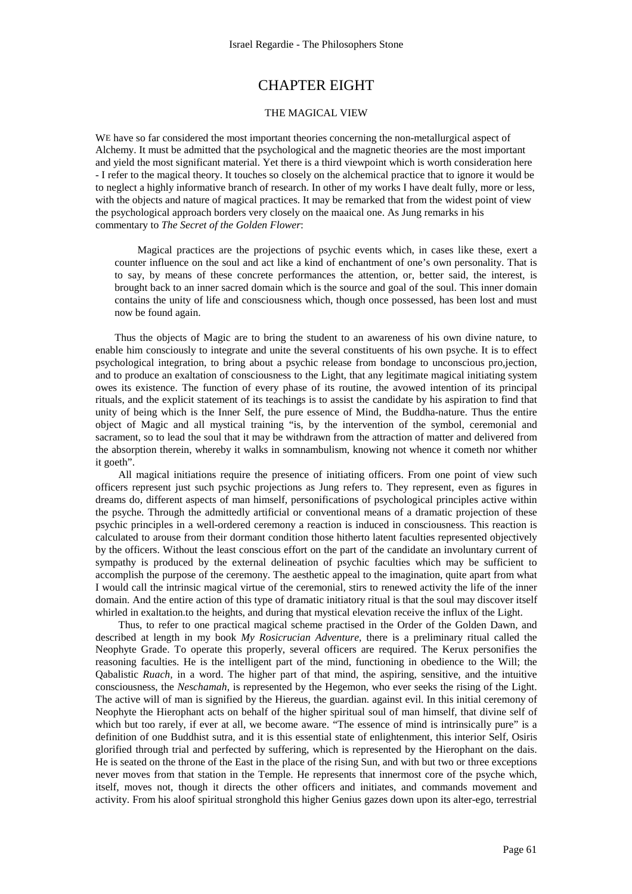# CHAPTER EIGHT

## THE MAGICAL VIEW

WE have so far considered the most important theories concerning the non-metallurgical aspect of Alchemy. It must be admitted that the psychological and the magnetic theories are the most important and yield the most significant material. Yet there is a third viewpoint which is worth consideration here - I refer to the magical theory. It touches so closely on the alchemical practice that to ignore it would be to neglect a highly informative branch of research. In other of my works I have dealt fully, more or less, with the objects and nature of magical practices. It may be remarked that from the widest point of view the psychological approach borders very closely on the maaical one. As Jung remarks in his commentary to *The Secret of the Golden Flower*:

> Magical practices are the projections of psychic events which, in cases like these, exert a counter influence on the soul and act like a kind of enchantment of one's own personality. That is to say, by means of these concrete performances the attention, or, better said, the interest, is brought back to an inner sacred domain which is the source and goal of the soul. This inner domain contains the unity of life and consciousness which, though once possessed, has been lost and must now be found again.

Thus the objects of Magic are to bring the student to an awareness of his own divine nature, to enable him consciously to integrate and unite the several constituents of his own psyche. It is to effect psychological integration, to bring about a psychic release from bondage to unconscious pro,jection, and to produce an exaltation of consciousness to the Light, that any legitimate magical initiating system owes its existence. The function of every phase of its routine, the avowed intention of its principal rituals, and the explicit statement of its teachings is to assist the candidate by his aspiration to find that unity of being which is the Inner Self, the pure essence of Mind, the Buddha-nature. Thus the entire object of Magic and all mystical training "is, by the intervention of the symbol, ceremonial and sacrament, so to lead the soul that it may be withdrawn from the attraction of matter and delivered from the absorption therein, whereby it walks in somnambulism, knowing not whence it cometh nor whither it goeth".

All magical initiations require the presence of initiating officers. From one point of view such officers represent just such psychic projections as Jung refers to. They represent, even as figures in dreams do, different aspects of man himself, personifications of psychological principles active within the psyche. Through the admittedly artificial or conventional means of a dramatic projection of these psychic principles in a well-ordered ceremony a reaction is induced in consciousness. This reaction is calculated to arouse from their dormant condition those hitherto latent faculties represented objectively by the officers. Without the least conscious effort on the part of the candidate an involuntary current of sympathy is produced by the external delineation of psychic faculties which may be sufficient to accomplish the purpose of the ceremony. The aesthetic appeal to the imagination, quite apart from what I would call the intrinsic magical virtue of the ceremonial, stirs to renewed activity the life of the inner domain. And the entire action of this type of dramatic initiatory ritual is that the soul may discover itself whirled in exaltation.to the heights, and during that mystical elevation receive the influx of the Light.

Thus, to refer to one practical magical scheme practised in the Order of the Golden Dawn, and described at length in my book *My Rosicrucian Adventure,* there is a preliminary ritual called the Neophyte Grade. To operate this properly, several officers are required. The Kerux personifies the reasoning faculties. He is the intelligent part of the mind, functioning in obedience to the Will; the Qabalistic *Ruach,* in a word. The higher part of that mind, the aspiring, sensitive, and the intuitive consciousness, the *Neschamah*, is represented by the Hegemon, who ever seeks the rising of the Light. The active will of man is signified by the Hiereus, the guardian. against evil. In this initial ceremony of Neophyte the Hierophant acts on behalf of the higher spiritual soul of man himself, that divine self of which but too rarely, if ever at all, we become aware. "The essence of mind is intrinsically pure" is a definition of one Buddhist sutra, and it is this essential state of enlightenment, this interior Self, Osiris glorified through trial and perfected by suffering, which is represented by the Hierophant on the dais. He is seated on the throne of the East in the place of the rising Sun, and with but two or three exceptions never moves from that station in the Temple. He represents that innermost core of the psyche which, itself, moves not, though it directs the other officers and initiates, and commands movement and activity. From his aloof spiritual stronghold this higher Genius gazes down upon its alter-ego, terrestrial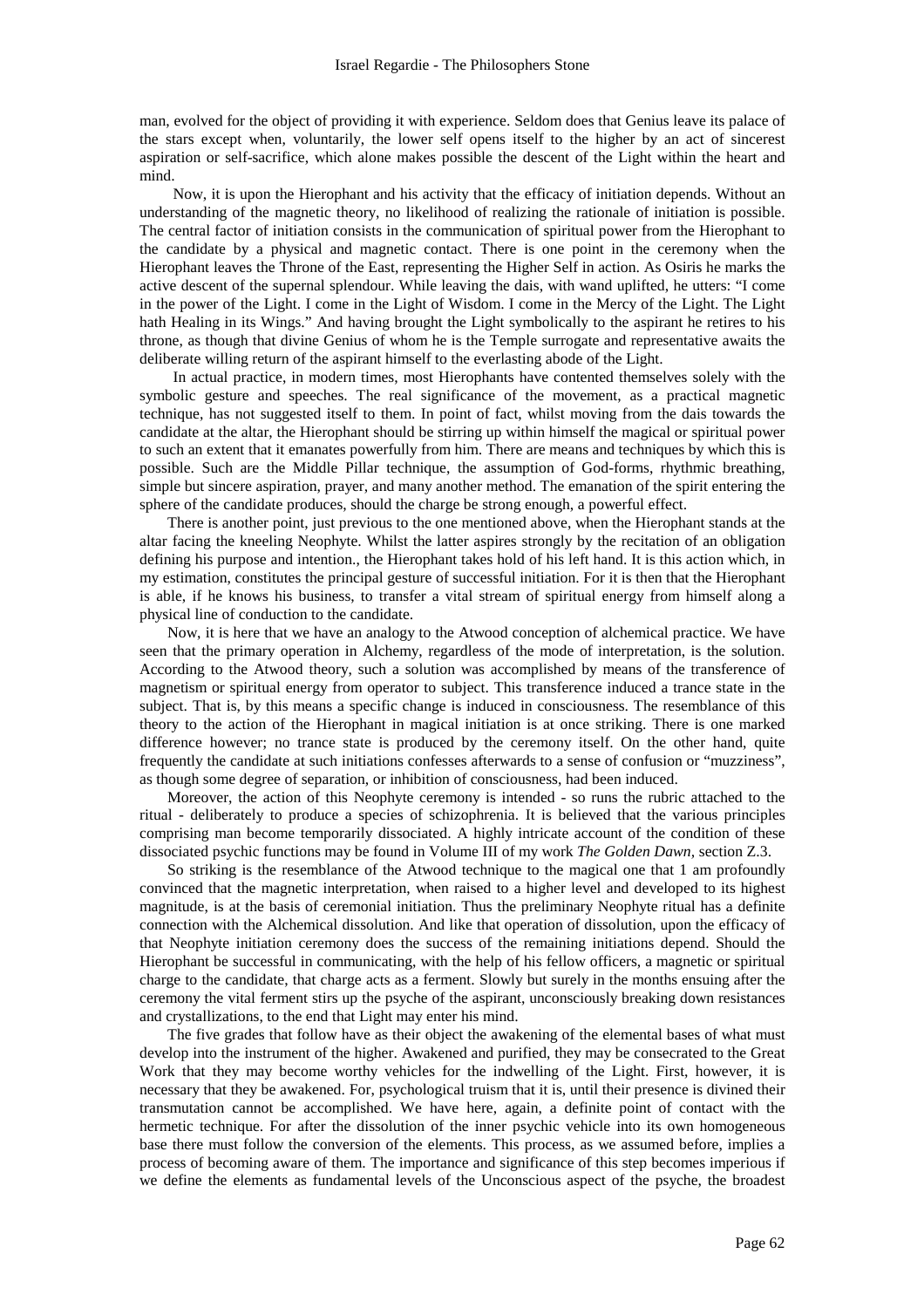man, evolved for the object of providing it with experience. Seldom does that Genius leave its palace of the stars except when, voluntarily, the lower self opens itself to the higher by an act of sincerest aspiration or self-sacrifice, which alone makes possible the descent of the Light within the heart and mind.

Now, it is upon the Hierophant and his activity that the efficacy of initiation depends. Without an understanding of the magnetic theory, no likelihood of realizing the rationale of initiation is possible. The central factor of initiation consists in the communication of spiritual power from the Hierophant to the candidate by a physical and magnetic contact. There is one point in the ceremony when the Hierophant leaves the Throne of the East, representing the Higher Self in action. As Osiris he marks the active descent of the supernal splendour. While leaving the dais, with wand uplifted, he utters: "I come in the power of the Light. I come in the Light of Wisdom. I come in the Mercy of the Light. The Light hath Healing in its Wings." And having brought the Light symbolically to the aspirant he retires to his throne, as though that divine Genius of whom he is the Temple surrogate and representative awaits the deliberate willing return of the aspirant himself to the everlasting abode of the Light.

In actual practice, in modern times, most Hierophants have contented themselves solely with the symbolic gesture and speeches. The real significance of the movement, as a practical magnetic technique, has not suggested itself to them. In point of fact, whilst moving from the dais towards the candidate at the altar, the Hierophant should be stirring up within himself the magical or spiritual power to such an extent that it emanates powerfully from him. There are means and techniques by which this is possible. Such are the Middle Pillar technique, the assumption of God-forms, rhythmic breathing, simple but sincere aspiration, prayer, and many another method. The emanation of the spirit entering the sphere of the candidate produces, should the charge be strong enough, a powerful effect.

There is another point, just previous to the one mentioned above, when the Hierophant stands at the altar facing the kneeling Neophyte. Whilst the latter aspires strongly by the recitation of an obligation defining his purpose and intention., the Hierophant takes hold of his left hand. It is this action which, in my estimation, constitutes the principal gesture of successful initiation. For it is then that the Hierophant is able, if he knows his business, to transfer a vital stream of spiritual energy from himself along a physical line of conduction to the candidate.

Now, it is here that we have an analogy to the Atwood conception of alchemical practice. We have seen that the primary operation in Alchemy, regardless of the mode of interpretation, is the solution. According to the Atwood theory, such a solution was accomplished by means of the transference of magnetism or spiritual energy from operator to subject. This transference induced a trance state in the subject. That is, by this means a specific change is induced in consciousness. The resemblance of this theory to the action of the Hierophant in magical initiation is at once striking. There is one marked difference however; no trance state is produced by the ceremony itself. On the other hand, quite frequently the candidate at such initiations confesses afterwards to a sense of confusion or "muzziness", as though some degree of separation, or inhibition of consciousness, had been induced.

Moreover, the action of this Neophyte ceremony is intended - so runs the rubric attached to the ritual - deliberately to produce a species of schizophrenia. It is believed that the various principles comprising man become temporarily dissociated. A highly intricate account of the condition of these dissociated psychic functions may be found in Volume III of my work *The Golden Dawn,* section Z.3.

So striking is the resemblance of the Atwood technique to the magical one that 1 am profoundly convinced that the magnetic interpretation, when raised to a higher level and developed to its highest magnitude, is at the basis of ceremonial initiation. Thus the preliminary Neophyte ritual has a definite connection with the Alchemical dissolution. And like that operation of dissolution, upon the efficacy of that Neophyte initiation ceremony does the success of the remaining initiations depend. Should the Hierophant be successful in communicating, with the help of his fellow officers, a magnetic or spiritual charge to the candidate, that charge acts as a ferment. Slowly but surely in the months ensuing after the ceremony the vital ferment stirs up the psyche of the aspirant, unconsciously breaking down resistances and crystallizations, to the end that Light may enter his mind.

The five grades that follow have as their object the awakening of the elemental bases of what must develop into the instrument of the higher. Awakened and purified, they may be consecrated to the Great Work that they may become worthy vehicles for the indwelling of the Light. First, however, it is necessary that they be awakened. For, psychological truism that it is, until their presence is divined their transmutation cannot be accomplished. We have here, again, a definite point of contact with the hermetic technique. For after the dissolution of the inner psychic vehicle into its own homogeneous base there must follow the conversion of the elements. This process, as we assumed before, implies a process of becoming aware of them. The importance and significance of this step becomes imperious if we define the elements as fundamental levels of the Unconscious aspect of the psyche, the broadest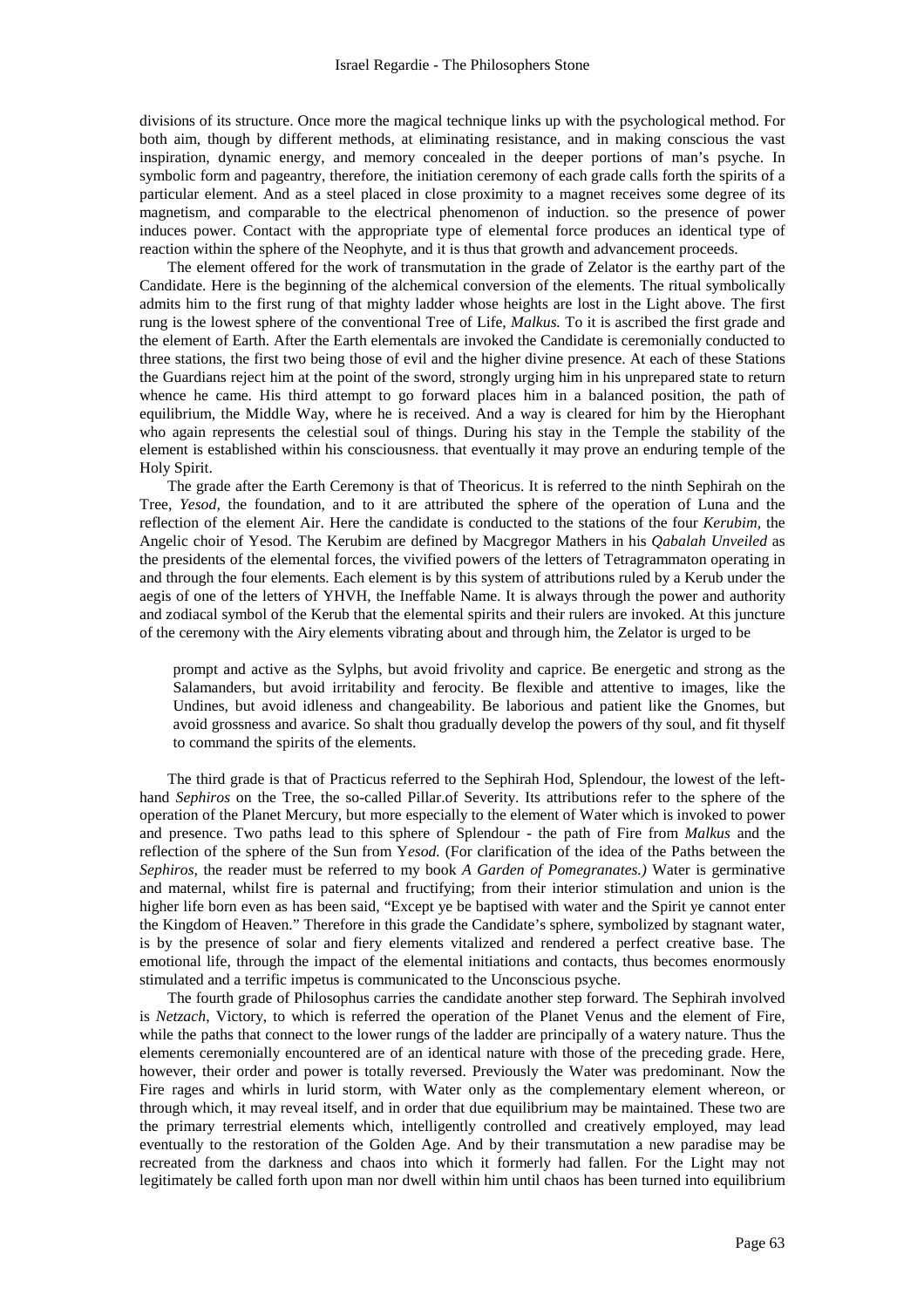divisions of its structure. Once more the magical technique links up with the psychological method. For both aim, though by different methods, at eliminating resistance, and in making conscious the vast inspiration, dynamic energy, and memory concealed in the deeper portions of man's psyche. In symbolic form and pageantry, therefore, the initiation ceremony of each grade calls forth the spirits of a particular element. And as a steel placed in close proximity to a magnet receives some degree of its magnetism, and comparable to the electrical phenomenon of induction. so the presence of power induces power. Contact with the appropriate type of elemental force produces an identical type of reaction within the sphere of the Neophyte, and it is thus that growth and advancement proceeds.

The element offered for the work of transmutation in the grade of Zelator is the earthy part of the Candidate. Here is the beginning of the alchemical conversion of the elements. The ritual symbolically admits him to the first rung of that mighty ladder whose heights are lost in the Light above. The first rung is the lowest sphere of the conventional Tree of Life, *Malkus.* To it is ascribed the first grade and the element of Earth. After the Earth elementals are invoked the Candidate is ceremonially conducted to three stations, the first two being those of evil and the higher divine presence. At each of these Stations the Guardians reject him at the point of the sword, strongly urging him in his unprepared state to return whence he came. His third attempt to go forward places him in a balanced position, the path of equilibrium, the Middle Way, where he is received. And a way is cleared for him by the Hierophant who again represents the celestial soul of things. During his stay in the Temple the stability of the element is established within his consciousness. that eventually it may prove an enduring temple of the Holy Spirit.

The grade after the Earth Ceremony is that of Theoricus. It is referred to the ninth Sephirah on the Tree, *Yesod,* the foundation, and to it are attributed the sphere of the operation of Luna and the reflection of the element Air. Here the candidate is conducted to the stations of the four *Kerubim,* the Angelic choir of Yesod. The Kerubim are defined by Macgregor Mathers in his *Qabalah Unveiled* as the presidents of the elemental forces, the vivified powers of the letters of Tetragrammaton operating in and through the four elements. Each element is by this system of attributions ruled by a Kerub under the aegis of one of the letters of YHVH, the Ineffable Name. It is always through the power and authority and zodiacal symbol of the Kerub that the elemental spirits and their rulers are invoked. At this juncture of the ceremony with the Airy elements vibrating about and through him, the Zelator is urged to be

> prompt and active as the Sylphs, but avoid frivolity and caprice. Be energetic and strong as the Salamanders, but avoid irritability and ferocity. Be flexible and attentive to images, like the Undines, but avoid idleness and changeability. Be laborious and patient like the Gnomes, but avoid grossness and avarice. So shalt thou gradually develop the powers of thy soul, and fit thyself to command the spirits of the elements.

The third grade is that of Practicus referred to the Sephirah Hod, Splendour, the lowest of the left-hand *Sephiros* on the Tree, the so-called Pillar.of Severity. Its attributions refer to the sphere of the operation of the Planet Mercury, but more especially to the element of Water which is invoked to power and presence. Two paths lead to this sphere of Splendour - the path of Fire from *Malkus* and the reflection of the sphere of the Sun from Y*esod.* (For clarification of the idea of the Paths between the *Sephiros,* the reader must be referred to my book *A Garden of Pomegranates.)* Water is germinative and maternal, whilst fire is paternal and fructifying; from their interior stimulation and union is the higher life born even as has been said, "Except ye be baptised with water and the Spirit ye cannot enter the Kingdom of Heaven." Therefore in this grade the Candidate's sphere, symbolized by stagnant water, is by the presence of solar and fiery elements vitalized and rendered a perfect creative base. The emotional life, through the impact of the elemental initiations and contacts, thus becomes enormously stimulated and a terrific impetus is communicated to the Unconscious psyche.

The fourth grade of Philosophus carries the candidate another step forward. The Sephirah involved is *Netzach,* Victory, to which is referred the operation of the Planet Venus and the element of Fire, while the paths that connect to the lower rungs of the ladder are principally of a watery nature. Thus the elements ceremonially encountered are of an identical nature with those of the preceding grade. Here, however, their order and power is totally reversed. Previously the Water was predominant. Now the Fire rages and whirls in lurid storm, with Water only as the complementary element whereon, or through which, it may reveal itself, and in order that due equilibrium may be maintained. These two are the primary terrestrial elements which, intelligently controlled and creatively employed, may lead eventually to the restoration of the Golden Age. And by their transmutation a new paradise may be recreated from the darkness and chaos into which it formerly had fallen. For the Light may not legitimately be called forth upon man nor dwell within him until chaos has been turned into equilibrium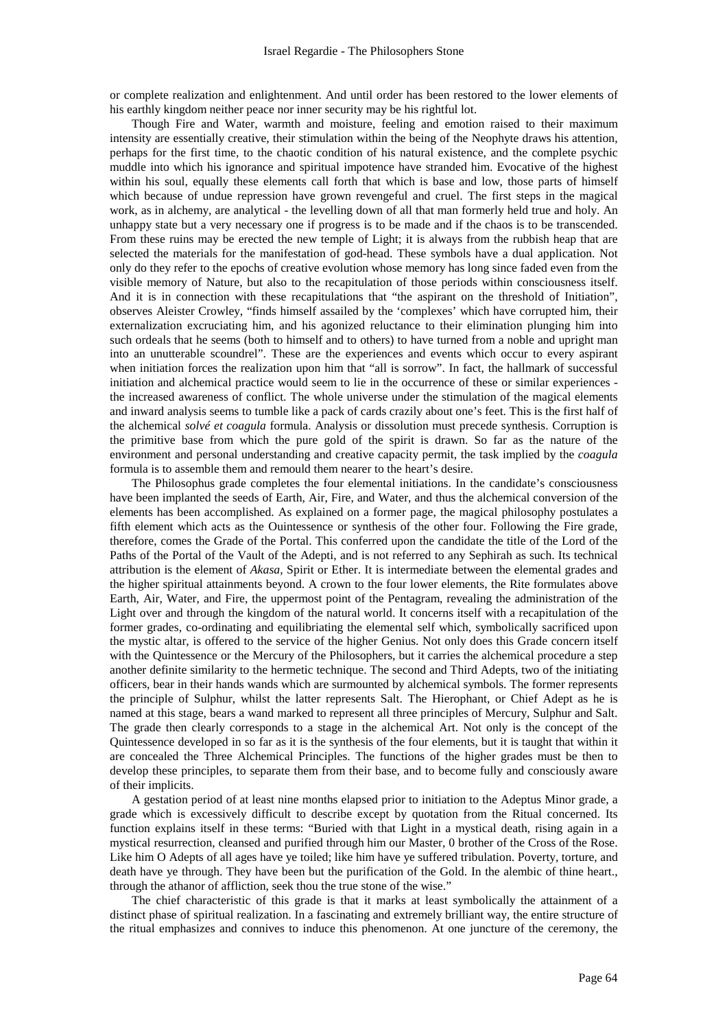or complete realization and enlightenment. And until order has been restored to the lower elements of his earthly kingdom neither peace nor inner security may be his rightful lot.

Though Fire and Water, warmth and moisture, feeling and emotion raised to their maximum intensity are essentially creative, their stimulation within the being of the Neophyte draws his attention, perhaps for the first time, to the chaotic condition of his natural existence, and the complete psychic muddle into which his ignorance and spiritual impotence have stranded him. Evocative of the highest within his soul, equally these elements call forth that which is base and low, those parts of himself which because of undue repression have grown revengeful and cruel. The first steps in the magical work, as in alchemy, are analytical - the levelling down of all that man formerly held true and holy. An unhappy state but a very necessary one if progress is to be made and if the chaos is to be transcended. From these ruins may be erected the new temple of Light; it is always from the rubbish heap that are selected the materials for the manifestation of god-head. These symbols have a dual application. Not only do they refer to the epochs of creative evolution whose memory has long since faded even from the visible memory of Nature, but also to the recapitulation of those periods within consciousness itself. And it is in connection with these recapitulations that "the aspirant on the threshold of Initiation", observes Aleister Crowley, "finds himself assailed by the 'complexes' which have corrupted him, their externalization excruciating him, and his agonized reluctance to their elimination plunging him into such ordeals that he seems (both to himself and to others) to have turned from a noble and upright man into an unutterable scoundrel". These are the experiences and events which occur to every aspirant when initiation forces the realization upon him that "all is sorrow". In fact, the hallmark of successful initiation and alchemical practice would seem to lie in the occurrence of these or similar experiences - the increased awareness of conflict. The whole universe under the stimulation of the magical elements and inward analysis seems to tumble like a pack of cards crazily about one's feet. This is the first half of the alchemical *solvé et coagula* formula. Analysis or dissolution must precede synthesis. Corruption is the primitive base from which the pure gold of the spirit is drawn. So far as the nature of the environment and personal understanding and creative capacity permit, the task implied by the *coagula* formula is to assemble them and remould them nearer to the heart's desire.

The Philosophus grade completes the four elemental initiations. In the candidate's consciousness have been implanted the seeds of Earth, Air, Fire, and Water, and thus the alchemical conversion of the elements has been accomplished. As explained on a former page, the magical philosophy postulates a fifth element which acts as the Ouintessence or synthesis of the other four. Following the Fire grade, therefore, comes the Grade of the Portal. This conferred upon the candidate the title of the Lord of the Paths of the Portal of the Vault of the Adepti, and is not referred to any Sephirah as such. Its technical attribution is the element of *Akasa,* Spirit or Ether. It is intermediate between the elemental grades and the higher spiritual attainments beyond. A crown to the four lower elements, the Rite formulates above Earth, Air, Water, and Fire, the uppermost point of the Pentagram, revealing the administration of the Light over and through the kingdom of the natural world. It concerns itself with a recapitulation of the former grades, co-ordinating and equilibriating the elemental self which, symbolically sacrificed upon the mystic altar, is offered to the service of the higher Genius. Not only does this Grade concern itself with the Quintessence or the Mercury of the Philosophers, but it carries the alchemical procedure a step another definite similarity to the hermetic technique. The second and Third Adepts, two of the initiating officers, bear in their hands wands which are surmounted by alchemical symbols. The former represents the principle of Sulphur, whilst the latter represents Salt. The Hierophant, or Chief Adept as he is named at this stage, bears a wand marked to represent all three principles of Mercury, Sulphur and Salt. The grade then clearly corresponds to a stage in the alchemical Art. Not only is the concept of the Quintessence developed in so far as it is the synthesis of the four elements, but it is taught that within it are concealed the Three Alchemical Principles. The functions of the higher grades must be then to develop these principles, to separate them from their base, and to become fully and consciously aware of their implicits.

A gestation period of at least nine months elapsed prior to initiation to the Adeptus Minor grade, a grade which is excessively difficult to describe except by quotation from the Ritual concerned. Its function explains itself in these terms: "Buried with that Light in a mystical death, rising again in a mystical resurrection, cleansed and purified through him our Master, 0 brother of the Cross of the Rose. Like him O Adepts of all ages have ye toiled; like him have ye suffered tribulation. Poverty, torture, and death have ye through. They have been but the purification of the Gold. In the alembic of thine heart., through the athanor of affliction, seek thou the true stone of the wise."

The chief characteristic of this grade is that it marks at least symbolically the attainment of a distinct phase of spiritual realization. In a fascinating and extremely brilliant way, the entire structure of the ritual emphasizes and connives to induce this phenomenon. At one juncture of the ceremony, the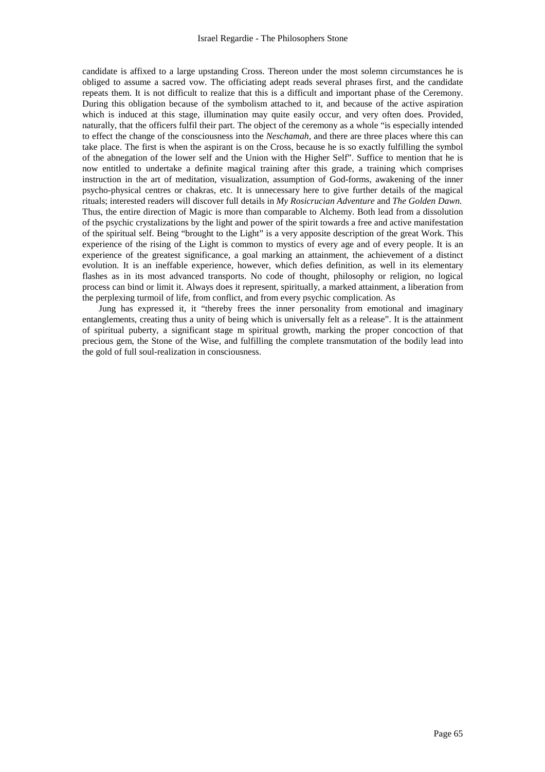candidate is affixed to a large upstanding Cross. Thereon under the most solemn circumstances he is obliged to assume a sacred vow. The officiating adept reads several phrases first, and the candidate repeats them. It is not difficult to realize that this is a difficult and important phase of the Ceremony. During this obligation because of the symbolism attached to it, and because of the active aspiration which is induced at this stage, illumination may quite easily occur, and very often does. Provided, naturally, that the officers fulfil their part. The object of the ceremony as a whole "is especially intended to effect the change of the consciousness into the *Neschamah,* and there are three places where this can take place. The first is when the aspirant is on the Cross, because he is so exactly fulfilling the symbol of the abnegation of the lower self and the Union with the Higher Self". Suffice to mention that he is now entitled to undertake a definite magical training after this grade, a training which comprises instruction in the art of meditation, visualization, assumption of God-forms, awakening of the inner psycho-physical centres or chakras, etc. It is unnecessary here to give further details of the magical rituals; interested readers will discover full details in *My Rosicrucian Adventure* and *The Golden Dawn.* Thus, the entire direction of Magic is more than comparable to Alchemy. Both lead from a dissolution of the psychic crystalizations by the light and power of the spirit towards a free and active manifestation of the spiritual self. Being "brought to the Light" is a very apposite description of the great Work. This experience of the rising of the Light is common to mystics of every age and of every people. It is an experience of the greatest significance, a goal marking an attainment, the achievement of a distinct evolution. It is an ineffable experience, however, which defies definition, as well in its elementary flashes as in its most advanced transports. No code of thought, philosophy or religion, no logical process can bind or limit it. Always does it represent, spiritually, a marked attainment, a liberation from the perplexing turmoil of life, from conflict, and from every psychic complication. As

Jung has expressed it, it "thereby frees the inner personality from emotional and imaginary entanglements, creating thus a unity of being which is universally felt as a release". It is the attainment of spiritual puberty, a significant stage m spiritual growth, marking the proper concoction of that precious gem, the Stone of the Wise, and fulfilling the complete transmutation of the bodily lead into the gold of full soul-realization in consciousness.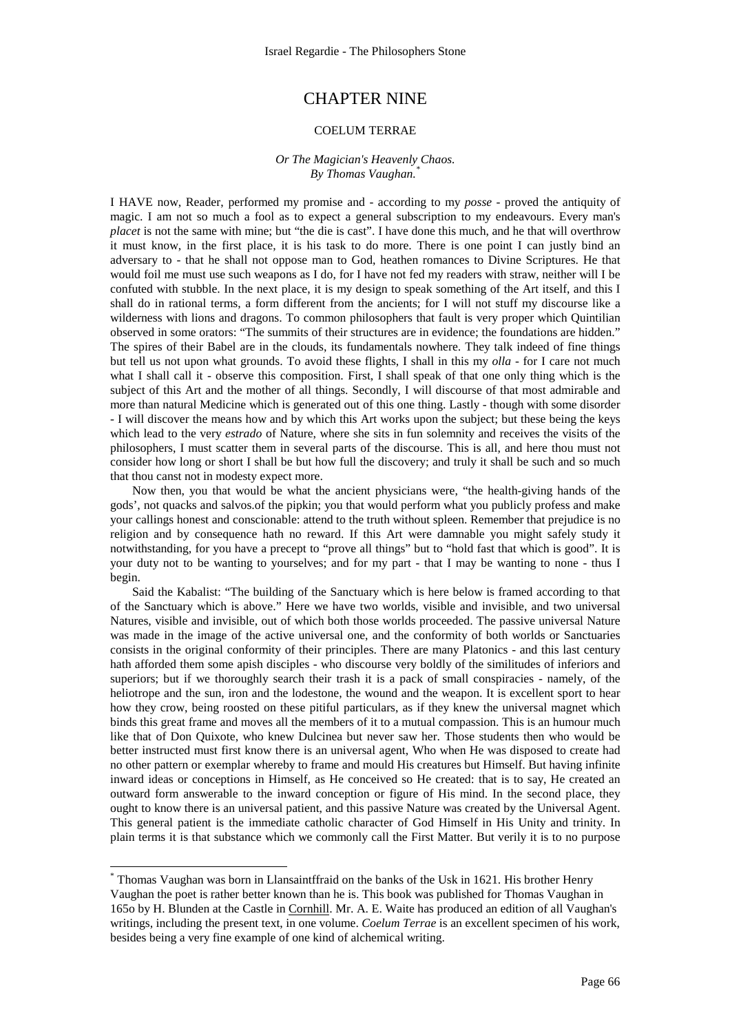# CHAPTER NINE

## COELUM TERRAE

*Or The Magician's Heavenly Chaos.*
*By Thomas Vaughan.*[*]

I HAVE now, Reader, performed my promise and - according to my *posse* - proved the antiquity of magic. I am not so much a fool as to expect a general subscription to my endeavours. Every man's *placet* is not the same with mine; but "the die is cast". I have done this much, and he that will overthrow it must know, in the first place, it is his task to do more. There is one point I can justly bind an adversary to - that he shall not oppose man to God, heathen romances to Divine Scriptures. He that would foil me must use such weapons as I do, for I have not fed my readers with straw, neither will I be confuted with stubble. In the next place, it is my design to speak something of the Art itself, and this I shall do in rational terms, a form different from the ancients; for I will not stuff my discourse like a wilderness with lions and dragons. To common philosophers that fault is very proper which Quintilian observed in some orators: "The summits of their structures are in evidence; the foundations are hidden." The spires of their Babel are in the clouds, its fundamentals nowhere. They talk indeed of fine things but tell us not upon what grounds. To avoid these flights, I shall in this my *olla* - for I care not much what I shall call it - observe this composition. First, I shall speak of that one only thing which is the subject of this Art and the mother of all things. Secondly, I will discourse of that most admirable and more than natural Medicine which is generated out of this one thing. Lastly - though with some disorder - I will discover the means how and by which this Art works upon the subject; but these being the keys which lead to the very *estrado* of Nature, where she sits in fun solemnity and receives the visits of the philosophers, I must scatter them in several parts of the discourse. This is all, and here thou must not consider how long or short I shall be but how full the discovery; and truly it shall be such and so much that thou canst not in modesty expect more.

Now then, you that would be what the ancient physicians were, "the health-giving hands of the gods', not quacks and salvos.of the pipkin; you that would perform what you publicly profess and make your callings honest and conscionable: attend to the truth without spleen. Remember that prejudice is no religion and by consequence hath no reward. If this Art were damnable you might safely study it notwithstanding, for you have a precept to "prove all things" but to "hold fast that which is good". It is your duty not to be wanting to yourselves; and for my part - that I may be wanting to none - thus I begin.

Said the Kabalist: "The building of the Sanctuary which is here below is framed according to that of the Sanctuary which is above." Here we have two worlds, visible and invisible, and two universal Natures, visible and invisible, out of which both those worlds proceeded. The passive universal Nature was made in the image of the active universal one, and the conformity of both worlds or Sanctuaries consists in the original conformity of their principles. There are many Platonics - and this last century hath afforded them some apish disciples - who discourse very boldly of the similitudes of inferiors and superiors; but if we thoroughly search their trash it is a pack of small conspiracies - namely, of the heliotrope and the sun, iron and the lodestone, the wound and the weapon. It is excellent sport to hear how they crow, being roosted on these pitiful particulars, as if they knew the universal magnet which binds this great frame and moves all the members of it to a mutual compassion. This is an humour much like that of Don Quixote, who knew Dulcinea but never saw her. Those students then who would be better instructed must first know there is an universal agent, Who when He was disposed to create had no other pattern or exemplar whereby to frame and mould His creatures but Himself. But having infinite inward ideas or conceptions in Himself, as He conceived so He created: that is to say, He created an outward form answerable to the inward conception or figure of His mind. In the second place, they ought to know there is an universal patient, and this passive Nature was created by the Universal Agent. This general patient is the immediate catholic character of God Himself in His Unity and trinity. In plain terms it is that substance which we commonly call the First Matter. But verily it is to no purpose

[*] Thomas Vaughan was born in Llansaintffraid on the banks of the Usk in 1621. His brother Henry Vaughan the poet is rather better known than he is. This book was published for Thomas Vaughan in 165o by H. Blunden at the Castle in Cornhill. Mr. A. E. Waite has produced an edition of all Vaughan's writings, including the present text, in one volume. *Coelum Terrae* is an excellent specimen of his work, besides being a very fine example of one kind of alchemical writing.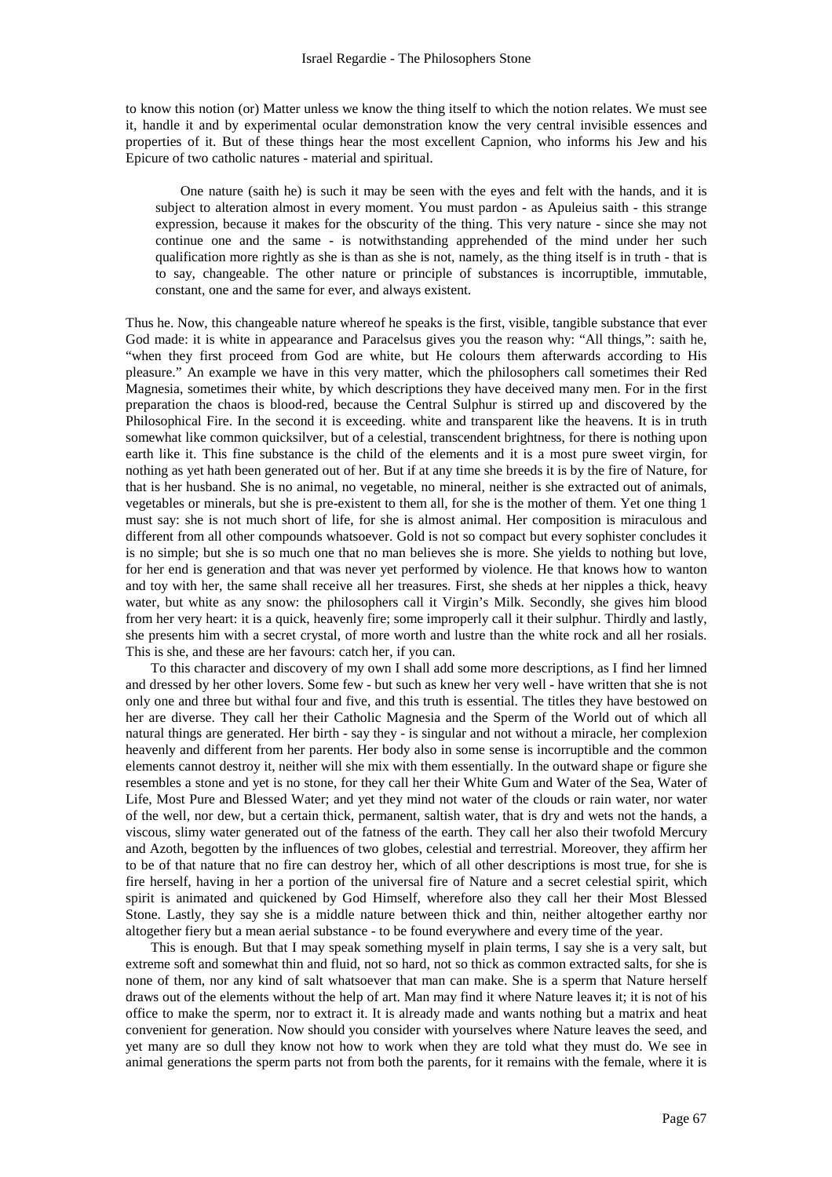to know this notion (or) Matter unless we know the thing itself to which the notion relates. We must see it, handle it and by experimental ocular demonstration know the very central invisible essences and properties of it. But of these things hear the most excellent Capnion, who informs his Jew and his Epicure of two catholic natures - material and spiritual.

> One nature (saith he) is such it may be seen with the eyes and felt with the hands, and it is subject to alteration almost in every moment. You must pardon - as Apuleius saith - this strange expression, because it makes for the obscurity of the thing. This very nature - since she may not continue one and the same - is notwithstanding apprehended of the mind under her such qualification more rightly as she is than as she is not, namely, as the thing itself is in truth - that is to say, changeable. The other nature or principle of substances is incorruptible, immutable, constant, one and the same for ever, and always existent.

Thus he. Now, this changeable nature whereof he speaks is the first, visible, tangible substance that ever God made: it is white in appearance and Paracelsus gives you the reason why: "All things,": saith he, "when they first proceed from God are white, but He colours them afterwards according to His pleasure." An example we have in this very matter, which the philosophers call sometimes their Red Magnesia, sometimes their white, by which descriptions they have deceived many men. For in the first preparation the chaos is blood-red, because the Central Sulphur is stirred up and discovered by the Philosophical Fire. In the second it is exceeding. white and transparent like the heavens. It is in truth somewhat like common quicksilver, but of a celestial, transcendent brightness, for there is nothing upon earth like it. This fine substance is the child of the elements and it is a most pure sweet virgin, for nothing as yet hath been generated out of her. But if at any time she breeds it is by the fire of Nature, for that is her husband. She is no animal, no vegetable, no mineral, neither is she extracted out of animals, vegetables or minerals, but she is pre-existent to them all, for she is the mother of them. Yet one thing 1 must say: she is not much short of life, for she is almost animal. Her composition is miraculous and different from all other compounds whatsoever. Gold is not so compact but every sophister concludes it is no simple; but she is so much one that no man believes she is more. She yields to nothing but love, for her end is generation and that was never yet performed by violence. He that knows how to wanton and toy with her, the same shall receive all her treasures. First, she sheds at her nipples a thick, heavy water, but white as any snow: the philosophers call it Virgin's Milk. Secondly, she gives him blood from her very heart: it is a quick, heavenly fire; some improperly call it their sulphur. Thirdly and lastly, she presents him with a secret crystal, of more worth and lustre than the white rock and all her rosials. This is she, and these are her favours: catch her, if you can.

To this character and discovery of my own I shall add some more descriptions, as I find her limned and dressed by her other lovers. Some few - but such as knew her very well - have written that she is not only one and three but withal four and five, and this truth is essential. The titles they have bestowed on her are diverse. They call her their Catholic Magnesia and the Sperm of the World out of which all natural things are generated. Her birth - say they - is singular and not without a miracle, her complexion heavenly and different from her parents. Her body also in some sense is incorruptible and the common elements cannot destroy it, neither will she mix with them essentially. In the outward shape or figure she resembles a stone and yet is no stone, for they call her their White Gum and Water of the Sea, Water of Life, Most Pure and Blessed Water; and yet they mind not water of the clouds or rain water, nor water of the well, nor dew, but a certain thick, permanent, saltish water, that is dry and wets not the hands, a viscous, slimy water generated out of the fatness of the earth. They call her also their twofold Mercury and Azoth, begotten by the influences of two globes, celestial and terrestrial. Moreover, they affirm her to be of that nature that no fire can destroy her, which of all other descriptions is most true, for she is fire herself, having in her a portion of the universal fire of Nature and a secret celestial spirit, which spirit is animated and quickened by God Himself, wherefore also they call her their Most Blessed Stone. Lastly, they say she is a middle nature between thick and thin, neither altogether earthy nor altogether fiery but a mean aerial substance - to be found everywhere and every time of the year.

This is enough. But that I may speak something myself in plain terms, I say she is a very salt, but extreme soft and somewhat thin and fluid, not so hard, not so thick as common extracted salts, for she is none of them, nor any kind of salt whatsoever that man can make. She is a sperm that Nature herself draws out of the elements without the help of art. Man may find it where Nature leaves it; it is not of his office to make the sperm, nor to extract it. It is already made and wants nothing but a matrix and heat convenient for generation. Now should you consider with yourselves where Nature leaves the seed, and yet many are so dull they know not how to work when they are told what they must do. We see in animal generations the sperm parts not from both the parents, for it remains with the female, where it is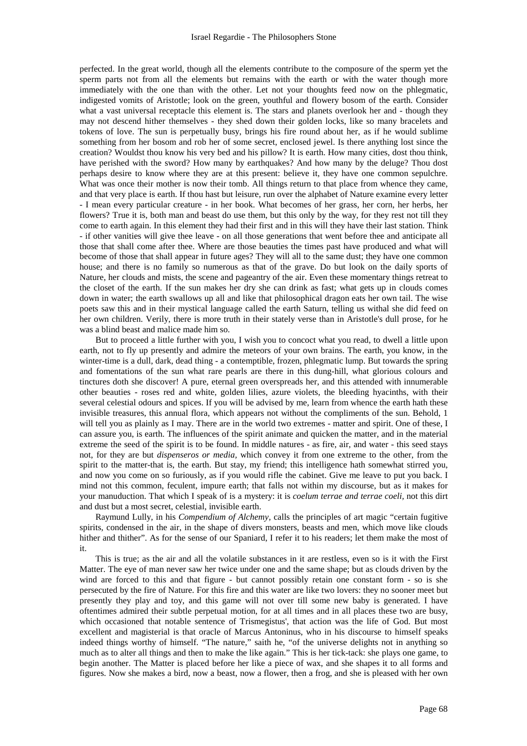perfected. In the great world, though all the elements contribute to the composure of the sperm yet the sperm parts not from all the elements but remains with the earth or with the water though more immediately with the one than with the other. Let not your thoughts feed now on the phlegmatic, indigested vomits of Aristotle; look on the green, youthful and flowery bosom of the earth. Consider what a vast universal receptacle this element is. The stars and planets overlook her and - though they may not descend hither themselves - they shed down their golden locks, like so many bracelets and tokens of love. The sun is perpetually busy, brings his fire round about her, as if he would sublime something from her bosom and rob her of some secret, enclosed jewel. Is there anything lost since the creation? Wouldst thou know his very bed and his pillow? It is earth. How many cities, dost thou think, have perished with the sword? How many by earthquakes? And how many by the deluge? Thou dost perhaps desire to know where they are at this present: believe it, they have one common sepulchre. What was once their mother is now their tomb. All things return to that place from whence they came, and that very place is earth. If thou hast but leisure, run over the alphabet of Nature examine every letter - I mean every particular creature - in her book. What becomes of her grass, her corn, her herbs, her flowers? True it is, both man and beast do use them, but this only by the way, for they rest not till they come to earth again. In this element they had their first and in this will they have their last station. Think - if other vanities will give thee leave - on all those generations that went before thee and anticipate all those that shall come after thee. Where are those beauties the times past have produced and what will become of those that shall appear in future ages? They will all to the same dust; they have one common house; and there is no family so numerous as that of the grave. Do but look on the daily sports of Nature, her clouds and mists, the scene and pageantry of the air. Even these momentary things retreat to the closet of the earth. If the sun makes her dry she can drink as fast; what gets up in clouds comes down in water; the earth swallows up all and like that philosophical dragon eats her own tail. The wise poets saw this and in their mystical language called the earth Saturn, telling us withal she did feed on her own children. Verily, there is more truth in their stately verse than in Aristotle's dull prose, for he was a blind beast and malice made him so.

But to proceed a little further with you, I wish you to concoct what you read, to dwell a little upon earth, not to fly up presently and admire the meteors of your own brains. The earth, you know, in the winter-time is a dull, dark, dead thing - a contemptible, frozen, phlegmatic lump. But towards the spring and fomentations of the sun what rare pearls are there in this dung-hill, what glorious colours and tinctures doth she discover! A pure, eternal green overspreads her, and this attended with innumerable other beauties - roses red and white, golden lilies, azure violets, the bleeding hyacinths, with their several celestial odours and spices. If you will be advised by me, learn from whence the earth hath these invisible treasures, this annual flora, which appears not without the compliments of the sun. Behold, 1 will tell you as plainly as I may. There are in the world two extremes - matter and spirit. One of these, I can assure you, is earth. The influences of the spirit animate and quicken the matter, and in the material extreme the seed of the spirit is to be found. In middle natures - as fire, air, and water - this seed stays not, for they are but *dispenseros or media,* which convey it from one extreme to the other, from the spirit to the matter-that is, the earth. But stay, my friend; this intelligence hath somewhat stirred you, and now you come on so furiously, as if you would rifle the cabinet. Give me leave to put you back. I mind not this common, feculent, impure earth; that falls not within my discourse, but as it makes for your manuduction. That which I speak of is a mystery: it is *coelum terrae and terrae coeli,* not this dirt and dust but a most secret, celestial, invisible earth.

Raymund Lully, in his *Compendium of Alchemy,* calls the principles of art magic "certain fugitive spirits, condensed in the air, in the shape of divers monsters, beasts and men, which move like clouds hither and thither". As for the sense of our Spaniard, I refer it to his readers; let them make the most of it.

This is true; as the air and all the volatile substances in it are restless, even so is it with the First Matter. The eye of man never saw her twice under one and the same shape; but as clouds driven by the wind are forced to this and that figure - but cannot possibly retain one constant form - so is she persecuted by the fire of Nature. For this fire and this water are like two lovers: they no sooner meet but presently they play and toy, and this game will not over till some new baby is generated. I have oftentimes admired their subtle perpetual motion, for at all times and in all places these two are busy, which occasioned that notable sentence of Trismegistus', that action was the life of God. But most excellent and magisterial is that oracle of Marcus Antoninus, who in his discourse to himself speaks indeed things worthy of himself. "The nature," saith he, "of the universe delights not in anything so much as to alter all things and then to make the like again." This is her tick-tack: she plays one game, to begin another. The Matter is placed before her like a piece of wax, and she shapes it to all forms and figures. Now she makes a bird, now a beast, now a flower, then a frog, and she is pleased with her own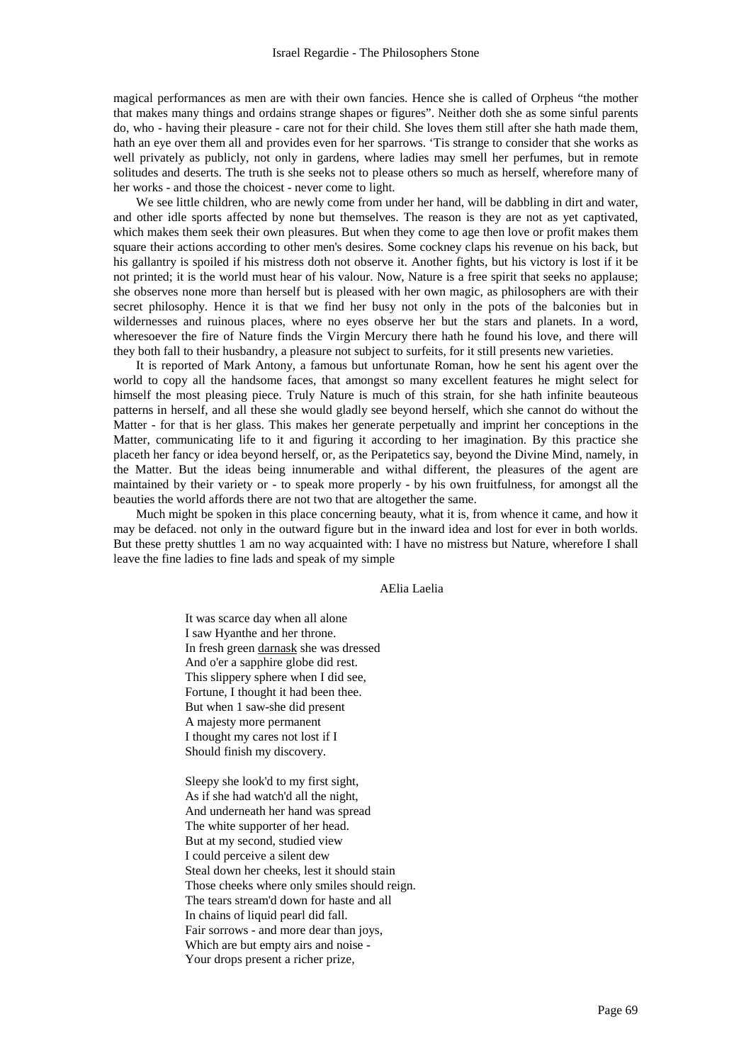magical performances as men are with their own fancies. Hence she is called of Orpheus "the mother that makes many things and ordains strange shapes or figures". Neither doth she as some sinful parents do, who - having their pleasure - care not for their child. She loves them still after she hath made them, hath an eye over them all and provides even for her sparrows. 'Tis strange to consider that she works as well privately as publicly, not only in gardens, where ladies may smell her perfumes, but in remote solitudes and deserts. The truth is she seeks not to please others so much as herself, wherefore many of her works - and those the choicest - never come to light.

We see little children, who are newly come from under her hand, will be dabbling in dirt and water, and other idle sports affected by none but themselves. The reason is they are not as yet captivated, which makes them seek their own pleasures. But when they come to age then love or profit makes them square their actions according to other men's desires. Some cockney claps his revenue on his back, but his gallantry is spoiled if his mistress doth not observe it. Another fights, but his victory is lost if it be not printed; it is the world must hear of his valour. Now, Nature is a free spirit that seeks no applause; she observes none more than herself but is pleased with her own magic, as philosophers are with their secret philosophy. Hence it is that we find her busy not only in the pots of the balconies but in wildernesses and ruinous places, where no eyes observe her but the stars and planets. In a word, wheresoever the fire of Nature finds the Virgin Mercury there hath he found his love, and there will they both fall to their husbandry, a pleasure not subject to surfeits, for it still presents new varieties.

It is reported of Mark Antony, a famous but unfortunate Roman, how he sent his agent over the world to copy all the handsome faces, that amongst so many excellent features he might select for himself the most pleasing piece. Truly Nature is much of this strain, for she hath infinite beauteous patterns in herself, and all these she would gladly see beyond herself, which she cannot do without the Matter - for that is her glass. This makes her generate perpetually and imprint her conceptions in the Matter, communicating life to it and figuring it according to her imagination. By this practice she placeth her fancy or idea beyond herself, or, as the Peripatetics say, beyond the Divine Mind, namely, in the Matter. But the ideas being innumerable and withal different, the pleasures of the agent are maintained by their variety or - to speak more properly - by his own fruitfulness, for amongst all the beauties the world affords there are not two that are altogether the same.

Much might be spoken in this place concerning beauty, what it is, from whence it came, and how it may be defaced. not only in the outward figure but in the inward idea and lost for ever in both worlds. But these pretty shuttles 1 am no way acquainted with: I have no mistress but Nature, wherefore I shall leave the fine ladies to fine lads and speak of my simple

AElia Laelia

It was scarce day when all alone
I saw Hyanthe and her throne.
In fresh green darnask she was dressed
And o'er a sapphire globe did rest.
This slippery sphere when I did see,
Fortune, I thought it had been thee.
But when 1 saw-she did present
A majesty more permanent
I thought my cares not lost if I
Should finish my discovery.

Sleepy she look'd to my first sight,
As if she had watch'd all the night,
And underneath her hand was spread
The white supporter of her head.
But at my second, studied view
I could perceive a silent dew
Steal down her cheeks, lest it should stain
Those cheeks where only smiles should reign.
The tears stream'd down for haste and all
In chains of liquid pearl did fall.
Fair sorrows - and more dear than joys,
Which are but empty airs and noise -
Your drops present a richer prize,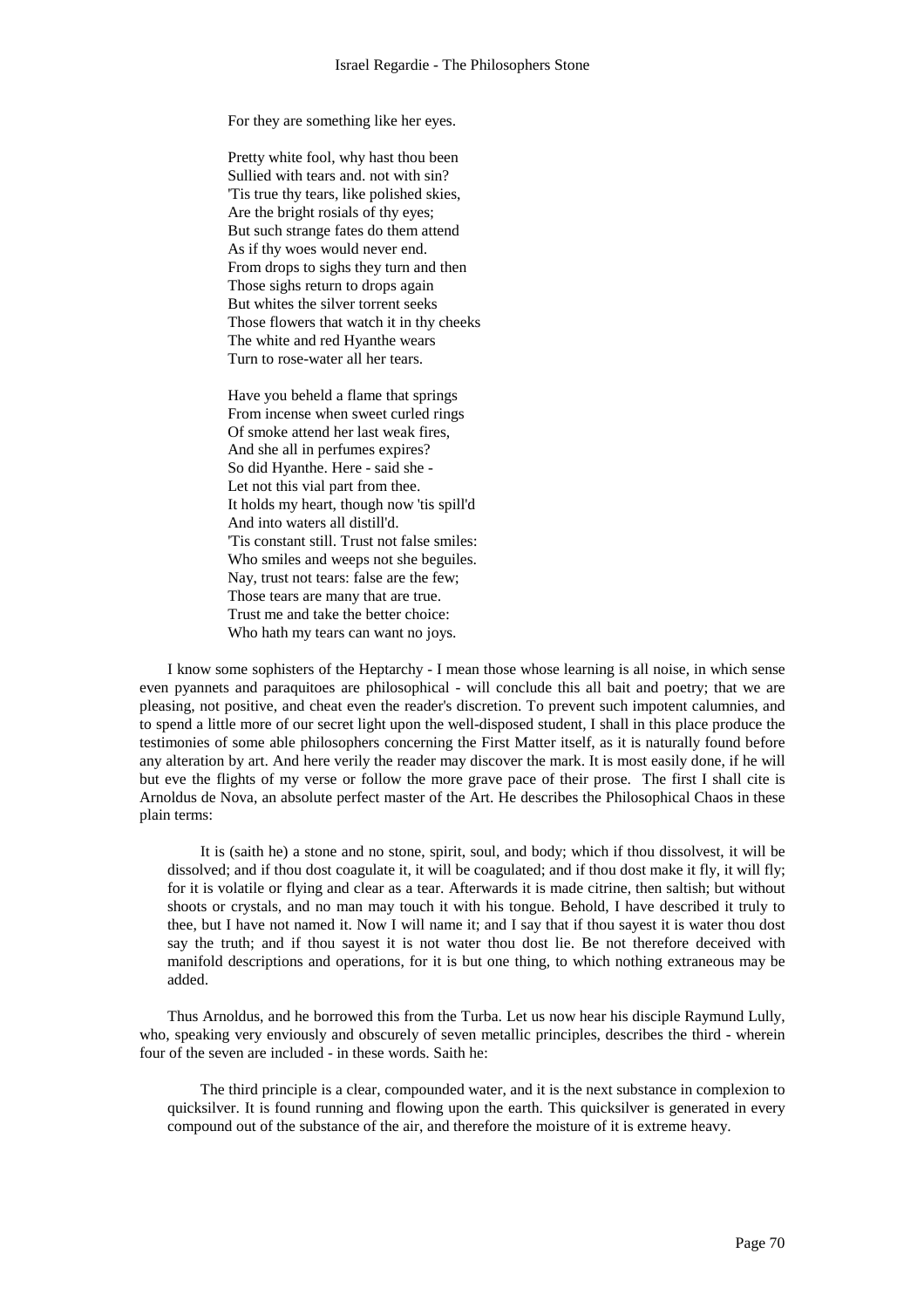For they are something like her eyes.

Pretty white fool, why hast thou been  
Sullied with tears and. not with sin?  
'Tis true thy tears, like polished skies,  
Are the bright rosials of thy eyes;  
But such strange fates do them attend  
As if thy woes would never end.  
From drops to sighs they turn and then  
Those sighs return to drops again  
But whites the silver torrent seeks  
Those flowers that watch it in thy cheeks  
The white and red Hyanthe wears  
Turn to rose-water all her tears.

Have you beheld a flame that springs  
From incense when sweet curled rings  
Of smoke attend her last weak fires,  
And she all in perfumes expires?  
So did Hyanthe. Here - said she -  
Let not this vial part from thee.  
It holds my heart, though now 'tis spill'd  
And into waters all distill'd.  
'Tis constant still. Trust not false smiles:  
Who smiles and weeps not she beguiles.  
Nay, trust not tears: false are the few;  
Those tears are many that are true.  
Trust me and take the better choice:  
Who hath my tears can want no joys.

I know some sophisters of the Heptarchy - I mean those whose learning is all noise, in which sense even pyannets and paraquitoes are philosophical - will conclude this all bait and poetry; that we are pleasing, not positive, and cheat even the reader's discretion. To prevent such impotent calumnies, and to spend a little more of our secret light upon the well-disposed student, I shall in this place produce the testimonies of some able philosophers concerning the First Matter itself, as it is naturally found before any alteration by art. And here verily the reader may discover the mark. It is most easily done, if he will but eve the flights of my verse or follow the more grave pace of their prose. The first I shall cite is Arnoldus de Nova, an absolute perfect master of the Art. He describes the Philosophical Chaos in these plain terms:

> It is (saith he) a stone and no stone, spirit, soul, and body; which if thou dissolvest, it will be dissolved; and if thou dost coagulate it, it will be coagulated; and if thou dost make it fly, it will fly; for it is volatile or flying and clear as a tear. Afterwards it is made citrine, then saltish; but without shoots or crystals, and no man may touch it with his tongue. Behold, I have described it truly to thee, but I have not named it. Now I will name it; and I say that if thou sayest it is water thou dost say the truth; and if thou sayest it is not water thou dost lie. Be not therefore deceived with manifold descriptions and operations, for it is but one thing, to which nothing extraneous may be added.

Thus Arnoldus, and he borrowed this from the Turba. Let us now hear his disciple Raymund Lully, who, speaking very enviously and obscurely of seven metallic principles, describes the third - wherein four of the seven are included - in these words. Saith he:

> The third principle is a clear, compounded water, and it is the next substance in complexion to quicksilver. It is found running and flowing upon the earth. This quicksilver is generated in every compound out of the substance of the air, and therefore the moisture of it is extreme heavy.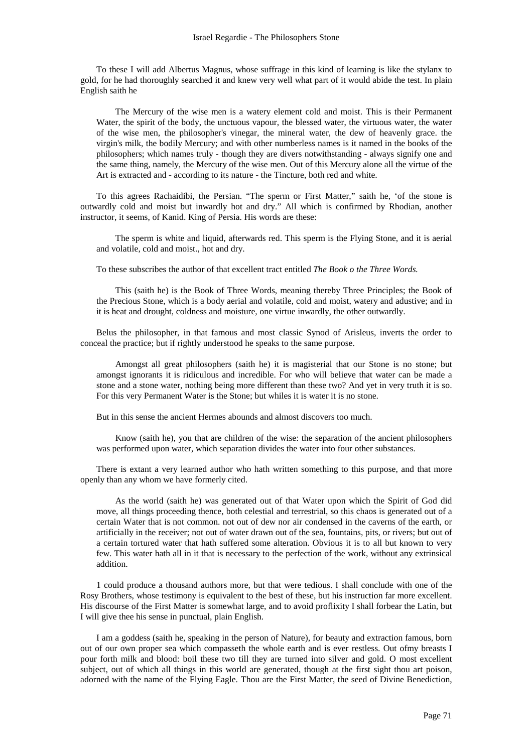To these I will add Albertus Magnus, whose suffrage in this kind of learning is like the stylanx to gold, for he had thoroughly searched it and knew very well what part of it would abide the test. In plain English saith he

> The Mercury of the wise men is a watery element cold and moist. This is their Permanent Water, the spirit of the body, the unctuous vapour, the blessed water, the virtuous water, the water of the wise men, the philosopher's vinegar, the mineral water, the dew of heavenly grace. the virgin's milk, the bodily Mercury; and with other numberless names is it named in the books of the philosophers; which names truly - though they are divers notwithstanding - always signify one and the same thing, namely, the Mercury of the wise men. Out of this Mercury alone all the virtue of the Art is extracted and - according to its nature - the Tincture, both red and white.

To this agrees Rachaidibi, the Persian. "The sperm or First Matter," saith he, 'of the stone is outwardly cold and moist but inwardly hot and dry." All which is confirmed by Rhodian, another instructor, it seems, of Kanid. King of Persia. His words are these:

> The sperm is white and liquid, afterwards red. This sperm is the Flying Stone, and it is aerial and volatile, cold and moist., hot and dry.

To these subscribes the author of that excellent tract entitled *The Book o the Three Words.*

> This (saith he) is the Book of Three Words, meaning thereby Three Principles; the Book of the Precious Stone, which is a body aerial and volatile, cold and moist, watery and adustive; and in it is heat and drought, coldness and moisture, one virtue inwardly, the other outwardly.

Belus the philosopher, in that famous and most classic Synod of Arisleus, inverts the order to conceal the practice; but if rightly understood he speaks to the same purpose.

> Amongst all great philosophers (saith he) it is magisterial that our Stone is no stone; but amongst ignorants it is ridiculous and incredible. For who will believe that water can be made a stone and a stone water, nothing being more different than these two? And yet in very truth it is so. For this very Permanent Water is the Stone; but whiles it is water it is no stone.

But in this sense the ancient Hermes abounds and almost discovers too much.

> Know (saith he), you that are children of the wise: the separation of the ancient philosophers was performed upon water, which separation divides the water into four other substances.

There is extant a very learned author who hath written something to this purpose, and that more openly than any whom we have formerly cited.

> As the world (saith he) was generated out of that Water upon which the Spirit of God did move, all things proceeding thence, both celestial and terrestrial, so this chaos is generated out of a certain Water that is not common. not out of dew nor air condensed in the caverns of the earth, or artificially in the receiver; not out of water drawn out of the sea, fountains, pits, or rivers; but out of a certain tortured water that hath suffered some alteration. Obvious it is to all but known to very few. This water hath all in it that is necessary to the perfection of the work, without any extrinsical addition.

1 could produce a thousand authors more, but that were tedious. I shall conclude with one of the Rosy Brothers, whose testimony is equivalent to the best of these, but his instruction far more excellent. His discourse of the First Matter is somewhat large, and to avoid proflixity I shall forbear the Latin, but I will give thee his sense in punctual, plain English.

I am a goddess (saith he, speaking in the person of Nature), for beauty and extraction famous, born out of our own proper sea which compasseth the whole earth and is ever restless. Out ofmy breasts I pour forth milk and blood: boil these two till they are turned into silver and gold. O most excellent subject, out of which all things in this world are generated, though at the first sight thou art poison, adorned with the name of the Flying Eagle. Thou are the First Matter, the seed of Divine Benediction,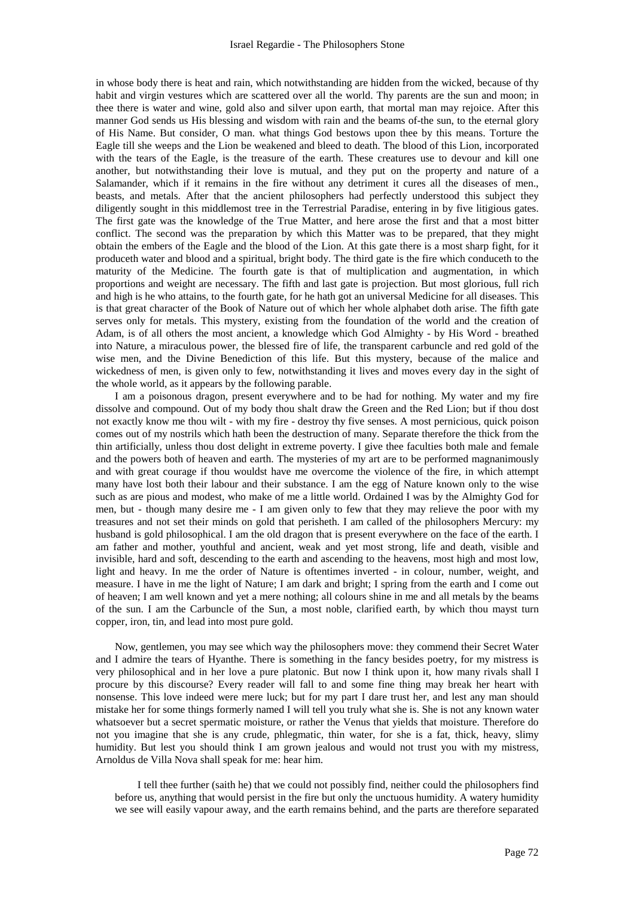in whose body there is heat and rain, which notwithstanding are hidden from the wicked, because of thy habit and virgin vestures which are scattered over all the world. Thy parents are the sun and moon; in thee there is water and wine, gold also and silver upon earth, that mortal man may rejoice. After this manner God sends us His blessing and wisdom with rain and the beams of-the sun, to the eternal glory of His Name. But consider, O man. what things God bestows upon thee by this means. Torture the Eagle till she weeps and the Lion be weakened and bleed to death. The blood of this Lion, incorporated with the tears of the Eagle, is the treasure of the earth. These creatures use to devour and kill one another, but notwithstanding their love is mutual, and they put on the property and nature of a Salamander, which if it remains in the fire without any detriment it cures all the diseases of men., beasts, and metals. After that the ancient philosophers had perfectly understood this subject they diligently sought in this middlemost tree in the Terrestrial Paradise, entering in by five litigious gates. The first gate was the knowledge of the True Matter, and here arose the first and that a most bitter conflict. The second was the preparation by which this Matter was to be prepared, that they might obtain the embers of the Eagle and the blood of the Lion. At this gate there is a most sharp fight, for it produceth water and blood and a spiritual, bright body. The third gate is the fire which conduceth to the maturity of the Medicine. The fourth gate is that of multiplication and augmentation, in which proportions and weight are necessary. The fifth and last gate is projection. But most glorious, full rich and high is he who attains, to the fourth gate, for he hath got an universal Medicine for all diseases. This is that great character of the Book of Nature out of which her whole alphabet doth arise. The fifth gate serves only for metals. This mystery, existing from the foundation of the world and the creation of Adam, is of all others the most ancient, a knowledge which God Almighty - by His Word - breathed into Nature, a miraculous power, the blessed fire of life, the transparent carbuncle and red gold of the wise men, and the Divine Benediction of this life. But this mystery, because of the malice and wickedness of men, is given only to few, notwithstanding it lives and moves every day in the sight of the whole world, as it appears by the following parable.

I am a poisonous dragon, present everywhere and to be had for nothing. My water and my fire dissolve and compound. Out of my body thou shalt draw the Green and the Red Lion; but if thou dost not exactly know me thou wilt - with my fire - destroy thy five senses. A most pernicious, quick poison comes out of my nostrils which hath been the destruction of many. Separate therefore the thick from the thin artificially, unless thou dost delight in extreme poverty. I give thee faculties both male and female and the powers both of heaven and earth. The mysteries of my art are to be performed magnanimously and with great courage if thou wouldst have me overcome the violence of the fire, in which attempt many have lost both their labour and their substance. I am the egg of Nature known only to the wise such as are pious and modest, who make of me a little world. Ordained I was by the Almighty God for men, but - though many desire me - I am given only to few that they may relieve the poor with my treasures and not set their minds on gold that perisheth. I am called of the philosophers Mercury: my husband is gold philosophical. I am the old dragon that is present everywhere on the face of the earth. I am father and mother, youthful and ancient, weak and yet most strong, life and death, visible and invisible, hard and soft, descending to the earth and ascending to the heavens, most high and most low, light and heavy. In me the order of Nature is oftentimes inverted - in colour, number, weight, and measure. I have in me the light of Nature; I am dark and bright; I spring from the earth and I come out of heaven; I am well known and yet a mere nothing; all colours shine in me and all metals by the beams of the sun. I am the Carbuncle of the Sun, a most noble, clarified earth, by which thou mayst turn copper, iron, tin, and lead into most pure gold.

Now, gentlemen, you may see which way the philosophers move: they commend their Secret Water and I admire the tears of Hyanthe. There is something in the fancy besides poetry, for my mistress is very philosophical and in her love a pure platonic. But now I think upon it, how many rivals shall I procure by this discourse? Every reader will fall to and some fine thing may break her heart with nonsense. This love indeed were mere luck; but for my part I dare trust her, and lest any man should mistake her for some things formerly named I will tell you truly what she is. She is not any known water whatsoever but a secret spermatic moisture, or rather the Venus that yields that moisture. Therefore do not you imagine that she is any crude, phlegmatic, thin water, for she is a fat, thick, heavy, slimy humidity. But lest you should think I am grown jealous and would not trust you with my mistress, Arnoldus de Villa Nova shall speak for me: hear him.

> I tell thee further (saith he) that we could not possibly find, neither could the philosophers find before us, anything that would persist in the fire but only the unctuous humidity. A watery humidity we see will easily vapour away, and the earth remains behind, and the parts are therefore separated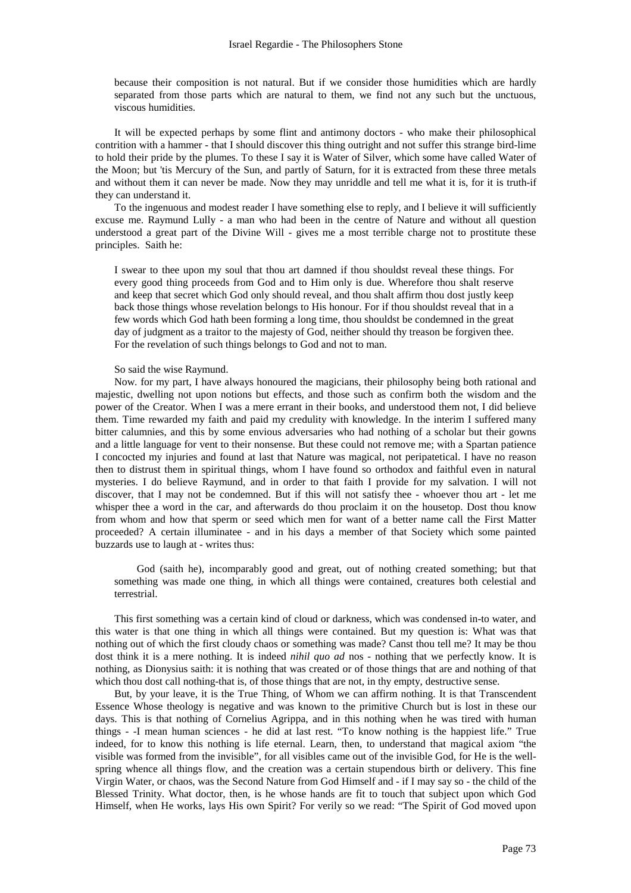because their composition is not natural. But if we consider those humidities which are hardly separated from those parts which are natural to them, we find not any such but the unctuous, viscous humidities.

It will be expected perhaps by some flint and antimony doctors - who make their philosophical contrition with a hammer - that I should discover this thing outright and not suffer this strange bird-lime to hold their pride by the plumes. To these I say it is Water of Silver, which some have called Water of the Moon; but 'tis Mercury of the Sun, and partly of Saturn, for it is extracted from these three metals and without them it can never be made. Now they may unriddle and tell me what it is, for it is truth-if they can understand it.

To the ingenuous and modest reader I have something else to reply, and I believe it will sufficiently excuse me. Raymund Lully - a man who had been in the centre of Nature and without all question understood a great part of the Divine Will - gives me a most terrible charge not to prostitute these principles. Saith he:

> I swear to thee upon my soul that thou art damned if thou shouldst reveal these things. For every good thing proceeds from God and to Him only is due. Wherefore thou shalt reserve and keep that secret which God only should reveal, and thou shalt affirm thou dost justly keep back those things whose revelation belongs to His honour. For if thou shouldst reveal that in a few words which God hath been forming a long time, thou shouldst be condemned in the great day of judgment as a traitor to the majesty of God, neither should thy treason be forgiven thee. For the revelation of such things belongs to God and not to man.

So said the wise Raymund.

Now. for my part, I have always honoured the magicians, their philosophy being both rational and majestic, dwelling not upon notions but effects, and those such as confirm both the wisdom and the power of the Creator. When I was a mere errant in their books, and understood them not, I did believe them. Time rewarded my faith and paid my credulity with knowledge. In the interim I suffered many bitter calumnies, and this by some envious adversaries who had nothing of a scholar but their gowns and a little language for vent to their nonsense. But these could not remove me; with a Spartan patience I concocted my injuries and found at last that Nature was magical, not peripatetical. I have no reason then to distrust them in spiritual things, whom I have found so orthodox and faithful even in natural mysteries. I do believe Raymund, and in order to that faith I provide for my salvation. I will not discover, that I may not be condemned. But if this will not satisfy thee - whoever thou art - let me whisper thee a word in the car, and afterwards do thou proclaim it on the housetop. Dost thou know from whom and how that sperm or seed which men for want of a better name call the First Matter proceeded? A certain illuminatee - and in his days a member of that Society which some painted buzzards use to laugh at - writes thus:

> God (saith he), incomparably good and great, out of nothing created something; but that something was made one thing, in which all things were contained, creatures both celestial and terrestrial.

This first something was a certain kind of cloud or darkness, which was condensed in-to water, and this water is that one thing in which all things were contained. But my question is: What was that nothing out of which the first cloudy chaos or something was made? Canst thou tell me? It may be thou dost think it is a mere nothing. It is indeed *nihil quo ad* nos - nothing that we perfectly know. It is nothing, as Dionysius saith: it is nothing that was created or of those things that are and nothing of that which thou dost call nothing-that is, of those things that are not, in thy empty, destructive sense.

But, by your leave, it is the True Thing, of Whom we can affirm nothing. It is that Transcendent Essence Whose theology is negative and was known to the primitive Church but is lost in these our days. This is that nothing of Cornelius Agrippa, and in this nothing when he was tired with human things - -I mean human sciences - he did at last rest. "To know nothing is the happiest life." True indeed, for to know this nothing is life eternal. Learn, then, to understand that magical axiom "the visible was formed from the invisible", for all visibles came out of the invisible God, for He is the well-spring whence all things flow, and the creation was a certain stupendous birth or delivery. This fine Virgin Water, or chaos, was the Second Nature from God Himself and - if I may say so - the child of the Blessed Trinity. What doctor, then, is he whose hands are fit to touch that subject upon which God Himself, when He works, lays His own Spirit? For verily so we read: "The Spirit of God moved upon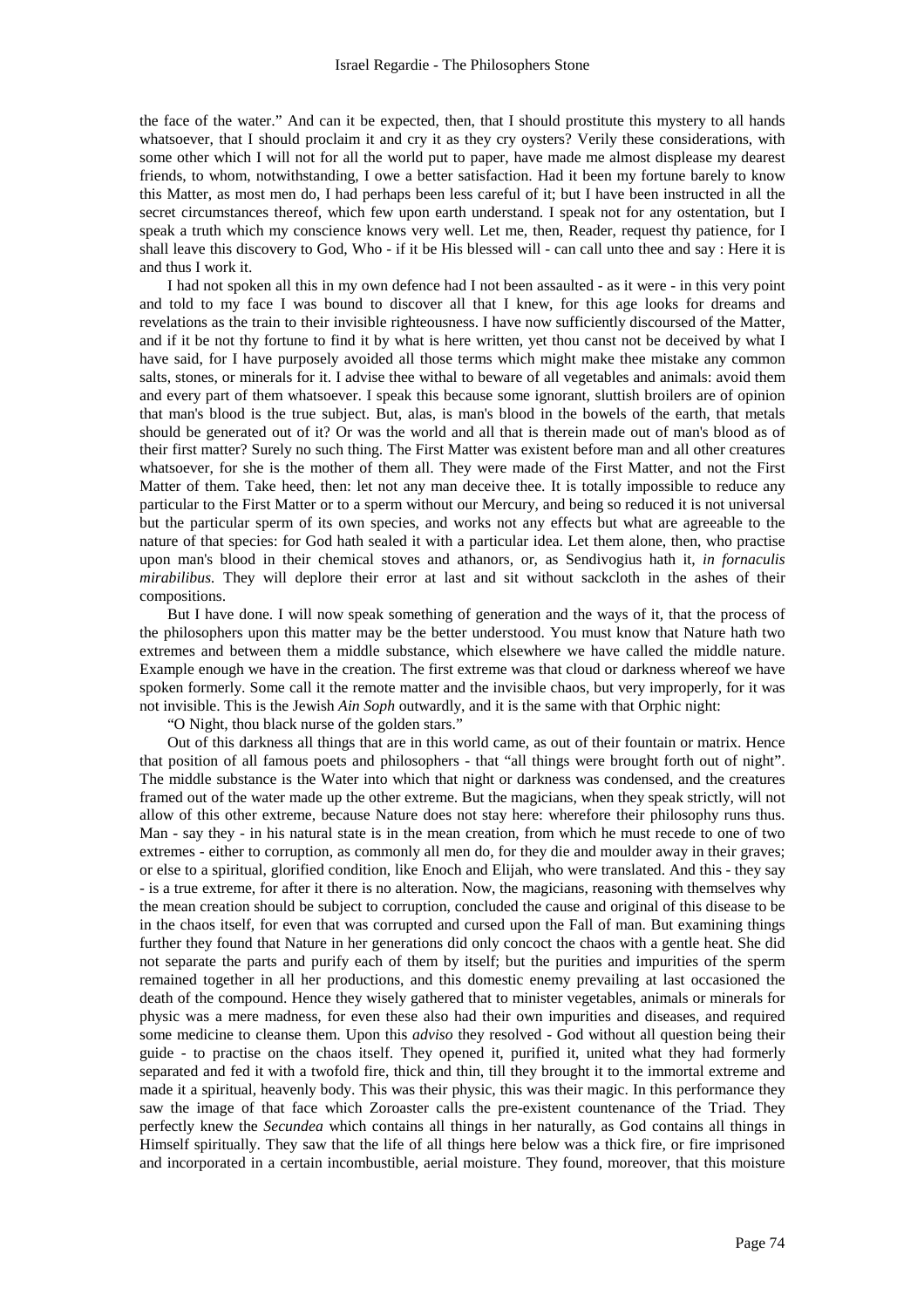the face of the water." And can it be expected, then, that I should prostitute this mystery to all hands whatsoever, that I should proclaim it and cry it as they cry oysters? Verily these considerations, with some other which I will not for all the world put to paper, have made me almost displease my dearest friends, to whom, notwithstanding, I owe a better satisfaction. Had it been my fortune barely to know this Matter, as most men do, I had perhaps been less careful of it; but I have been instructed in all the secret circumstances thereof, which few upon earth understand. I speak not for any ostentation, but I speak a truth which my conscience knows very well. Let me, then, Reader, request thy patience, for I shall leave this discovery to God, Who - if it be His blessed will - can call unto thee and say : Here it is and thus I work it.

I had not spoken all this in my own defence had I not been assaulted - as it were - in this very point and told to my face I was bound to discover all that I knew, for this age looks for dreams and revelations as the train to their invisible righteousness. I have now sufficiently discoursed of the Matter, and if it be not thy fortune to find it by what is here written, yet thou canst not be deceived by what I have said, for I have purposely avoided all those terms which might make thee mistake any common salts, stones, or minerals for it. I advise thee withal to beware of all vegetables and animals: avoid them and every part of them whatsoever. I speak this because some ignorant, sluttish broilers are of opinion that man's blood is the true subject. But, alas, is man's blood in the bowels of the earth, that metals should be generated out of it? Or was the world and all that is therein made out of man's blood as of their first matter? Surely no such thing. The First Matter was existent before man and all other creatures whatsoever, for she is the mother of them all. They were made of the First Matter, and not the First Matter of them. Take heed, then: let not any man deceive thee. It is totally impossible to reduce any particular to the First Matter or to a sperm without our Mercury, and being so reduced it is not universal but the particular sperm of its own species, and works not any effects but what are agreeable to the nature of that species: for God hath sealed it with a particular idea. Let them alone, then, who practise upon man's blood in their chemical stoves and athanors, or, as Sendivogius hath it, *in fornaculis mirabilibus.* They will deplore their error at last and sit without sackcloth in the ashes of their compositions.

But I have done. I will now speak something of generation and the ways of it, that the process of the philosophers upon this matter may be the better understood. You must know that Nature hath two extremes and between them a middle substance, which elsewhere we have called the middle nature. Example enough we have in the creation. The first extreme was that cloud or darkness whereof we have spoken formerly. Some call it the remote matter and the invisible chaos, but very improperly, for it was not invisible. This is the Jewish *Ain Soph* outwardly, and it is the same with that Orphic night:

"O Night, thou black nurse of the golden stars."

Out of this darkness all things that are in this world came, as out of their fountain or matrix. Hence that position of all famous poets and philosophers - that "all things were brought forth out of night". The middle substance is the Water into which that night or darkness was condensed, and the creatures framed out of the water made up the other extreme. But the magicians, when they speak strictly, will not allow of this other extreme, because Nature does not stay here: wherefore their philosophy runs thus. Man - say they - in his natural state is in the mean creation, from which he must recede to one of two extremes - either to corruption, as commonly all men do, for they die and moulder away in their graves; or else to a spiritual, glorified condition, like Enoch and Elijah, who were translated. And this - they say - is a true extreme, for after it there is no alteration. Now, the magicians, reasoning with themselves why the mean creation should be subject to corruption, concluded the cause and original of this disease to be in the chaos itself, for even that was corrupted and cursed upon the Fall of man. But examining things further they found that Nature in her generations did only concoct the chaos with a gentle heat. She did not separate the parts and purify each of them by itself; but the purities and impurities of the sperm remained together in all her productions, and this domestic enemy prevailing at last occasioned the death of the compound. Hence they wisely gathered that to minister vegetables, animals or minerals for physic was a mere madness, for even these also had their own impurities and diseases, and required some medicine to cleanse them. Upon this *adviso* they resolved - God without all question being their guide - to practise on the chaos itself. They opened it, purified it, united what they had formerly separated and fed it with a twofold fire, thick and thin, till they brought it to the immortal extreme and made it a spiritual, heavenly body. This was their physic, this was their magic. In this performance they saw the image of that face which Zoroaster calls the pre-existent countenance of the Triad. They perfectly knew the *Secundea* which contains all things in her naturally, as God contains all things in Himself spiritually. They saw that the life of all things here below was a thick fire, or fire imprisoned and incorporated in a certain incombustible, aerial moisture. They found, moreover, that this moisture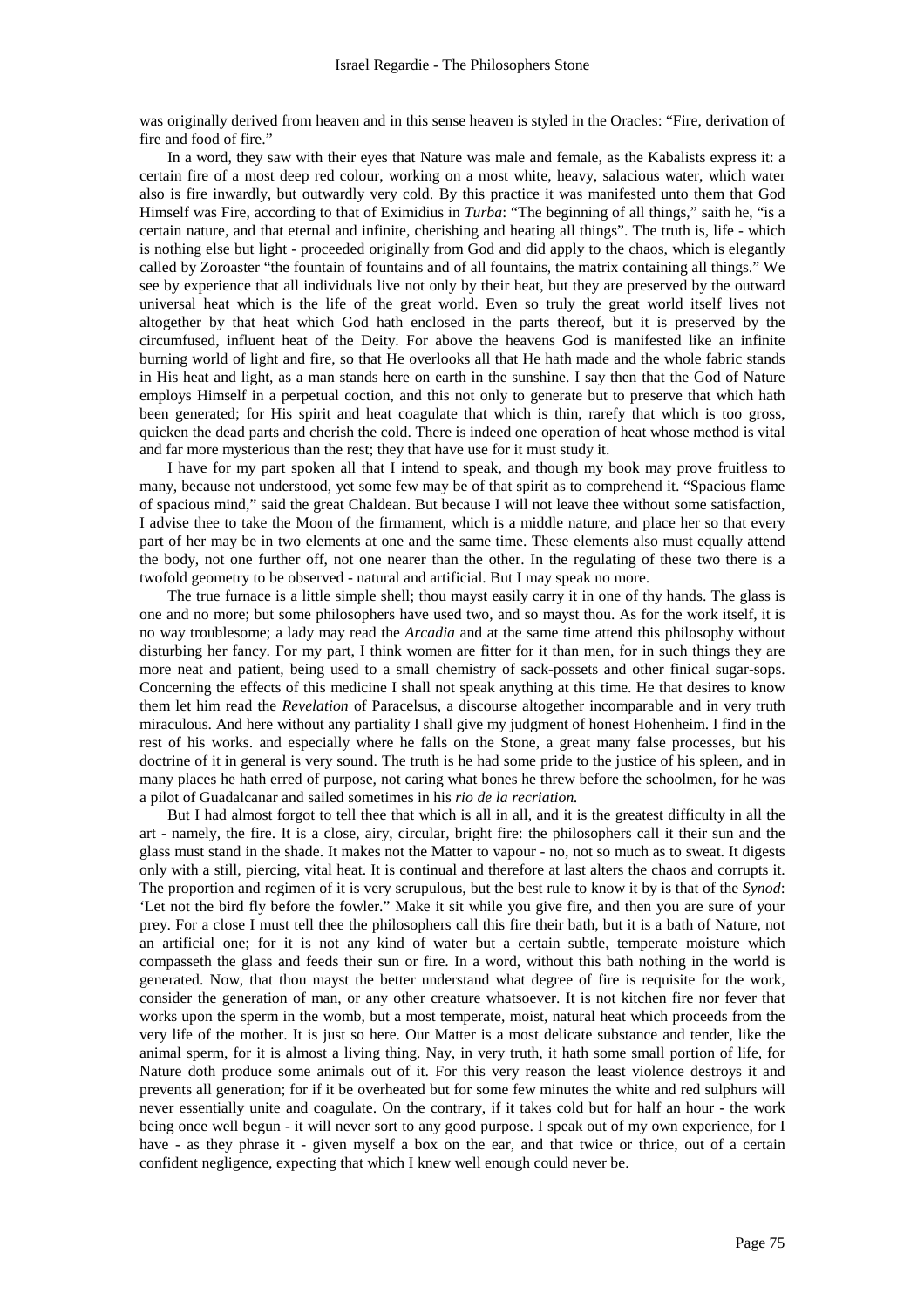was originally derived from heaven and in this sense heaven is styled in the Oracles: "Fire, derivation of fire and food of fire."

In a word, they saw with their eyes that Nature was male and female, as the Kabalists express it: a certain fire of a most deep red colour, working on a most white, heavy, salacious water, which water also is fire inwardly, but outwardly very cold. By this practice it was manifested unto them that God Himself was Fire, according to that of Eximidius in *Turba*: "The beginning of all things," saith he, "is a certain nature, and that eternal and infinite, cherishing and heating all things". The truth is, life - which is nothing else but light - proceeded originally from God and did apply to the chaos, which is elegantly called by Zoroaster "the fountain of fountains and of all fountains, the matrix containing all things." We see by experience that all individuals live not only by their heat, but they are preserved by the outward universal heat which is the life of the great world. Even so truly the great world itself lives not altogether by that heat which God hath enclosed in the parts thereof, but it is preserved by the circumfused, influent heat of the Deity. For above the heavens God is manifested like an infinite burning world of light and fire, so that He overlooks all that He hath made and the whole fabric stands in His heat and light, as a man stands here on earth in the sunshine. I say then that the God of Nature employs Himself in a perpetual coction, and this not only to generate but to preserve that which hath been generated; for His spirit and heat coagulate that which is thin, rarefy that which is too gross, quicken the dead parts and cherish the cold. There is indeed one operation of heat whose method is vital and far more mysterious than the rest; they that have use for it must study it.

I have for my part spoken all that I intend to speak, and though my book may prove fruitless to many, because not understood, yet some few may be of that spirit as to comprehend it. "Spacious flame of spacious mind," said the great Chaldean. But because I will not leave thee without some satisfaction, I advise thee to take the Moon of the firmament, which is a middle nature, and place her so that every part of her may be in two elements at one and the same time. These elements also must equally attend the body, not one further off, not one nearer than the other. In the regulating of these two there is a twofold geometry to be observed - natural and artificial. But I may speak no more.

The true furnace is a little simple shell; thou mayst easily carry it in one of thy hands. The glass is one and no more; but some philosophers have used two, and so mayst thou. As for the work itself, it is no way troublesome; a lady may read the *Arcadia* and at the same time attend this philosophy without disturbing her fancy. For my part, I think women are fitter for it than men, for in such things they are more neat and patient, being used to a small chemistry of sack-possets and other finical sugar-sops. Concerning the effects of this medicine I shall not speak anything at this time. He that desires to know them let him read the *Revelation* of Paracelsus, a discourse altogether incomparable and in very truth miraculous. And here without any partiality I shall give my judgment of honest Hohenheim. I find in the rest of his works. and especially where he falls on the Stone, a great many false processes, but his doctrine of it in general is very sound. The truth is he had some pride to the justice of his spleen, and in many places he hath erred of purpose, not caring what bones he threw before the schoolmen, for he was a pilot of Guadalcanar and sailed sometimes in his *rio de la recriation.*

But I had almost forgot to tell thee that which is all in all, and it is the greatest difficulty in all the art - namely, the fire. It is a close, airy, circular, bright fire: the philosophers call it their sun and the glass must stand in the shade. It makes not the Matter to vapour - no, not so much as to sweat. It digests only with a still, piercing, vital heat. It is continual and therefore at last alters the chaos and corrupts it. The proportion and regimen of it is very scrupulous, but the best rule to know it by is that of the *Synod*: 'Let not the bird fly before the fowler." Make it sit while you give fire, and then you are sure of your prey. For a close I must tell thee the philosophers call this fire their bath, but it is a bath of Nature, not an artificial one; for it is not any kind of water but a certain subtle, temperate moisture which compasseth the glass and feeds their sun or fire. In a word, without this bath nothing in the world is generated. Now, that thou mayst the better understand what degree of fire is requisite for the work, consider the generation of man, or any other creature whatsoever. It is not kitchen fire nor fever that works upon the sperm in the womb, but a most temperate, moist, natural heat which proceeds from the very life of the mother. It is just so here. Our Matter is a most delicate substance and tender, like the animal sperm, for it is almost a living thing. Nay, in very truth, it hath some small portion of life, for Nature doth produce some animals out of it. For this very reason the least violence destroys it and prevents all generation; for if it be overheated but for some few minutes the white and red sulphurs will never essentially unite and coagulate. On the contrary, if it takes cold but for half an hour - the work being once well begun - it will never sort to any good purpose. I speak out of my own experience, for I have - as they phrase it - given myself a box on the ear, and that twice or thrice, out of a certain confident negligence, expecting that which I knew well enough could never be.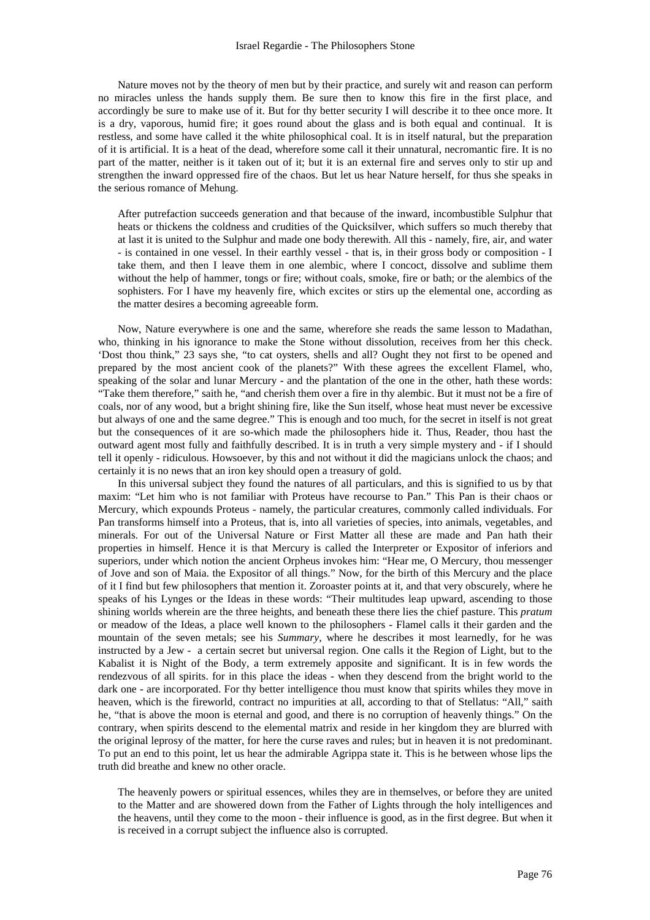Nature moves not by the theory of men but by their practice, and surely wit and reason can perform no miracles unless the hands supply them. Be sure then to know this fire in the first place, and accordingly be sure to make use of it. But for thy better security I will describe it to thee once more. It is a dry, vaporous, humid fire; it goes round about the glass and is both equal and continual. It is restless, and some have called it the white philosophical coal. It is in itself natural, but the preparation of it is artificial. It is a heat of the dead, wherefore some call it their unnatural, necromantic fire. It is no part of the matter, neither is it taken out of it; but it is an external fire and serves only to stir up and strengthen the inward oppressed fire of the chaos. But let us hear Nature herself, for thus she speaks in the serious romance of Mehung.

> After putrefaction succeeds generation and that because of the inward, incombustible Sulphur that heats or thickens the coldness and crudities of the Quicksilver, which suffers so much thereby that at last it is united to the Sulphur and made one body therewith. All this - namely, fire, air, and water - is contained in one vessel. In their earthly vessel - that is, in their gross body or composition - I take them, and then I leave them in one alembic, where I concoct, dissolve and sublime them without the help of hammer, tongs or fire; without coals, smoke, fire or bath; or the alembics of the sophisters. For I have my heavenly fire, which excites or stirs up the elemental one, according as the matter desires a becoming agreeable form.

Now, Nature everywhere is one and the same, wherefore she reads the same lesson to Madathan, who, thinking in his ignorance to make the Stone without dissolution, receives from her this check. 'Dost thou think," 23 says she, "to cat oysters, shells and all? Ought they not first to be opened and prepared by the most ancient cook of the planets?" With these agrees the excellent Flamel, who, speaking of the solar and lunar Mercury - and the plantation of the one in the other, hath these words: "Take them therefore," saith he, "and cherish them over a fire in thy alembic. But it must not be a fire of coals, nor of any wood, but a bright shining fire, like the Sun itself, whose heat must never be excessive but always of one and the same degree." This is enough and too much, for the secret in itself is not great but the consequences of it are so-which made the philosophers hide it. Thus, Reader, thou hast the outward agent most fully and faithfully described. It is in truth a very simple mystery and - if I should tell it openly - ridiculous. Howsoever, by this and not without it did the magicians unlock the chaos; and certainly it is no news that an iron key should open a treasury of gold.

In this universal subject they found the natures of all particulars, and this is signified to us by that maxim: "Let him who is not familiar with Proteus have recourse to Pan." This Pan is their chaos or Mercury, which expounds Proteus - namely, the particular creatures, commonly called individuals. For Pan transforms himself into a Proteus, that is, into all varieties of species, into animals, vegetables, and minerals. For out of the Universal Nature or First Matter all these are made and Pan hath their properties in himself. Hence it is that Mercury is called the Interpreter or Expositor of inferiors and superiors, under which notion the ancient Orpheus invokes him: "Hear me, O Mercury, thou messenger of Jove and son of Maia. the Expositor of all things." Now, for the birth of this Mercury and the place of it I find but few philosophers that mention it. Zoroaster points at it, and that very obscurely, where he speaks of his Lynges or the Ideas in these words: "Their multitudes leap upward, ascending to those shining worlds wherein are the three heights, and beneath these there lies the chief pasture. This *pratum* or meadow of the Ideas, a place well known to the philosophers - Flamel calls it their garden and the mountain of the seven metals; see his *Summary*, where he describes it most learnedly, for he was instructed by a Jew - a certain secret but universal region. One calls it the Region of Light, but to the Kabalist it is Night of the Body, a term extremely apposite and significant. It is in few words the rendezvous of all spirits. for in this place the ideas - when they descend from the bright world to the dark one - are incorporated. For thy better intelligence thou must know that spirits whiles they move in heaven, which is the fireworld, contract no impurities at all, according to that of Stellatus: "All," saith he, "that is above the moon is eternal and good, and there is no corruption of heavenly things." On the contrary, when spirits descend to the elemental matrix and reside in her kingdom they are blurred with the original leprosy of the matter, for here the curse raves and rules; but in heaven it is not predominant. To put an end to this point, let us hear the admirable Agrippa state it. This is he between whose lips the truth did breathe and knew no other oracle.

> The heavenly powers or spiritual essences, whiles they are in themselves, or before they are united to the Matter and are showered down from the Father of Lights through the holy intelligences and the heavens, until they come to the moon - their influence is good, as in the first degree. But when it is received in a corrupt subject the influence also is corrupted.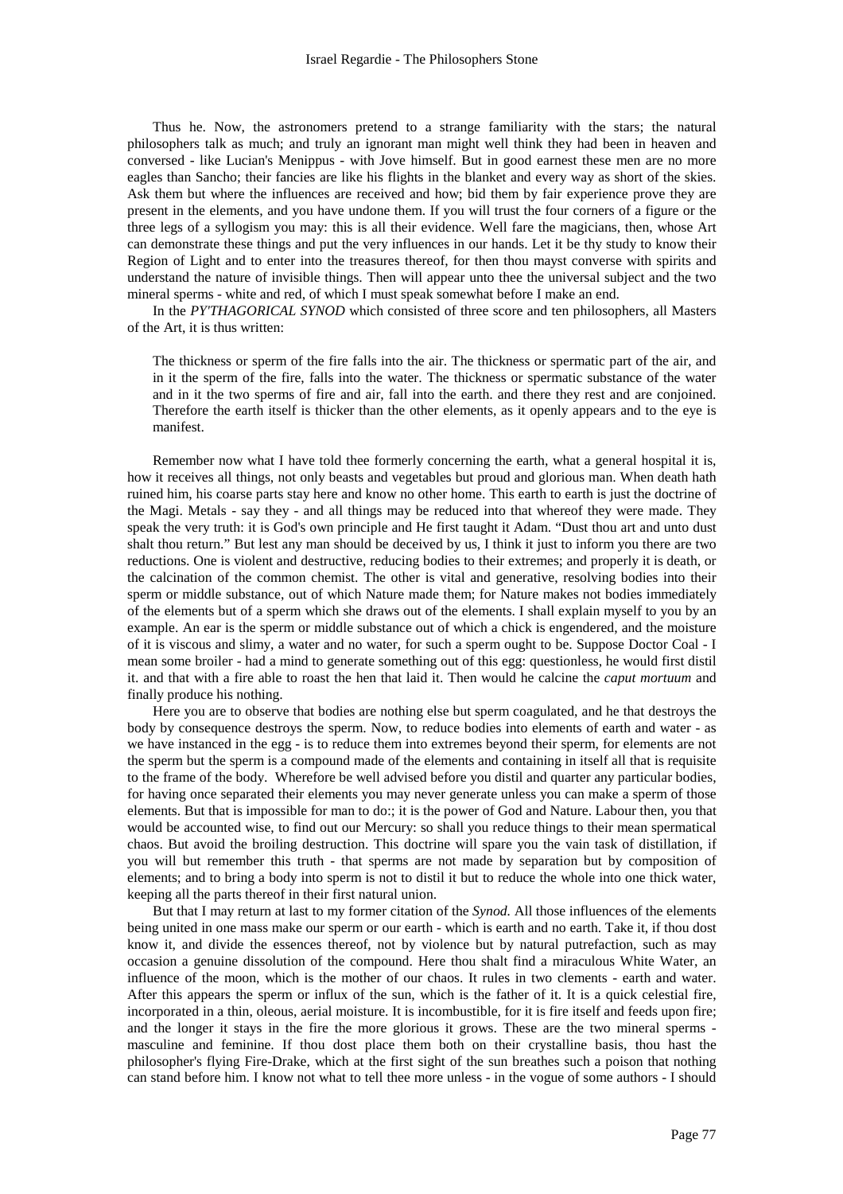Thus he. Now, the astronomers pretend to a strange familiarity with the stars; the natural philosophers talk as much; and truly an ignorant man might well think they had been in heaven and conversed - like Lucian's Menippus - with Jove himself. But in good earnest these men are no more eagles than Sancho; their fancies are like his flights in the blanket and every way as short of the skies. Ask them but where the influences are received and how; bid them by fair experience prove they are present in the elements, and you have undone them. If you will trust the four corners of a figure or the three legs of a syllogism you may: this is all their evidence. Well fare the magicians, then, whose Art can demonstrate these things and put the very influences in our hands. Let it be thy study to know their Region of Light and to enter into the treasures thereof, for then thou mayst converse with spirits and understand the nature of invisible things. Then will appear unto thee the universal subject and the two mineral sperms - white and red, of which I must speak somewhat before I make an end.

In the *PY'THAGORICAL SYNOD* which consisted of three score and ten philosophers, all Masters of the Art, it is thus written:

> The thickness or sperm of the fire falls into the air. The thickness or spermatic part of the air, and in it the sperm of the fire, falls into the water. The thickness or spermatic substance of the water and in it the two sperms of fire and air, fall into the earth. and there they rest and are conjoined. Therefore the earth itself is thicker than the other elements, as it openly appears and to the eye is manifest.

Remember now what I have told thee formerly concerning the earth, what a general hospital it is, how it receives all things, not only beasts and vegetables but proud and glorious man. When death hath ruined him, his coarse parts stay here and know no other home. This earth to earth is just the doctrine of the Magi. Metals - say they - and all things may be reduced into that whereof they were made. They speak the very truth: it is God's own principle and He first taught it Adam. "Dust thou art and unto dust shalt thou return." But lest any man should be deceived by us, I think it just to inform you there are two reductions. One is violent and destructive, reducing bodies to their extremes; and properly it is death, or the calcination of the common chemist. The other is vital and generative, resolving bodies into their sperm or middle substance, out of which Nature made them; for Nature makes not bodies immediately of the elements but of a sperm which she draws out of the elements. I shall explain myself to you by an example. An ear is the sperm or middle substance out of which a chick is engendered, and the moisture of it is viscous and slimy, a water and no water, for such a sperm ought to be. Suppose Doctor Coal - I mean some broiler - had a mind to generate something out of this egg: questionless, he would first distil it. and that with a fire able to roast the hen that laid it. Then would he calcine the *caput mortuum* and finally produce his nothing.

Here you are to observe that bodies are nothing else but sperm coagulated, and he that destroys the body by consequence destroys the sperm. Now, to reduce bodies into elements of earth and water - as we have instanced in the egg - is to reduce them into extremes beyond their sperm, for elements are not the sperm but the sperm is a compound made of the elements and containing in itself all that is requisite to the frame of the body. Wherefore be well advised before you distil and quarter any particular bodies, for having once separated their elements you may never generate unless you can make a sperm of those elements. But that is impossible for man to do:; it is the power of God and Nature. Labour then, you that would be accounted wise, to find out our Mercury: so shall you reduce things to their mean spermatical chaos. But avoid the broiling destruction. This doctrine will spare you the vain task of distillation, if you will but remember this truth - that sperms are not made by separation but by composition of elements; and to bring a body into sperm is not to distil it but to reduce the whole into one thick water, keeping all the parts thereof in their first natural union.

But that I may return at last to my former citation of the *Synod.* All those influences of the elements being united in one mass make our sperm or our earth - which is earth and no earth. Take it, if thou dost know it, and divide the essences thereof, not by violence but by natural putrefaction, such as may occasion a genuine dissolution of the compound. Here thou shalt find a miraculous White Water, an influence of the moon, which is the mother of our chaos. It rules in two clements - earth and water. After this appears the sperm or influx of the sun, which is the father of it. It is a quick celestial fire, incorporated in a thin, oleous, aerial moisture. It is incombustible, for it is fire itself and feeds upon fire; and the longer it stays in the fire the more glorious it grows. These are the two mineral sperms - masculine and feminine. If thou dost place them both on their crystalline basis, thou hast the philosopher's flying Fire-Drake, which at the first sight of the sun breathes such a poison that nothing can stand before him. I know not what to tell thee more unless - in the vogue of some authors - I should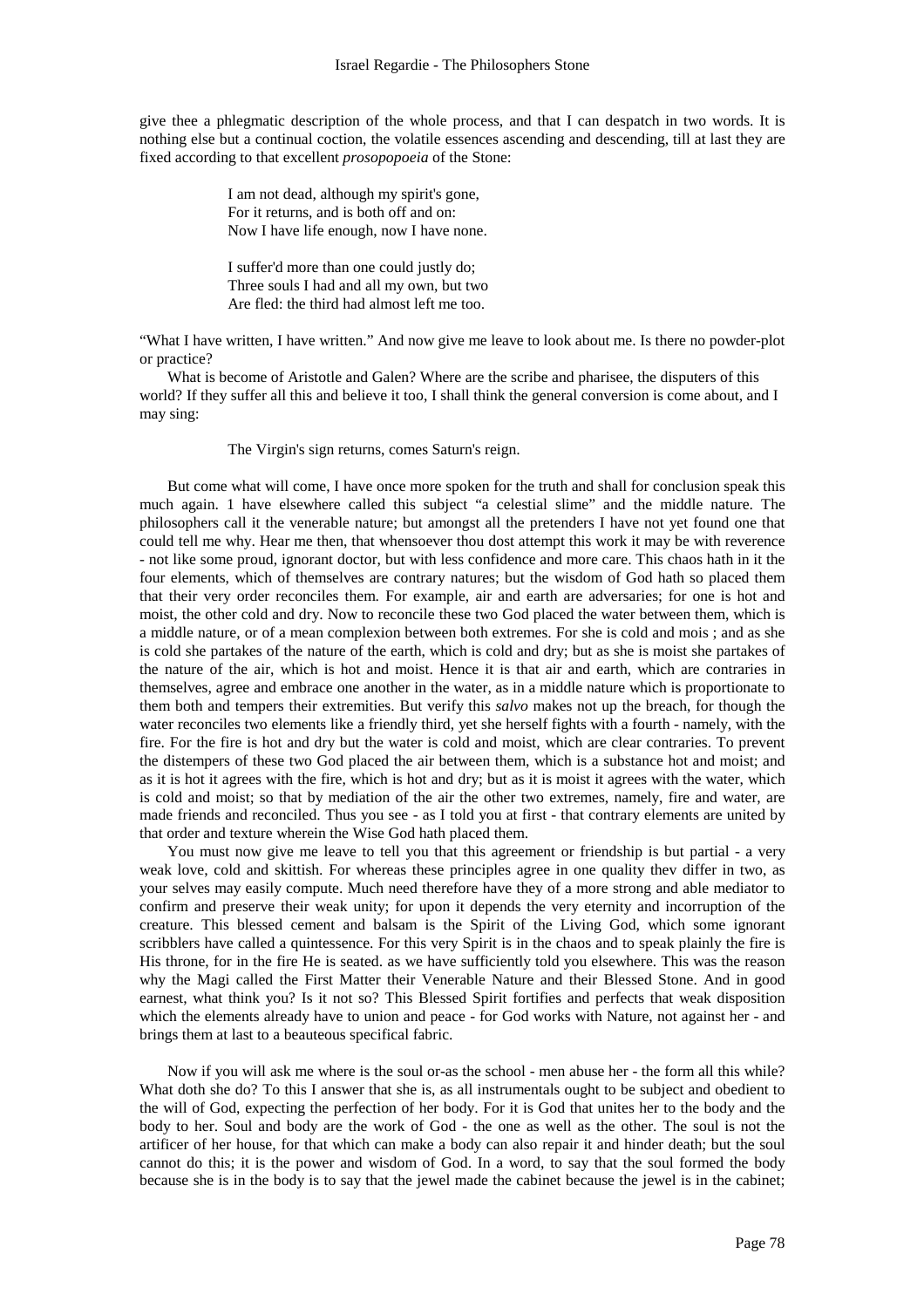give thee a phlegmatic description of the whole process, and that I can despatch in two words. It is nothing else but a continual coction, the volatile essences ascending and descending, till at last they are fixed according to that excellent *prosopopoeia* of the Stone:

> I am not dead, although my spirit's gone,
> For it returns, and is both off and on:
> Now I have life enough, now I have none.
>
> I suffer'd more than one could justly do;
> Three souls I had and all my own, but two
> Are fled: the third had almost left me too.

"What I have written, I have written." And now give me leave to look about me. Is there no powder-plot or practice?

What is become of Aristotle and Galen? Where are the scribe and pharisee, the disputers of this world? If they suffer all this and believe it too, I shall think the general conversion is come about, and I may sing:

> The Virgin's sign returns, comes Saturn's reign.

But come what will come, I have once more spoken for the truth and shall for conclusion speak this much again. 1 have elsewhere called this subject "a celestial slime" and the middle nature. The philosophers call it the venerable nature; but amongst all the pretenders I have not yet found one that could tell me why. Hear me then, that whensoever thou dost attempt this work it may be with reverence - not like some proud, ignorant doctor, but with less confidence and more care. This chaos hath in it the four elements, which of themselves are contrary natures; but the wisdom of God hath so placed them that their very order reconciles them. For example, air and earth are adversaries; for one is hot and moist, the other cold and dry. Now to reconcile these two God placed the water between them, which is a middle nature, or of a mean complexion between both extremes. For she is cold and mois ; and as she is cold she partakes of the nature of the earth, which is cold and dry; but as she is moist she partakes of the nature of the air, which is hot and moist. Hence it is that air and earth, which are contraries in themselves, agree and embrace one another in the water, as in a middle nature which is proportionate to them both and tempers their extremities. But verify this *salvo* makes not up the breach, for though the water reconciles two elements like a friendly third, yet she herself fights with a fourth - namely, with the fire. For the fire is hot and dry but the water is cold and moist, which are clear contraries. To prevent the distempers of these two God placed the air between them, which is a substance hot and moist; and as it is hot it agrees with the fire, which is hot and dry; but as it is moist it agrees with the water, which is cold and moist; so that by mediation of the air the other two extremes, namely, fire and water, are made friends and reconciled. Thus you see - as I told you at first - that contrary elements are united by that order and texture wherein the Wise God hath placed them.

You must now give me leave to tell you that this agreement or friendship is but partial - a very weak love, cold and skittish. For whereas these principles agree in one quality thev differ in two, as your selves may easily compute. Much need therefore have they of a more strong and able mediator to confirm and preserve their weak unity; for upon it depends the very eternity and incorruption of the creature. This blessed cement and balsam is the Spirit of the Living God, which some ignorant scribblers have called a quintessence. For this very Spirit is in the chaos and to speak plainly the fire is His throne, for in the fire He is seated. as we have sufficiently told you elsewhere. This was the reason why the Magi called the First Matter their Venerable Nature and their Blessed Stone. And in good earnest, what think you? Is it not so? This Blessed Spirit fortifies and perfects that weak disposition which the elements already have to union and peace - for God works with Nature, not against her - and brings them at last to a beauteous specifical fabric.

Now if you will ask me where is the soul or-as the school - men abuse her - the form all this while? What doth she do? To this I answer that she is, as all instrumentals ought to be subject and obedient to the will of God, expecting the perfection of her body. For it is God that unites her to the body and the body to her. Soul and body are the work of God - the one as well as the other. The soul is not the artificer of her house, for that which can make a body can also repair it and hinder death; but the soul cannot do this; it is the power and wisdom of God. In a word, to say that the soul formed the body because she is in the body is to say that the jewel made the cabinet because the jewel is in the cabinet;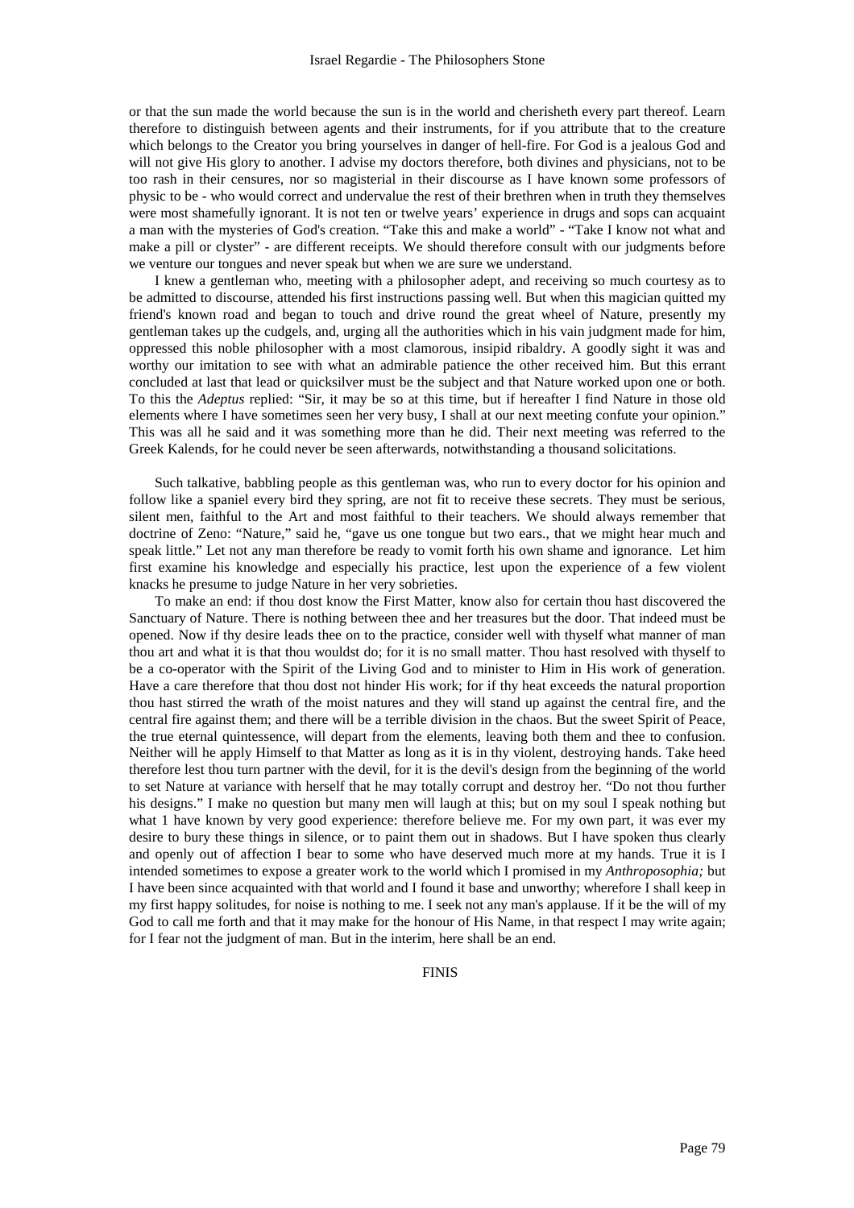or that the sun made the world because the sun is in the world and cherisheth every part thereof. Learn therefore to distinguish between agents and their instruments, for if you attribute that to the creature which belongs to the Creator you bring yourselves in danger of hell-fire. For God is a jealous God and will not give His glory to another. I advise my doctors therefore, both divines and physicians, not to be too rash in their censures, nor so magisterial in their discourse as I have known some professors of physic to be - who would correct and undervalue the rest of their brethren when in truth they themselves were most shamefully ignorant. It is not ten or twelve years' experience in drugs and sops can acquaint a man with the mysteries of God's creation. "Take this and make a world" - "Take I know not what and make a pill or clyster" - are different receipts. We should therefore consult with our judgments before we venture our tongues and never speak but when we are sure we understand.

I knew a gentleman who, meeting with a philosopher adept, and receiving so much courtesy as to be admitted to discourse, attended his first instructions passing well. But when this magician quitted my friend's known road and began to touch and drive round the great wheel of Nature, presently my gentleman takes up the cudgels, and, urging all the authorities which in his vain judgment made for him, oppressed this noble philosopher with a most clamorous, insipid ribaldry. A goodly sight it was and worthy our imitation to see with what an admirable patience the other received him. But this errant concluded at last that lead or quicksilver must be the subject and that Nature worked upon one or both. To this the *Adeptus* replied: "Sir, it may be so at this time, but if hereafter I find Nature in those old elements where I have sometimes seen her very busy, I shall at our next meeting confute your opinion." This was all he said and it was something more than he did. Their next meeting was referred to the Greek Kalends, for he could never be seen afterwards, notwithstanding a thousand solicitations.

Such talkative, babbling people as this gentleman was, who run to every doctor for his opinion and follow like a spaniel every bird they spring, are not fit to receive these secrets. They must be serious, silent men, faithful to the Art and most faithful to their teachers. We should always remember that doctrine of Zeno: "Nature," said he, "gave us one tongue but two ears., that we might hear much and speak little." Let not any man therefore be ready to vomit forth his own shame and ignorance. Let him first examine his knowledge and especially his practice, lest upon the experience of a few violent knacks he presume to judge Nature in her very sobrieties.

To make an end: if thou dost know the First Matter, know also for certain thou hast discovered the Sanctuary of Nature. There is nothing between thee and her treasures but the door. That indeed must be opened. Now if thy desire leads thee on to the practice, consider well with thyself what manner of man thou art and what it is that thou wouldst do; for it is no small matter. Thou hast resolved with thyself to be a co-operator with the Spirit of the Living God and to minister to Him in His work of generation. Have a care therefore that thou dost not hinder His work; for if thy heat exceeds the natural proportion thou hast stirred the wrath of the moist natures and they will stand up against the central fire, and the central fire against them; and there will be a terrible division in the chaos. But the sweet Spirit of Peace, the true eternal quintessence, will depart from the elements, leaving both them and thee to confusion. Neither will he apply Himself to that Matter as long as it is in thy violent, destroying hands. Take heed therefore lest thou turn partner with the devil, for it is the devil's design from the beginning of the world to set Nature at variance with herself that he may totally corrupt and destroy her. "Do not thou further his designs." I make no question but many men will laugh at this; but on my soul I speak nothing but what 1 have known by very good experience: therefore believe me. For my own part, it was ever my desire to bury these things in silence, or to paint them out in shadows. But I have spoken thus clearly and openly out of affection I bear to some who have deserved much more at my hands. True it is I intended sometimes to expose a greater work to the world which I promised in my *Anthroposophia;* but I have been since acquainted with that world and I found it base and unworthy; wherefore I shall keep in my first happy solitudes, for noise is nothing to me. I seek not any man's applause. If it be the will of my God to call me forth and that it may make for the honour of His Name, in that respect I may write again; for I fear not the judgment of man. But in the interim, here shall be an end.

FINIS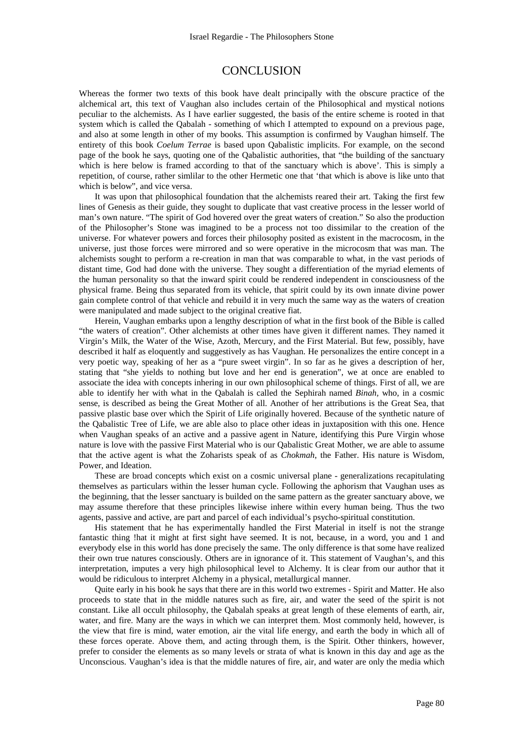# CONCLUSION

Whereas the former two texts of this book have dealt principally with the obscure practice of the alchemical art, this text of Vaughan also includes certain of the Philosophical and mystical notions peculiar to the alchemists. As I have earlier suggested, the basis of the entire scheme is rooted in that system which is called the Qabalah - something of which I attempted to expound on a previous page, and also at some length in other of my books. This assumption is confirmed by Vaughan himself. The entirety of this book *Coelum Terrae* is based upon Qabalistic implicits. For example, on the second page of the book he says, quoting one of the Qabalistic authorities, that "the building of the sanctuary which is here below is framed according to that of the sanctuary which is above'. This is simply a repetition, of course, rather simlilar to the other Hermetic one that 'that which is above is like unto that which is below", and vice versa.

It was upon that philosophical foundation that the alchemists reared their art. Taking the first few lines of Genesis as their guide, they sought to duplicate that vast creative process in the lesser world of man's own nature. "The spirit of God hovered over the great waters of creation." So also the production of the Philosopher's Stone was imagined to be a process not too dissimilar to the creation of the universe. For whatever powers and forces their philosophy posited as existent in the macrocosm, in the universe, just those forces were mirrored and so were operative in the microcosm that was man. The alchemists sought to perform a re-creation in man that was comparable to what, in the vast periods of distant time, God had done with the universe. They sought a differentiation of the myriad elements of the human personality so that the inward spirit could be rendered independent in consciousness of the physical frame. Being thus separated from its vehicle, that spirit could by its own innate divine power gain complete control of that vehicle and rebuild it in very much the same way as the waters of creation were manipulated and made subject to the original creative fiat.

Herein, Vaughan embarks upon a lengthy description of what in the first book of the Bible is called "the waters of creation". Other alchemists at other times have given it different names. They named it Virgin's Milk, the Water of the Wise, Azoth, Mercury, and the First Material. But few, possibly, have described it half as eloquently and suggestively as has Vaughan. He personalizes the entire concept in a very poetic way, speaking of her as a "pure sweet virgin". In so far as he gives a description of her, stating that "she yields to nothing but love and her end is generation", we at once are enabled to associate the idea with concepts inhering in our own philosophical scheme of things. First of all, we are able to identify her with what in the Qabalah is called the Sephirah named *Binah*, who, in a cosmic sense, is described as being the Great Mother of all. Another of her attributions is the Great Sea, that passive plastic base over which the Spirit of Life originally hovered. Because of the synthetic nature of the Qabalistic Tree of Life, we are able also to place other ideas in juxtaposition with this one. Hence when Vaughan speaks of an active and a passive agent in Nature, identifying this Pure Virgin whose nature is love with the passive First Material who is our Qabalistic Great Mother, we are able to assume that the active agent is what the Zoharists speak of as *Chokmah*, the Father. His nature is Wisdom, Power, and Ideation.

These are broad concepts which exist on a cosmic universal plane - generalizations recapitulating themselves as particulars within the lesser human cycle. Following the aphorism that Vaughan uses as the beginning, that the lesser sanctuary is builded on the same pattern as the greater sanctuary above, we may assume therefore that these principles likewise inhere within every human being. Thus the two agents, passive and active, are part and parcel of each individual's psycho-spiritual constitution.

His statement that he has experimentally handled the First Material in itself is not the strange fantastic thing !hat it might at first sight have seemed. It is not, because, in a word, you and 1 and everybody else in this world has done precisely the same. The only difference is that some have realized their own true natures consciously. Others are in ignorance of it. This statement of Vaughan's, and this interpretation, imputes a very high philosophical level to Alchemy. It is clear from our author that it would be ridiculous to interpret Alchemy in a physical, metallurgical manner.

Quite early in his book he says that there are in this world two extremes - Spirit and Matter. He also proceeds to state that in the middle natures such as fire, air, and water the seed of the spirit is not constant. Like all occult philosophy, the Qabalah speaks at great length of these elements of earth, air, water, and fire. Many are the ways in which we can interpret them. Most commonly held, however, is the view that fire is mind, water emotion, air the vital life energy, and earth the body in which all of these forces operate. Above them, and acting through them, is the Spirit. Other thinkers, however, prefer to consider the elements as so many levels or strata of what is known in this day and age as the Unconscious. Vaughan's idea is that the middle natures of fire, air, and water are only the media which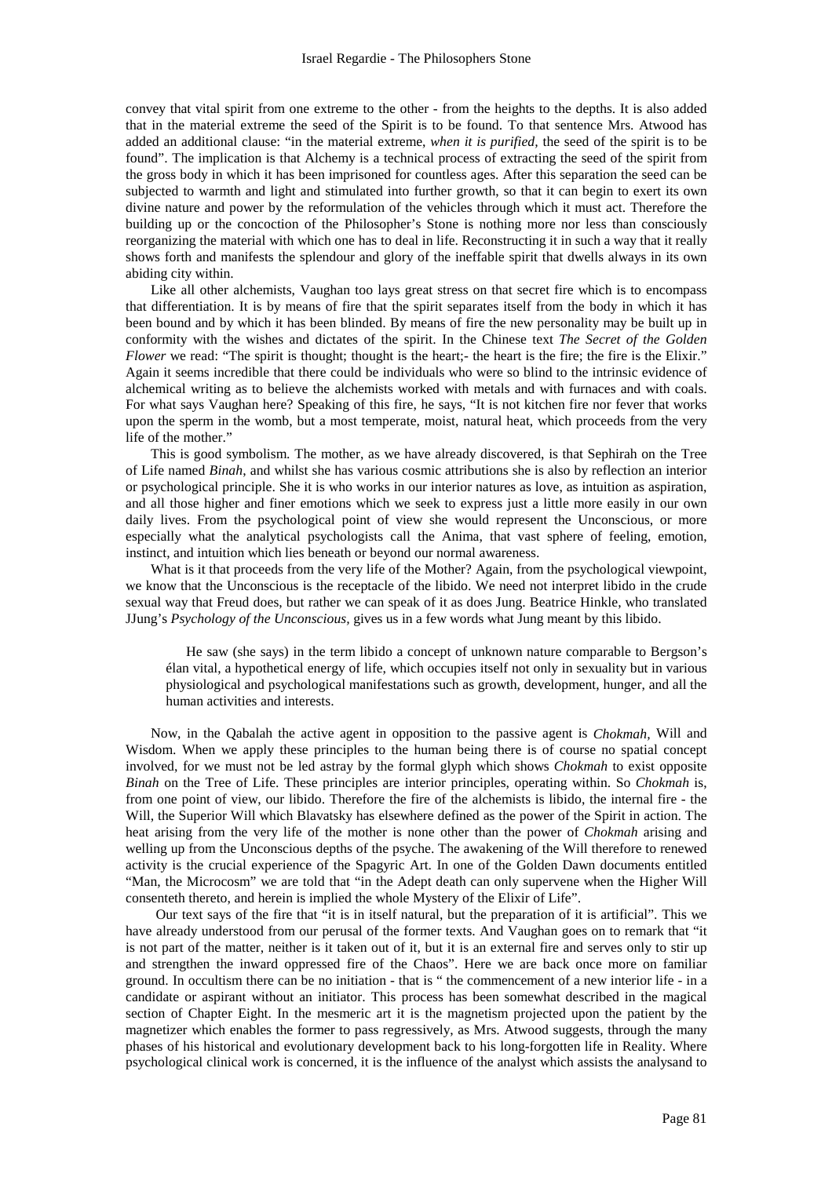convey that vital spirit from one extreme to the other - from the heights to the depths. It is also added that in the material extreme the seed of the Spirit is to be found. To that sentence Mrs. Atwood has added an additional clause: "in the material extreme, *when it is purified,* the seed of the spirit is to be found". The implication is that Alchemy is a technical process of extracting the seed of the spirit from the gross body in which it has been imprisoned for countless ages. After this separation the seed can be subjected to warmth and light and stimulated into further growth, so that it can begin to exert its own divine nature and power by the reformulation of the vehicles through which it must act. Therefore the building up or the concoction of the Philosopher's Stone is nothing more nor less than consciously reorganizing the material with which one has to deal in life. Reconstructing it in such a way that it really shows forth and manifests the splendour and glory of the ineffable spirit that dwells always in its own abiding city within.

Like all other alchemists, Vaughan too lays great stress on that secret fire which is to encompass that differentiation. It is by means of fire that the spirit separates itself from the body in which it has been bound and by which it has been blinded. By means of fire the new personality may be built up in conformity with the wishes and dictates of the spirit. In the Chinese text *The Secret of the Golden Flower* we read: "The spirit is thought; thought is the heart;- the heart is the fire; the fire is the Elixir." Again it seems incredible that there could be individuals who were so blind to the intrinsic evidence of alchemical writing as to believe the alchemists worked with metals and with furnaces and with coals. For what says Vaughan here? Speaking of this fire, he says, "It is not kitchen fire nor fever that works upon the sperm in the womb, but a most temperate, moist, natural heat, which proceeds from the very life of the mother."

This is good symbolism. The mother, as we have already discovered, is that Sephirah on the Tree of Life named *Binah*, and whilst she has various cosmic attributions she is also by reflection an interior or psychological principle. She it is who works in our interior natures as love, as intuition as aspiration, and all those higher and finer emotions which we seek to express just a little more easily in our own daily lives. From the psychological point of view she would represent the Unconscious, or more especially what the analytical psychologists call the Anima, that vast sphere of feeling, emotion, instinct, and intuition which lies beneath or beyond our normal awareness.

What is it that proceeds from the very life of the Mother? Again, from the psychological viewpoint, we know that the Unconscious is the receptacle of the libido. We need not interpret libido in the crude sexual way that Freud does, but rather we can speak of it as does Jung. Beatrice Hinkle, who translated JJung's *Psychology of the Unconscious,* gives us in a few words what Jung meant by this libido.

> He saw (she says) in the term libido a concept of unknown nature comparable to Bergson's élan vital, a hypothetical energy of life, which occupies itself not only in sexuality but in various physiological and psychological manifestations such as growth, development, hunger, and all the human activities and interests.

Now, in the Qabalah the active agent in opposition to the passive agent is *Chokmah,* Will and Wisdom. When we apply these principles to the human being there is of course no spatial concept involved, for we must not be led astray by the formal glyph which shows *Chokmah* to exist opposite *Binah* on the Tree of Life. These principles are interior principles, operating within. So *Chokmah* is, from one point of view, our libido. Therefore the fire of the alchemists is libido, the internal fire - the Will, the Superior Will which Blavatsky has elsewhere defined as the power of the Spirit in action. The heat arising from the very life of the mother is none other than the power of *Chokmah* arising and welling up from the Unconscious depths of the psyche. The awakening of the Will therefore to renewed activity is the crucial experience of the Spagyric Art. In one of the Golden Dawn documents entitled "Man, the Microcosm" we are told that "in the Adept death can only supervene when the Higher Will consenteth thereto, and herein is implied the whole Mystery of the Elixir of Life".

Our text says of the fire that "it is in itself natural, but the preparation of it is artificial". This we have already understood from our perusal of the former texts. And Vaughan goes on to remark that "it is not part of the matter, neither is it taken out of it, but it is an external fire and serves only to stir up and strengthen the inward oppressed fire of the Chaos". Here we are back once more on familiar ground. In occultism there can be no initiation - that is " the commencement of a new interior life - in a candidate or aspirant without an initiator. This process has been somewhat described in the magical section of Chapter Eight. In the mesmeric art it is the magnetism projected upon the patient by the magnetizer which enables the former to pass regressively, as Mrs. Atwood suggests, through the many phases of his historical and evolutionary development back to his long-forgotten life in Reality. Where psychological clinical work is concerned, it is the influence of the analyst which assists the analysand to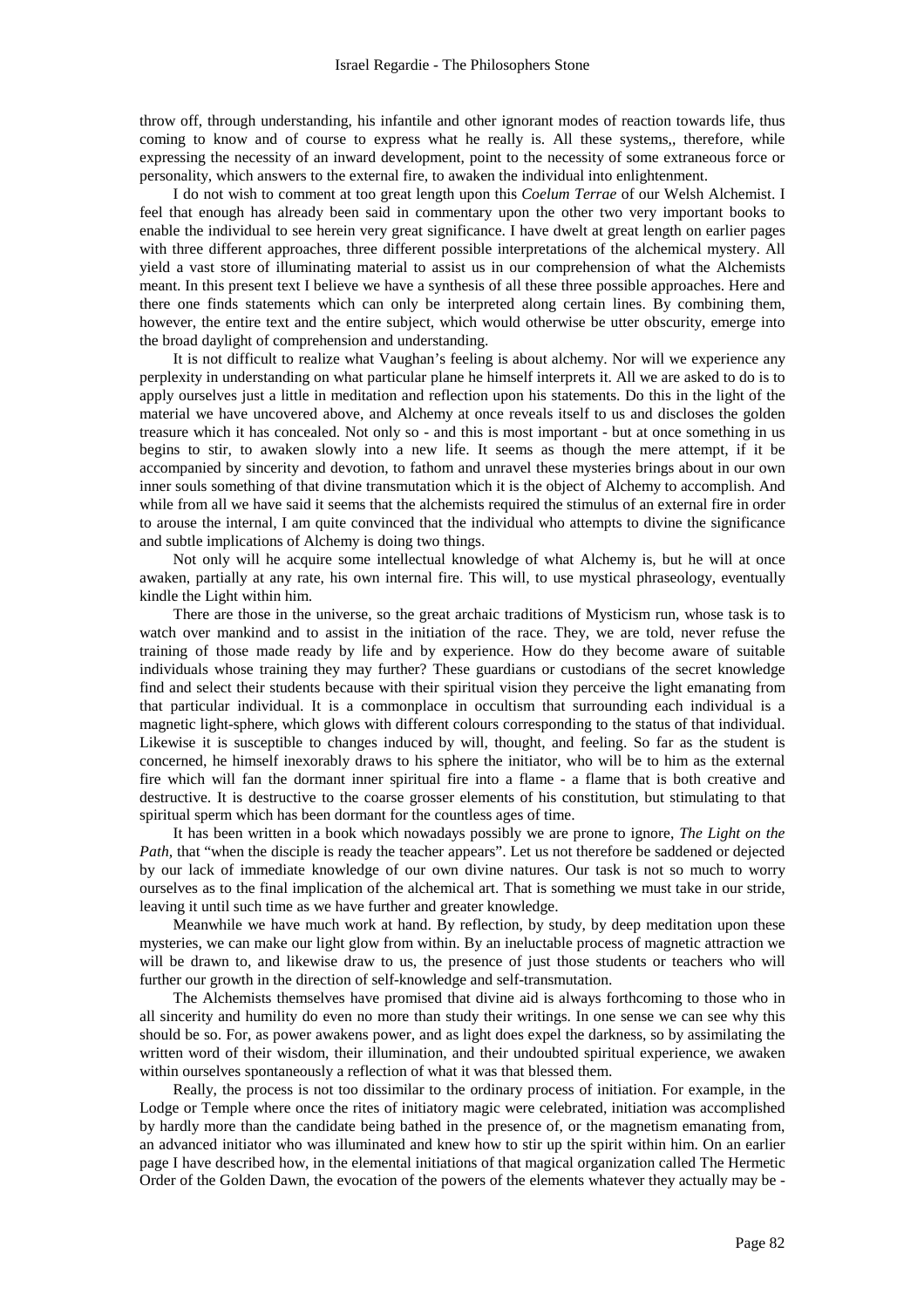throw off, through understanding, his infantile and other ignorant modes of reaction towards life, thus coming to know and of course to express what he really is. All these systems,, therefore, while expressing the necessity of an inward development, point to the necessity of some extraneous force or personality, which answers to the external fire, to awaken the individual into enlightenment.

I do not wish to comment at too great length upon this *Coelum Terrae* of our Welsh Alchemist. I feel that enough has already been said in commentary upon the other two very important books to enable the individual to see herein very great significance. I have dwelt at great length on earlier pages with three different approaches, three different possible interpretations of the alchemical mystery. All yield a vast store of illuminating material to assist us in our comprehension of what the Alchemists meant. In this present text I believe we have a synthesis of all these three possible approaches. Here and there one finds statements which can only be interpreted along certain lines. By combining them, however, the entire text and the entire subject, which would otherwise be utter obscurity, emerge into the broad daylight of comprehension and understanding.

It is not difficult to realize what Vaughan's feeling is about alchemy. Nor will we experience any perplexity in understanding on what particular plane he himself interprets it. All we are asked to do is to apply ourselves just a little in meditation and reflection upon his statements. Do this in the light of the material we have uncovered above, and Alchemy at once reveals itself to us and discloses the golden treasure which it has concealed. Not only so - and this is most important - but at once something in us begins to stir, to awaken slowly into a new life. It seems as though the mere attempt, if it be accompanied by sincerity and devotion, to fathom and unravel these mysteries brings about in our own inner souls something of that divine transmutation which it is the object of Alchemy to accomplish. And while from all we have said it seems that the alchemists required the stimulus of an external fire in order to arouse the internal, I am quite convinced that the individual who attempts to divine the significance and subtle implications of Alchemy is doing two things.

Not only will he acquire some intellectual knowledge of what Alchemy is, but he will at once awaken, partially at any rate, his own internal fire. This will, to use mystical phraseology, eventually kindle the Light within him.

There are those in the universe, so the great archaic traditions of Mysticism run, whose task is to watch over mankind and to assist in the initiation of the race. They, we are told, never refuse the training of those made ready by life and by experience. How do they become aware of suitable individuals whose training they may further? These guardians or custodians of the secret knowledge find and select their students because with their spiritual vision they perceive the light emanating from that particular individual. It is a commonplace in occultism that surrounding each individual is a magnetic light-sphere, which glows with different colours corresponding to the status of that individual. Likewise it is susceptible to changes induced by will, thought, and feeling. So far as the student is concerned, he himself inexorably draws to his sphere the initiator, who will be to him as the external fire which will fan the dormant inner spiritual fire into a flame - a flame that is both creative and destructive. It is destructive to the coarse grosser elements of his constitution, but stimulating to that spiritual sperm which has been dormant for the countless ages of time.

It has been written in a book which nowadays possibly we are prone to ignore, *The Light on the Path*, that "when the disciple is ready the teacher appears". Let us not therefore be saddened or dejected by our lack of immediate knowledge of our own divine natures. Our task is not so much to worry ourselves as to the final implication of the alchemical art. That is something we must take in our stride, leaving it until such time as we have further and greater knowledge.

Meanwhile we have much work at hand. By reflection, by study, by deep meditation upon these mysteries, we can make our light glow from within. By an ineluctable process of magnetic attraction we will be drawn to, and likewise draw to us, the presence of just those students or teachers who will further our growth in the direction of self-knowledge and self-transmutation.

The Alchemists themselves have promised that divine aid is always forthcoming to those who in all sincerity and humility do even no more than study their writings. In one sense we can see why this should be so. For, as power awakens power, and as light does expel the darkness, so by assimilating the written word of their wisdom, their illumination, and their undoubted spiritual experience, we awaken within ourselves spontaneously a reflection of what it was that blessed them.

Really, the process is not too dissimilar to the ordinary process of initiation. For example, in the Lodge or Temple where once the rites of initiatory magic were celebrated, initiation was accomplished by hardly more than the candidate being bathed in the presence of, or the magnetism emanating from, an advanced initiator who was illuminated and knew how to stir up the spirit within him. On an earlier page I have described how, in the elemental initiations of that magical organization called The Hermetic Order of the Golden Dawn, the evocation of the powers of the elements whatever they actually may be -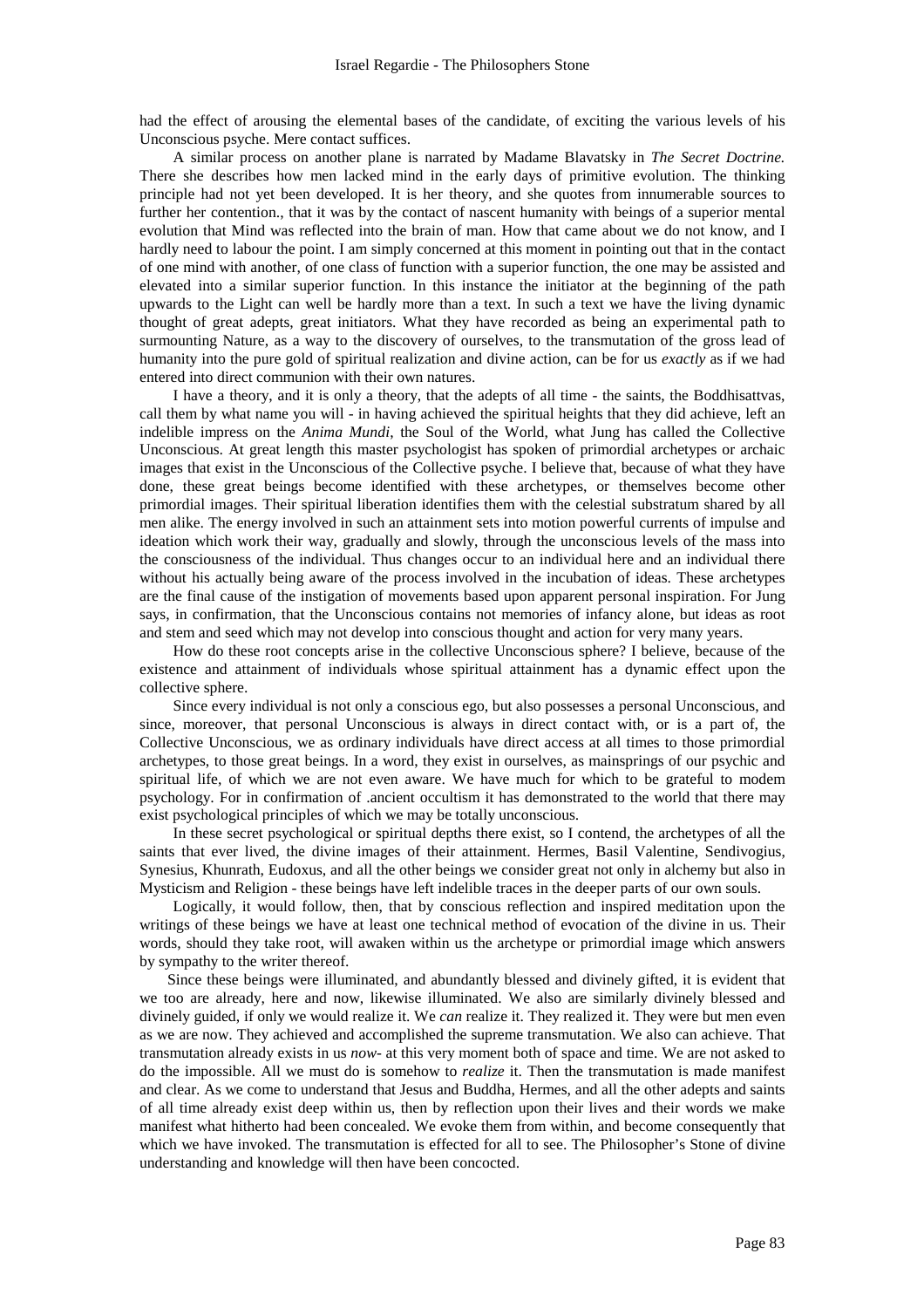had the effect of arousing the elemental bases of the candidate, of exciting the various levels of his Unconscious psyche. Mere contact suffices.

A similar process on another plane is narrated by Madame Blavatsky in *The Secret Doctrine.* There she describes how men lacked mind in the early days of primitive evolution. The thinking principle had not yet been developed. It is her theory, and she quotes from innumerable sources to further her contention., that it was by the contact of nascent humanity with beings of a superior mental evolution that Mind was reflected into the brain of man. How that came about we do not know, and I hardly need to labour the point. I am simply concerned at this moment in pointing out that in the contact of one mind with another, of one class of function with a superior function, the one may be assisted and elevated into a similar superior function. In this instance the initiator at the beginning of the path upwards to the Light can well be hardly more than a text. In such a text we have the living dynamic thought of great adepts, great initiators. What they have recorded as being an experimental path to surmounting Nature, as a way to the discovery of ourselves, to the transmutation of the gross lead of humanity into the pure gold of spiritual realization and divine action, can be for us *exactly* as if we had entered into direct communion with their own natures.

I have a theory, and it is only a theory, that the adepts of all time - the saints, the Boddhisattvas, call them by what name you will - in having achieved the spiritual heights that they did achieve, left an indelible impress on the *Anima Mundi*, the Soul of the World, what Jung has called the Collective Unconscious. At great length this master psychologist has spoken of primordial archetypes or archaic images that exist in the Unconscious of the Collective psyche. I believe that, because of what they have done, these great beings become identified with these archetypes, or themselves become other primordial images. Their spiritual liberation identifies them with the celestial substratum shared by all men alike. The energy involved in such an attainment sets into motion powerful currents of impulse and ideation which work their way, gradually and slowly, through the unconscious levels of the mass into the consciousness of the individual. Thus changes occur to an individual here and an individual there without his actually being aware of the process involved in the incubation of ideas. These archetypes are the final cause of the instigation of movements based upon apparent personal inspiration. For Jung says, in confirmation, that the Unconscious contains not memories of infancy alone, but ideas as root and stem and seed which may not develop into conscious thought and action for very many years.

How do these root concepts arise in the collective Unconscious sphere? I believe, because of the existence and attainment of individuals whose spiritual attainment has a dynamic effect upon the collective sphere.

Since every individual is not only a conscious ego, but also possesses a personal Unconscious, and since, moreover, that personal Unconscious is always in direct contact with, or is a part of, the Collective Unconscious, we as ordinary individuals have direct access at all times to those primordial archetypes, to those great beings. In a word, they exist in ourselves, as mainsprings of our psychic and spiritual life, of which we are not even aware. We have much for which to be grateful to modem psychology. For in confirmation of .ancient occultism it has demonstrated to the world that there may exist psychological principles of which we may be totally unconscious.

In these secret psychological or spiritual depths there exist, so I contend, the archetypes of all the saints that ever lived, the divine images of their attainment. Hermes, Basil Valentine, Sendivogius, Synesius, Khunrath, Eudoxus, and all the other beings we consider great not only in alchemy but also in Mysticism and Religion - these beings have left indelible traces in the deeper parts of our own souls.

Logically, it would follow, then, that by conscious reflection and inspired meditation upon the writings of these beings we have at least one technical method of evocation of the divine in us. Their words, should they take root, will awaken within us the archetype or primordial image which answers by sympathy to the writer thereof.

Since these beings were illuminated, and abundantly blessed and divinely gifted, it is evident that we too are already, here and now, likewise illuminated. We also are similarly divinely blessed and divinely guided, if only we would realize it. We *can* realize it. They realized it. They were but men even as we are now. They achieved and accomplished the supreme transmutation. We also can achieve. That transmutation already exists in us *now*- at this very moment both of space and time. We are not asked to do the impossible. All we must do is somehow to *realize* it. Then the transmutation is made manifest and clear. As we come to understand that Jesus and Buddha, Hermes, and all the other adepts and saints of all time already exist deep within us, then by reflection upon their lives and their words we make manifest what hitherto had been concealed. We evoke them from within, and become consequently that which we have invoked. The transmutation is effected for all to see. The Philosopher's Stone of divine understanding and knowledge will then have been concocted.